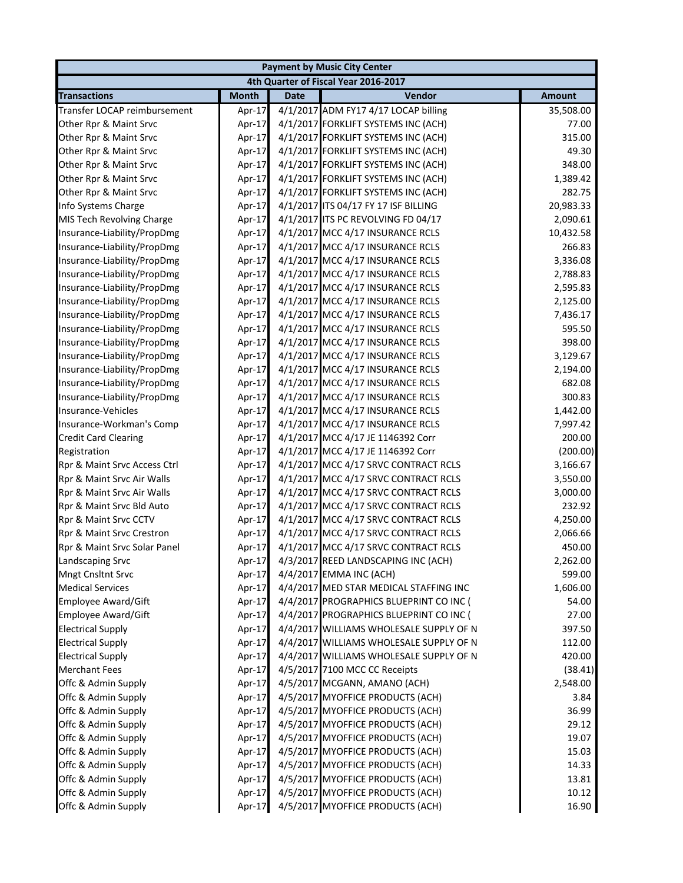| Payment by Music City Center | | | | |
|---|---|---|---|---|
| 4th Quarter of Fiscal Year 2016-2017 | | | | |
| **Transactions** | **Month** | **Date** | **Vendor** | **Amount** |
| Transfer LOCAP reimbursement | Apr-17 | 4/1/2017 | ADM FY17 4/17 LOCAP billing | 35,508.00 |
| Other Rpr & Maint Srvc | Apr-17 | 4/1/2017 | FORKLIFT SYSTEMS INC (ACH) | 77.00 |
| Other Rpr & Maint Srvc | Apr-17 | 4/1/2017 | FORKLIFT SYSTEMS INC (ACH) | 315.00 |
| Other Rpr & Maint Srvc | Apr-17 | 4/1/2017 | FORKLIFT SYSTEMS INC (ACH) | 49.30 |
| Other Rpr & Maint Srvc | Apr-17 | 4/1/2017 | FORKLIFT SYSTEMS INC (ACH) | 348.00 |
| Other Rpr & Maint Srvc | Apr-17 | 4/1/2017 | FORKLIFT SYSTEMS INC (ACH) | 1,389.42 |
| Other Rpr & Maint Srvc | Apr-17 | 4/1/2017 | FORKLIFT SYSTEMS INC (ACH) | 282.75 |
| Info Systems Charge | Apr-17 | 4/1/2017 | ITS 04/17 FY 17 ISF BILLING | 20,983.33 |
| MIS Tech Revolving Charge | Apr-17 | 4/1/2017 | ITS PC REVOLVING FD 04/17 | 2,090.61 |
| Insurance-Liability/PropDmg | Apr-17 | 4/1/2017 | MCC 4/17 INSURANCE RCLS | 10,432.58 |
| Insurance-Liability/PropDmg | Apr-17 | 4/1/2017 | MCC 4/17 INSURANCE RCLS | 266.83 |
| Insurance-Liability/PropDmg | Apr-17 | 4/1/2017 | MCC 4/17 INSURANCE RCLS | 3,336.08 |
| Insurance-Liability/PropDmg | Apr-17 | 4/1/2017 | MCC 4/17 INSURANCE RCLS | 2,788.83 |
| Insurance-Liability/PropDmg | Apr-17 | 4/1/2017 | MCC 4/17 INSURANCE RCLS | 2,595.83 |
| Insurance-Liability/PropDmg | Apr-17 | 4/1/2017 | MCC 4/17 INSURANCE RCLS | 2,125.00 |
| Insurance-Liability/PropDmg | Apr-17 | 4/1/2017 | MCC 4/17 INSURANCE RCLS | 7,436.17 |
| Insurance-Liability/PropDmg | Apr-17 | 4/1/2017 | MCC 4/17 INSURANCE RCLS | 595.50 |
| Insurance-Liability/PropDmg | Apr-17 | 4/1/2017 | MCC 4/17 INSURANCE RCLS | 398.00 |
| Insurance-Liability/PropDmg | Apr-17 | 4/1/2017 | MCC 4/17 INSURANCE RCLS | 3,129.67 |
| Insurance-Liability/PropDmg | Apr-17 | 4/1/2017 | MCC 4/17 INSURANCE RCLS | 2,194.00 |
| Insurance-Liability/PropDmg | Apr-17 | 4/1/2017 | MCC 4/17 INSURANCE RCLS | 682.08 |
| Insurance-Liability/PropDmg | Apr-17 | 4/1/2017 | MCC 4/17 INSURANCE RCLS | 300.83 |
| Insurance-Vehicles | Apr-17 | 4/1/2017 | MCC 4/17 INSURANCE RCLS | 1,442.00 |
| Insurance-Workman's Comp | Apr-17 | 4/1/2017 | MCC 4/17 INSURANCE RCLS | 7,997.42 |
| Credit Card Clearing | Apr-17 | 4/1/2017 | MCC 4/17 JE 1146392 Corr | 200.00 |
| Registration | Apr-17 | 4/1/2017 | MCC 4/17 JE 1146392 Corr | (200.00) |
| Rpr & Maint Srvc Access Ctrl | Apr-17 | 4/1/2017 | MCC 4/17 SRVC CONTRACT RCLS | 3,166.67 |
| Rpr & Maint Srvc Air Walls | Apr-17 | 4/1/2017 | MCC 4/17 SRVC CONTRACT RCLS | 3,550.00 |
| Rpr & Maint Srvc Air Walls | Apr-17 | 4/1/2017 | MCC 4/17 SRVC CONTRACT RCLS | 3,000.00 |
| Rpr & Maint Srvc Bld Auto | Apr-17 | 4/1/2017 | MCC 4/17 SRVC CONTRACT RCLS | 232.92 |
| Rpr & Maint Srvc CCTV | Apr-17 | 4/1/2017 | MCC 4/17 SRVC CONTRACT RCLS | 4,250.00 |
| Rpr & Maint Srvc Crestron | Apr-17 | 4/1/2017 | MCC 4/17 SRVC CONTRACT RCLS | 2,066.66 |
| Rpr & Maint Srvc Solar Panel | Apr-17 | 4/1/2017 | MCC 4/17 SRVC CONTRACT RCLS | 450.00 |
| Landscaping Srvc | Apr-17 | 4/3/2017 | REED LANDSCAPING INC (ACH) | 2,262.00 |
| Mngt Cnsltnt Srvc | Apr-17 | 4/4/2017 | EMMA INC (ACH) | 599.00 |
| Medical Services | Apr-17 | 4/4/2017 | MED STAR MEDICAL STAFFING INC | 1,606.00 |
| Employee Award/Gift | Apr-17 | 4/4/2017 | PROGRAPHICS BLUEPRINT CO INC ( | 54.00 |
| Employee Award/Gift | Apr-17 | 4/4/2017 | PROGRAPHICS BLUEPRINT CO INC ( | 27.00 |
| Electrical Supply | Apr-17 | 4/4/2017 | WILLIAMS WHOLESALE SUPPLY OF N | 397.50 |
| Electrical Supply | Apr-17 | 4/4/2017 | WILLIAMS WHOLESALE SUPPLY OF N | 112.00 |
| Electrical Supply | Apr-17 | 4/4/2017 | WILLIAMS WHOLESALE SUPPLY OF N | 420.00 |
| Merchant Fees | Apr-17 | 4/5/2017 | 7100 MCC CC Receipts | (38.41) |
| Offc & Admin Supply | Apr-17 | 4/5/2017 | MCGANN, AMANO (ACH) | 2,548.00 |
| Offc & Admin Supply | Apr-17 | 4/5/2017 | MYOFFICE PRODUCTS (ACH) | 3.84 |
| Offc & Admin Supply | Apr-17 | 4/5/2017 | MYOFFICE PRODUCTS (ACH) | 36.99 |
| Offc & Admin Supply | Apr-17 | 4/5/2017 | MYOFFICE PRODUCTS (ACH) | 29.12 |
| Offc & Admin Supply | Apr-17 | 4/5/2017 | MYOFFICE PRODUCTS (ACH) | 19.07 |
| Offc & Admin Supply | Apr-17 | 4/5/2017 | MYOFFICE PRODUCTS (ACH) | 15.03 |
| Offc & Admin Supply | Apr-17 | 4/5/2017 | MYOFFICE PRODUCTS (ACH) | 14.33 |
| Offc & Admin Supply | Apr-17 | 4/5/2017 | MYOFFICE PRODUCTS (ACH) | 13.81 |
| Offc & Admin Supply | Apr-17 | 4/5/2017 | MYOFFICE PRODUCTS (ACH) | 10.12 |
| Offc & Admin Supply | Apr-17 | 4/5/2017 | MYOFFICE PRODUCTS (ACH) | 16.90 |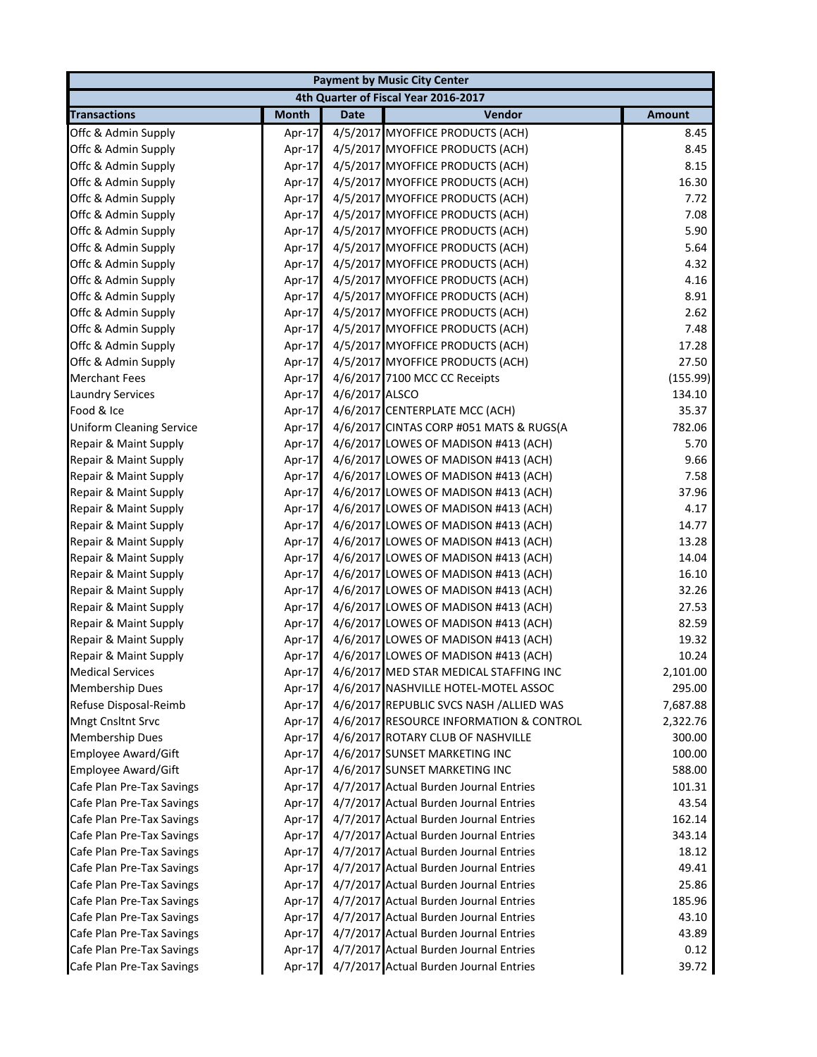| Payment by Music City Center | | | | |
|---|---|---|---|---|
| 4th Quarter of Fiscal Year 2016-2017 | | | | |
| **Transactions** | **Month** | **Date** | **Vendor** | **Amount** |
| Offc & Admin Supply | Apr-17 | 4/5/2017 | MYOFFICE PRODUCTS (ACH) | 8.45 |
| Offc & Admin Supply | Apr-17 | 4/5/2017 | MYOFFICE PRODUCTS (ACH) | 8.45 |
| Offc & Admin Supply | Apr-17 | 4/5/2017 | MYOFFICE PRODUCTS (ACH) | 8.15 |
| Offc & Admin Supply | Apr-17 | 4/5/2017 | MYOFFICE PRODUCTS (ACH) | 16.30 |
| Offc & Admin Supply | Apr-17 | 4/5/2017 | MYOFFICE PRODUCTS (ACH) | 7.72 |
| Offc & Admin Supply | Apr-17 | 4/5/2017 | MYOFFICE PRODUCTS (ACH) | 7.08 |
| Offc & Admin Supply | Apr-17 | 4/5/2017 | MYOFFICE PRODUCTS (ACH) | 5.90 |
| Offc & Admin Supply | Apr-17 | 4/5/2017 | MYOFFICE PRODUCTS (ACH) | 5.64 |
| Offc & Admin Supply | Apr-17 | 4/5/2017 | MYOFFICE PRODUCTS (ACH) | 4.32 |
| Offc & Admin Supply | Apr-17 | 4/5/2017 | MYOFFICE PRODUCTS (ACH) | 4.16 |
| Offc & Admin Supply | Apr-17 | 4/5/2017 | MYOFFICE PRODUCTS (ACH) | 8.91 |
| Offc & Admin Supply | Apr-17 | 4/5/2017 | MYOFFICE PRODUCTS (ACH) | 2.62 |
| Offc & Admin Supply | Apr-17 | 4/5/2017 | MYOFFICE PRODUCTS (ACH) | 7.48 |
| Offc & Admin Supply | Apr-17 | 4/5/2017 | MYOFFICE PRODUCTS (ACH) | 17.28 |
| Offc & Admin Supply | Apr-17 | 4/5/2017 | MYOFFICE PRODUCTS (ACH) | 27.50 |
| Merchant Fees | Apr-17 | 4/6/2017 | 7100 MCC CC Receipts | (155.99) |
| Laundry Services | Apr-17 | 4/6/2017 | ALSCO | 134.10 |
| Food & Ice | Apr-17 | 4/6/2017 | CENTERPLATE MCC (ACH) | 35.37 |
| Uniform Cleaning Service | Apr-17 | 4/6/2017 | CINTAS CORP #051 MATS & RUGS(A | 782.06 |
| Repair & Maint Supply | Apr-17 | 4/6/2017 | LOWES OF MADISON #413 (ACH) | 5.70 |
| Repair & Maint Supply | Apr-17 | 4/6/2017 | LOWES OF MADISON #413 (ACH) | 9.66 |
| Repair & Maint Supply | Apr-17 | 4/6/2017 | LOWES OF MADISON #413 (ACH) | 7.58 |
| Repair & Maint Supply | Apr-17 | 4/6/2017 | LOWES OF MADISON #413 (ACH) | 37.96 |
| Repair & Maint Supply | Apr-17 | 4/6/2017 | LOWES OF MADISON #413 (ACH) | 4.17 |
| Repair & Maint Supply | Apr-17 | 4/6/2017 | LOWES OF MADISON #413 (ACH) | 14.77 |
| Repair & Maint Supply | Apr-17 | 4/6/2017 | LOWES OF MADISON #413 (ACH) | 13.28 |
| Repair & Maint Supply | Apr-17 | 4/6/2017 | LOWES OF MADISON #413 (ACH) | 14.04 |
| Repair & Maint Supply | Apr-17 | 4/6/2017 | LOWES OF MADISON #413 (ACH) | 16.10 |
| Repair & Maint Supply | Apr-17 | 4/6/2017 | LOWES OF MADISON #413 (ACH) | 32.26 |
| Repair & Maint Supply | Apr-17 | 4/6/2017 | LOWES OF MADISON #413 (ACH) | 27.53 |
| Repair & Maint Supply | Apr-17 | 4/6/2017 | LOWES OF MADISON #413 (ACH) | 82.59 |
| Repair & Maint Supply | Apr-17 | 4/6/2017 | LOWES OF MADISON #413 (ACH) | 19.32 |
| Repair & Maint Supply | Apr-17 | 4/6/2017 | LOWES OF MADISON #413 (ACH) | 10.24 |
| Medical Services | Apr-17 | 4/6/2017 | MED STAR MEDICAL STAFFING INC | 2,101.00 |
| Membership Dues | Apr-17 | 4/6/2017 | NASHVILLE HOTEL-MOTEL ASSOC | 295.00 |
| Refuse Disposal-Reimb | Apr-17 | 4/6/2017 | REPUBLIC SVCS NASH /ALLIED WAS | 7,687.88 |
| Mngt Cnsltnt Srvc | Apr-17 | 4/6/2017 | RESOURCE INFORMATION & CONTROL | 2,322.76 |
| Membership Dues | Apr-17 | 4/6/2017 | ROTARY CLUB OF NASHVILLE | 300.00 |
| Employee Award/Gift | Apr-17 | 4/6/2017 | SUNSET MARKETING INC | 100.00 |
| Employee Award/Gift | Apr-17 | 4/6/2017 | SUNSET MARKETING INC | 588.00 |
| Cafe Plan Pre-Tax Savings | Apr-17 | 4/7/2017 | Actual Burden Journal Entries | 101.31 |
| Cafe Plan Pre-Tax Savings | Apr-17 | 4/7/2017 | Actual Burden Journal Entries | 43.54 |
| Cafe Plan Pre-Tax Savings | Apr-17 | 4/7/2017 | Actual Burden Journal Entries | 162.14 |
| Cafe Plan Pre-Tax Savings | Apr-17 | 4/7/2017 | Actual Burden Journal Entries | 343.14 |
| Cafe Plan Pre-Tax Savings | Apr-17 | 4/7/2017 | Actual Burden Journal Entries | 18.12 |
| Cafe Plan Pre-Tax Savings | Apr-17 | 4/7/2017 | Actual Burden Journal Entries | 49.41 |
| Cafe Plan Pre-Tax Savings | Apr-17 | 4/7/2017 | Actual Burden Journal Entries | 25.86 |
| Cafe Plan Pre-Tax Savings | Apr-17 | 4/7/2017 | Actual Burden Journal Entries | 185.96 |
| Cafe Plan Pre-Tax Savings | Apr-17 | 4/7/2017 | Actual Burden Journal Entries | 43.10 |
| Cafe Plan Pre-Tax Savings | Apr-17 | 4/7/2017 | Actual Burden Journal Entries | 43.89 |
| Cafe Plan Pre-Tax Savings | Apr-17 | 4/7/2017 | Actual Burden Journal Entries | 0.12 |
| Cafe Plan Pre-Tax Savings | Apr-17 | 4/7/2017 | Actual Burden Journal Entries | 39.72 |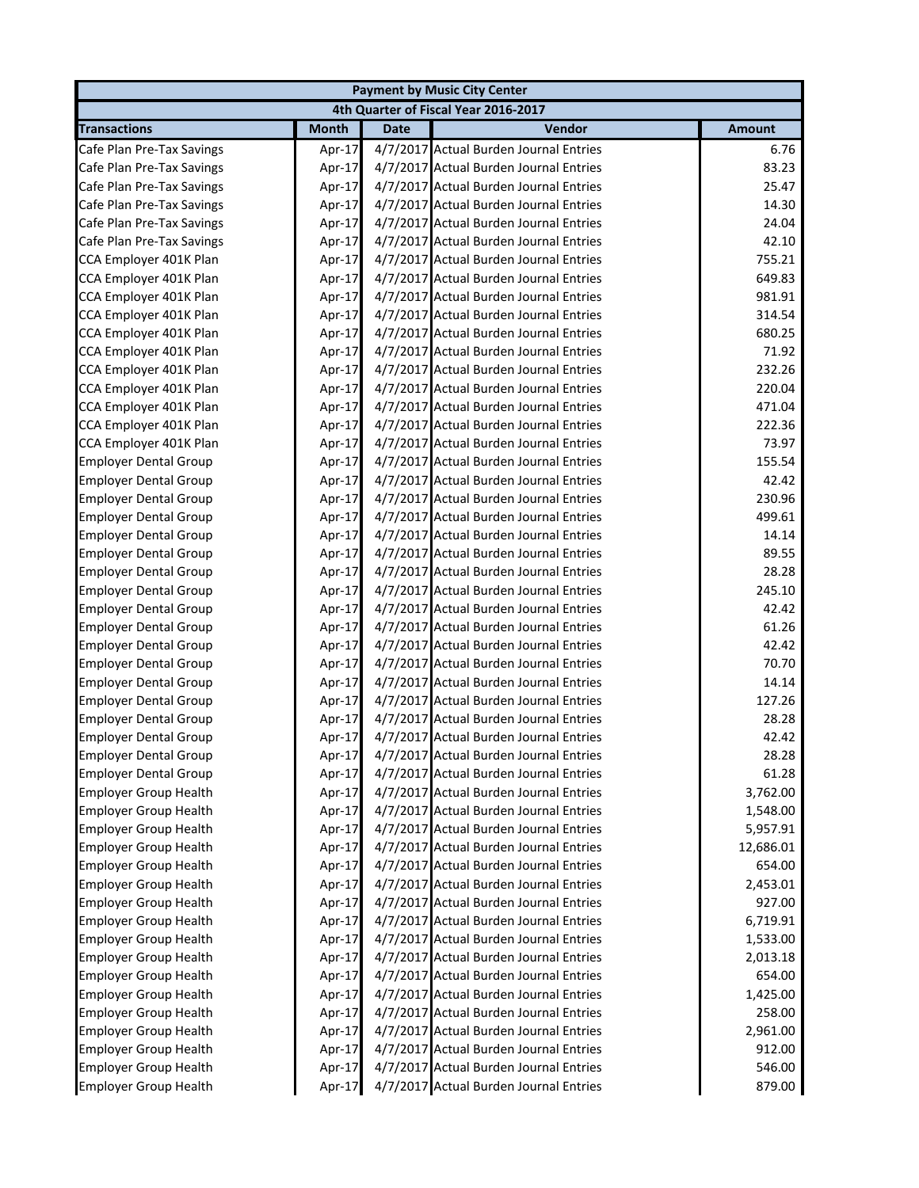| Payment by Music City Center | | | | |
|---|---|---|---|---|
| 4th Quarter of Fiscal Year 2016-2017 | | | | |
| **Transactions** | **Month** | **Date** | **Vendor** | **Amount** |
| Cafe Plan Pre-Tax Savings | Apr-17 | 4/7/2017 | Actual Burden Journal Entries | 6.76 |
| Cafe Plan Pre-Tax Savings | Apr-17 | 4/7/2017 | Actual Burden Journal Entries | 83.23 |
| Cafe Plan Pre-Tax Savings | Apr-17 | 4/7/2017 | Actual Burden Journal Entries | 25.47 |
| Cafe Plan Pre-Tax Savings | Apr-17 | 4/7/2017 | Actual Burden Journal Entries | 14.30 |
| Cafe Plan Pre-Tax Savings | Apr-17 | 4/7/2017 | Actual Burden Journal Entries | 24.04 |
| Cafe Plan Pre-Tax Savings | Apr-17 | 4/7/2017 | Actual Burden Journal Entries | 42.10 |
| CCA Employer 401K Plan | Apr-17 | 4/7/2017 | Actual Burden Journal Entries | 755.21 |
| CCA Employer 401K Plan | Apr-17 | 4/7/2017 | Actual Burden Journal Entries | 649.83 |
| CCA Employer 401K Plan | Apr-17 | 4/7/2017 | Actual Burden Journal Entries | 981.91 |
| CCA Employer 401K Plan | Apr-17 | 4/7/2017 | Actual Burden Journal Entries | 314.54 |
| CCA Employer 401K Plan | Apr-17 | 4/7/2017 | Actual Burden Journal Entries | 680.25 |
| CCA Employer 401K Plan | Apr-17 | 4/7/2017 | Actual Burden Journal Entries | 71.92 |
| CCA Employer 401K Plan | Apr-17 | 4/7/2017 | Actual Burden Journal Entries | 232.26 |
| CCA Employer 401K Plan | Apr-17 | 4/7/2017 | Actual Burden Journal Entries | 220.04 |
| CCA Employer 401K Plan | Apr-17 | 4/7/2017 | Actual Burden Journal Entries | 471.04 |
| CCA Employer 401K Plan | Apr-17 | 4/7/2017 | Actual Burden Journal Entries | 222.36 |
| CCA Employer 401K Plan | Apr-17 | 4/7/2017 | Actual Burden Journal Entries | 73.97 |
| Employer Dental Group | Apr-17 | 4/7/2017 | Actual Burden Journal Entries | 155.54 |
| Employer Dental Group | Apr-17 | 4/7/2017 | Actual Burden Journal Entries | 42.42 |
| Employer Dental Group | Apr-17 | 4/7/2017 | Actual Burden Journal Entries | 230.96 |
| Employer Dental Group | Apr-17 | 4/7/2017 | Actual Burden Journal Entries | 499.61 |
| Employer Dental Group | Apr-17 | 4/7/2017 | Actual Burden Journal Entries | 14.14 |
| Employer Dental Group | Apr-17 | 4/7/2017 | Actual Burden Journal Entries | 89.55 |
| Employer Dental Group | Apr-17 | 4/7/2017 | Actual Burden Journal Entries | 28.28 |
| Employer Dental Group | Apr-17 | 4/7/2017 | Actual Burden Journal Entries | 245.10 |
| Employer Dental Group | Apr-17 | 4/7/2017 | Actual Burden Journal Entries | 42.42 |
| Employer Dental Group | Apr-17 | 4/7/2017 | Actual Burden Journal Entries | 61.26 |
| Employer Dental Group | Apr-17 | 4/7/2017 | Actual Burden Journal Entries | 42.42 |
| Employer Dental Group | Apr-17 | 4/7/2017 | Actual Burden Journal Entries | 70.70 |
| Employer Dental Group | Apr-17 | 4/7/2017 | Actual Burden Journal Entries | 14.14 |
| Employer Dental Group | Apr-17 | 4/7/2017 | Actual Burden Journal Entries | 127.26 |
| Employer Dental Group | Apr-17 | 4/7/2017 | Actual Burden Journal Entries | 28.28 |
| Employer Dental Group | Apr-17 | 4/7/2017 | Actual Burden Journal Entries | 42.42 |
| Employer Dental Group | Apr-17 | 4/7/2017 | Actual Burden Journal Entries | 28.28 |
| Employer Dental Group | Apr-17 | 4/7/2017 | Actual Burden Journal Entries | 61.28 |
| Employer Group Health | Apr-17 | 4/7/2017 | Actual Burden Journal Entries | 3,762.00 |
| Employer Group Health | Apr-17 | 4/7/2017 | Actual Burden Journal Entries | 1,548.00 |
| Employer Group Health | Apr-17 | 4/7/2017 | Actual Burden Journal Entries | 5,957.91 |
| Employer Group Health | Apr-17 | 4/7/2017 | Actual Burden Journal Entries | 12,686.01 |
| Employer Group Health | Apr-17 | 4/7/2017 | Actual Burden Journal Entries | 654.00 |
| Employer Group Health | Apr-17 | 4/7/2017 | Actual Burden Journal Entries | 2,453.01 |
| Employer Group Health | Apr-17 | 4/7/2017 | Actual Burden Journal Entries | 927.00 |
| Employer Group Health | Apr-17 | 4/7/2017 | Actual Burden Journal Entries | 6,719.91 |
| Employer Group Health | Apr-17 | 4/7/2017 | Actual Burden Journal Entries | 1,533.00 |
| Employer Group Health | Apr-17 | 4/7/2017 | Actual Burden Journal Entries | 2,013.18 |
| Employer Group Health | Apr-17 | 4/7/2017 | Actual Burden Journal Entries | 654.00 |
| Employer Group Health | Apr-17 | 4/7/2017 | Actual Burden Journal Entries | 1,425.00 |
| Employer Group Health | Apr-17 | 4/7/2017 | Actual Burden Journal Entries | 258.00 |
| Employer Group Health | Apr-17 | 4/7/2017 | Actual Burden Journal Entries | 2,961.00 |
| Employer Group Health | Apr-17 | 4/7/2017 | Actual Burden Journal Entries | 912.00 |
| Employer Group Health | Apr-17 | 4/7/2017 | Actual Burden Journal Entries | 546.00 |
| Employer Group Health | Apr-17 | 4/7/2017 | Actual Burden Journal Entries | 879.00 |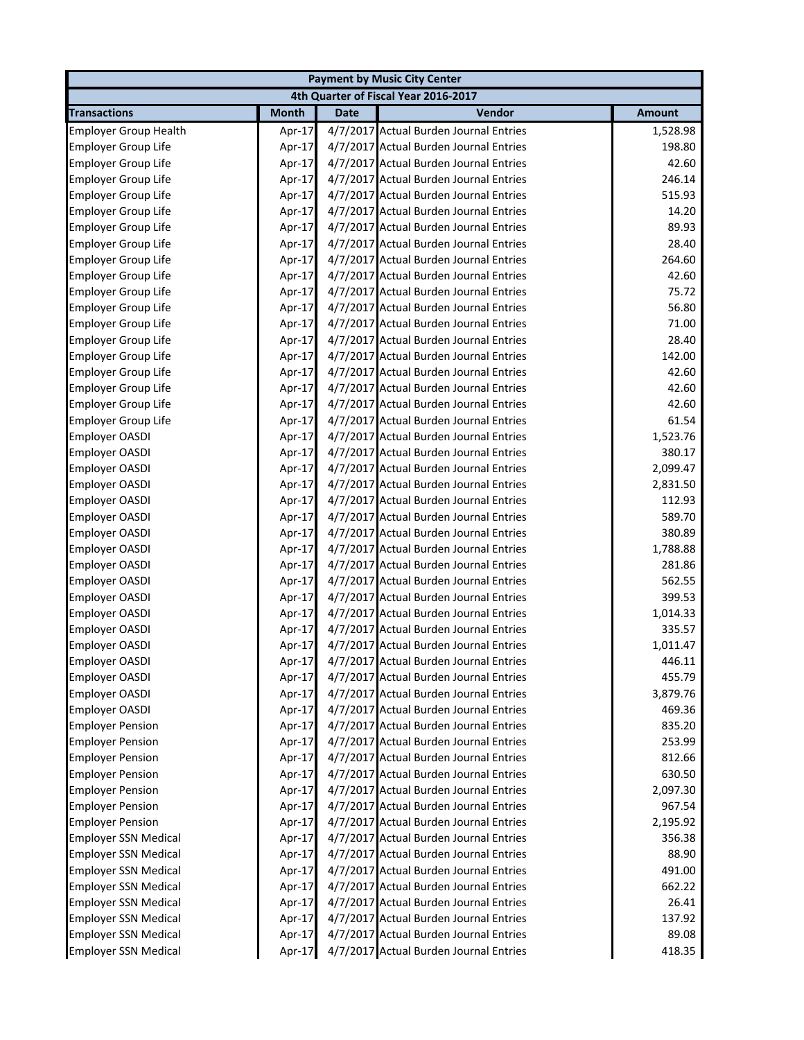| Payment by Music City Center | | | | |
|---|---|---|---|---|
| 4th Quarter of Fiscal Year 2016-2017 | | | | |
| **Transactions** | **Month** | **Date** | **Vendor** | **Amount** |
| Employer Group Health | Apr-17 | 4/7/2017 | Actual Burden Journal Entries | 1,528.98 |
| Employer Group Life | Apr-17 | 4/7/2017 | Actual Burden Journal Entries | 198.80 |
| Employer Group Life | Apr-17 | 4/7/2017 | Actual Burden Journal Entries | 42.60 |
| Employer Group Life | Apr-17 | 4/7/2017 | Actual Burden Journal Entries | 246.14 |
| Employer Group Life | Apr-17 | 4/7/2017 | Actual Burden Journal Entries | 515.93 |
| Employer Group Life | Apr-17 | 4/7/2017 | Actual Burden Journal Entries | 14.20 |
| Employer Group Life | Apr-17 | 4/7/2017 | Actual Burden Journal Entries | 89.93 |
| Employer Group Life | Apr-17 | 4/7/2017 | Actual Burden Journal Entries | 28.40 |
| Employer Group Life | Apr-17 | 4/7/2017 | Actual Burden Journal Entries | 264.60 |
| Employer Group Life | Apr-17 | 4/7/2017 | Actual Burden Journal Entries | 42.60 |
| Employer Group Life | Apr-17 | 4/7/2017 | Actual Burden Journal Entries | 75.72 |
| Employer Group Life | Apr-17 | 4/7/2017 | Actual Burden Journal Entries | 56.80 |
| Employer Group Life | Apr-17 | 4/7/2017 | Actual Burden Journal Entries | 71.00 |
| Employer Group Life | Apr-17 | 4/7/2017 | Actual Burden Journal Entries | 28.40 |
| Employer Group Life | Apr-17 | 4/7/2017 | Actual Burden Journal Entries | 142.00 |
| Employer Group Life | Apr-17 | 4/7/2017 | Actual Burden Journal Entries | 42.60 |
| Employer Group Life | Apr-17 | 4/7/2017 | Actual Burden Journal Entries | 42.60 |
| Employer Group Life | Apr-17 | 4/7/2017 | Actual Burden Journal Entries | 42.60 |
| Employer Group Life | Apr-17 | 4/7/2017 | Actual Burden Journal Entries | 61.54 |
| Employer OASDI | Apr-17 | 4/7/2017 | Actual Burden Journal Entries | 1,523.76 |
| Employer OASDI | Apr-17 | 4/7/2017 | Actual Burden Journal Entries | 380.17 |
| Employer OASDI | Apr-17 | 4/7/2017 | Actual Burden Journal Entries | 2,099.47 |
| Employer OASDI | Apr-17 | 4/7/2017 | Actual Burden Journal Entries | 2,831.50 |
| Employer OASDI | Apr-17 | 4/7/2017 | Actual Burden Journal Entries | 112.93 |
| Employer OASDI | Apr-17 | 4/7/2017 | Actual Burden Journal Entries | 589.70 |
| Employer OASDI | Apr-17 | 4/7/2017 | Actual Burden Journal Entries | 380.89 |
| Employer OASDI | Apr-17 | 4/7/2017 | Actual Burden Journal Entries | 1,788.88 |
| Employer OASDI | Apr-17 | 4/7/2017 | Actual Burden Journal Entries | 281.86 |
| Employer OASDI | Apr-17 | 4/7/2017 | Actual Burden Journal Entries | 562.55 |
| Employer OASDI | Apr-17 | 4/7/2017 | Actual Burden Journal Entries | 399.53 |
| Employer OASDI | Apr-17 | 4/7/2017 | Actual Burden Journal Entries | 1,014.33 |
| Employer OASDI | Apr-17 | 4/7/2017 | Actual Burden Journal Entries | 335.57 |
| Employer OASDI | Apr-17 | 4/7/2017 | Actual Burden Journal Entries | 1,011.47 |
| Employer OASDI | Apr-17 | 4/7/2017 | Actual Burden Journal Entries | 446.11 |
| Employer OASDI | Apr-17 | 4/7/2017 | Actual Burden Journal Entries | 455.79 |
| Employer OASDI | Apr-17 | 4/7/2017 | Actual Burden Journal Entries | 3,879.76 |
| Employer OASDI | Apr-17 | 4/7/2017 | Actual Burden Journal Entries | 469.36 |
| Employer Pension | Apr-17 | 4/7/2017 | Actual Burden Journal Entries | 835.20 |
| Employer Pension | Apr-17 | 4/7/2017 | Actual Burden Journal Entries | 253.99 |
| Employer Pension | Apr-17 | 4/7/2017 | Actual Burden Journal Entries | 812.66 |
| Employer Pension | Apr-17 | 4/7/2017 | Actual Burden Journal Entries | 630.50 |
| Employer Pension | Apr-17 | 4/7/2017 | Actual Burden Journal Entries | 2,097.30 |
| Employer Pension | Apr-17 | 4/7/2017 | Actual Burden Journal Entries | 967.54 |
| Employer Pension | Apr-17 | 4/7/2017 | Actual Burden Journal Entries | 2,195.92 |
| Employer SSN Medical | Apr-17 | 4/7/2017 | Actual Burden Journal Entries | 356.38 |
| Employer SSN Medical | Apr-17 | 4/7/2017 | Actual Burden Journal Entries | 88.90 |
| Employer SSN Medical | Apr-17 | 4/7/2017 | Actual Burden Journal Entries | 491.00 |
| Employer SSN Medical | Apr-17 | 4/7/2017 | Actual Burden Journal Entries | 662.22 |
| Employer SSN Medical | Apr-17 | 4/7/2017 | Actual Burden Journal Entries | 26.41 |
| Employer SSN Medical | Apr-17 | 4/7/2017 | Actual Burden Journal Entries | 137.92 |
| Employer SSN Medical | Apr-17 | 4/7/2017 | Actual Burden Journal Entries | 89.08 |
| Employer SSN Medical | Apr-17 | 4/7/2017 | Actual Burden Journal Entries | 418.35 |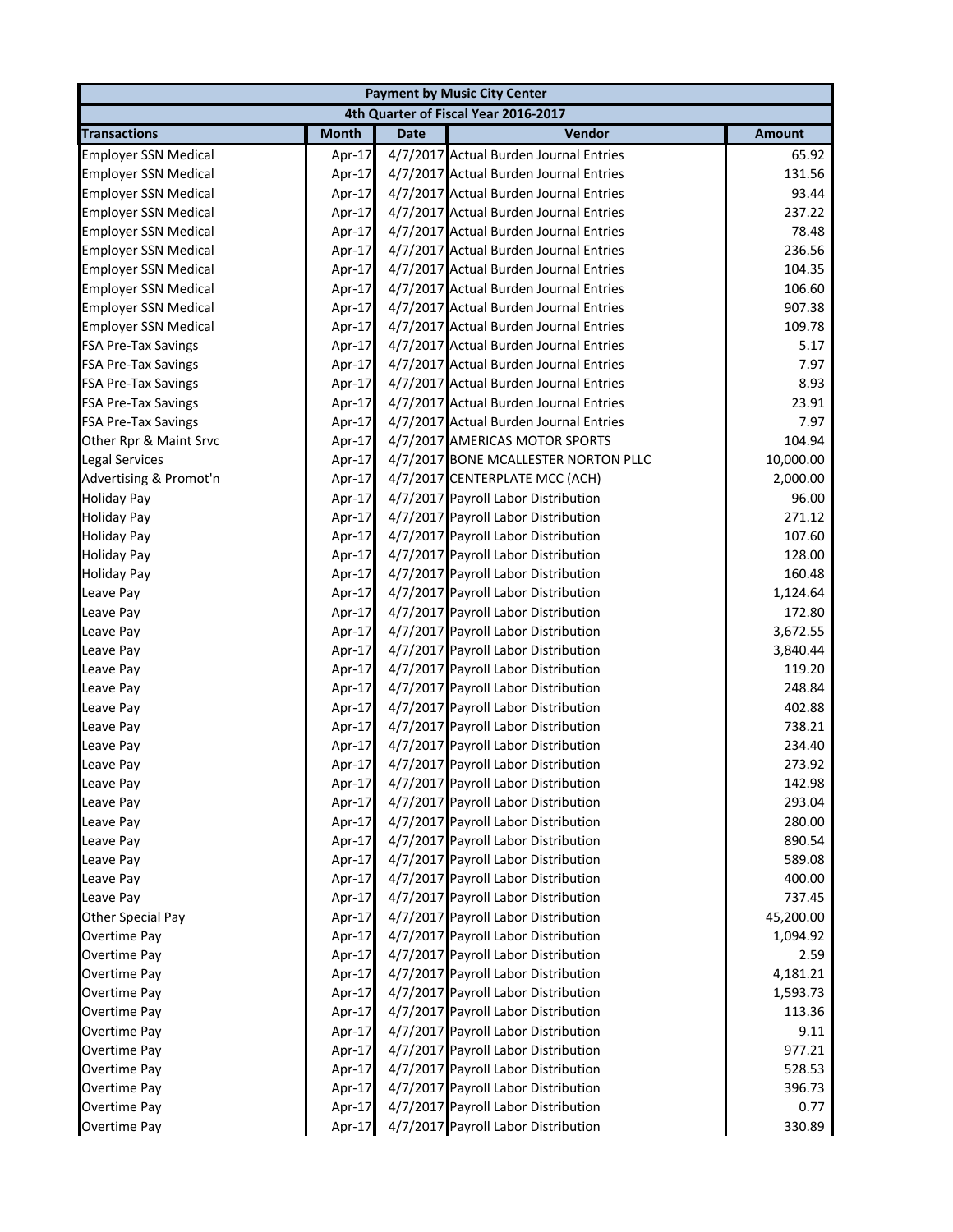| Payment by Music City Center | | | | |
|---|---|---|---|---|
| 4th Quarter of Fiscal Year 2016-2017 | | | | |
| **Transactions** | **Month** | **Date** | **Vendor** | **Amount** |
| Employer SSN Medical | Apr-17 | 4/7/2017 | Actual Burden Journal Entries | 65.92 |
| Employer SSN Medical | Apr-17 | 4/7/2017 | Actual Burden Journal Entries | 131.56 |
| Employer SSN Medical | Apr-17 | 4/7/2017 | Actual Burden Journal Entries | 93.44 |
| Employer SSN Medical | Apr-17 | 4/7/2017 | Actual Burden Journal Entries | 237.22 |
| Employer SSN Medical | Apr-17 | 4/7/2017 | Actual Burden Journal Entries | 78.48 |
| Employer SSN Medical | Apr-17 | 4/7/2017 | Actual Burden Journal Entries | 236.56 |
| Employer SSN Medical | Apr-17 | 4/7/2017 | Actual Burden Journal Entries | 104.35 |
| Employer SSN Medical | Apr-17 | 4/7/2017 | Actual Burden Journal Entries | 106.60 |
| Employer SSN Medical | Apr-17 | 4/7/2017 | Actual Burden Journal Entries | 907.38 |
| Employer SSN Medical | Apr-17 | 4/7/2017 | Actual Burden Journal Entries | 109.78 |
| FSA Pre-Tax Savings | Apr-17 | 4/7/2017 | Actual Burden Journal Entries | 5.17 |
| FSA Pre-Tax Savings | Apr-17 | 4/7/2017 | Actual Burden Journal Entries | 7.97 |
| FSA Pre-Tax Savings | Apr-17 | 4/7/2017 | Actual Burden Journal Entries | 8.93 |
| FSA Pre-Tax Savings | Apr-17 | 4/7/2017 | Actual Burden Journal Entries | 23.91 |
| FSA Pre-Tax Savings | Apr-17 | 4/7/2017 | Actual Burden Journal Entries | 7.97 |
| Other Rpr & Maint Srvc | Apr-17 | 4/7/2017 | AMERICAS MOTOR SPORTS | 104.94 |
| Legal Services | Apr-17 | 4/7/2017 | BONE MCALLESTER NORTON PLLC | 10,000.00 |
| Advertising & Promot'n | Apr-17 | 4/7/2017 | CENTERPLATE MCC (ACH) | 2,000.00 |
| Holiday Pay | Apr-17 | 4/7/2017 | Payroll Labor Distribution | 96.00 |
| Holiday Pay | Apr-17 | 4/7/2017 | Payroll Labor Distribution | 271.12 |
| Holiday Pay | Apr-17 | 4/7/2017 | Payroll Labor Distribution | 107.60 |
| Holiday Pay | Apr-17 | 4/7/2017 | Payroll Labor Distribution | 128.00 |
| Holiday Pay | Apr-17 | 4/7/2017 | Payroll Labor Distribution | 160.48 |
| Leave Pay | Apr-17 | 4/7/2017 | Payroll Labor Distribution | 1,124.64 |
| Leave Pay | Apr-17 | 4/7/2017 | Payroll Labor Distribution | 172.80 |
| Leave Pay | Apr-17 | 4/7/2017 | Payroll Labor Distribution | 3,672.55 |
| Leave Pay | Apr-17 | 4/7/2017 | Payroll Labor Distribution | 3,840.44 |
| Leave Pay | Apr-17 | 4/7/2017 | Payroll Labor Distribution | 119.20 |
| Leave Pay | Apr-17 | 4/7/2017 | Payroll Labor Distribution | 248.84 |
| Leave Pay | Apr-17 | 4/7/2017 | Payroll Labor Distribution | 402.88 |
| Leave Pay | Apr-17 | 4/7/2017 | Payroll Labor Distribution | 738.21 |
| Leave Pay | Apr-17 | 4/7/2017 | Payroll Labor Distribution | 234.40 |
| Leave Pay | Apr-17 | 4/7/2017 | Payroll Labor Distribution | 273.92 |
| Leave Pay | Apr-17 | 4/7/2017 | Payroll Labor Distribution | 142.98 |
| Leave Pay | Apr-17 | 4/7/2017 | Payroll Labor Distribution | 293.04 |
| Leave Pay | Apr-17 | 4/7/2017 | Payroll Labor Distribution | 280.00 |
| Leave Pay | Apr-17 | 4/7/2017 | Payroll Labor Distribution | 890.54 |
| Leave Pay | Apr-17 | 4/7/2017 | Payroll Labor Distribution | 589.08 |
| Leave Pay | Apr-17 | 4/7/2017 | Payroll Labor Distribution | 400.00 |
| Leave Pay | Apr-17 | 4/7/2017 | Payroll Labor Distribution | 737.45 |
| Other Special Pay | Apr-17 | 4/7/2017 | Payroll Labor Distribution | 45,200.00 |
| Overtime Pay | Apr-17 | 4/7/2017 | Payroll Labor Distribution | 1,094.92 |
| Overtime Pay | Apr-17 | 4/7/2017 | Payroll Labor Distribution | 2.59 |
| Overtime Pay | Apr-17 | 4/7/2017 | Payroll Labor Distribution | 4,181.21 |
| Overtime Pay | Apr-17 | 4/7/2017 | Payroll Labor Distribution | 1,593.73 |
| Overtime Pay | Apr-17 | 4/7/2017 | Payroll Labor Distribution | 113.36 |
| Overtime Pay | Apr-17 | 4/7/2017 | Payroll Labor Distribution | 9.11 |
| Overtime Pay | Apr-17 | 4/7/2017 | Payroll Labor Distribution | 977.21 |
| Overtime Pay | Apr-17 | 4/7/2017 | Payroll Labor Distribution | 528.53 |
| Overtime Pay | Apr-17 | 4/7/2017 | Payroll Labor Distribution | 396.73 |
| Overtime Pay | Apr-17 | 4/7/2017 | Payroll Labor Distribution | 0.77 |
| Overtime Pay | Apr-17 | 4/7/2017 | Payroll Labor Distribution | 330.89 |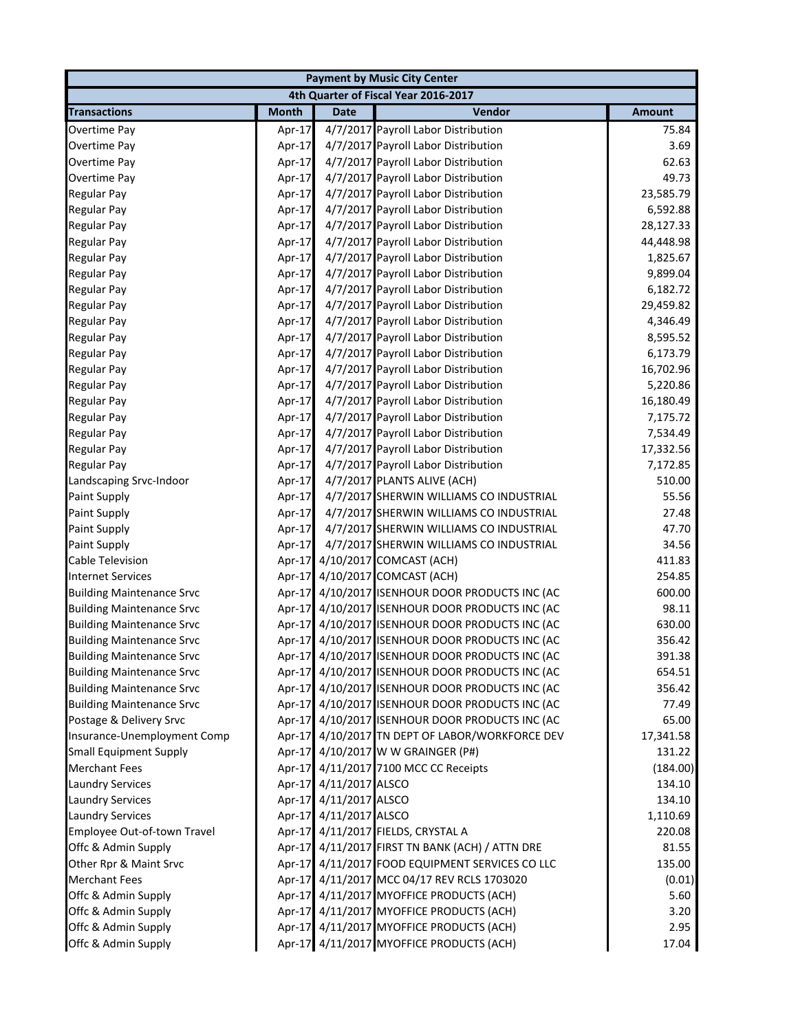| Payment by Music City Center | | | | |
|---|---|---|---|---|
| 4th Quarter of Fiscal Year 2016-2017 | | | | |
| **Transactions** | **Month** | **Date** | **Vendor** | **Amount** |
| Overtime Pay | Apr-17 | 4/7/2017 | Payroll Labor Distribution | 75.84 |
| Overtime Pay | Apr-17 | 4/7/2017 | Payroll Labor Distribution | 3.69 |
| Overtime Pay | Apr-17 | 4/7/2017 | Payroll Labor Distribution | 62.63 |
| Overtime Pay | Apr-17 | 4/7/2017 | Payroll Labor Distribution | 49.73 |
| Regular Pay | Apr-17 | 4/7/2017 | Payroll Labor Distribution | 23,585.79 |
| Regular Pay | Apr-17 | 4/7/2017 | Payroll Labor Distribution | 6,592.88 |
| Regular Pay | Apr-17 | 4/7/2017 | Payroll Labor Distribution | 28,127.33 |
| Regular Pay | Apr-17 | 4/7/2017 | Payroll Labor Distribution | 44,448.98 |
| Regular Pay | Apr-17 | 4/7/2017 | Payroll Labor Distribution | 1,825.67 |
| Regular Pay | Apr-17 | 4/7/2017 | Payroll Labor Distribution | 9,899.04 |
| Regular Pay | Apr-17 | 4/7/2017 | Payroll Labor Distribution | 6,182.72 |
| Regular Pay | Apr-17 | 4/7/2017 | Payroll Labor Distribution | 29,459.82 |
| Regular Pay | Apr-17 | 4/7/2017 | Payroll Labor Distribution | 4,346.49 |
| Regular Pay | Apr-17 | 4/7/2017 | Payroll Labor Distribution | 8,595.52 |
| Regular Pay | Apr-17 | 4/7/2017 | Payroll Labor Distribution | 6,173.79 |
| Regular Pay | Apr-17 | 4/7/2017 | Payroll Labor Distribution | 16,702.96 |
| Regular Pay | Apr-17 | 4/7/2017 | Payroll Labor Distribution | 5,220.86 |
| Regular Pay | Apr-17 | 4/7/2017 | Payroll Labor Distribution | 16,180.49 |
| Regular Pay | Apr-17 | 4/7/2017 | Payroll Labor Distribution | 7,175.72 |
| Regular Pay | Apr-17 | 4/7/2017 | Payroll Labor Distribution | 7,534.49 |
| Regular Pay | Apr-17 | 4/7/2017 | Payroll Labor Distribution | 17,332.56 |
| Regular Pay | Apr-17 | 4/7/2017 | Payroll Labor Distribution | 7,172.85 |
| Landscaping Srvc-Indoor | Apr-17 | 4/7/2017 | PLANTS ALIVE (ACH) | 510.00 |
| Paint Supply | Apr-17 | 4/7/2017 | SHERWIN WILLIAMS CO INDUSTRIAL | 55.56 |
| Paint Supply | Apr-17 | 4/7/2017 | SHERWIN WILLIAMS CO INDUSTRIAL | 27.48 |
| Paint Supply | Apr-17 | 4/7/2017 | SHERWIN WILLIAMS CO INDUSTRIAL | 47.70 |
| Paint Supply | Apr-17 | 4/7/2017 | SHERWIN WILLIAMS CO INDUSTRIAL | 34.56 |
| Cable Television | Apr-17 | 4/10/2017 | COMCAST (ACH) | 411.83 |
| Internet Services | Apr-17 | 4/10/2017 | COMCAST (ACH) | 254.85 |
| Building Maintenance Srvc | Apr-17 | 4/10/2017 | ISENHOUR DOOR PRODUCTS INC (AC | 600.00 |
| Building Maintenance Srvc | Apr-17 | 4/10/2017 | ISENHOUR DOOR PRODUCTS INC (AC | 98.11 |
| Building Maintenance Srvc | Apr-17 | 4/10/2017 | ISENHOUR DOOR PRODUCTS INC (AC | 630.00 |
| Building Maintenance Srvc | Apr-17 | 4/10/2017 | ISENHOUR DOOR PRODUCTS INC (AC | 356.42 |
| Building Maintenance Srvc | Apr-17 | 4/10/2017 | ISENHOUR DOOR PRODUCTS INC (AC | 391.38 |
| Building Maintenance Srvc | Apr-17 | 4/10/2017 | ISENHOUR DOOR PRODUCTS INC (AC | 654.51 |
| Building Maintenance Srvc | Apr-17 | 4/10/2017 | ISENHOUR DOOR PRODUCTS INC (AC | 356.42 |
| Building Maintenance Srvc | Apr-17 | 4/10/2017 | ISENHOUR DOOR PRODUCTS INC (AC | 77.49 |
| Postage & Delivery Srvc | Apr-17 | 4/10/2017 | ISENHOUR DOOR PRODUCTS INC (AC | 65.00 |
| Insurance-Unemployment Comp | Apr-17 | 4/10/2017 | TN DEPT OF LABOR/WORKFORCE DEV | 17,341.58 |
| Small Equipment Supply | Apr-17 | 4/10/2017 | W W GRAINGER (P#) | 131.22 |
| Merchant Fees | Apr-17 | 4/11/2017 | 7100 MCC CC Receipts | (184.00) |
| Laundry Services | Apr-17 | 4/11/2017 | ALSCO | 134.10 |
| Laundry Services | Apr-17 | 4/11/2017 | ALSCO | 134.10 |
| Laundry Services | Apr-17 | 4/11/2017 | ALSCO | 1,110.69 |
| Employee Out-of-town Travel | Apr-17 | 4/11/2017 | FIELDS, CRYSTAL A | 220.08 |
| Offc & Admin Supply | Apr-17 | 4/11/2017 | FIRST TN BANK (ACH) / ATTN DRE | 81.55 |
| Other Rpr & Maint Srvc | Apr-17 | 4/11/2017 | FOOD EQUIPMENT SERVICES CO LLC | 135.00 |
| Merchant Fees | Apr-17 | 4/11/2017 | MCC 04/17 REV RCLS 1703020 | (0.01) |
| Offc & Admin Supply | Apr-17 | 4/11/2017 | MYOFFICE PRODUCTS (ACH) | 5.60 |
| Offc & Admin Supply | Apr-17 | 4/11/2017 | MYOFFICE PRODUCTS (ACH) | 3.20 |
| Offc & Admin Supply | Apr-17 | 4/11/2017 | MYOFFICE PRODUCTS (ACH) | 2.95 |
| Offc & Admin Supply | Apr-17 | 4/11/2017 | MYOFFICE PRODUCTS (ACH) | 17.04 |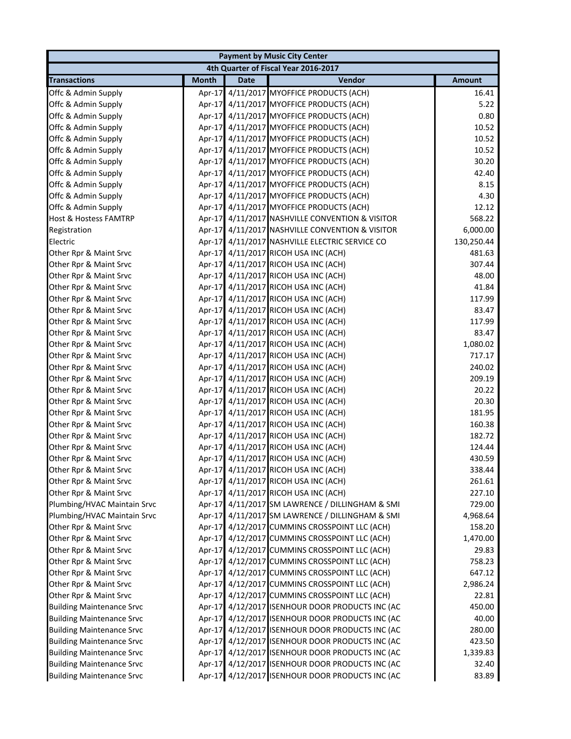| Payment by Music City Center | | | | |
|---|---|---|---|---|
| 4th Quarter of Fiscal Year 2016-2017 | | | | |
| **Transactions** | **Month** | **Date** | **Vendor** | **Amount** |
| Offc & Admin Supply | Apr-17 | 4/11/2017 | MYOFFICE PRODUCTS (ACH) | 16.41 |
| Offc & Admin Supply | Apr-17 | 4/11/2017 | MYOFFICE PRODUCTS (ACH) | 5.22 |
| Offc & Admin Supply | Apr-17 | 4/11/2017 | MYOFFICE PRODUCTS (ACH) | 0.80 |
| Offc & Admin Supply | Apr-17 | 4/11/2017 | MYOFFICE PRODUCTS (ACH) | 10.52 |
| Offc & Admin Supply | Apr-17 | 4/11/2017 | MYOFFICE PRODUCTS (ACH) | 10.52 |
| Offc & Admin Supply | Apr-17 | 4/11/2017 | MYOFFICE PRODUCTS (ACH) | 10.52 |
| Offc & Admin Supply | Apr-17 | 4/11/2017 | MYOFFICE PRODUCTS (ACH) | 30.20 |
| Offc & Admin Supply | Apr-17 | 4/11/2017 | MYOFFICE PRODUCTS (ACH) | 42.40 |
| Offc & Admin Supply | Apr-17 | 4/11/2017 | MYOFFICE PRODUCTS (ACH) | 8.15 |
| Offc & Admin Supply | Apr-17 | 4/11/2017 | MYOFFICE PRODUCTS (ACH) | 4.30 |
| Offc & Admin Supply | Apr-17 | 4/11/2017 | MYOFFICE PRODUCTS (ACH) | 12.12 |
| Host & Hostess FAMTRP | Apr-17 | 4/11/2017 | NASHVILLE CONVENTION & VISITOR | 568.22 |
| Registration | Apr-17 | 4/11/2017 | NASHVILLE CONVENTION & VISITOR | 6,000.00 |
| Electric | Apr-17 | 4/11/2017 | NASHVILLE ELECTRIC SERVICE CO | 130,250.44 |
| Other Rpr & Maint Srvc | Apr-17 | 4/11/2017 | RICOH USA INC (ACH) | 481.63 |
| Other Rpr & Maint Srvc | Apr-17 | 4/11/2017 | RICOH USA INC (ACH) | 307.44 |
| Other Rpr & Maint Srvc | Apr-17 | 4/11/2017 | RICOH USA INC (ACH) | 48.00 |
| Other Rpr & Maint Srvc | Apr-17 | 4/11/2017 | RICOH USA INC (ACH) | 41.84 |
| Other Rpr & Maint Srvc | Apr-17 | 4/11/2017 | RICOH USA INC (ACH) | 117.99 |
| Other Rpr & Maint Srvc | Apr-17 | 4/11/2017 | RICOH USA INC (ACH) | 83.47 |
| Other Rpr & Maint Srvc | Apr-17 | 4/11/2017 | RICOH USA INC (ACH) | 117.99 |
| Other Rpr & Maint Srvc | Apr-17 | 4/11/2017 | RICOH USA INC (ACH) | 83.47 |
| Other Rpr & Maint Srvc | Apr-17 | 4/11/2017 | RICOH USA INC (ACH) | 1,080.02 |
| Other Rpr & Maint Srvc | Apr-17 | 4/11/2017 | RICOH USA INC (ACH) | 717.17 |
| Other Rpr & Maint Srvc | Apr-17 | 4/11/2017 | RICOH USA INC (ACH) | 240.02 |
| Other Rpr & Maint Srvc | Apr-17 | 4/11/2017 | RICOH USA INC (ACH) | 209.19 |
| Other Rpr & Maint Srvc | Apr-17 | 4/11/2017 | RICOH USA INC (ACH) | 20.22 |
| Other Rpr & Maint Srvc | Apr-17 | 4/11/2017 | RICOH USA INC (ACH) | 20.30 |
| Other Rpr & Maint Srvc | Apr-17 | 4/11/2017 | RICOH USA INC (ACH) | 181.95 |
| Other Rpr & Maint Srvc | Apr-17 | 4/11/2017 | RICOH USA INC (ACH) | 160.38 |
| Other Rpr & Maint Srvc | Apr-17 | 4/11/2017 | RICOH USA INC (ACH) | 182.72 |
| Other Rpr & Maint Srvc | Apr-17 | 4/11/2017 | RICOH USA INC (ACH) | 124.44 |
| Other Rpr & Maint Srvc | Apr-17 | 4/11/2017 | RICOH USA INC (ACH) | 430.59 |
| Other Rpr & Maint Srvc | Apr-17 | 4/11/2017 | RICOH USA INC (ACH) | 338.44 |
| Other Rpr & Maint Srvc | Apr-17 | 4/11/2017 | RICOH USA INC (ACH) | 261.61 |
| Other Rpr & Maint Srvc | Apr-17 | 4/11/2017 | RICOH USA INC (ACH) | 227.10 |
| Plumbing/HVAC Maintain Srvc | Apr-17 | 4/11/2017 | SM LAWRENCE / DILLINGHAM & SMI | 729.00 |
| Plumbing/HVAC Maintain Srvc | Apr-17 | 4/11/2017 | SM LAWRENCE / DILLINGHAM & SMI | 4,968.64 |
| Other Rpr & Maint Srvc | Apr-17 | 4/12/2017 | CUMMINS CROSSPOINT LLC (ACH) | 158.20 |
| Other Rpr & Maint Srvc | Apr-17 | 4/12/2017 | CUMMINS CROSSPOINT LLC (ACH) | 1,470.00 |
| Other Rpr & Maint Srvc | Apr-17 | 4/12/2017 | CUMMINS CROSSPOINT LLC (ACH) | 29.83 |
| Other Rpr & Maint Srvc | Apr-17 | 4/12/2017 | CUMMINS CROSSPOINT LLC (ACH) | 758.23 |
| Other Rpr & Maint Srvc | Apr-17 | 4/12/2017 | CUMMINS CROSSPOINT LLC (ACH) | 647.12 |
| Other Rpr & Maint Srvc | Apr-17 | 4/12/2017 | CUMMINS CROSSPOINT LLC (ACH) | 2,986.24 |
| Other Rpr & Maint Srvc | Apr-17 | 4/12/2017 | CUMMINS CROSSPOINT LLC (ACH) | 22.81 |
| Building Maintenance Srvc | Apr-17 | 4/12/2017 | ISENHOUR DOOR PRODUCTS INC (AC | 450.00 |
| Building Maintenance Srvc | Apr-17 | 4/12/2017 | ISENHOUR DOOR PRODUCTS INC (AC | 40.00 |
| Building Maintenance Srvc | Apr-17 | 4/12/2017 | ISENHOUR DOOR PRODUCTS INC (AC | 280.00 |
| Building Maintenance Srvc | Apr-17 | 4/12/2017 | ISENHOUR DOOR PRODUCTS INC (AC | 423.50 |
| Building Maintenance Srvc | Apr-17 | 4/12/2017 | ISENHOUR DOOR PRODUCTS INC (AC | 1,339.83 |
| Building Maintenance Srvc | Apr-17 | 4/12/2017 | ISENHOUR DOOR PRODUCTS INC (AC | 32.40 |
| Building Maintenance Srvc | Apr-17 | 4/12/2017 | ISENHOUR DOOR PRODUCTS INC (AC | 83.89 |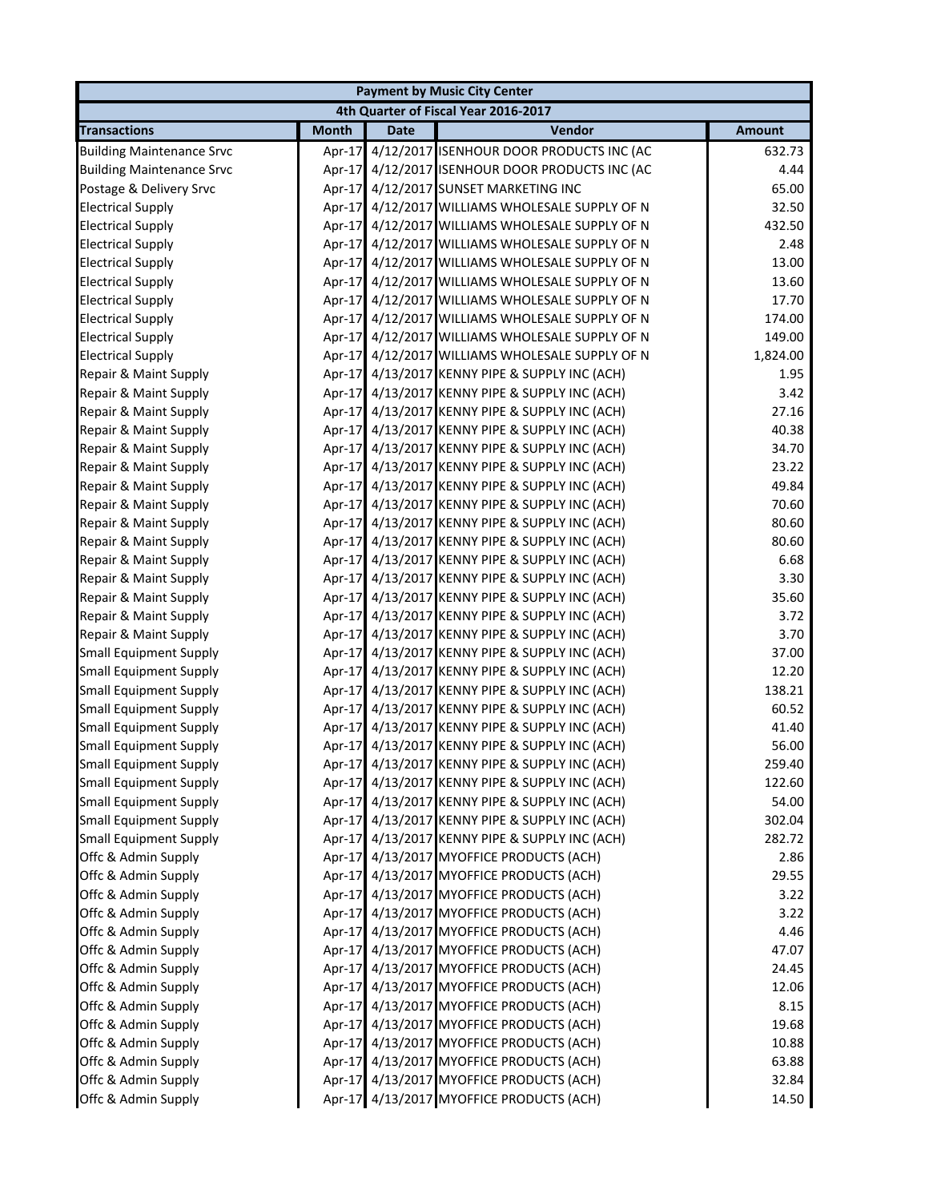| Payment by Music City Center | | | | |
|---|---|---|---|---|
| 4th Quarter of Fiscal Year 2016-2017 | | | | |
| **Transactions** | **Month** | **Date** | **Vendor** | **Amount** |
| Building Maintenance Srvc | Apr-17 | 4/12/2017 | ISENHOUR DOOR PRODUCTS INC (AC | 632.73 |
| Building Maintenance Srvc | Apr-17 | 4/12/2017 | ISENHOUR DOOR PRODUCTS INC (AC | 4.44 |
| Postage & Delivery Srvc | Apr-17 | 4/12/2017 | SUNSET MARKETING INC | 65.00 |
| Electrical Supply | Apr-17 | 4/12/2017 | WILLIAMS WHOLESALE SUPPLY OF N | 32.50 |
| Electrical Supply | Apr-17 | 4/12/2017 | WILLIAMS WHOLESALE SUPPLY OF N | 432.50 |
| Electrical Supply | Apr-17 | 4/12/2017 | WILLIAMS WHOLESALE SUPPLY OF N | 2.48 |
| Electrical Supply | Apr-17 | 4/12/2017 | WILLIAMS WHOLESALE SUPPLY OF N | 13.00 |
| Electrical Supply | Apr-17 | 4/12/2017 | WILLIAMS WHOLESALE SUPPLY OF N | 13.60 |
| Electrical Supply | Apr-17 | 4/12/2017 | WILLIAMS WHOLESALE SUPPLY OF N | 17.70 |
| Electrical Supply | Apr-17 | 4/12/2017 | WILLIAMS WHOLESALE SUPPLY OF N | 174.00 |
| Electrical Supply | Apr-17 | 4/12/2017 | WILLIAMS WHOLESALE SUPPLY OF N | 149.00 |
| Electrical Supply | Apr-17 | 4/12/2017 | WILLIAMS WHOLESALE SUPPLY OF N | 1,824.00 |
| Repair & Maint Supply | Apr-17 | 4/13/2017 | KENNY PIPE & SUPPLY INC (ACH) | 1.95 |
| Repair & Maint Supply | Apr-17 | 4/13/2017 | KENNY PIPE & SUPPLY INC (ACH) | 3.42 |
| Repair & Maint Supply | Apr-17 | 4/13/2017 | KENNY PIPE & SUPPLY INC (ACH) | 27.16 |
| Repair & Maint Supply | Apr-17 | 4/13/2017 | KENNY PIPE & SUPPLY INC (ACH) | 40.38 |
| Repair & Maint Supply | Apr-17 | 4/13/2017 | KENNY PIPE & SUPPLY INC (ACH) | 34.70 |
| Repair & Maint Supply | Apr-17 | 4/13/2017 | KENNY PIPE & SUPPLY INC (ACH) | 23.22 |
| Repair & Maint Supply | Apr-17 | 4/13/2017 | KENNY PIPE & SUPPLY INC (ACH) | 49.84 |
| Repair & Maint Supply | Apr-17 | 4/13/2017 | KENNY PIPE & SUPPLY INC (ACH) | 70.60 |
| Repair & Maint Supply | Apr-17 | 4/13/2017 | KENNY PIPE & SUPPLY INC (ACH) | 80.60 |
| Repair & Maint Supply | Apr-17 | 4/13/2017 | KENNY PIPE & SUPPLY INC (ACH) | 80.60 |
| Repair & Maint Supply | Apr-17 | 4/13/2017 | KENNY PIPE & SUPPLY INC (ACH) | 6.68 |
| Repair & Maint Supply | Apr-17 | 4/13/2017 | KENNY PIPE & SUPPLY INC (ACH) | 3.30 |
| Repair & Maint Supply | Apr-17 | 4/13/2017 | KENNY PIPE & SUPPLY INC (ACH) | 35.60 |
| Repair & Maint Supply | Apr-17 | 4/13/2017 | KENNY PIPE & SUPPLY INC (ACH) | 3.72 |
| Repair & Maint Supply | Apr-17 | 4/13/2017 | KENNY PIPE & SUPPLY INC (ACH) | 3.70 |
| Small Equipment Supply | Apr-17 | 4/13/2017 | KENNY PIPE & SUPPLY INC (ACH) | 37.00 |
| Small Equipment Supply | Apr-17 | 4/13/2017 | KENNY PIPE & SUPPLY INC (ACH) | 12.20 |
| Small Equipment Supply | Apr-17 | 4/13/2017 | KENNY PIPE & SUPPLY INC (ACH) | 138.21 |
| Small Equipment Supply | Apr-17 | 4/13/2017 | KENNY PIPE & SUPPLY INC (ACH) | 60.52 |
| Small Equipment Supply | Apr-17 | 4/13/2017 | KENNY PIPE & SUPPLY INC (ACH) | 41.40 |
| Small Equipment Supply | Apr-17 | 4/13/2017 | KENNY PIPE & SUPPLY INC (ACH) | 56.00 |
| Small Equipment Supply | Apr-17 | 4/13/2017 | KENNY PIPE & SUPPLY INC (ACH) | 259.40 |
| Small Equipment Supply | Apr-17 | 4/13/2017 | KENNY PIPE & SUPPLY INC (ACH) | 122.60 |
| Small Equipment Supply | Apr-17 | 4/13/2017 | KENNY PIPE & SUPPLY INC (ACH) | 54.00 |
| Small Equipment Supply | Apr-17 | 4/13/2017 | KENNY PIPE & SUPPLY INC (ACH) | 302.04 |
| Small Equipment Supply | Apr-17 | 4/13/2017 | KENNY PIPE & SUPPLY INC (ACH) | 282.72 |
| Offc & Admin Supply | Apr-17 | 4/13/2017 | MYOFFICE PRODUCTS (ACH) | 2.86 |
| Offc & Admin Supply | Apr-17 | 4/13/2017 | MYOFFICE PRODUCTS (ACH) | 29.55 |
| Offc & Admin Supply | Apr-17 | 4/13/2017 | MYOFFICE PRODUCTS (ACH) | 3.22 |
| Offc & Admin Supply | Apr-17 | 4/13/2017 | MYOFFICE PRODUCTS (ACH) | 3.22 |
| Offc & Admin Supply | Apr-17 | 4/13/2017 | MYOFFICE PRODUCTS (ACH) | 4.46 |
| Offc & Admin Supply | Apr-17 | 4/13/2017 | MYOFFICE PRODUCTS (ACH) | 47.07 |
| Offc & Admin Supply | Apr-17 | 4/13/2017 | MYOFFICE PRODUCTS (ACH) | 24.45 |
| Offc & Admin Supply | Apr-17 | 4/13/2017 | MYOFFICE PRODUCTS (ACH) | 12.06 |
| Offc & Admin Supply | Apr-17 | 4/13/2017 | MYOFFICE PRODUCTS (ACH) | 8.15 |
| Offc & Admin Supply | Apr-17 | 4/13/2017 | MYOFFICE PRODUCTS (ACH) | 19.68 |
| Offc & Admin Supply | Apr-17 | 4/13/2017 | MYOFFICE PRODUCTS (ACH) | 10.88 |
| Offc & Admin Supply | Apr-17 | 4/13/2017 | MYOFFICE PRODUCTS (ACH) | 63.88 |
| Offc & Admin Supply | Apr-17 | 4/13/2017 | MYOFFICE PRODUCTS (ACH) | 32.84 |
| Offc & Admin Supply | Apr-17 | 4/13/2017 | MYOFFICE PRODUCTS (ACH) | 14.50 |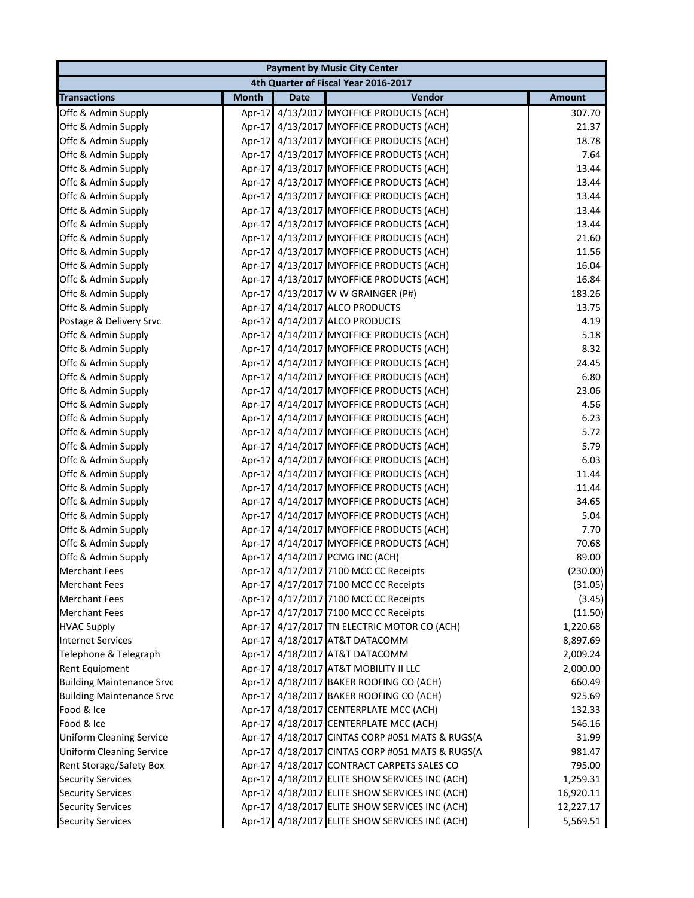| Payment by Music City Center | | | | |
|---|---|---|---|---|
| 4th Quarter of Fiscal Year 2016-2017 | | | | |
| **Transactions** | **Month** | **Date** | **Vendor** | **Amount** |
| Offc & Admin Supply | Apr-17 | 4/13/2017 | MYOFFICE PRODUCTS (ACH) | 307.70 |
| Offc & Admin Supply | Apr-17 | 4/13/2017 | MYOFFICE PRODUCTS (ACH) | 21.37 |
| Offc & Admin Supply | Apr-17 | 4/13/2017 | MYOFFICE PRODUCTS (ACH) | 18.78 |
| Offc & Admin Supply | Apr-17 | 4/13/2017 | MYOFFICE PRODUCTS (ACH) | 7.64 |
| Offc & Admin Supply | Apr-17 | 4/13/2017 | MYOFFICE PRODUCTS (ACH) | 13.44 |
| Offc & Admin Supply | Apr-17 | 4/13/2017 | MYOFFICE PRODUCTS (ACH) | 13.44 |
| Offc & Admin Supply | Apr-17 | 4/13/2017 | MYOFFICE PRODUCTS (ACH) | 13.44 |
| Offc & Admin Supply | Apr-17 | 4/13/2017 | MYOFFICE PRODUCTS (ACH) | 13.44 |
| Offc & Admin Supply | Apr-17 | 4/13/2017 | MYOFFICE PRODUCTS (ACH) | 13.44 |
| Offc & Admin Supply | Apr-17 | 4/13/2017 | MYOFFICE PRODUCTS (ACH) | 21.60 |
| Offc & Admin Supply | Apr-17 | 4/13/2017 | MYOFFICE PRODUCTS (ACH) | 11.56 |
| Offc & Admin Supply | Apr-17 | 4/13/2017 | MYOFFICE PRODUCTS (ACH) | 16.04 |
| Offc & Admin Supply | Apr-17 | 4/13/2017 | MYOFFICE PRODUCTS (ACH) | 16.84 |
| Offc & Admin Supply | Apr-17 | 4/13/2017 | W W GRAINGER (P#) | 183.26 |
| Offc & Admin Supply | Apr-17 | 4/14/2017 | ALCO PRODUCTS | 13.75 |
| Postage & Delivery Srvc | Apr-17 | 4/14/2017 | ALCO PRODUCTS | 4.19 |
| Offc & Admin Supply | Apr-17 | 4/14/2017 | MYOFFICE PRODUCTS (ACH) | 5.18 |
| Offc & Admin Supply | Apr-17 | 4/14/2017 | MYOFFICE PRODUCTS (ACH) | 8.32 |
| Offc & Admin Supply | Apr-17 | 4/14/2017 | MYOFFICE PRODUCTS (ACH) | 24.45 |
| Offc & Admin Supply | Apr-17 | 4/14/2017 | MYOFFICE PRODUCTS (ACH) | 6.80 |
| Offc & Admin Supply | Apr-17 | 4/14/2017 | MYOFFICE PRODUCTS (ACH) | 23.06 |
| Offc & Admin Supply | Apr-17 | 4/14/2017 | MYOFFICE PRODUCTS (ACH) | 4.56 |
| Offc & Admin Supply | Apr-17 | 4/14/2017 | MYOFFICE PRODUCTS (ACH) | 6.23 |
| Offc & Admin Supply | Apr-17 | 4/14/2017 | MYOFFICE PRODUCTS (ACH) | 5.72 |
| Offc & Admin Supply | Apr-17 | 4/14/2017 | MYOFFICE PRODUCTS (ACH) | 5.79 |
| Offc & Admin Supply | Apr-17 | 4/14/2017 | MYOFFICE PRODUCTS (ACH) | 6.03 |
| Offc & Admin Supply | Apr-17 | 4/14/2017 | MYOFFICE PRODUCTS (ACH) | 11.44 |
| Offc & Admin Supply | Apr-17 | 4/14/2017 | MYOFFICE PRODUCTS (ACH) | 11.44 |
| Offc & Admin Supply | Apr-17 | 4/14/2017 | MYOFFICE PRODUCTS (ACH) | 34.65 |
| Offc & Admin Supply | Apr-17 | 4/14/2017 | MYOFFICE PRODUCTS (ACH) | 5.04 |
| Offc & Admin Supply | Apr-17 | 4/14/2017 | MYOFFICE PRODUCTS (ACH) | 7.70 |
| Offc & Admin Supply | Apr-17 | 4/14/2017 | MYOFFICE PRODUCTS (ACH) | 70.68 |
| Offc & Admin Supply | Apr-17 | 4/14/2017 | PCMG INC (ACH) | 89.00 |
| Merchant Fees | Apr-17 | 4/17/2017 | 7100 MCC CC Receipts | (230.00) |
| Merchant Fees | Apr-17 | 4/17/2017 | 7100 MCC CC Receipts | (31.05) |
| Merchant Fees | Apr-17 | 4/17/2017 | 7100 MCC CC Receipts | (3.45) |
| Merchant Fees | Apr-17 | 4/17/2017 | 7100 MCC CC Receipts | (11.50) |
| HVAC Supply | Apr-17 | 4/17/2017 | TN ELECTRIC MOTOR CO (ACH) | 1,220.68 |
| Internet Services | Apr-17 | 4/18/2017 | AT&T DATACOMM | 8,897.69 |
| Telephone & Telegraph | Apr-17 | 4/18/2017 | AT&T DATACOMM | 2,009.24 |
| Rent Equipment | Apr-17 | 4/18/2017 | AT&T MOBILITY II LLC | 2,000.00 |
| Building Maintenance Srvc | Apr-17 | 4/18/2017 | BAKER ROOFING CO (ACH) | 660.49 |
| Building Maintenance Srvc | Apr-17 | 4/18/2017 | BAKER ROOFING CO (ACH) | 925.69 |
| Food & Ice | Apr-17 | 4/18/2017 | CENTERPLATE MCC (ACH) | 132.33 |
| Food & Ice | Apr-17 | 4/18/2017 | CENTERPLATE MCC (ACH) | 546.16 |
| Uniform Cleaning Service | Apr-17 | 4/18/2017 | CINTAS CORP #051 MATS & RUGS(A | 31.99 |
| Uniform Cleaning Service | Apr-17 | 4/18/2017 | CINTAS CORP #051 MATS & RUGS(A | 981.47 |
| Rent Storage/Safety Box | Apr-17 | 4/18/2017 | CONTRACT CARPETS SALES CO | 795.00 |
| Security Services | Apr-17 | 4/18/2017 | ELITE SHOW SERVICES INC (ACH) | 1,259.31 |
| Security Services | Apr-17 | 4/18/2017 | ELITE SHOW SERVICES INC (ACH) | 16,920.11 |
| Security Services | Apr-17 | 4/18/2017 | ELITE SHOW SERVICES INC (ACH) | 12,227.17 |
| Security Services | Apr-17 | 4/18/2017 | ELITE SHOW SERVICES INC (ACH) | 5,569.51 |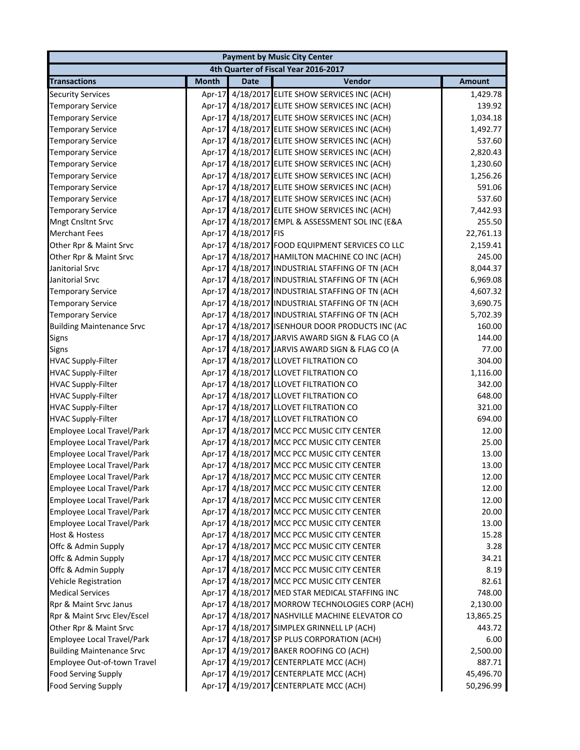| Payment by Music City Center | | | | |
|---|---|---|---|---|
| 4th Quarter of Fiscal Year 2016-2017 | | | | |
| **Transactions** | **Month** | **Date** | **Vendor** | **Amount** |
| Security Services | Apr-17 | 4/18/2017 | ELITE SHOW SERVICES INC (ACH) | 1,429.78 |
| Temporary Service | Apr-17 | 4/18/2017 | ELITE SHOW SERVICES INC (ACH) | 139.92 |
| Temporary Service | Apr-17 | 4/18/2017 | ELITE SHOW SERVICES INC (ACH) | 1,034.18 |
| Temporary Service | Apr-17 | 4/18/2017 | ELITE SHOW SERVICES INC (ACH) | 1,492.77 |
| Temporary Service | Apr-17 | 4/18/2017 | ELITE SHOW SERVICES INC (ACH) | 537.60 |
| Temporary Service | Apr-17 | 4/18/2017 | ELITE SHOW SERVICES INC (ACH) | 2,820.43 |
| Temporary Service | Apr-17 | 4/18/2017 | ELITE SHOW SERVICES INC (ACH) | 1,230.60 |
| Temporary Service | Apr-17 | 4/18/2017 | ELITE SHOW SERVICES INC (ACH) | 1,256.26 |
| Temporary Service | Apr-17 | 4/18/2017 | ELITE SHOW SERVICES INC (ACH) | 591.06 |
| Temporary Service | Apr-17 | 4/18/2017 | ELITE SHOW SERVICES INC (ACH) | 537.60 |
| Temporary Service | Apr-17 | 4/18/2017 | ELITE SHOW SERVICES INC (ACH) | 7,442.93 |
| Mngt Cnsltnt Srvc | Apr-17 | 4/18/2017 | EMPL & ASSESSMENT SOL INC (E&A | 255.50 |
| Merchant Fees | Apr-17 | 4/18/2017 | FIS | 22,761.13 |
| Other Rpr & Maint Srvc | Apr-17 | 4/18/2017 | FOOD EQUIPMENT SERVICES CO LLC | 2,159.41 |
| Other Rpr & Maint Srvc | Apr-17 | 4/18/2017 | HAMILTON MACHINE CO INC (ACH) | 245.00 |
| Janitorial Srvc | Apr-17 | 4/18/2017 | INDUSTRIAL STAFFING OF TN (ACH | 8,044.37 |
| Janitorial Srvc | Apr-17 | 4/18/2017 | INDUSTRIAL STAFFING OF TN (ACH | 6,969.08 |
| Temporary Service | Apr-17 | 4/18/2017 | INDUSTRIAL STAFFING OF TN (ACH | 4,607.32 |
| Temporary Service | Apr-17 | 4/18/2017 | INDUSTRIAL STAFFING OF TN (ACH | 3,690.75 |
| Temporary Service | Apr-17 | 4/18/2017 | INDUSTRIAL STAFFING OF TN (ACH | 5,702.39 |
| Building Maintenance Srvc | Apr-17 | 4/18/2017 | ISENHOUR DOOR PRODUCTS INC (AC | 160.00 |
| Signs | Apr-17 | 4/18/2017 | JARVIS AWARD SIGN & FLAG CO (A | 144.00 |
| Signs | Apr-17 | 4/18/2017 | JARVIS AWARD SIGN & FLAG CO (A | 77.00 |
| HVAC Supply-Filter | Apr-17 | 4/18/2017 | LLOVET FILTRATION CO | 304.00 |
| HVAC Supply-Filter | Apr-17 | 4/18/2017 | LLOVET FILTRATION CO | 1,116.00 |
| HVAC Supply-Filter | Apr-17 | 4/18/2017 | LLOVET FILTRATION CO | 342.00 |
| HVAC Supply-Filter | Apr-17 | 4/18/2017 | LLOVET FILTRATION CO | 648.00 |
| HVAC Supply-Filter | Apr-17 | 4/18/2017 | LLOVET FILTRATION CO | 321.00 |
| HVAC Supply-Filter | Apr-17 | 4/18/2017 | LLOVET FILTRATION CO | 694.00 |
| Employee Local Travel/Park | Apr-17 | 4/18/2017 | MCC PCC MUSIC CITY CENTER | 12.00 |
| Employee Local Travel/Park | Apr-17 | 4/18/2017 | MCC PCC MUSIC CITY CENTER | 25.00 |
| Employee Local Travel/Park | Apr-17 | 4/18/2017 | MCC PCC MUSIC CITY CENTER | 13.00 |
| Employee Local Travel/Park | Apr-17 | 4/18/2017 | MCC PCC MUSIC CITY CENTER | 13.00 |
| Employee Local Travel/Park | Apr-17 | 4/18/2017 | MCC PCC MUSIC CITY CENTER | 12.00 |
| Employee Local Travel/Park | Apr-17 | 4/18/2017 | MCC PCC MUSIC CITY CENTER | 12.00 |
| Employee Local Travel/Park | Apr-17 | 4/18/2017 | MCC PCC MUSIC CITY CENTER | 12.00 |
| Employee Local Travel/Park | Apr-17 | 4/18/2017 | MCC PCC MUSIC CITY CENTER | 20.00 |
| Employee Local Travel/Park | Apr-17 | 4/18/2017 | MCC PCC MUSIC CITY CENTER | 13.00 |
| Host & Hostess | Apr-17 | 4/18/2017 | MCC PCC MUSIC CITY CENTER | 15.28 |
| Offc & Admin Supply | Apr-17 | 4/18/2017 | MCC PCC MUSIC CITY CENTER | 3.28 |
| Offc & Admin Supply | Apr-17 | 4/18/2017 | MCC PCC MUSIC CITY CENTER | 34.21 |
| Offc & Admin Supply | Apr-17 | 4/18/2017 | MCC PCC MUSIC CITY CENTER | 8.19 |
| Vehicle Registration | Apr-17 | 4/18/2017 | MCC PCC MUSIC CITY CENTER | 82.61 |
| Medical Services | Apr-17 | 4/18/2017 | MED STAR MEDICAL STAFFING INC | 748.00 |
| Rpr & Maint Srvc Janus | Apr-17 | 4/18/2017 | MORROW TECHNOLOGIES CORP (ACH) | 2,130.00 |
| Rpr & Maint Srvc Elev/Escel | Apr-17 | 4/18/2017 | NASHVILLE MACHINE ELEVATOR CO | 13,865.25 |
| Other Rpr & Maint Srvc | Apr-17 | 4/18/2017 | SIMPLEX GRINNELL LP (ACH) | 443.72 |
| Employee Local Travel/Park | Apr-17 | 4/18/2017 | SP PLUS CORPORATION (ACH) | 6.00 |
| Building Maintenance Srvc | Apr-17 | 4/19/2017 | BAKER ROOFING CO (ACH) | 2,500.00 |
| Employee Out-of-town Travel | Apr-17 | 4/19/2017 | CENTERPLATE MCC (ACH) | 887.71 |
| Food Serving Supply | Apr-17 | 4/19/2017 | CENTERPLATE MCC (ACH) | 45,496.70 |
| Food Serving Supply | Apr-17 | 4/19/2017 | CENTERPLATE MCC (ACH) | 50,296.99 |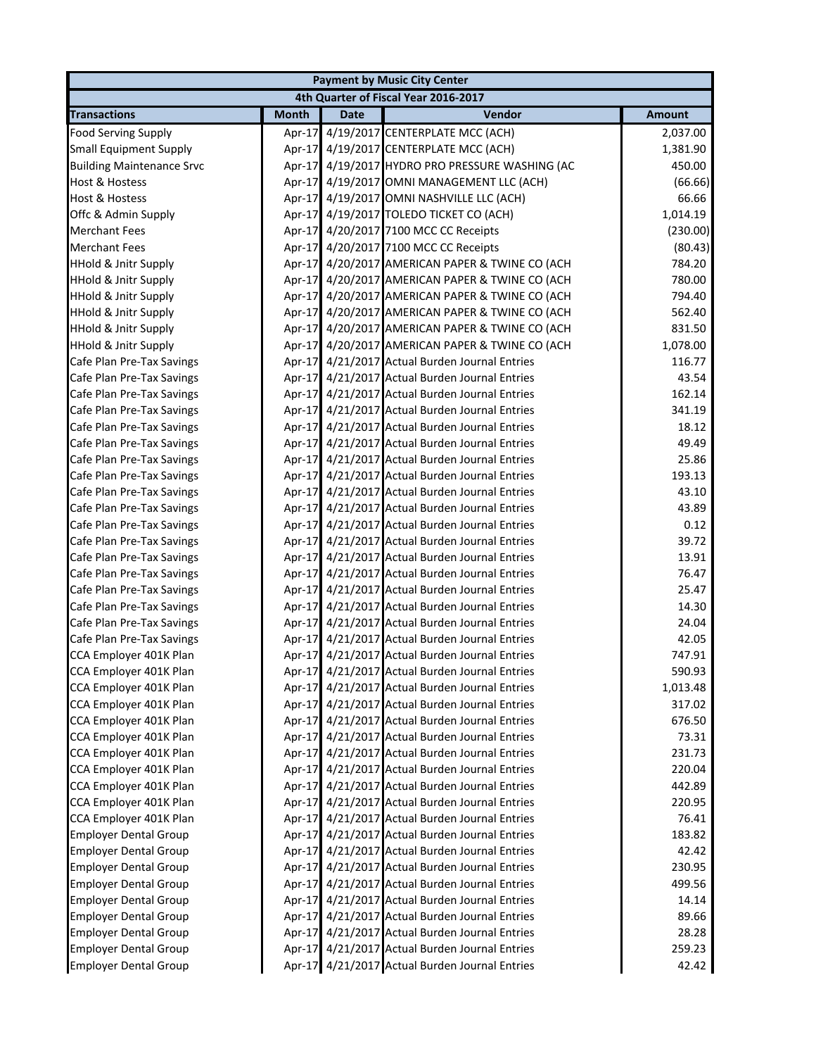| Payment by Music City Center | | | | |
|---|---|---|---|---|
| 4th Quarter of Fiscal Year 2016-2017 | | | | |
| **Transactions** | **Month** | **Date** | **Vendor** | **Amount** |
| Food Serving Supply | Apr-17 | 4/19/2017 | CENTERPLATE MCC (ACH) | 2,037.00 |
| Small Equipment Supply | Apr-17 | 4/19/2017 | CENTERPLATE MCC (ACH) | 1,381.90 |
| Building Maintenance Srvc | Apr-17 | 4/19/2017 | HYDRO PRO PRESSURE WASHING (AC | 450.00 |
| Host & Hostess | Apr-17 | 4/19/2017 | OMNI MANAGEMENT LLC (ACH) | (66.66) |
| Host & Hostess | Apr-17 | 4/19/2017 | OMNI NASHVILLE LLC (ACH) | 66.66 |
| Offc & Admin Supply | Apr-17 | 4/19/2017 | TOLEDO TICKET CO (ACH) | 1,014.19 |
| Merchant Fees | Apr-17 | 4/20/2017 | 7100 MCC CC Receipts | (230.00) |
| Merchant Fees | Apr-17 | 4/20/2017 | 7100 MCC CC Receipts | (80.43) |
| HHold & Jnitr Supply | Apr-17 | 4/20/2017 | AMERICAN PAPER & TWINE CO (ACH | 784.20 |
| HHold & Jnitr Supply | Apr-17 | 4/20/2017 | AMERICAN PAPER & TWINE CO (ACH | 780.00 |
| HHold & Jnitr Supply | Apr-17 | 4/20/2017 | AMERICAN PAPER & TWINE CO (ACH | 794.40 |
| HHold & Jnitr Supply | Apr-17 | 4/20/2017 | AMERICAN PAPER & TWINE CO (ACH | 562.40 |
| HHold & Jnitr Supply | Apr-17 | 4/20/2017 | AMERICAN PAPER & TWINE CO (ACH | 831.50 |
| HHold & Jnitr Supply | Apr-17 | 4/20/2017 | AMERICAN PAPER & TWINE CO (ACH | 1,078.00 |
| Cafe Plan Pre-Tax Savings | Apr-17 | 4/21/2017 | Actual Burden Journal Entries | 116.77 |
| Cafe Plan Pre-Tax Savings | Apr-17 | 4/21/2017 | Actual Burden Journal Entries | 43.54 |
| Cafe Plan Pre-Tax Savings | Apr-17 | 4/21/2017 | Actual Burden Journal Entries | 162.14 |
| Cafe Plan Pre-Tax Savings | Apr-17 | 4/21/2017 | Actual Burden Journal Entries | 341.19 |
| Cafe Plan Pre-Tax Savings | Apr-17 | 4/21/2017 | Actual Burden Journal Entries | 18.12 |
| Cafe Plan Pre-Tax Savings | Apr-17 | 4/21/2017 | Actual Burden Journal Entries | 49.49 |
| Cafe Plan Pre-Tax Savings | Apr-17 | 4/21/2017 | Actual Burden Journal Entries | 25.86 |
| Cafe Plan Pre-Tax Savings | Apr-17 | 4/21/2017 | Actual Burden Journal Entries | 193.13 |
| Cafe Plan Pre-Tax Savings | Apr-17 | 4/21/2017 | Actual Burden Journal Entries | 43.10 |
| Cafe Plan Pre-Tax Savings | Apr-17 | 4/21/2017 | Actual Burden Journal Entries | 43.89 |
| Cafe Plan Pre-Tax Savings | Apr-17 | 4/21/2017 | Actual Burden Journal Entries | 0.12 |
| Cafe Plan Pre-Tax Savings | Apr-17 | 4/21/2017 | Actual Burden Journal Entries | 39.72 |
| Cafe Plan Pre-Tax Savings | Apr-17 | 4/21/2017 | Actual Burden Journal Entries | 13.91 |
| Cafe Plan Pre-Tax Savings | Apr-17 | 4/21/2017 | Actual Burden Journal Entries | 76.47 |
| Cafe Plan Pre-Tax Savings | Apr-17 | 4/21/2017 | Actual Burden Journal Entries | 25.47 |
| Cafe Plan Pre-Tax Savings | Apr-17 | 4/21/2017 | Actual Burden Journal Entries | 14.30 |
| Cafe Plan Pre-Tax Savings | Apr-17 | 4/21/2017 | Actual Burden Journal Entries | 24.04 |
| Cafe Plan Pre-Tax Savings | Apr-17 | 4/21/2017 | Actual Burden Journal Entries | 42.05 |
| CCA Employer 401K Plan | Apr-17 | 4/21/2017 | Actual Burden Journal Entries | 747.91 |
| CCA Employer 401K Plan | Apr-17 | 4/21/2017 | Actual Burden Journal Entries | 590.93 |
| CCA Employer 401K Plan | Apr-17 | 4/21/2017 | Actual Burden Journal Entries | 1,013.48 |
| CCA Employer 401K Plan | Apr-17 | 4/21/2017 | Actual Burden Journal Entries | 317.02 |
| CCA Employer 401K Plan | Apr-17 | 4/21/2017 | Actual Burden Journal Entries | 676.50 |
| CCA Employer 401K Plan | Apr-17 | 4/21/2017 | Actual Burden Journal Entries | 73.31 |
| CCA Employer 401K Plan | Apr-17 | 4/21/2017 | Actual Burden Journal Entries | 231.73 |
| CCA Employer 401K Plan | Apr-17 | 4/21/2017 | Actual Burden Journal Entries | 220.04 |
| CCA Employer 401K Plan | Apr-17 | 4/21/2017 | Actual Burden Journal Entries | 442.89 |
| CCA Employer 401K Plan | Apr-17 | 4/21/2017 | Actual Burden Journal Entries | 220.95 |
| CCA Employer 401K Plan | Apr-17 | 4/21/2017 | Actual Burden Journal Entries | 76.41 |
| Employer Dental Group | Apr-17 | 4/21/2017 | Actual Burden Journal Entries | 183.82 |
| Employer Dental Group | Apr-17 | 4/21/2017 | Actual Burden Journal Entries | 42.42 |
| Employer Dental Group | Apr-17 | 4/21/2017 | Actual Burden Journal Entries | 230.95 |
| Employer Dental Group | Apr-17 | 4/21/2017 | Actual Burden Journal Entries | 499.56 |
| Employer Dental Group | Apr-17 | 4/21/2017 | Actual Burden Journal Entries | 14.14 |
| Employer Dental Group | Apr-17 | 4/21/2017 | Actual Burden Journal Entries | 89.66 |
| Employer Dental Group | Apr-17 | 4/21/2017 | Actual Burden Journal Entries | 28.28 |
| Employer Dental Group | Apr-17 | 4/21/2017 | Actual Burden Journal Entries | 259.23 |
| Employer Dental Group | Apr-17 | 4/21/2017 | Actual Burden Journal Entries | 42.42 |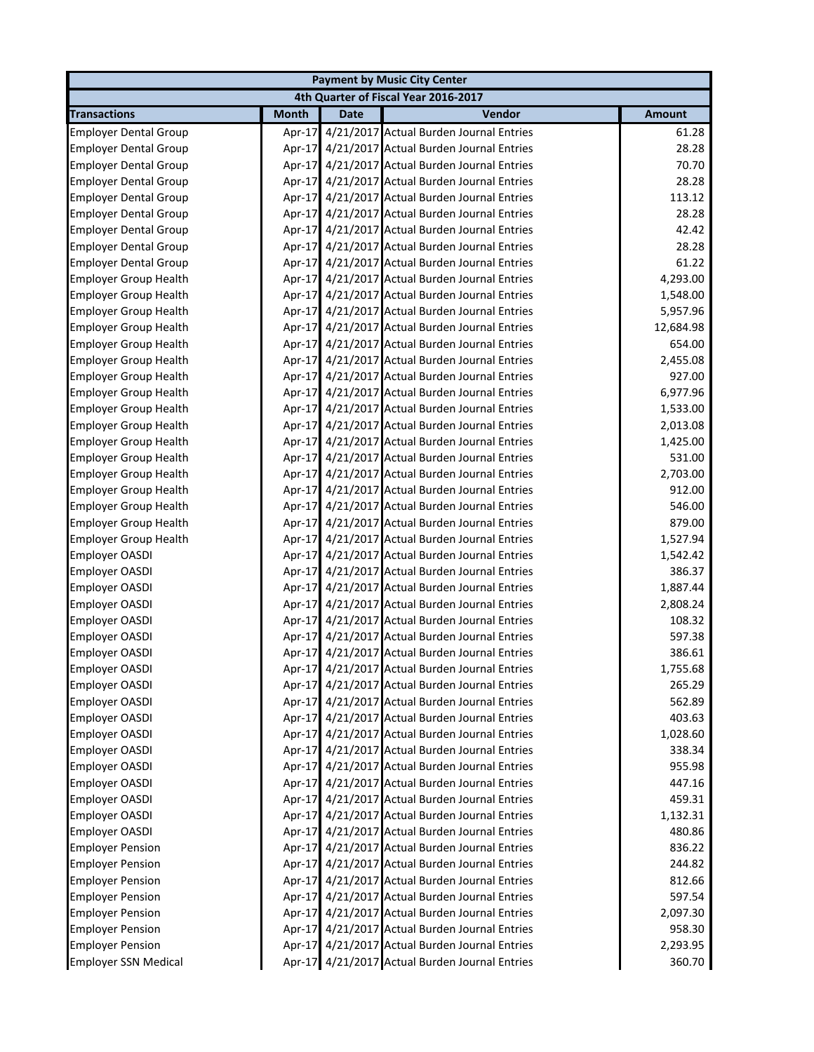| Payment by Music City Center | | | | |
|---|---|---|---|---|
| 4th Quarter of Fiscal Year 2016-2017 | | | | |
| **Transactions** | **Month** | **Date** | **Vendor** | **Amount** |
| Employer Dental Group | Apr-17 | 4/21/2017 | Actual Burden Journal Entries | 61.28 |
| Employer Dental Group | Apr-17 | 4/21/2017 | Actual Burden Journal Entries | 28.28 |
| Employer Dental Group | Apr-17 | 4/21/2017 | Actual Burden Journal Entries | 70.70 |
| Employer Dental Group | Apr-17 | 4/21/2017 | Actual Burden Journal Entries | 28.28 |
| Employer Dental Group | Apr-17 | 4/21/2017 | Actual Burden Journal Entries | 113.12 |
| Employer Dental Group | Apr-17 | 4/21/2017 | Actual Burden Journal Entries | 28.28 |
| Employer Dental Group | Apr-17 | 4/21/2017 | Actual Burden Journal Entries | 42.42 |
| Employer Dental Group | Apr-17 | 4/21/2017 | Actual Burden Journal Entries | 28.28 |
| Employer Dental Group | Apr-17 | 4/21/2017 | Actual Burden Journal Entries | 61.22 |
| Employer Group Health | Apr-17 | 4/21/2017 | Actual Burden Journal Entries | 4,293.00 |
| Employer Group Health | Apr-17 | 4/21/2017 | Actual Burden Journal Entries | 1,548.00 |
| Employer Group Health | Apr-17 | 4/21/2017 | Actual Burden Journal Entries | 5,957.96 |
| Employer Group Health | Apr-17 | 4/21/2017 | Actual Burden Journal Entries | 12,684.98 |
| Employer Group Health | Apr-17 | 4/21/2017 | Actual Burden Journal Entries | 654.00 |
| Employer Group Health | Apr-17 | 4/21/2017 | Actual Burden Journal Entries | 2,455.08 |
| Employer Group Health | Apr-17 | 4/21/2017 | Actual Burden Journal Entries | 927.00 |
| Employer Group Health | Apr-17 | 4/21/2017 | Actual Burden Journal Entries | 6,977.96 |
| Employer Group Health | Apr-17 | 4/21/2017 | Actual Burden Journal Entries | 1,533.00 |
| Employer Group Health | Apr-17 | 4/21/2017 | Actual Burden Journal Entries | 2,013.08 |
| Employer Group Health | Apr-17 | 4/21/2017 | Actual Burden Journal Entries | 1,425.00 |
| Employer Group Health | Apr-17 | 4/21/2017 | Actual Burden Journal Entries | 531.00 |
| Employer Group Health | Apr-17 | 4/21/2017 | Actual Burden Journal Entries | 2,703.00 |
| Employer Group Health | Apr-17 | 4/21/2017 | Actual Burden Journal Entries | 912.00 |
| Employer Group Health | Apr-17 | 4/21/2017 | Actual Burden Journal Entries | 546.00 |
| Employer Group Health | Apr-17 | 4/21/2017 | Actual Burden Journal Entries | 879.00 |
| Employer Group Health | Apr-17 | 4/21/2017 | Actual Burden Journal Entries | 1,527.94 |
| Employer OASDI | Apr-17 | 4/21/2017 | Actual Burden Journal Entries | 1,542.42 |
| Employer OASDI | Apr-17 | 4/21/2017 | Actual Burden Journal Entries | 386.37 |
| Employer OASDI | Apr-17 | 4/21/2017 | Actual Burden Journal Entries | 1,887.44 |
| Employer OASDI | Apr-17 | 4/21/2017 | Actual Burden Journal Entries | 2,808.24 |
| Employer OASDI | Apr-17 | 4/21/2017 | Actual Burden Journal Entries | 108.32 |
| Employer OASDI | Apr-17 | 4/21/2017 | Actual Burden Journal Entries | 597.38 |
| Employer OASDI | Apr-17 | 4/21/2017 | Actual Burden Journal Entries | 386.61 |
| Employer OASDI | Apr-17 | 4/21/2017 | Actual Burden Journal Entries | 1,755.68 |
| Employer OASDI | Apr-17 | 4/21/2017 | Actual Burden Journal Entries | 265.29 |
| Employer OASDI | Apr-17 | 4/21/2017 | Actual Burden Journal Entries | 562.89 |
| Employer OASDI | Apr-17 | 4/21/2017 | Actual Burden Journal Entries | 403.63 |
| Employer OASDI | Apr-17 | 4/21/2017 | Actual Burden Journal Entries | 1,028.60 |
| Employer OASDI | Apr-17 | 4/21/2017 | Actual Burden Journal Entries | 338.34 |
| Employer OASDI | Apr-17 | 4/21/2017 | Actual Burden Journal Entries | 955.98 |
| Employer OASDI | Apr-17 | 4/21/2017 | Actual Burden Journal Entries | 447.16 |
| Employer OASDI | Apr-17 | 4/21/2017 | Actual Burden Journal Entries | 459.31 |
| Employer OASDI | Apr-17 | 4/21/2017 | Actual Burden Journal Entries | 1,132.31 |
| Employer OASDI | Apr-17 | 4/21/2017 | Actual Burden Journal Entries | 480.86 |
| Employer Pension | Apr-17 | 4/21/2017 | Actual Burden Journal Entries | 836.22 |
| Employer Pension | Apr-17 | 4/21/2017 | Actual Burden Journal Entries | 244.82 |
| Employer Pension | Apr-17 | 4/21/2017 | Actual Burden Journal Entries | 812.66 |
| Employer Pension | Apr-17 | 4/21/2017 | Actual Burden Journal Entries | 597.54 |
| Employer Pension | Apr-17 | 4/21/2017 | Actual Burden Journal Entries | 2,097.30 |
| Employer Pension | Apr-17 | 4/21/2017 | Actual Burden Journal Entries | 958.30 |
| Employer Pension | Apr-17 | 4/21/2017 | Actual Burden Journal Entries | 2,293.95 |
| Employer SSN Medical | Apr-17 | 4/21/2017 | Actual Burden Journal Entries | 360.70 |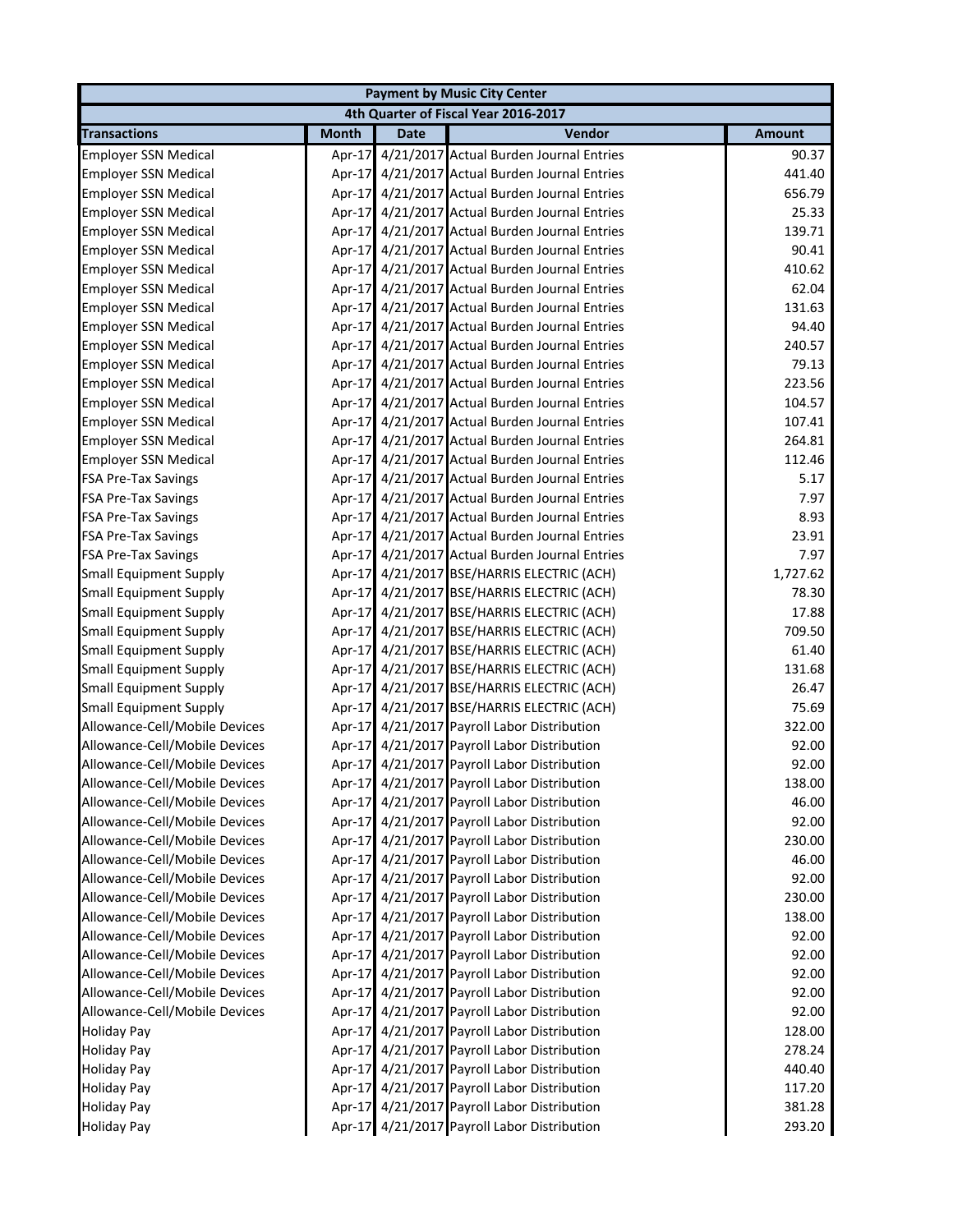| Payment by Music City Center | | | | |
|---|---|---|---|---|
| 4th Quarter of Fiscal Year 2016-2017 | | | | |
| **Transactions** | **Month** | **Date** | **Vendor** | **Amount** |
| Employer SSN Medical | Apr-17 | 4/21/2017 | Actual Burden Journal Entries | 90.37 |
| Employer SSN Medical | Apr-17 | 4/21/2017 | Actual Burden Journal Entries | 441.40 |
| Employer SSN Medical | Apr-17 | 4/21/2017 | Actual Burden Journal Entries | 656.79 |
| Employer SSN Medical | Apr-17 | 4/21/2017 | Actual Burden Journal Entries | 25.33 |
| Employer SSN Medical | Apr-17 | 4/21/2017 | Actual Burden Journal Entries | 139.71 |
| Employer SSN Medical | Apr-17 | 4/21/2017 | Actual Burden Journal Entries | 90.41 |
| Employer SSN Medical | Apr-17 | 4/21/2017 | Actual Burden Journal Entries | 410.62 |
| Employer SSN Medical | Apr-17 | 4/21/2017 | Actual Burden Journal Entries | 62.04 |
| Employer SSN Medical | Apr-17 | 4/21/2017 | Actual Burden Journal Entries | 131.63 |
| Employer SSN Medical | Apr-17 | 4/21/2017 | Actual Burden Journal Entries | 94.40 |
| Employer SSN Medical | Apr-17 | 4/21/2017 | Actual Burden Journal Entries | 240.57 |
| Employer SSN Medical | Apr-17 | 4/21/2017 | Actual Burden Journal Entries | 79.13 |
| Employer SSN Medical | Apr-17 | 4/21/2017 | Actual Burden Journal Entries | 223.56 |
| Employer SSN Medical | Apr-17 | 4/21/2017 | Actual Burden Journal Entries | 104.57 |
| Employer SSN Medical | Apr-17 | 4/21/2017 | Actual Burden Journal Entries | 107.41 |
| Employer SSN Medical | Apr-17 | 4/21/2017 | Actual Burden Journal Entries | 264.81 |
| Employer SSN Medical | Apr-17 | 4/21/2017 | Actual Burden Journal Entries | 112.46 |
| FSA Pre-Tax Savings | Apr-17 | 4/21/2017 | Actual Burden Journal Entries | 5.17 |
| FSA Pre-Tax Savings | Apr-17 | 4/21/2017 | Actual Burden Journal Entries | 7.97 |
| FSA Pre-Tax Savings | Apr-17 | 4/21/2017 | Actual Burden Journal Entries | 8.93 |
| FSA Pre-Tax Savings | Apr-17 | 4/21/2017 | Actual Burden Journal Entries | 23.91 |
| FSA Pre-Tax Savings | Apr-17 | 4/21/2017 | Actual Burden Journal Entries | 7.97 |
| Small Equipment Supply | Apr-17 | 4/21/2017 | BSE/HARRIS ELECTRIC (ACH) | 1,727.62 |
| Small Equipment Supply | Apr-17 | 4/21/2017 | BSE/HARRIS ELECTRIC (ACH) | 78.30 |
| Small Equipment Supply | Apr-17 | 4/21/2017 | BSE/HARRIS ELECTRIC (ACH) | 17.88 |
| Small Equipment Supply | Apr-17 | 4/21/2017 | BSE/HARRIS ELECTRIC (ACH) | 709.50 |
| Small Equipment Supply | Apr-17 | 4/21/2017 | BSE/HARRIS ELECTRIC (ACH) | 61.40 |
| Small Equipment Supply | Apr-17 | 4/21/2017 | BSE/HARRIS ELECTRIC (ACH) | 131.68 |
| Small Equipment Supply | Apr-17 | 4/21/2017 | BSE/HARRIS ELECTRIC (ACH) | 26.47 |
| Small Equipment Supply | Apr-17 | 4/21/2017 | BSE/HARRIS ELECTRIC (ACH) | 75.69 |
| Allowance-Cell/Mobile Devices | Apr-17 | 4/21/2017 | Payroll Labor Distribution | 322.00 |
| Allowance-Cell/Mobile Devices | Apr-17 | 4/21/2017 | Payroll Labor Distribution | 92.00 |
| Allowance-Cell/Mobile Devices | Apr-17 | 4/21/2017 | Payroll Labor Distribution | 92.00 |
| Allowance-Cell/Mobile Devices | Apr-17 | 4/21/2017 | Payroll Labor Distribution | 138.00 |
| Allowance-Cell/Mobile Devices | Apr-17 | 4/21/2017 | Payroll Labor Distribution | 46.00 |
| Allowance-Cell/Mobile Devices | Apr-17 | 4/21/2017 | Payroll Labor Distribution | 92.00 |
| Allowance-Cell/Mobile Devices | Apr-17 | 4/21/2017 | Payroll Labor Distribution | 230.00 |
| Allowance-Cell/Mobile Devices | Apr-17 | 4/21/2017 | Payroll Labor Distribution | 46.00 |
| Allowance-Cell/Mobile Devices | Apr-17 | 4/21/2017 | Payroll Labor Distribution | 92.00 |
| Allowance-Cell/Mobile Devices | Apr-17 | 4/21/2017 | Payroll Labor Distribution | 230.00 |
| Allowance-Cell/Mobile Devices | Apr-17 | 4/21/2017 | Payroll Labor Distribution | 138.00 |
| Allowance-Cell/Mobile Devices | Apr-17 | 4/21/2017 | Payroll Labor Distribution | 92.00 |
| Allowance-Cell/Mobile Devices | Apr-17 | 4/21/2017 | Payroll Labor Distribution | 92.00 |
| Allowance-Cell/Mobile Devices | Apr-17 | 4/21/2017 | Payroll Labor Distribution | 92.00 |
| Allowance-Cell/Mobile Devices | Apr-17 | 4/21/2017 | Payroll Labor Distribution | 92.00 |
| Allowance-Cell/Mobile Devices | Apr-17 | 4/21/2017 | Payroll Labor Distribution | 92.00 |
| Holiday Pay | Apr-17 | 4/21/2017 | Payroll Labor Distribution | 128.00 |
| Holiday Pay | Apr-17 | 4/21/2017 | Payroll Labor Distribution | 278.24 |
| Holiday Pay | Apr-17 | 4/21/2017 | Payroll Labor Distribution | 440.40 |
| Holiday Pay | Apr-17 | 4/21/2017 | Payroll Labor Distribution | 117.20 |
| Holiday Pay | Apr-17 | 4/21/2017 | Payroll Labor Distribution | 381.28 |
| Holiday Pay | Apr-17 | 4/21/2017 | Payroll Labor Distribution | 293.20 |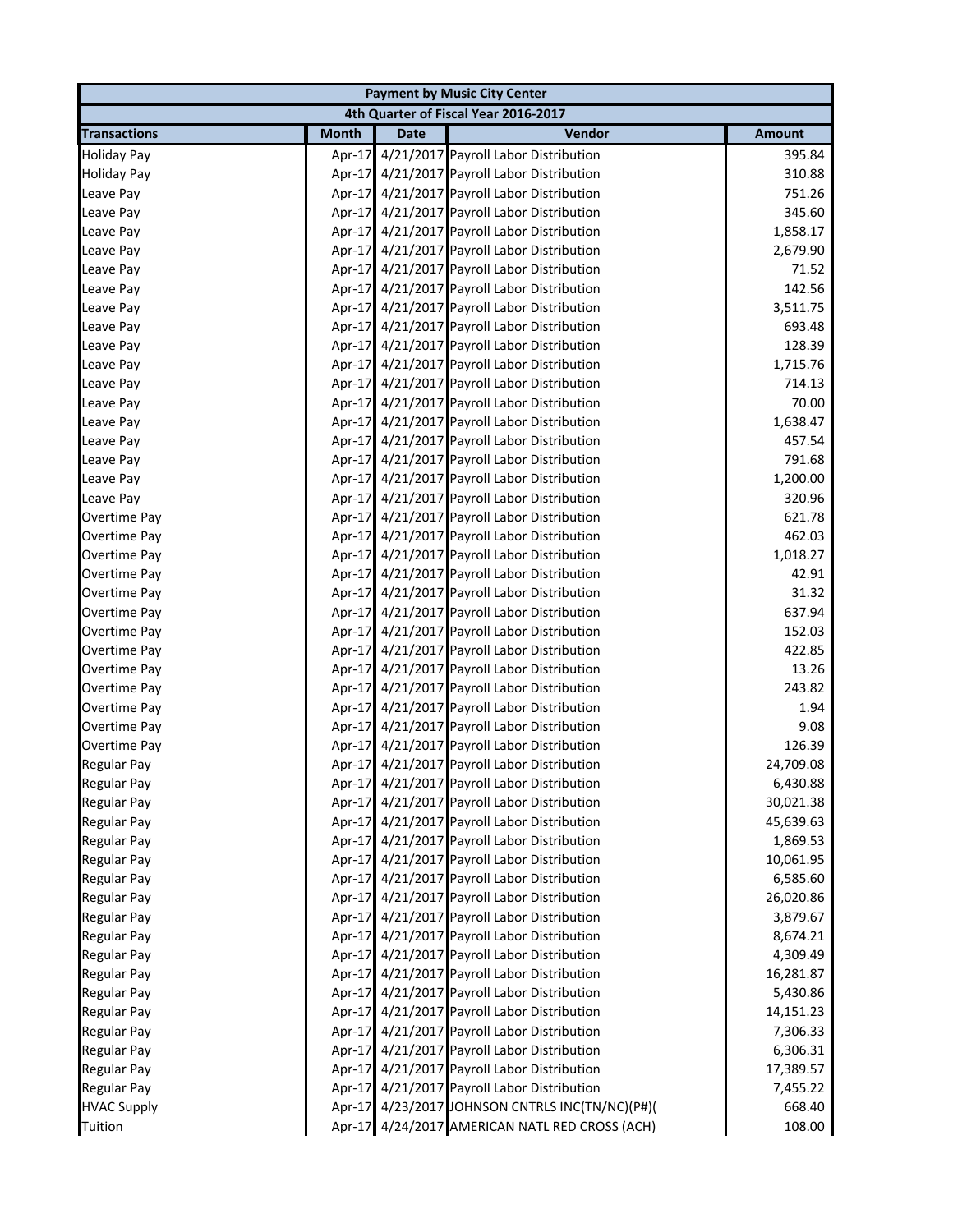| Payment by Music City Center | | | | |
|---|---|---|---|---|
| 4th Quarter of Fiscal Year 2016-2017 | | | | |
| **Transactions** | **Month** | **Date** | **Vendor** | **Amount** |
| Holiday Pay | Apr-17 | 4/21/2017 | Payroll Labor Distribution | 395.84 |
| Holiday Pay | Apr-17 | 4/21/2017 | Payroll Labor Distribution | 310.88 |
| Leave Pay | Apr-17 | 4/21/2017 | Payroll Labor Distribution | 751.26 |
| Leave Pay | Apr-17 | 4/21/2017 | Payroll Labor Distribution | 345.60 |
| Leave Pay | Apr-17 | 4/21/2017 | Payroll Labor Distribution | 1,858.17 |
| Leave Pay | Apr-17 | 4/21/2017 | Payroll Labor Distribution | 2,679.90 |
| Leave Pay | Apr-17 | 4/21/2017 | Payroll Labor Distribution | 71.52 |
| Leave Pay | Apr-17 | 4/21/2017 | Payroll Labor Distribution | 142.56 |
| Leave Pay | Apr-17 | 4/21/2017 | Payroll Labor Distribution | 3,511.75 |
| Leave Pay | Apr-17 | 4/21/2017 | Payroll Labor Distribution | 693.48 |
| Leave Pay | Apr-17 | 4/21/2017 | Payroll Labor Distribution | 128.39 |
| Leave Pay | Apr-17 | 4/21/2017 | Payroll Labor Distribution | 1,715.76 |
| Leave Pay | Apr-17 | 4/21/2017 | Payroll Labor Distribution | 714.13 |
| Leave Pay | Apr-17 | 4/21/2017 | Payroll Labor Distribution | 70.00 |
| Leave Pay | Apr-17 | 4/21/2017 | Payroll Labor Distribution | 1,638.47 |
| Leave Pay | Apr-17 | 4/21/2017 | Payroll Labor Distribution | 457.54 |
| Leave Pay | Apr-17 | 4/21/2017 | Payroll Labor Distribution | 791.68 |
| Leave Pay | Apr-17 | 4/21/2017 | Payroll Labor Distribution | 1,200.00 |
| Leave Pay | Apr-17 | 4/21/2017 | Payroll Labor Distribution | 320.96 |
| Overtime Pay | Apr-17 | 4/21/2017 | Payroll Labor Distribution | 621.78 |
| Overtime Pay | Apr-17 | 4/21/2017 | Payroll Labor Distribution | 462.03 |
| Overtime Pay | Apr-17 | 4/21/2017 | Payroll Labor Distribution | 1,018.27 |
| Overtime Pay | Apr-17 | 4/21/2017 | Payroll Labor Distribution | 42.91 |
| Overtime Pay | Apr-17 | 4/21/2017 | Payroll Labor Distribution | 31.32 |
| Overtime Pay | Apr-17 | 4/21/2017 | Payroll Labor Distribution | 637.94 |
| Overtime Pay | Apr-17 | 4/21/2017 | Payroll Labor Distribution | 152.03 |
| Overtime Pay | Apr-17 | 4/21/2017 | Payroll Labor Distribution | 422.85 |
| Overtime Pay | Apr-17 | 4/21/2017 | Payroll Labor Distribution | 13.26 |
| Overtime Pay | Apr-17 | 4/21/2017 | Payroll Labor Distribution | 243.82 |
| Overtime Pay | Apr-17 | 4/21/2017 | Payroll Labor Distribution | 1.94 |
| Overtime Pay | Apr-17 | 4/21/2017 | Payroll Labor Distribution | 9.08 |
| Overtime Pay | Apr-17 | 4/21/2017 | Payroll Labor Distribution | 126.39 |
| Regular Pay | Apr-17 | 4/21/2017 | Payroll Labor Distribution | 24,709.08 |
| Regular Pay | Apr-17 | 4/21/2017 | Payroll Labor Distribution | 6,430.88 |
| Regular Pay | Apr-17 | 4/21/2017 | Payroll Labor Distribution | 30,021.38 |
| Regular Pay | Apr-17 | 4/21/2017 | Payroll Labor Distribution | 45,639.63 |
| Regular Pay | Apr-17 | 4/21/2017 | Payroll Labor Distribution | 1,869.53 |
| Regular Pay | Apr-17 | 4/21/2017 | Payroll Labor Distribution | 10,061.95 |
| Regular Pay | Apr-17 | 4/21/2017 | Payroll Labor Distribution | 6,585.60 |
| Regular Pay | Apr-17 | 4/21/2017 | Payroll Labor Distribution | 26,020.86 |
| Regular Pay | Apr-17 | 4/21/2017 | Payroll Labor Distribution | 3,879.67 |
| Regular Pay | Apr-17 | 4/21/2017 | Payroll Labor Distribution | 8,674.21 |
| Regular Pay | Apr-17 | 4/21/2017 | Payroll Labor Distribution | 4,309.49 |
| Regular Pay | Apr-17 | 4/21/2017 | Payroll Labor Distribution | 16,281.87 |
| Regular Pay | Apr-17 | 4/21/2017 | Payroll Labor Distribution | 5,430.86 |
| Regular Pay | Apr-17 | 4/21/2017 | Payroll Labor Distribution | 14,151.23 |
| Regular Pay | Apr-17 | 4/21/2017 | Payroll Labor Distribution | 7,306.33 |
| Regular Pay | Apr-17 | 4/21/2017 | Payroll Labor Distribution | 6,306.31 |
| Regular Pay | Apr-17 | 4/21/2017 | Payroll Labor Distribution | 17,389.57 |
| Regular Pay | Apr-17 | 4/21/2017 | Payroll Labor Distribution | 7,455.22 |
| HVAC Supply | Apr-17 | 4/23/2017 | JOHNSON CNTRLS INC(TN/NC)(P#)( | 668.40 |
| Tuition | Apr-17 | 4/24/2017 | AMERICAN NATL RED CROSS (ACH) | 108.00 |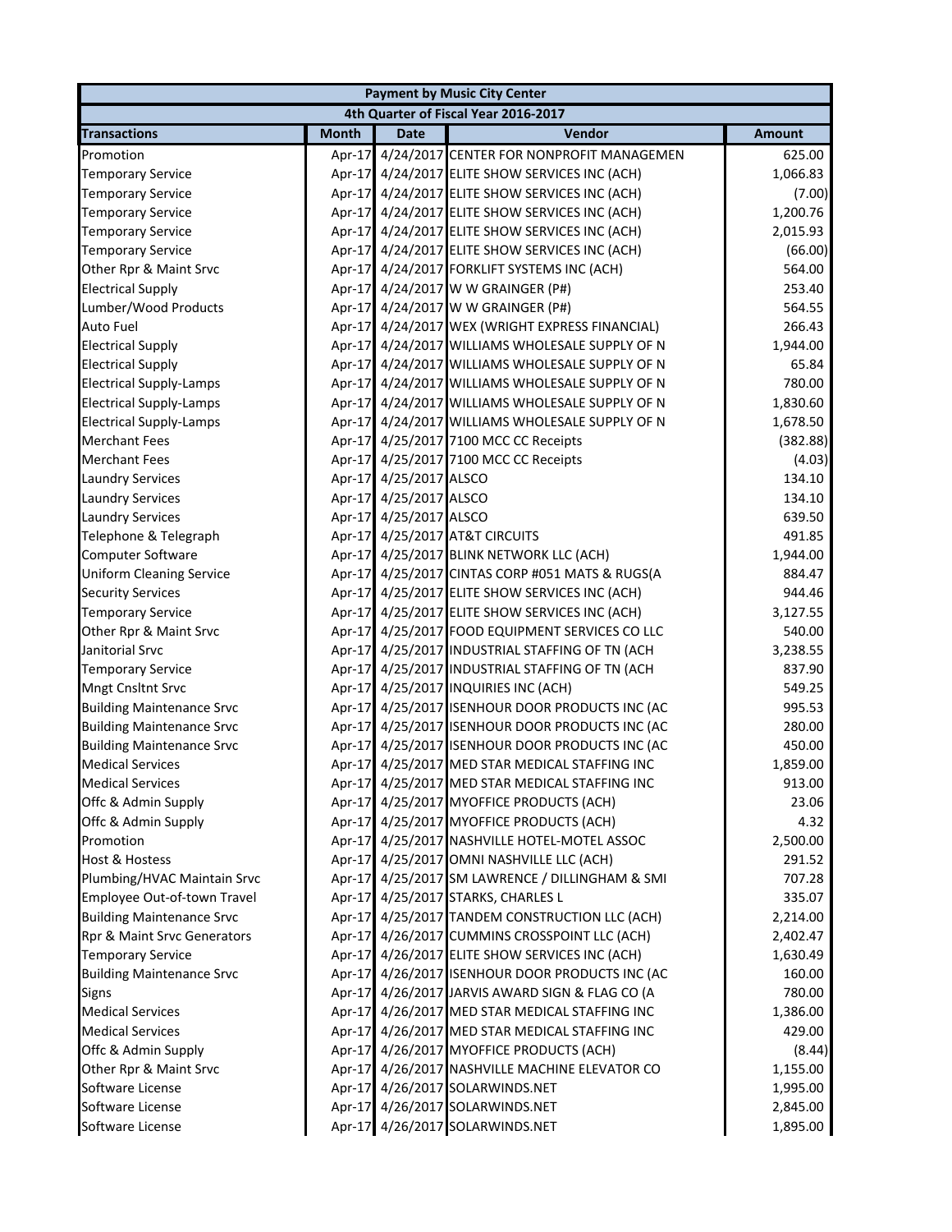| Payment by Music City Center | | | | |
|---|---|---|---|---|
| 4th Quarter of Fiscal Year 2016-2017 | | | | |
| **Transactions** | **Month** | **Date** | **Vendor** | **Amount** |
| Promotion | Apr-17 | 4/24/2017 | CENTER FOR NONPROFIT MANAGEMEN | 625.00 |
| Temporary Service | Apr-17 | 4/24/2017 | ELITE SHOW SERVICES INC (ACH) | 1,066.83 |
| Temporary Service | Apr-17 | 4/24/2017 | ELITE SHOW SERVICES INC (ACH) | (7.00) |
| Temporary Service | Apr-17 | 4/24/2017 | ELITE SHOW SERVICES INC (ACH) | 1,200.76 |
| Temporary Service | Apr-17 | 4/24/2017 | ELITE SHOW SERVICES INC (ACH) | 2,015.93 |
| Temporary Service | Apr-17 | 4/24/2017 | ELITE SHOW SERVICES INC (ACH) | (66.00) |
| Other Rpr & Maint Srvc | Apr-17 | 4/24/2017 | FORKLIFT SYSTEMS INC (ACH) | 564.00 |
| Electrical Supply | Apr-17 | 4/24/2017 | W W GRAINGER (P#) | 253.40 |
| Lumber/Wood Products | Apr-17 | 4/24/2017 | W W GRAINGER (P#) | 564.55 |
| Auto Fuel | Apr-17 | 4/24/2017 | WEX (WRIGHT EXPRESS FINANCIAL) | 266.43 |
| Electrical Supply | Apr-17 | 4/24/2017 | WILLIAMS WHOLESALE SUPPLY OF N | 1,944.00 |
| Electrical Supply | Apr-17 | 4/24/2017 | WILLIAMS WHOLESALE SUPPLY OF N | 65.84 |
| Electrical Supply-Lamps | Apr-17 | 4/24/2017 | WILLIAMS WHOLESALE SUPPLY OF N | 780.00 |
| Electrical Supply-Lamps | Apr-17 | 4/24/2017 | WILLIAMS WHOLESALE SUPPLY OF N | 1,830.60 |
| Electrical Supply-Lamps | Apr-17 | 4/24/2017 | WILLIAMS WHOLESALE SUPPLY OF N | 1,678.50 |
| Merchant Fees | Apr-17 | 4/25/2017 | 7100 MCC CC Receipts | (382.88) |
| Merchant Fees | Apr-17 | 4/25/2017 | 7100 MCC CC Receipts | (4.03) |
| Laundry Services | Apr-17 | 4/25/2017 | ALSCO | 134.10 |
| Laundry Services | Apr-17 | 4/25/2017 | ALSCO | 134.10 |
| Laundry Services | Apr-17 | 4/25/2017 | ALSCO | 639.50 |
| Telephone & Telegraph | Apr-17 | 4/25/2017 | AT&T CIRCUITS | 491.85 |
| Computer Software | Apr-17 | 4/25/2017 | BLINK NETWORK LLC (ACH) | 1,944.00 |
| Uniform Cleaning Service | Apr-17 | 4/25/2017 | CINTAS CORP #051 MATS & RUGS(A | 884.47 |
| Security Services | Apr-17 | 4/25/2017 | ELITE SHOW SERVICES INC (ACH) | 944.46 |
| Temporary Service | Apr-17 | 4/25/2017 | ELITE SHOW SERVICES INC (ACH) | 3,127.55 |
| Other Rpr & Maint Srvc | Apr-17 | 4/25/2017 | FOOD EQUIPMENT SERVICES CO LLC | 540.00 |
| Janitorial Srvc | Apr-17 | 4/25/2017 | INDUSTRIAL STAFFING OF TN (ACH | 3,238.55 |
| Temporary Service | Apr-17 | 4/25/2017 | INDUSTRIAL STAFFING OF TN (ACH | 837.90 |
| Mngt Cnsltnt Srvc | Apr-17 | 4/25/2017 | INQUIRIES INC (ACH) | 549.25 |
| Building Maintenance Srvc | Apr-17 | 4/25/2017 | ISENHOUR DOOR PRODUCTS INC (AC | 995.53 |
| Building Maintenance Srvc | Apr-17 | 4/25/2017 | ISENHOUR DOOR PRODUCTS INC (AC | 280.00 |
| Building Maintenance Srvc | Apr-17 | 4/25/2017 | ISENHOUR DOOR PRODUCTS INC (AC | 450.00 |
| Medical Services | Apr-17 | 4/25/2017 | MED STAR MEDICAL STAFFING INC | 1,859.00 |
| Medical Services | Apr-17 | 4/25/2017 | MED STAR MEDICAL STAFFING INC | 913.00 |
| Offc & Admin Supply | Apr-17 | 4/25/2017 | MYOFFICE PRODUCTS (ACH) | 23.06 |
| Offc & Admin Supply | Apr-17 | 4/25/2017 | MYOFFICE PRODUCTS (ACH) | 4.32 |
| Promotion | Apr-17 | 4/25/2017 | NASHVILLE HOTEL-MOTEL ASSOC | 2,500.00 |
| Host & Hostess | Apr-17 | 4/25/2017 | OMNI NASHVILLE LLC (ACH) | 291.52 |
| Plumbing/HVAC Maintain Srvc | Apr-17 | 4/25/2017 | SM LAWRENCE / DILLINGHAM & SMI | 707.28 |
| Employee Out-of-town Travel | Apr-17 | 4/25/2017 | STARKS, CHARLES L | 335.07 |
| Building Maintenance Srvc | Apr-17 | 4/25/2017 | TANDEM CONSTRUCTION LLC (ACH) | 2,214.00 |
| Rpr & Maint Srvc Generators | Apr-17 | 4/26/2017 | CUMMINS CROSSPOINT LLC (ACH) | 2,402.47 |
| Temporary Service | Apr-17 | 4/26/2017 | ELITE SHOW SERVICES INC (ACH) | 1,630.49 |
| Building Maintenance Srvc | Apr-17 | 4/26/2017 | ISENHOUR DOOR PRODUCTS INC (AC | 160.00 |
| Signs | Apr-17 | 4/26/2017 | JARVIS AWARD SIGN & FLAG CO (A | 780.00 |
| Medical Services | Apr-17 | 4/26/2017 | MED STAR MEDICAL STAFFING INC | 1,386.00 |
| Medical Services | Apr-17 | 4/26/2017 | MED STAR MEDICAL STAFFING INC | 429.00 |
| Offc & Admin Supply | Apr-17 | 4/26/2017 | MYOFFICE PRODUCTS (ACH) | (8.44) |
| Other Rpr & Maint Srvc | Apr-17 | 4/26/2017 | NASHVILLE MACHINE ELEVATOR CO | 1,155.00 |
| Software License | Apr-17 | 4/26/2017 | SOLARWINDS.NET | 1,995.00 |
| Software License | Apr-17 | 4/26/2017 | SOLARWINDS.NET | 2,845.00 |
| Software License | Apr-17 | 4/26/2017 | SOLARWINDS.NET | 1,895.00 |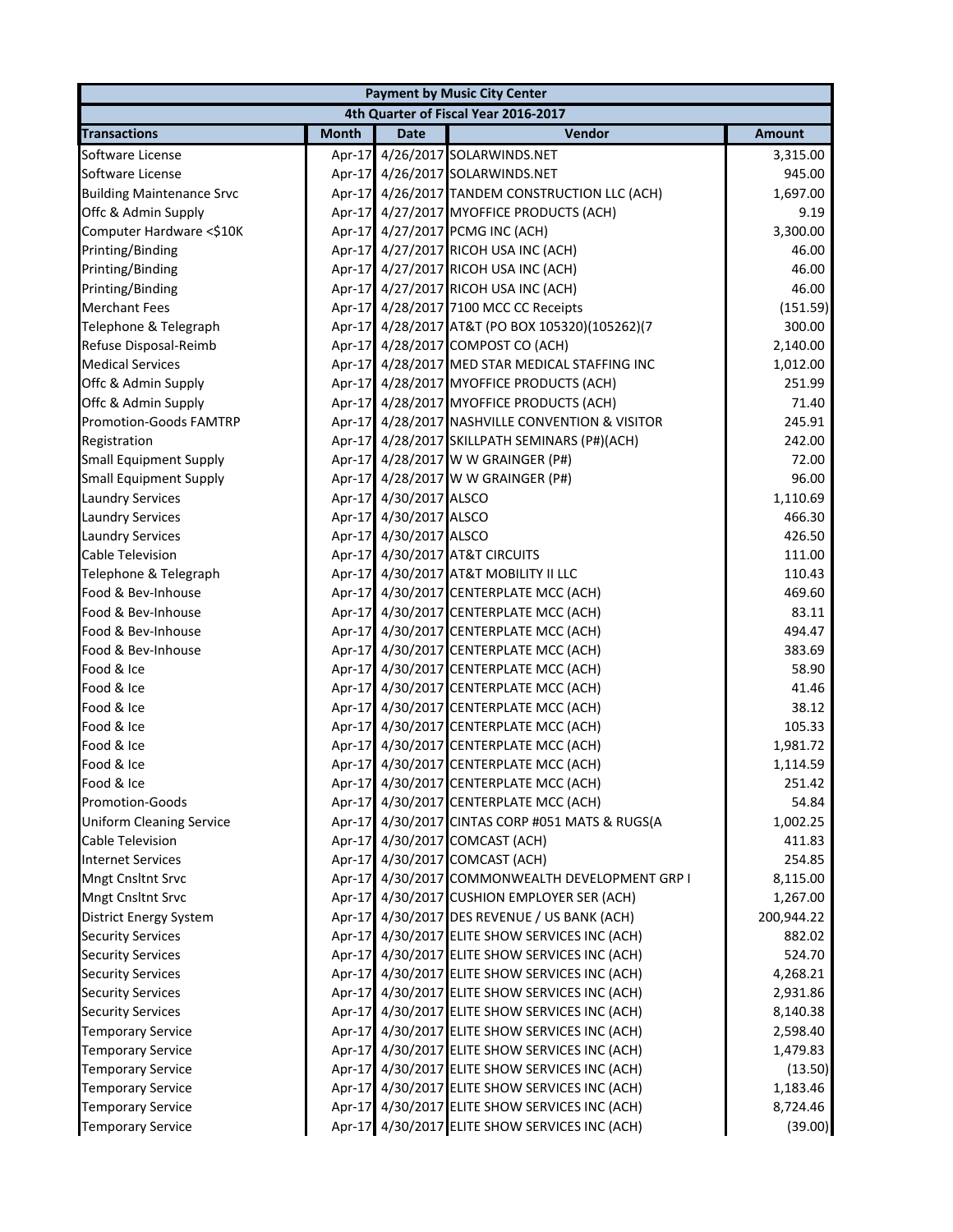| Payment by Music City Center | | | | |
|---|---|---|---|---|
| 4th Quarter of Fiscal Year 2016-2017 | | | | |
| **Transactions** | **Month** | **Date** | **Vendor** | **Amount** |
| Software License | Apr-17 | 4/26/2017 | SOLARWINDS.NET | 3,315.00 |
| Software License | Apr-17 | 4/26/2017 | SOLARWINDS.NET | 945.00 |
| Building Maintenance Srvc | Apr-17 | 4/26/2017 | TANDEM CONSTRUCTION LLC (ACH) | 1,697.00 |
| Offc & Admin Supply | Apr-17 | 4/27/2017 | MYOFFICE PRODUCTS (ACH) | 9.19 |
| Computer Hardware <$10K | Apr-17 | 4/27/2017 | PCMG INC (ACH) | 3,300.00 |
| Printing/Binding | Apr-17 | 4/27/2017 | RICOH USA INC (ACH) | 46.00 |
| Printing/Binding | Apr-17 | 4/27/2017 | RICOH USA INC (ACH) | 46.00 |
| Printing/Binding | Apr-17 | 4/27/2017 | RICOH USA INC (ACH) | 46.00 |
| Merchant Fees | Apr-17 | 4/28/2017 | 7100 MCC CC Receipts | (151.59) |
| Telephone & Telegraph | Apr-17 | 4/28/2017 | AT&T (PO BOX 105320)(105262)(7 | 300.00 |
| Refuse Disposal-Reimb | Apr-17 | 4/28/2017 | COMPOST CO (ACH) | 2,140.00 |
| Medical Services | Apr-17 | 4/28/2017 | MED STAR MEDICAL STAFFING INC | 1,012.00 |
| Offc & Admin Supply | Apr-17 | 4/28/2017 | MYOFFICE PRODUCTS (ACH) | 251.99 |
| Offc & Admin Supply | Apr-17 | 4/28/2017 | MYOFFICE PRODUCTS (ACH) | 71.40 |
| Promotion-Goods FAMTRP | Apr-17 | 4/28/2017 | NASHVILLE CONVENTION & VISITOR | 245.91 |
| Registration | Apr-17 | 4/28/2017 | SKILLPATH SEMINARS (P#)(ACH) | 242.00 |
| Small Equipment Supply | Apr-17 | 4/28/2017 | W W GRAINGER (P#) | 72.00 |
| Small Equipment Supply | Apr-17 | 4/28/2017 | W W GRAINGER (P#) | 96.00 |
| Laundry Services | Apr-17 | 4/30/2017 | ALSCO | 1,110.69 |
| Laundry Services | Apr-17 | 4/30/2017 | ALSCO | 466.30 |
| Laundry Services | Apr-17 | 4/30/2017 | ALSCO | 426.50 |
| Cable Television | Apr-17 | 4/30/2017 | AT&T CIRCUITS | 111.00 |
| Telephone & Telegraph | Apr-17 | 4/30/2017 | AT&T MOBILITY II LLC | 110.43 |
| Food & Bev-Inhouse | Apr-17 | 4/30/2017 | CENTERPLATE MCC (ACH) | 469.60 |
| Food & Bev-Inhouse | Apr-17 | 4/30/2017 | CENTERPLATE MCC (ACH) | 83.11 |
| Food & Bev-Inhouse | Apr-17 | 4/30/2017 | CENTERPLATE MCC (ACH) | 494.47 |
| Food & Bev-Inhouse | Apr-17 | 4/30/2017 | CENTERPLATE MCC (ACH) | 383.69 |
| Food & Ice | Apr-17 | 4/30/2017 | CENTERPLATE MCC (ACH) | 58.90 |
| Food & Ice | Apr-17 | 4/30/2017 | CENTERPLATE MCC (ACH) | 41.46 |
| Food & Ice | Apr-17 | 4/30/2017 | CENTERPLATE MCC (ACH) | 38.12 |
| Food & Ice | Apr-17 | 4/30/2017 | CENTERPLATE MCC (ACH) | 105.33 |
| Food & Ice | Apr-17 | 4/30/2017 | CENTERPLATE MCC (ACH) | 1,981.72 |
| Food & Ice | Apr-17 | 4/30/2017 | CENTERPLATE MCC (ACH) | 1,114.59 |
| Food & Ice | Apr-17 | 4/30/2017 | CENTERPLATE MCC (ACH) | 251.42 |
| Promotion-Goods | Apr-17 | 4/30/2017 | CENTERPLATE MCC (ACH) | 54.84 |
| Uniform Cleaning Service | Apr-17 | 4/30/2017 | CINTAS CORP #051 MATS & RUGS(A | 1,002.25 |
| Cable Television | Apr-17 | 4/30/2017 | COMCAST (ACH) | 411.83 |
| Internet Services | Apr-17 | 4/30/2017 | COMCAST (ACH) | 254.85 |
| Mngt Cnsltnt Srvc | Apr-17 | 4/30/2017 | COMMONWEALTH DEVELOPMENT GRP I | 8,115.00 |
| Mngt Cnsltnt Srvc | Apr-17 | 4/30/2017 | CUSHION EMPLOYER SER (ACH) | 1,267.00 |
| District Energy System | Apr-17 | 4/30/2017 | DES REVENUE / US BANK (ACH) | 200,944.22 |
| Security Services | Apr-17 | 4/30/2017 | ELITE SHOW SERVICES INC (ACH) | 882.02 |
| Security Services | Apr-17 | 4/30/2017 | ELITE SHOW SERVICES INC (ACH) | 524.70 |
| Security Services | Apr-17 | 4/30/2017 | ELITE SHOW SERVICES INC (ACH) | 4,268.21 |
| Security Services | Apr-17 | 4/30/2017 | ELITE SHOW SERVICES INC (ACH) | 2,931.86 |
| Security Services | Apr-17 | 4/30/2017 | ELITE SHOW SERVICES INC (ACH) | 8,140.38 |
| Temporary Service | Apr-17 | 4/30/2017 | ELITE SHOW SERVICES INC (ACH) | 2,598.40 |
| Temporary Service | Apr-17 | 4/30/2017 | ELITE SHOW SERVICES INC (ACH) | 1,479.83 |
| Temporary Service | Apr-17 | 4/30/2017 | ELITE SHOW SERVICES INC (ACH) | (13.50) |
| Temporary Service | Apr-17 | 4/30/2017 | ELITE SHOW SERVICES INC (ACH) | 1,183.46 |
| Temporary Service | Apr-17 | 4/30/2017 | ELITE SHOW SERVICES INC (ACH) | 8,724.46 |
| Temporary Service | Apr-17 | 4/30/2017 | ELITE SHOW SERVICES INC (ACH) | (39.00) |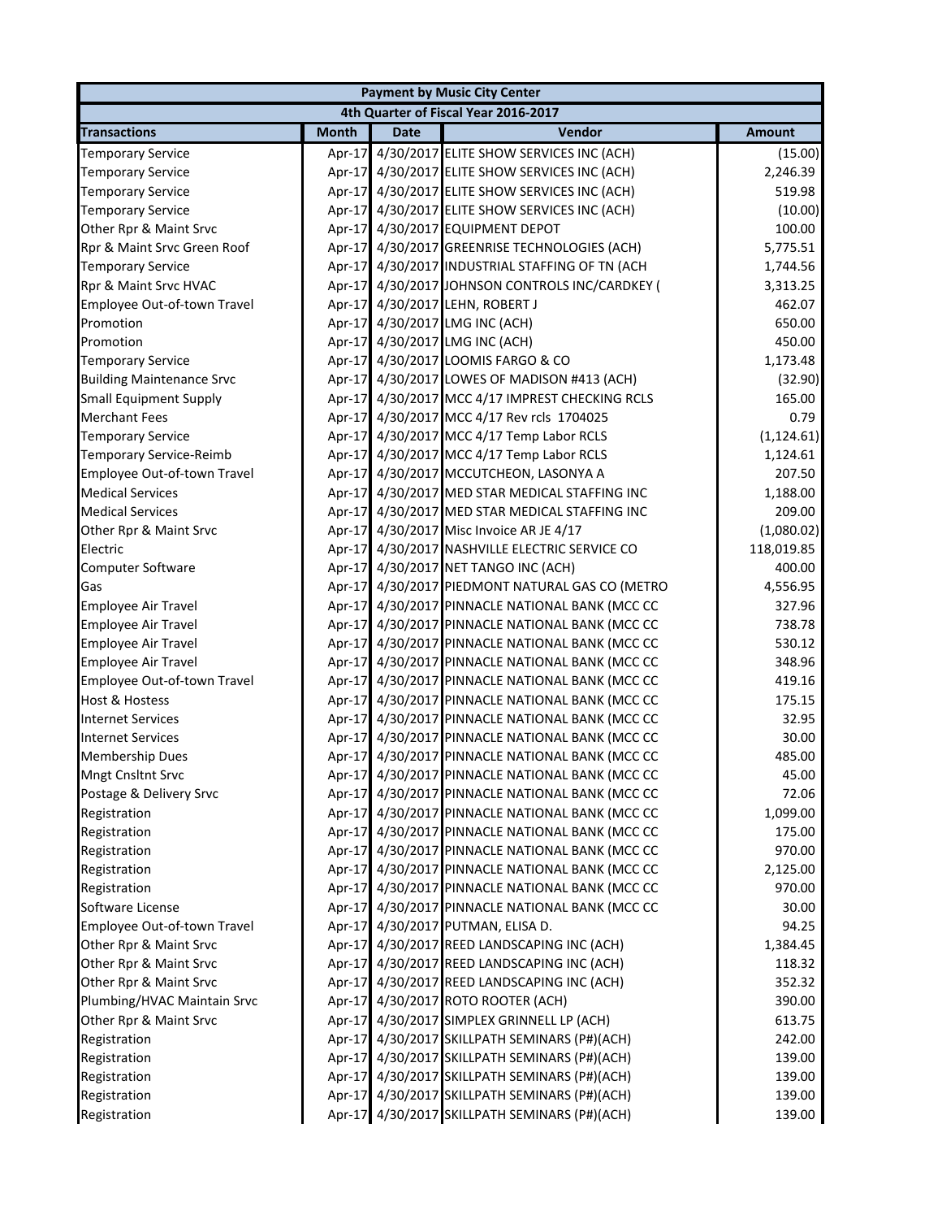| Payment by Music City Center | | | | |
|---|---|---|---|---|
| 4th Quarter of Fiscal Year 2016-2017 | | | | |
| **Transactions** | **Month** | **Date** | **Vendor** | **Amount** |
| Temporary Service | Apr-17 | 4/30/2017 | ELITE SHOW SERVICES INC (ACH) | (15.00) |
| Temporary Service | Apr-17 | 4/30/2017 | ELITE SHOW SERVICES INC (ACH) | 2,246.39 |
| Temporary Service | Apr-17 | 4/30/2017 | ELITE SHOW SERVICES INC (ACH) | 519.98 |
| Temporary Service | Apr-17 | 4/30/2017 | ELITE SHOW SERVICES INC (ACH) | (10.00) |
| Other Rpr & Maint Srvc | Apr-17 | 4/30/2017 | EQUIPMENT DEPOT | 100.00 |
| Rpr & Maint Srvc Green Roof | Apr-17 | 4/30/2017 | GREENRISE TECHNOLOGIES (ACH) | 5,775.51 |
| Temporary Service | Apr-17 | 4/30/2017 | INDUSTRIAL STAFFING OF TN (ACH | 1,744.56 |
| Rpr & Maint Srvc HVAC | Apr-17 | 4/30/2017 | JOHNSON CONTROLS INC/CARDKEY ( | 3,313.25 |
| Employee Out-of-town Travel | Apr-17 | 4/30/2017 | LEHN, ROBERT J | 462.07 |
| Promotion | Apr-17 | 4/30/2017 | LMG INC (ACH) | 650.00 |
| Promotion | Apr-17 | 4/30/2017 | LMG INC (ACH) | 450.00 |
| Temporary Service | Apr-17 | 4/30/2017 | LOOMIS FARGO & CO | 1,173.48 |
| Building Maintenance Srvc | Apr-17 | 4/30/2017 | LOWES OF MADISON #413 (ACH) | (32.90) |
| Small Equipment Supply | Apr-17 | 4/30/2017 | MCC 4/17 IMPREST CHECKING RCLS | 165.00 |
| Merchant Fees | Apr-17 | 4/30/2017 | MCC 4/17 Rev rcls 1704025 | 0.79 |
| Temporary Service | Apr-17 | 4/30/2017 | MCC 4/17 Temp Labor RCLS | (1,124.61) |
| Temporary Service-Reimb | Apr-17 | 4/30/2017 | MCC 4/17 Temp Labor RCLS | 1,124.61 |
| Employee Out-of-town Travel | Apr-17 | 4/30/2017 | MCCUTCHEON, LASONYA A | 207.50 |
| Medical Services | Apr-17 | 4/30/2017 | MED STAR MEDICAL STAFFING INC | 1,188.00 |
| Medical Services | Apr-17 | 4/30/2017 | MED STAR MEDICAL STAFFING INC | 209.00 |
| Other Rpr & Maint Srvc | Apr-17 | 4/30/2017 | Misc Invoice AR JE 4/17 | (1,080.02) |
| Electric | Apr-17 | 4/30/2017 | NASHVILLE ELECTRIC SERVICE CO | 118,019.85 |
| Computer Software | Apr-17 | 4/30/2017 | NET TANGO INC (ACH) | 400.00 |
| Gas | Apr-17 | 4/30/2017 | PIEDMONT NATURAL GAS CO (METRO | 4,556.95 |
| Employee Air Travel | Apr-17 | 4/30/2017 | PINNACLE NATIONAL BANK (MCC CC | 327.96 |
| Employee Air Travel | Apr-17 | 4/30/2017 | PINNACLE NATIONAL BANK (MCC CC | 738.78 |
| Employee Air Travel | Apr-17 | 4/30/2017 | PINNACLE NATIONAL BANK (MCC CC | 530.12 |
| Employee Air Travel | Apr-17 | 4/30/2017 | PINNACLE NATIONAL BANK (MCC CC | 348.96 |
| Employee Out-of-town Travel | Apr-17 | 4/30/2017 | PINNACLE NATIONAL BANK (MCC CC | 419.16 |
| Host & Hostess | Apr-17 | 4/30/2017 | PINNACLE NATIONAL BANK (MCC CC | 175.15 |
| Internet Services | Apr-17 | 4/30/2017 | PINNACLE NATIONAL BANK (MCC CC | 32.95 |
| Internet Services | Apr-17 | 4/30/2017 | PINNACLE NATIONAL BANK (MCC CC | 30.00 |
| Membership Dues | Apr-17 | 4/30/2017 | PINNACLE NATIONAL BANK (MCC CC | 485.00 |
| Mngt Cnsltnt Srvc | Apr-17 | 4/30/2017 | PINNACLE NATIONAL BANK (MCC CC | 45.00 |
| Postage & Delivery Srvc | Apr-17 | 4/30/2017 | PINNACLE NATIONAL BANK (MCC CC | 72.06 |
| Registration | Apr-17 | 4/30/2017 | PINNACLE NATIONAL BANK (MCC CC | 1,099.00 |
| Registration | Apr-17 | 4/30/2017 | PINNACLE NATIONAL BANK (MCC CC | 175.00 |
| Registration | Apr-17 | 4/30/2017 | PINNACLE NATIONAL BANK (MCC CC | 970.00 |
| Registration | Apr-17 | 4/30/2017 | PINNACLE NATIONAL BANK (MCC CC | 2,125.00 |
| Registration | Apr-17 | 4/30/2017 | PINNACLE NATIONAL BANK (MCC CC | 970.00 |
| Software License | Apr-17 | 4/30/2017 | PINNACLE NATIONAL BANK (MCC CC | 30.00 |
| Employee Out-of-town Travel | Apr-17 | 4/30/2017 | PUTMAN, ELISA D. | 94.25 |
| Other Rpr & Maint Srvc | Apr-17 | 4/30/2017 | REED LANDSCAPING INC (ACH) | 1,384.45 |
| Other Rpr & Maint Srvc | Apr-17 | 4/30/2017 | REED LANDSCAPING INC (ACH) | 118.32 |
| Other Rpr & Maint Srvc | Apr-17 | 4/30/2017 | REED LANDSCAPING INC (ACH) | 352.32 |
| Plumbing/HVAC Maintain Srvc | Apr-17 | 4/30/2017 | ROTO ROOTER (ACH) | 390.00 |
| Other Rpr & Maint Srvc | Apr-17 | 4/30/2017 | SIMPLEX GRINNELL LP (ACH) | 613.75 |
| Registration | Apr-17 | 4/30/2017 | SKILLPATH SEMINARS (P#)(ACH) | 242.00 |
| Registration | Apr-17 | 4/30/2017 | SKILLPATH SEMINARS (P#)(ACH) | 139.00 |
| Registration | Apr-17 | 4/30/2017 | SKILLPATH SEMINARS (P#)(ACH) | 139.00 |
| Registration | Apr-17 | 4/30/2017 | SKILLPATH SEMINARS (P#)(ACH) | 139.00 |
| Registration | Apr-17 | 4/30/2017 | SKILLPATH SEMINARS (P#)(ACH) | 139.00 |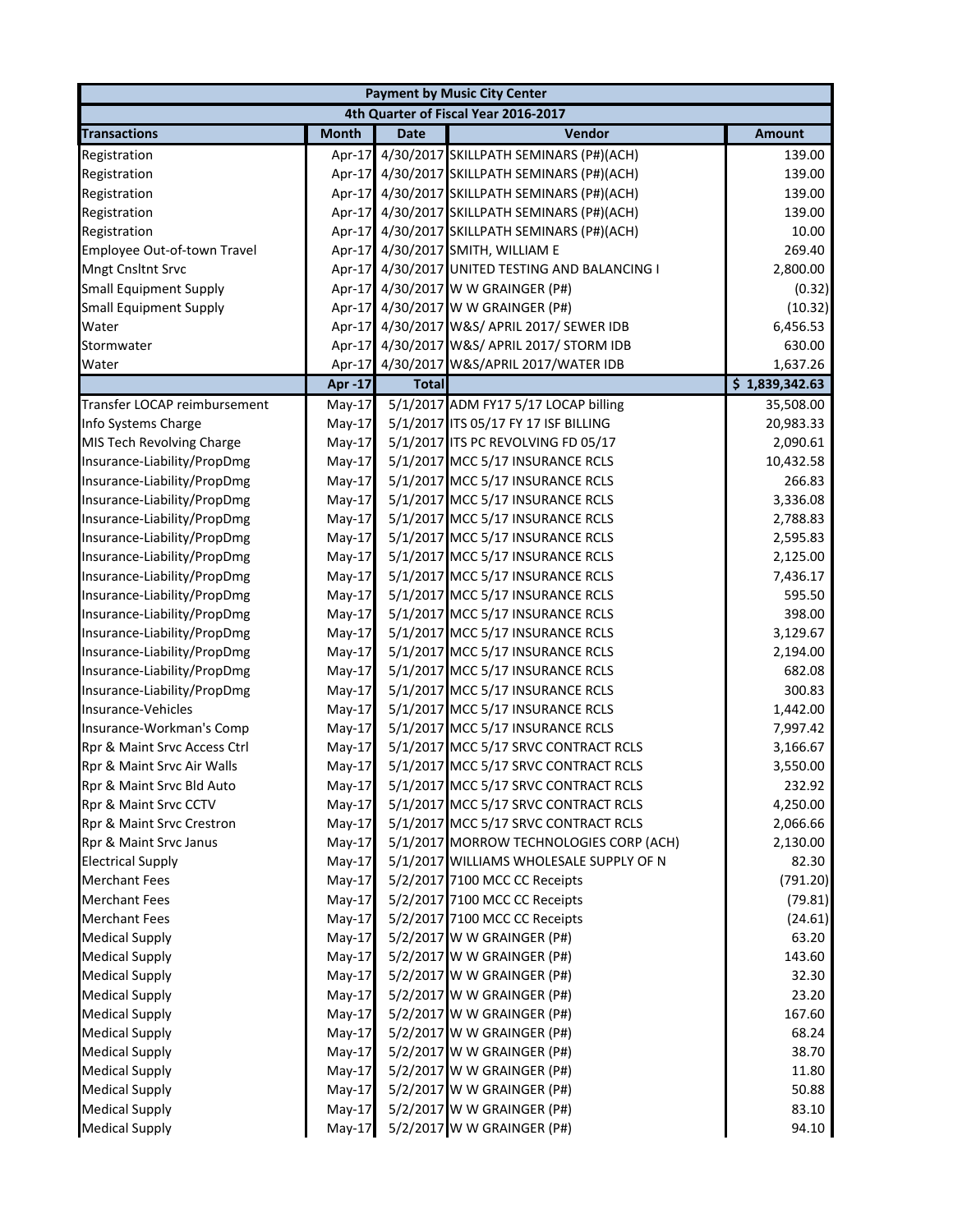| Payment by Music City Center | | | | |
|---|---|---|---|---|
| 4th Quarter of Fiscal Year 2016-2017 | | | | |
| **Transactions** | **Month** | **Date** | **Vendor** | **Amount** |
| Registration | Apr-17 | 4/30/2017 | SKILLPATH SEMINARS (P#)(ACH) | 139.00 |
| Registration | Apr-17 | 4/30/2017 | SKILLPATH SEMINARS (P#)(ACH) | 139.00 |
| Registration | Apr-17 | 4/30/2017 | SKILLPATH SEMINARS (P#)(ACH) | 139.00 |
| Registration | Apr-17 | 4/30/2017 | SKILLPATH SEMINARS (P#)(ACH) | 139.00 |
| Registration | Apr-17 | 4/30/2017 | SKILLPATH SEMINARS (P#)(ACH) | 10.00 |
| Employee Out-of-town Travel | Apr-17 | 4/30/2017 | SMITH, WILLIAM E | 269.40 |
| Mngt Cnsltnt Srvc | Apr-17 | 4/30/2017 | UNITED TESTING AND BALANCING I | 2,800.00 |
| Small Equipment Supply | Apr-17 | 4/30/2017 | W W GRAINGER (P#) | (0.32) |
| Small Equipment Supply | Apr-17 | 4/30/2017 | W W GRAINGER (P#) | (10.32) |
| Water | Apr-17 | 4/30/2017 | W&S/ APRIL 2017/ SEWER IDB | 6,456.53 |
| Stormwater | Apr-17 | 4/30/2017 | W&S/ APRIL 2017/ STORM IDB | 630.00 |
| Water | Apr-17 | 4/30/2017 | W&S/APRIL 2017/WATER IDB | 1,637.26 |
| | **Apr -17** | **Total** | | **$ 1,839,342.63** |
| Transfer LOCAP reimbursement | May-17 | 5/1/2017 | ADM FY17 5/17 LOCAP billing | 35,508.00 |
| Info Systems Charge | May-17 | 5/1/2017 | ITS 05/17 FY 17 ISF BILLING | 20,983.33 |
| MIS Tech Revolving Charge | May-17 | 5/1/2017 | ITS PC REVOLVING FD 05/17 | 2,090.61 |
| Insurance-Liability/PropDmg | May-17 | 5/1/2017 | MCC 5/17 INSURANCE RCLS | 10,432.58 |
| Insurance-Liability/PropDmg | May-17 | 5/1/2017 | MCC 5/17 INSURANCE RCLS | 266.83 |
| Insurance-Liability/PropDmg | May-17 | 5/1/2017 | MCC 5/17 INSURANCE RCLS | 3,336.08 |
| Insurance-Liability/PropDmg | May-17 | 5/1/2017 | MCC 5/17 INSURANCE RCLS | 2,788.83 |
| Insurance-Liability/PropDmg | May-17 | 5/1/2017 | MCC 5/17 INSURANCE RCLS | 2,595.83 |
| Insurance-Liability/PropDmg | May-17 | 5/1/2017 | MCC 5/17 INSURANCE RCLS | 2,125.00 |
| Insurance-Liability/PropDmg | May-17 | 5/1/2017 | MCC 5/17 INSURANCE RCLS | 7,436.17 |
| Insurance-Liability/PropDmg | May-17 | 5/1/2017 | MCC 5/17 INSURANCE RCLS | 595.50 |
| Insurance-Liability/PropDmg | May-17 | 5/1/2017 | MCC 5/17 INSURANCE RCLS | 398.00 |
| Insurance-Liability/PropDmg | May-17 | 5/1/2017 | MCC 5/17 INSURANCE RCLS | 3,129.67 |
| Insurance-Liability/PropDmg | May-17 | 5/1/2017 | MCC 5/17 INSURANCE RCLS | 2,194.00 |
| Insurance-Liability/PropDmg | May-17 | 5/1/2017 | MCC 5/17 INSURANCE RCLS | 682.08 |
| Insurance-Liability/PropDmg | May-17 | 5/1/2017 | MCC 5/17 INSURANCE RCLS | 300.83 |
| Insurance-Vehicles | May-17 | 5/1/2017 | MCC 5/17 INSURANCE RCLS | 1,442.00 |
| Insurance-Workman's Comp | May-17 | 5/1/2017 | MCC 5/17 INSURANCE RCLS | 7,997.42 |
| Rpr & Maint Srvc Access Ctrl | May-17 | 5/1/2017 | MCC 5/17 SRVC CONTRACT RCLS | 3,166.67 |
| Rpr & Maint Srvc Air Walls | May-17 | 5/1/2017 | MCC 5/17 SRVC CONTRACT RCLS | 3,550.00 |
| Rpr & Maint Srvc Bld Auto | May-17 | 5/1/2017 | MCC 5/17 SRVC CONTRACT RCLS | 232.92 |
| Rpr & Maint Srvc CCTV | May-17 | 5/1/2017 | MCC 5/17 SRVC CONTRACT RCLS | 4,250.00 |
| Rpr & Maint Srvc Crestron | May-17 | 5/1/2017 | MCC 5/17 SRVC CONTRACT RCLS | 2,066.66 |
| Rpr & Maint Srvc Janus | May-17 | 5/1/2017 | MORROW TECHNOLOGIES CORP (ACH) | 2,130.00 |
| Electrical Supply | May-17 | 5/1/2017 | WILLIAMS WHOLESALE SUPPLY OF N | 82.30 |
| Merchant Fees | May-17 | 5/2/2017 | 7100 MCC CC Receipts | (791.20) |
| Merchant Fees | May-17 | 5/2/2017 | 7100 MCC CC Receipts | (79.81) |
| Merchant Fees | May-17 | 5/2/2017 | 7100 MCC CC Receipts | (24.61) |
| Medical Supply | May-17 | 5/2/2017 | W W GRAINGER (P#) | 63.20 |
| Medical Supply | May-17 | 5/2/2017 | W W GRAINGER (P#) | 143.60 |
| Medical Supply | May-17 | 5/2/2017 | W W GRAINGER (P#) | 32.30 |
| Medical Supply | May-17 | 5/2/2017 | W W GRAINGER (P#) | 23.20 |
| Medical Supply | May-17 | 5/2/2017 | W W GRAINGER (P#) | 167.60 |
| Medical Supply | May-17 | 5/2/2017 | W W GRAINGER (P#) | 68.24 |
| Medical Supply | May-17 | 5/2/2017 | W W GRAINGER (P#) | 38.70 |
| Medical Supply | May-17 | 5/2/2017 | W W GRAINGER (P#) | 11.80 |
| Medical Supply | May-17 | 5/2/2017 | W W GRAINGER (P#) | 50.88 |
| Medical Supply | May-17 | 5/2/2017 | W W GRAINGER (P#) | 83.10 |
| Medical Supply | May-17 | 5/2/2017 | W W GRAINGER (P#) | 94.10 |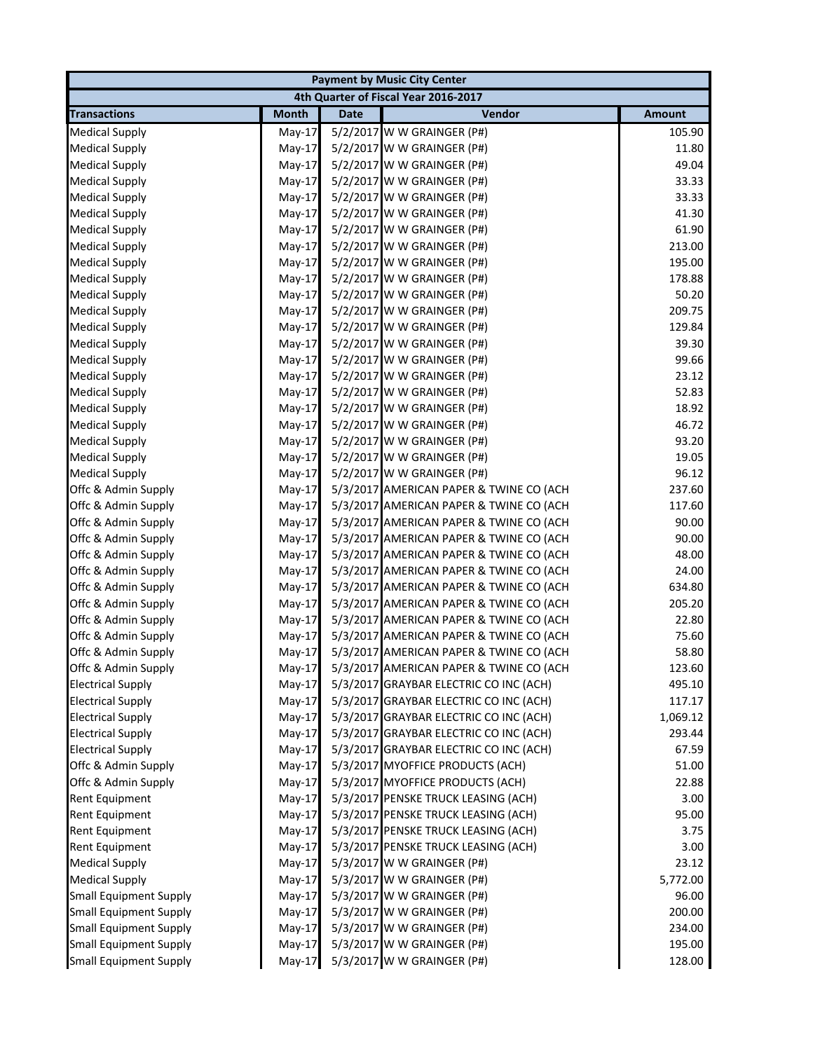| Payment by Music City Center | | | | |
|---|---|---|---|---|
| 4th Quarter of Fiscal Year 2016-2017 | | | | |
| **Transactions** | **Month** | **Date** | **Vendor** | **Amount** |
| Medical Supply | May-17 | 5/2/2017 | W W GRAINGER (P#) | 105.90 |
| Medical Supply | May-17 | 5/2/2017 | W W GRAINGER (P#) | 11.80 |
| Medical Supply | May-17 | 5/2/2017 | W W GRAINGER (P#) | 49.04 |
| Medical Supply | May-17 | 5/2/2017 | W W GRAINGER (P#) | 33.33 |
| Medical Supply | May-17 | 5/2/2017 | W W GRAINGER (P#) | 33.33 |
| Medical Supply | May-17 | 5/2/2017 | W W GRAINGER (P#) | 41.30 |
| Medical Supply | May-17 | 5/2/2017 | W W GRAINGER (P#) | 61.90 |
| Medical Supply | May-17 | 5/2/2017 | W W GRAINGER (P#) | 213.00 |
| Medical Supply | May-17 | 5/2/2017 | W W GRAINGER (P#) | 195.00 |
| Medical Supply | May-17 | 5/2/2017 | W W GRAINGER (P#) | 178.88 |
| Medical Supply | May-17 | 5/2/2017 | W W GRAINGER (P#) | 50.20 |
| Medical Supply | May-17 | 5/2/2017 | W W GRAINGER (P#) | 209.75 |
| Medical Supply | May-17 | 5/2/2017 | W W GRAINGER (P#) | 129.84 |
| Medical Supply | May-17 | 5/2/2017 | W W GRAINGER (P#) | 39.30 |
| Medical Supply | May-17 | 5/2/2017 | W W GRAINGER (P#) | 99.66 |
| Medical Supply | May-17 | 5/2/2017 | W W GRAINGER (P#) | 23.12 |
| Medical Supply | May-17 | 5/2/2017 | W W GRAINGER (P#) | 52.83 |
| Medical Supply | May-17 | 5/2/2017 | W W GRAINGER (P#) | 18.92 |
| Medical Supply | May-17 | 5/2/2017 | W W GRAINGER (P#) | 46.72 |
| Medical Supply | May-17 | 5/2/2017 | W W GRAINGER (P#) | 93.20 |
| Medical Supply | May-17 | 5/2/2017 | W W GRAINGER (P#) | 19.05 |
| Medical Supply | May-17 | 5/2/2017 | W W GRAINGER (P#) | 96.12 |
| Offc & Admin Supply | May-17 | 5/3/2017 | AMERICAN PAPER & TWINE CO (ACH | 237.60 |
| Offc & Admin Supply | May-17 | 5/3/2017 | AMERICAN PAPER & TWINE CO (ACH | 117.60 |
| Offc & Admin Supply | May-17 | 5/3/2017 | AMERICAN PAPER & TWINE CO (ACH | 90.00 |
| Offc & Admin Supply | May-17 | 5/3/2017 | AMERICAN PAPER & TWINE CO (ACH | 90.00 |
| Offc & Admin Supply | May-17 | 5/3/2017 | AMERICAN PAPER & TWINE CO (ACH | 48.00 |
| Offc & Admin Supply | May-17 | 5/3/2017 | AMERICAN PAPER & TWINE CO (ACH | 24.00 |
| Offc & Admin Supply | May-17 | 5/3/2017 | AMERICAN PAPER & TWINE CO (ACH | 634.80 |
| Offc & Admin Supply | May-17 | 5/3/2017 | AMERICAN PAPER & TWINE CO (ACH | 205.20 |
| Offc & Admin Supply | May-17 | 5/3/2017 | AMERICAN PAPER & TWINE CO (ACH | 22.80 |
| Offc & Admin Supply | May-17 | 5/3/2017 | AMERICAN PAPER & TWINE CO (ACH | 75.60 |
| Offc & Admin Supply | May-17 | 5/3/2017 | AMERICAN PAPER & TWINE CO (ACH | 58.80 |
| Offc & Admin Supply | May-17 | 5/3/2017 | AMERICAN PAPER & TWINE CO (ACH | 123.60 |
| Electrical Supply | May-17 | 5/3/2017 | GRAYBAR ELECTRIC CO INC (ACH) | 495.10 |
| Electrical Supply | May-17 | 5/3/2017 | GRAYBAR ELECTRIC CO INC (ACH) | 117.17 |
| Electrical Supply | May-17 | 5/3/2017 | GRAYBAR ELECTRIC CO INC (ACH) | 1,069.12 |
| Electrical Supply | May-17 | 5/3/2017 | GRAYBAR ELECTRIC CO INC (ACH) | 293.44 |
| Electrical Supply | May-17 | 5/3/2017 | GRAYBAR ELECTRIC CO INC (ACH) | 67.59 |
| Offc & Admin Supply | May-17 | 5/3/2017 | MYOFFICE PRODUCTS (ACH) | 51.00 |
| Offc & Admin Supply | May-17 | 5/3/2017 | MYOFFICE PRODUCTS (ACH) | 22.88 |
| Rent Equipment | May-17 | 5/3/2017 | PENSKE TRUCK LEASING (ACH) | 3.00 |
| Rent Equipment | May-17 | 5/3/2017 | PENSKE TRUCK LEASING (ACH) | 95.00 |
| Rent Equipment | May-17 | 5/3/2017 | PENSKE TRUCK LEASING (ACH) | 3.75 |
| Rent Equipment | May-17 | 5/3/2017 | PENSKE TRUCK LEASING (ACH) | 3.00 |
| Medical Supply | May-17 | 5/3/2017 | W W GRAINGER (P#) | 23.12 |
| Medical Supply | May-17 | 5/3/2017 | W W GRAINGER (P#) | 5,772.00 |
| Small Equipment Supply | May-17 | 5/3/2017 | W W GRAINGER (P#) | 96.00 |
| Small Equipment Supply | May-17 | 5/3/2017 | W W GRAINGER (P#) | 200.00 |
| Small Equipment Supply | May-17 | 5/3/2017 | W W GRAINGER (P#) | 234.00 |
| Small Equipment Supply | May-17 | 5/3/2017 | W W GRAINGER (P#) | 195.00 |
| Small Equipment Supply | May-17 | 5/3/2017 | W W GRAINGER (P#) | 128.00 |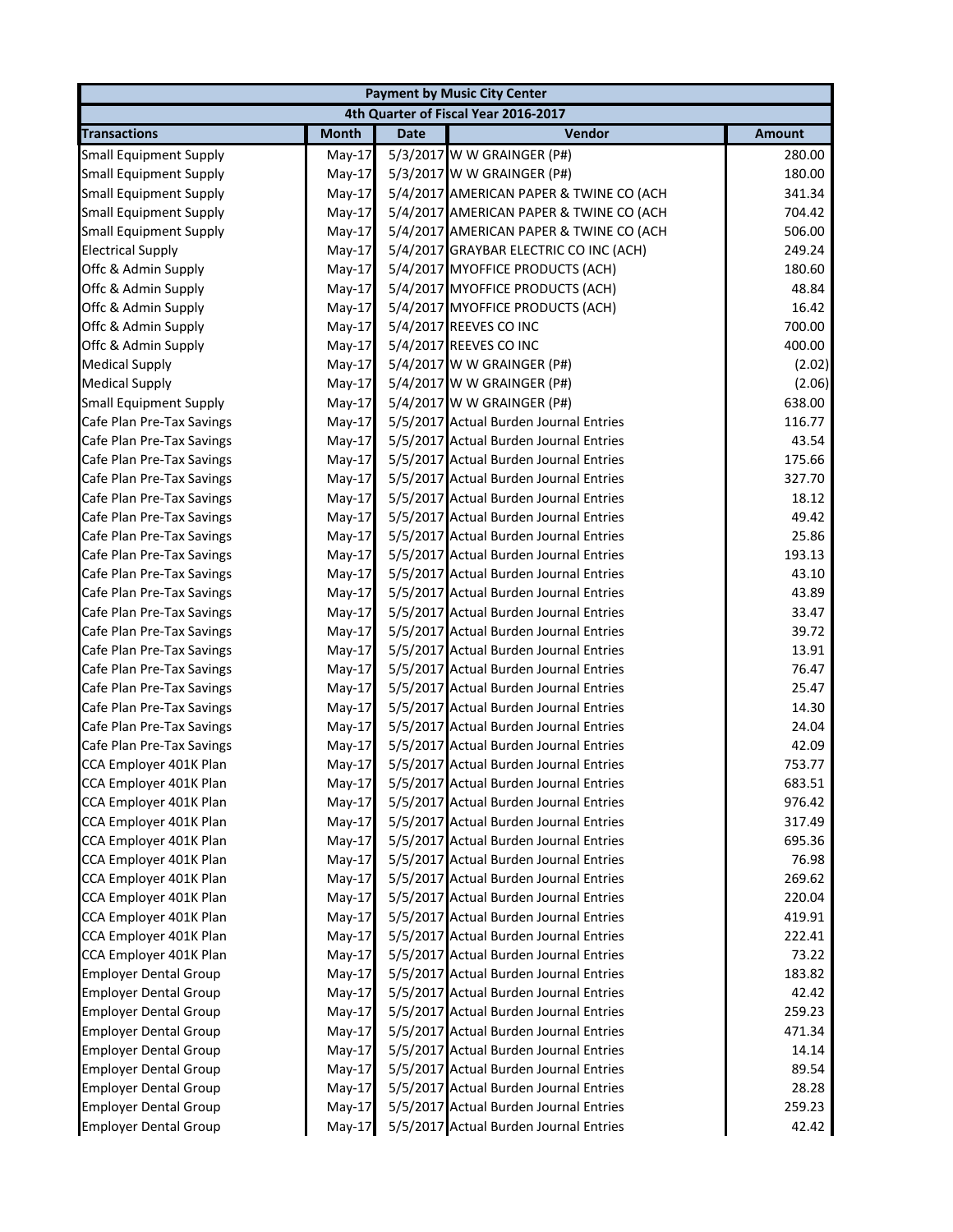| Payment by Music City Center | | | | |
|---|---|---|---|---|
| 4th Quarter of Fiscal Year 2016-2017 | | | | |
| **Transactions** | **Month** | **Date** | **Vendor** | **Amount** |
| Small Equipment Supply | May-17 | 5/3/2017 | W W GRAINGER (P#) | 280.00 |
| Small Equipment Supply | May-17 | 5/3/2017 | W W GRAINGER (P#) | 180.00 |
| Small Equipment Supply | May-17 | 5/4/2017 | AMERICAN PAPER & TWINE CO (ACH | 341.34 |
| Small Equipment Supply | May-17 | 5/4/2017 | AMERICAN PAPER & TWINE CO (ACH | 704.42 |
| Small Equipment Supply | May-17 | 5/4/2017 | AMERICAN PAPER & TWINE CO (ACH | 506.00 |
| Electrical Supply | May-17 | 5/4/2017 | GRAYBAR ELECTRIC CO INC (ACH) | 249.24 |
| Offc & Admin Supply | May-17 | 5/4/2017 | MYOFFICE PRODUCTS (ACH) | 180.60 |
| Offc & Admin Supply | May-17 | 5/4/2017 | MYOFFICE PRODUCTS (ACH) | 48.84 |
| Offc & Admin Supply | May-17 | 5/4/2017 | MYOFFICE PRODUCTS (ACH) | 16.42 |
| Offc & Admin Supply | May-17 | 5/4/2017 | REEVES CO INC | 700.00 |
| Offc & Admin Supply | May-17 | 5/4/2017 | REEVES CO INC | 400.00 |
| Medical Supply | May-17 | 5/4/2017 | W W GRAINGER (P#) | (2.02) |
| Medical Supply | May-17 | 5/4/2017 | W W GRAINGER (P#) | (2.06) |
| Small Equipment Supply | May-17 | 5/4/2017 | W W GRAINGER (P#) | 638.00 |
| Cafe Plan Pre-Tax Savings | May-17 | 5/5/2017 | Actual Burden Journal Entries | 116.77 |
| Cafe Plan Pre-Tax Savings | May-17 | 5/5/2017 | Actual Burden Journal Entries | 43.54 |
| Cafe Plan Pre-Tax Savings | May-17 | 5/5/2017 | Actual Burden Journal Entries | 175.66 |
| Cafe Plan Pre-Tax Savings | May-17 | 5/5/2017 | Actual Burden Journal Entries | 327.70 |
| Cafe Plan Pre-Tax Savings | May-17 | 5/5/2017 | Actual Burden Journal Entries | 18.12 |
| Cafe Plan Pre-Tax Savings | May-17 | 5/5/2017 | Actual Burden Journal Entries | 49.42 |
| Cafe Plan Pre-Tax Savings | May-17 | 5/5/2017 | Actual Burden Journal Entries | 25.86 |
| Cafe Plan Pre-Tax Savings | May-17 | 5/5/2017 | Actual Burden Journal Entries | 193.13 |
| Cafe Plan Pre-Tax Savings | May-17 | 5/5/2017 | Actual Burden Journal Entries | 43.10 |
| Cafe Plan Pre-Tax Savings | May-17 | 5/5/2017 | Actual Burden Journal Entries | 43.89 |
| Cafe Plan Pre-Tax Savings | May-17 | 5/5/2017 | Actual Burden Journal Entries | 33.47 |
| Cafe Plan Pre-Tax Savings | May-17 | 5/5/2017 | Actual Burden Journal Entries | 39.72 |
| Cafe Plan Pre-Tax Savings | May-17 | 5/5/2017 | Actual Burden Journal Entries | 13.91 |
| Cafe Plan Pre-Tax Savings | May-17 | 5/5/2017 | Actual Burden Journal Entries | 76.47 |
| Cafe Plan Pre-Tax Savings | May-17 | 5/5/2017 | Actual Burden Journal Entries | 25.47 |
| Cafe Plan Pre-Tax Savings | May-17 | 5/5/2017 | Actual Burden Journal Entries | 14.30 |
| Cafe Plan Pre-Tax Savings | May-17 | 5/5/2017 | Actual Burden Journal Entries | 24.04 |
| Cafe Plan Pre-Tax Savings | May-17 | 5/5/2017 | Actual Burden Journal Entries | 42.09 |
| CCA Employer 401K Plan | May-17 | 5/5/2017 | Actual Burden Journal Entries | 753.77 |
| CCA Employer 401K Plan | May-17 | 5/5/2017 | Actual Burden Journal Entries | 683.51 |
| CCA Employer 401K Plan | May-17 | 5/5/2017 | Actual Burden Journal Entries | 976.42 |
| CCA Employer 401K Plan | May-17 | 5/5/2017 | Actual Burden Journal Entries | 317.49 |
| CCA Employer 401K Plan | May-17 | 5/5/2017 | Actual Burden Journal Entries | 695.36 |
| CCA Employer 401K Plan | May-17 | 5/5/2017 | Actual Burden Journal Entries | 76.98 |
| CCA Employer 401K Plan | May-17 | 5/5/2017 | Actual Burden Journal Entries | 269.62 |
| CCA Employer 401K Plan | May-17 | 5/5/2017 | Actual Burden Journal Entries | 220.04 |
| CCA Employer 401K Plan | May-17 | 5/5/2017 | Actual Burden Journal Entries | 419.91 |
| CCA Employer 401K Plan | May-17 | 5/5/2017 | Actual Burden Journal Entries | 222.41 |
| CCA Employer 401K Plan | May-17 | 5/5/2017 | Actual Burden Journal Entries | 73.22 |
| Employer Dental Group | May-17 | 5/5/2017 | Actual Burden Journal Entries | 183.82 |
| Employer Dental Group | May-17 | 5/5/2017 | Actual Burden Journal Entries | 42.42 |
| Employer Dental Group | May-17 | 5/5/2017 | Actual Burden Journal Entries | 259.23 |
| Employer Dental Group | May-17 | 5/5/2017 | Actual Burden Journal Entries | 471.34 |
| Employer Dental Group | May-17 | 5/5/2017 | Actual Burden Journal Entries | 14.14 |
| Employer Dental Group | May-17 | 5/5/2017 | Actual Burden Journal Entries | 89.54 |
| Employer Dental Group | May-17 | 5/5/2017 | Actual Burden Journal Entries | 28.28 |
| Employer Dental Group | May-17 | 5/5/2017 | Actual Burden Journal Entries | 259.23 |
| Employer Dental Group | May-17 | 5/5/2017 | Actual Burden Journal Entries | 42.42 |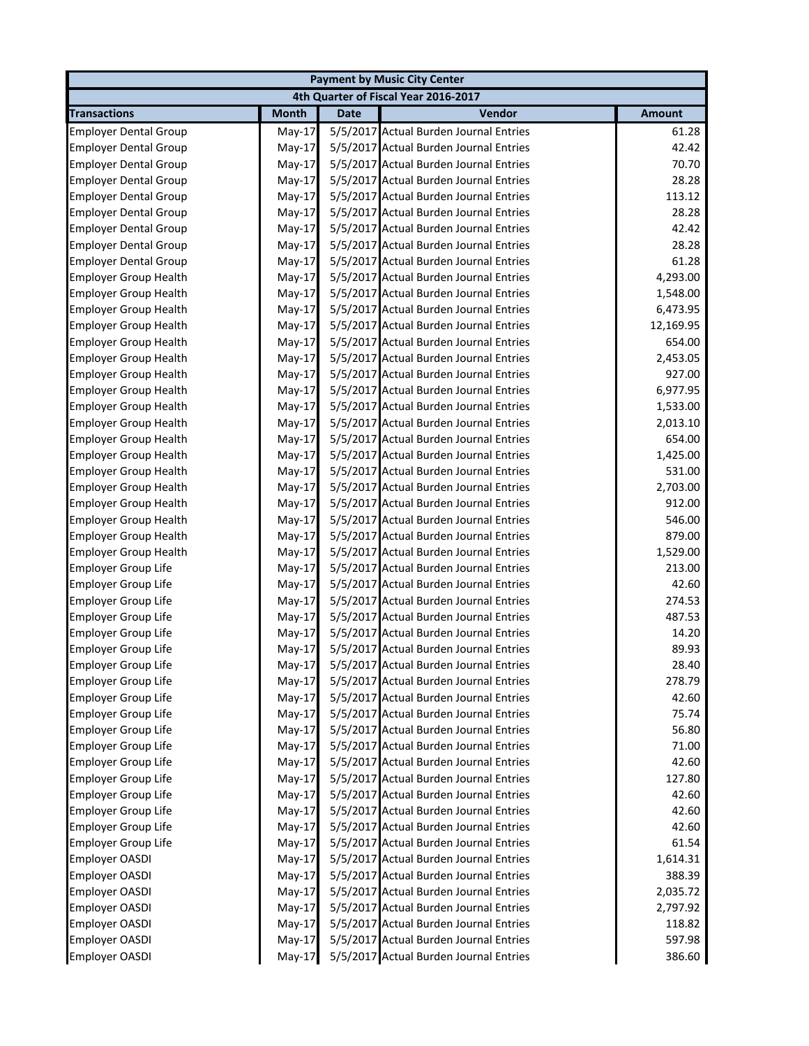| Payment by Music City Center | | | | |
|---|---|---|---|---|
| 4th Quarter of Fiscal Year 2016-2017 | | | | |
| **Transactions** | **Month** | **Date** | **Vendor** | **Amount** |
| Employer Dental Group | May-17 | 5/5/2017 | Actual Burden Journal Entries | 61.28 |
| Employer Dental Group | May-17 | 5/5/2017 | Actual Burden Journal Entries | 42.42 |
| Employer Dental Group | May-17 | 5/5/2017 | Actual Burden Journal Entries | 70.70 |
| Employer Dental Group | May-17 | 5/5/2017 | Actual Burden Journal Entries | 28.28 |
| Employer Dental Group | May-17 | 5/5/2017 | Actual Burden Journal Entries | 113.12 |
| Employer Dental Group | May-17 | 5/5/2017 | Actual Burden Journal Entries | 28.28 |
| Employer Dental Group | May-17 | 5/5/2017 | Actual Burden Journal Entries | 42.42 |
| Employer Dental Group | May-17 | 5/5/2017 | Actual Burden Journal Entries | 28.28 |
| Employer Dental Group | May-17 | 5/5/2017 | Actual Burden Journal Entries | 61.28 |
| Employer Group Health | May-17 | 5/5/2017 | Actual Burden Journal Entries | 4,293.00 |
| Employer Group Health | May-17 | 5/5/2017 | Actual Burden Journal Entries | 1,548.00 |
| Employer Group Health | May-17 | 5/5/2017 | Actual Burden Journal Entries | 6,473.95 |
| Employer Group Health | May-17 | 5/5/2017 | Actual Burden Journal Entries | 12,169.95 |
| Employer Group Health | May-17 | 5/5/2017 | Actual Burden Journal Entries | 654.00 |
| Employer Group Health | May-17 | 5/5/2017 | Actual Burden Journal Entries | 2,453.05 |
| Employer Group Health | May-17 | 5/5/2017 | Actual Burden Journal Entries | 927.00 |
| Employer Group Health | May-17 | 5/5/2017 | Actual Burden Journal Entries | 6,977.95 |
| Employer Group Health | May-17 | 5/5/2017 | Actual Burden Journal Entries | 1,533.00 |
| Employer Group Health | May-17 | 5/5/2017 | Actual Burden Journal Entries | 2,013.10 |
| Employer Group Health | May-17 | 5/5/2017 | Actual Burden Journal Entries | 654.00 |
| Employer Group Health | May-17 | 5/5/2017 | Actual Burden Journal Entries | 1,425.00 |
| Employer Group Health | May-17 | 5/5/2017 | Actual Burden Journal Entries | 531.00 |
| Employer Group Health | May-17 | 5/5/2017 | Actual Burden Journal Entries | 2,703.00 |
| Employer Group Health | May-17 | 5/5/2017 | Actual Burden Journal Entries | 912.00 |
| Employer Group Health | May-17 | 5/5/2017 | Actual Burden Journal Entries | 546.00 |
| Employer Group Health | May-17 | 5/5/2017 | Actual Burden Journal Entries | 879.00 |
| Employer Group Health | May-17 | 5/5/2017 | Actual Burden Journal Entries | 1,529.00 |
| Employer Group Life | May-17 | 5/5/2017 | Actual Burden Journal Entries | 213.00 |
| Employer Group Life | May-17 | 5/5/2017 | Actual Burden Journal Entries | 42.60 |
| Employer Group Life | May-17 | 5/5/2017 | Actual Burden Journal Entries | 274.53 |
| Employer Group Life | May-17 | 5/5/2017 | Actual Burden Journal Entries | 487.53 |
| Employer Group Life | May-17 | 5/5/2017 | Actual Burden Journal Entries | 14.20 |
| Employer Group Life | May-17 | 5/5/2017 | Actual Burden Journal Entries | 89.93 |
| Employer Group Life | May-17 | 5/5/2017 | Actual Burden Journal Entries | 28.40 |
| Employer Group Life | May-17 | 5/5/2017 | Actual Burden Journal Entries | 278.79 |
| Employer Group Life | May-17 | 5/5/2017 | Actual Burden Journal Entries | 42.60 |
| Employer Group Life | May-17 | 5/5/2017 | Actual Burden Journal Entries | 75.74 |
| Employer Group Life | May-17 | 5/5/2017 | Actual Burden Journal Entries | 56.80 |
| Employer Group Life | May-17 | 5/5/2017 | Actual Burden Journal Entries | 71.00 |
| Employer Group Life | May-17 | 5/5/2017 | Actual Burden Journal Entries | 42.60 |
| Employer Group Life | May-17 | 5/5/2017 | Actual Burden Journal Entries | 127.80 |
| Employer Group Life | May-17 | 5/5/2017 | Actual Burden Journal Entries | 42.60 |
| Employer Group Life | May-17 | 5/5/2017 | Actual Burden Journal Entries | 42.60 |
| Employer Group Life | May-17 | 5/5/2017 | Actual Burden Journal Entries | 42.60 |
| Employer Group Life | May-17 | 5/5/2017 | Actual Burden Journal Entries | 61.54 |
| Employer OASDI | May-17 | 5/5/2017 | Actual Burden Journal Entries | 1,614.31 |
| Employer OASDI | May-17 | 5/5/2017 | Actual Burden Journal Entries | 388.39 |
| Employer OASDI | May-17 | 5/5/2017 | Actual Burden Journal Entries | 2,035.72 |
| Employer OASDI | May-17 | 5/5/2017 | Actual Burden Journal Entries | 2,797.92 |
| Employer OASDI | May-17 | 5/5/2017 | Actual Burden Journal Entries | 118.82 |
| Employer OASDI | May-17 | 5/5/2017 | Actual Burden Journal Entries | 597.98 |
| Employer OASDI | May-17 | 5/5/2017 | Actual Burden Journal Entries | 386.60 |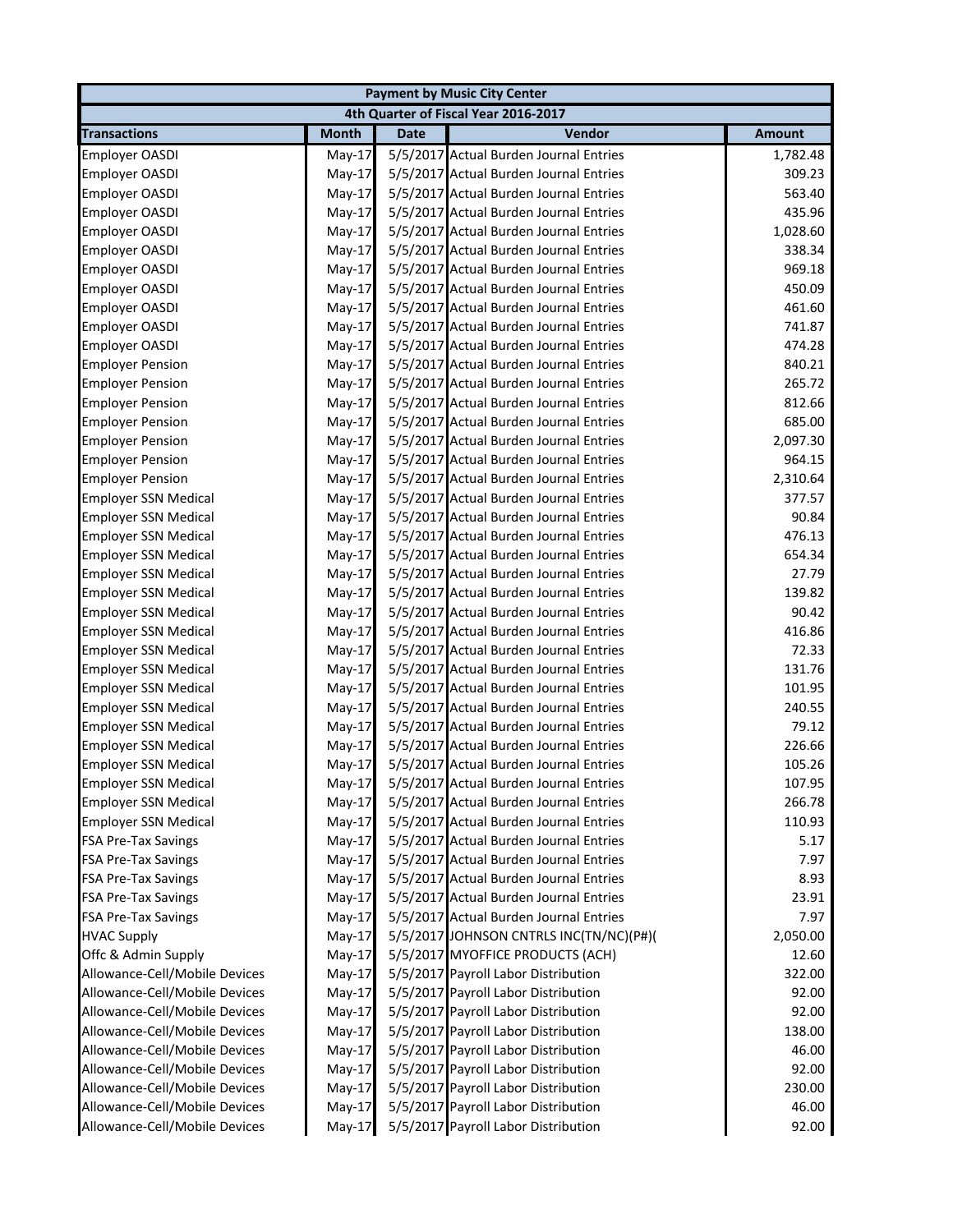| Payment by Music City Center | | | | |
|---|---|---|---|---|
| 4th Quarter of Fiscal Year 2016-2017 | | | | |
| **Transactions** | **Month** | **Date** | **Vendor** | **Amount** |
| Employer OASDI | May-17 | 5/5/2017 | Actual Burden Journal Entries | 1,782.48 |
| Employer OASDI | May-17 | 5/5/2017 | Actual Burden Journal Entries | 309.23 |
| Employer OASDI | May-17 | 5/5/2017 | Actual Burden Journal Entries | 563.40 |
| Employer OASDI | May-17 | 5/5/2017 | Actual Burden Journal Entries | 435.96 |
| Employer OASDI | May-17 | 5/5/2017 | Actual Burden Journal Entries | 1,028.60 |
| Employer OASDI | May-17 | 5/5/2017 | Actual Burden Journal Entries | 338.34 |
| Employer OASDI | May-17 | 5/5/2017 | Actual Burden Journal Entries | 969.18 |
| Employer OASDI | May-17 | 5/5/2017 | Actual Burden Journal Entries | 450.09 |
| Employer OASDI | May-17 | 5/5/2017 | Actual Burden Journal Entries | 461.60 |
| Employer OASDI | May-17 | 5/5/2017 | Actual Burden Journal Entries | 741.87 |
| Employer OASDI | May-17 | 5/5/2017 | Actual Burden Journal Entries | 474.28 |
| Employer Pension | May-17 | 5/5/2017 | Actual Burden Journal Entries | 840.21 |
| Employer Pension | May-17 | 5/5/2017 | Actual Burden Journal Entries | 265.72 |
| Employer Pension | May-17 | 5/5/2017 | Actual Burden Journal Entries | 812.66 |
| Employer Pension | May-17 | 5/5/2017 | Actual Burden Journal Entries | 685.00 |
| Employer Pension | May-17 | 5/5/2017 | Actual Burden Journal Entries | 2,097.30 |
| Employer Pension | May-17 | 5/5/2017 | Actual Burden Journal Entries | 964.15 |
| Employer Pension | May-17 | 5/5/2017 | Actual Burden Journal Entries | 2,310.64 |
| Employer SSN Medical | May-17 | 5/5/2017 | Actual Burden Journal Entries | 377.57 |
| Employer SSN Medical | May-17 | 5/5/2017 | Actual Burden Journal Entries | 90.84 |
| Employer SSN Medical | May-17 | 5/5/2017 | Actual Burden Journal Entries | 476.13 |
| Employer SSN Medical | May-17 | 5/5/2017 | Actual Burden Journal Entries | 654.34 |
| Employer SSN Medical | May-17 | 5/5/2017 | Actual Burden Journal Entries | 27.79 |
| Employer SSN Medical | May-17 | 5/5/2017 | Actual Burden Journal Entries | 139.82 |
| Employer SSN Medical | May-17 | 5/5/2017 | Actual Burden Journal Entries | 90.42 |
| Employer SSN Medical | May-17 | 5/5/2017 | Actual Burden Journal Entries | 416.86 |
| Employer SSN Medical | May-17 | 5/5/2017 | Actual Burden Journal Entries | 72.33 |
| Employer SSN Medical | May-17 | 5/5/2017 | Actual Burden Journal Entries | 131.76 |
| Employer SSN Medical | May-17 | 5/5/2017 | Actual Burden Journal Entries | 101.95 |
| Employer SSN Medical | May-17 | 5/5/2017 | Actual Burden Journal Entries | 240.55 |
| Employer SSN Medical | May-17 | 5/5/2017 | Actual Burden Journal Entries | 79.12 |
| Employer SSN Medical | May-17 | 5/5/2017 | Actual Burden Journal Entries | 226.66 |
| Employer SSN Medical | May-17 | 5/5/2017 | Actual Burden Journal Entries | 105.26 |
| Employer SSN Medical | May-17 | 5/5/2017 | Actual Burden Journal Entries | 107.95 |
| Employer SSN Medical | May-17 | 5/5/2017 | Actual Burden Journal Entries | 266.78 |
| Employer SSN Medical | May-17 | 5/5/2017 | Actual Burden Journal Entries | 110.93 |
| FSA Pre-Tax Savings | May-17 | 5/5/2017 | Actual Burden Journal Entries | 5.17 |
| FSA Pre-Tax Savings | May-17 | 5/5/2017 | Actual Burden Journal Entries | 7.97 |
| FSA Pre-Tax Savings | May-17 | 5/5/2017 | Actual Burden Journal Entries | 8.93 |
| FSA Pre-Tax Savings | May-17 | 5/5/2017 | Actual Burden Journal Entries | 23.91 |
| FSA Pre-Tax Savings | May-17 | 5/5/2017 | Actual Burden Journal Entries | 7.97 |
| HVAC Supply | May-17 | 5/5/2017 | JOHNSON CNTRLS INC(TN/NC)(P#)( | 2,050.00 |
| Offc & Admin Supply | May-17 | 5/5/2017 | MYOFFICE PRODUCTS (ACH) | 12.60 |
| Allowance-Cell/Mobile Devices | May-17 | 5/5/2017 | Payroll Labor Distribution | 322.00 |
| Allowance-Cell/Mobile Devices | May-17 | 5/5/2017 | Payroll Labor Distribution | 92.00 |
| Allowance-Cell/Mobile Devices | May-17 | 5/5/2017 | Payroll Labor Distribution | 92.00 |
| Allowance-Cell/Mobile Devices | May-17 | 5/5/2017 | Payroll Labor Distribution | 138.00 |
| Allowance-Cell/Mobile Devices | May-17 | 5/5/2017 | Payroll Labor Distribution | 46.00 |
| Allowance-Cell/Mobile Devices | May-17 | 5/5/2017 | Payroll Labor Distribution | 92.00 |
| Allowance-Cell/Mobile Devices | May-17 | 5/5/2017 | Payroll Labor Distribution | 230.00 |
| Allowance-Cell/Mobile Devices | May-17 | 5/5/2017 | Payroll Labor Distribution | 46.00 |
| Allowance-Cell/Mobile Devices | May-17 | 5/5/2017 | Payroll Labor Distribution | 92.00 |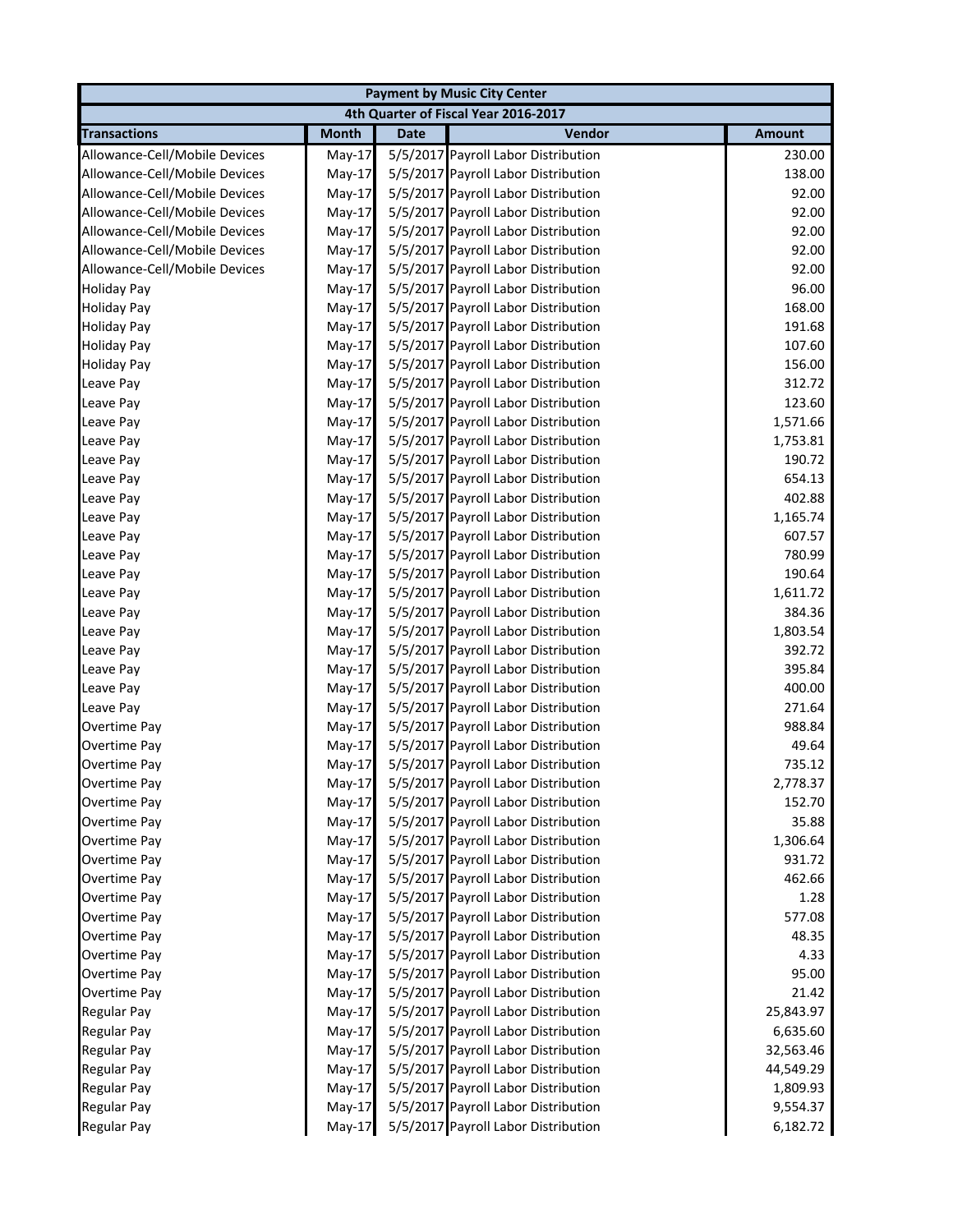| Payment by Music City Center | | | | |
|---|---|---|---|---|
| 4th Quarter of Fiscal Year 2016-2017 | | | | |
| **Transactions** | **Month** | **Date** | **Vendor** | **Amount** |
| Allowance-Cell/Mobile Devices | May-17 | 5/5/2017 | Payroll Labor Distribution | 230.00 |
| Allowance-Cell/Mobile Devices | May-17 | 5/5/2017 | Payroll Labor Distribution | 138.00 |
| Allowance-Cell/Mobile Devices | May-17 | 5/5/2017 | Payroll Labor Distribution | 92.00 |
| Allowance-Cell/Mobile Devices | May-17 | 5/5/2017 | Payroll Labor Distribution | 92.00 |
| Allowance-Cell/Mobile Devices | May-17 | 5/5/2017 | Payroll Labor Distribution | 92.00 |
| Allowance-Cell/Mobile Devices | May-17 | 5/5/2017 | Payroll Labor Distribution | 92.00 |
| Allowance-Cell/Mobile Devices | May-17 | 5/5/2017 | Payroll Labor Distribution | 92.00 |
| Holiday Pay | May-17 | 5/5/2017 | Payroll Labor Distribution | 96.00 |
| Holiday Pay | May-17 | 5/5/2017 | Payroll Labor Distribution | 168.00 |
| Holiday Pay | May-17 | 5/5/2017 | Payroll Labor Distribution | 191.68 |
| Holiday Pay | May-17 | 5/5/2017 | Payroll Labor Distribution | 107.60 |
| Holiday Pay | May-17 | 5/5/2017 | Payroll Labor Distribution | 156.00 |
| Leave Pay | May-17 | 5/5/2017 | Payroll Labor Distribution | 312.72 |
| Leave Pay | May-17 | 5/5/2017 | Payroll Labor Distribution | 123.60 |
| Leave Pay | May-17 | 5/5/2017 | Payroll Labor Distribution | 1,571.66 |
| Leave Pay | May-17 | 5/5/2017 | Payroll Labor Distribution | 1,753.81 |
| Leave Pay | May-17 | 5/5/2017 | Payroll Labor Distribution | 190.72 |
| Leave Pay | May-17 | 5/5/2017 | Payroll Labor Distribution | 654.13 |
| Leave Pay | May-17 | 5/5/2017 | Payroll Labor Distribution | 402.88 |
| Leave Pay | May-17 | 5/5/2017 | Payroll Labor Distribution | 1,165.74 |
| Leave Pay | May-17 | 5/5/2017 | Payroll Labor Distribution | 607.57 |
| Leave Pay | May-17 | 5/5/2017 | Payroll Labor Distribution | 780.99 |
| Leave Pay | May-17 | 5/5/2017 | Payroll Labor Distribution | 190.64 |
| Leave Pay | May-17 | 5/5/2017 | Payroll Labor Distribution | 1,611.72 |
| Leave Pay | May-17 | 5/5/2017 | Payroll Labor Distribution | 384.36 |
| Leave Pay | May-17 | 5/5/2017 | Payroll Labor Distribution | 1,803.54 |
| Leave Pay | May-17 | 5/5/2017 | Payroll Labor Distribution | 392.72 |
| Leave Pay | May-17 | 5/5/2017 | Payroll Labor Distribution | 395.84 |
| Leave Pay | May-17 | 5/5/2017 | Payroll Labor Distribution | 400.00 |
| Leave Pay | May-17 | 5/5/2017 | Payroll Labor Distribution | 271.64 |
| Overtime Pay | May-17 | 5/5/2017 | Payroll Labor Distribution | 988.84 |
| Overtime Pay | May-17 | 5/5/2017 | Payroll Labor Distribution | 49.64 |
| Overtime Pay | May-17 | 5/5/2017 | Payroll Labor Distribution | 735.12 |
| Overtime Pay | May-17 | 5/5/2017 | Payroll Labor Distribution | 2,778.37 |
| Overtime Pay | May-17 | 5/5/2017 | Payroll Labor Distribution | 152.70 |
| Overtime Pay | May-17 | 5/5/2017 | Payroll Labor Distribution | 35.88 |
| Overtime Pay | May-17 | 5/5/2017 | Payroll Labor Distribution | 1,306.64 |
| Overtime Pay | May-17 | 5/5/2017 | Payroll Labor Distribution | 931.72 |
| Overtime Pay | May-17 | 5/5/2017 | Payroll Labor Distribution | 462.66 |
| Overtime Pay | May-17 | 5/5/2017 | Payroll Labor Distribution | 1.28 |
| Overtime Pay | May-17 | 5/5/2017 | Payroll Labor Distribution | 577.08 |
| Overtime Pay | May-17 | 5/5/2017 | Payroll Labor Distribution | 48.35 |
| Overtime Pay | May-17 | 5/5/2017 | Payroll Labor Distribution | 4.33 |
| Overtime Pay | May-17 | 5/5/2017 | Payroll Labor Distribution | 95.00 |
| Overtime Pay | May-17 | 5/5/2017 | Payroll Labor Distribution | 21.42 |
| Regular Pay | May-17 | 5/5/2017 | Payroll Labor Distribution | 25,843.97 |
| Regular Pay | May-17 | 5/5/2017 | Payroll Labor Distribution | 6,635.60 |
| Regular Pay | May-17 | 5/5/2017 | Payroll Labor Distribution | 32,563.46 |
| Regular Pay | May-17 | 5/5/2017 | Payroll Labor Distribution | 44,549.29 |
| Regular Pay | May-17 | 5/5/2017 | Payroll Labor Distribution | 1,809.93 |
| Regular Pay | May-17 | 5/5/2017 | Payroll Labor Distribution | 9,554.37 |
| Regular Pay | May-17 | 5/5/2017 | Payroll Labor Distribution | 6,182.72 |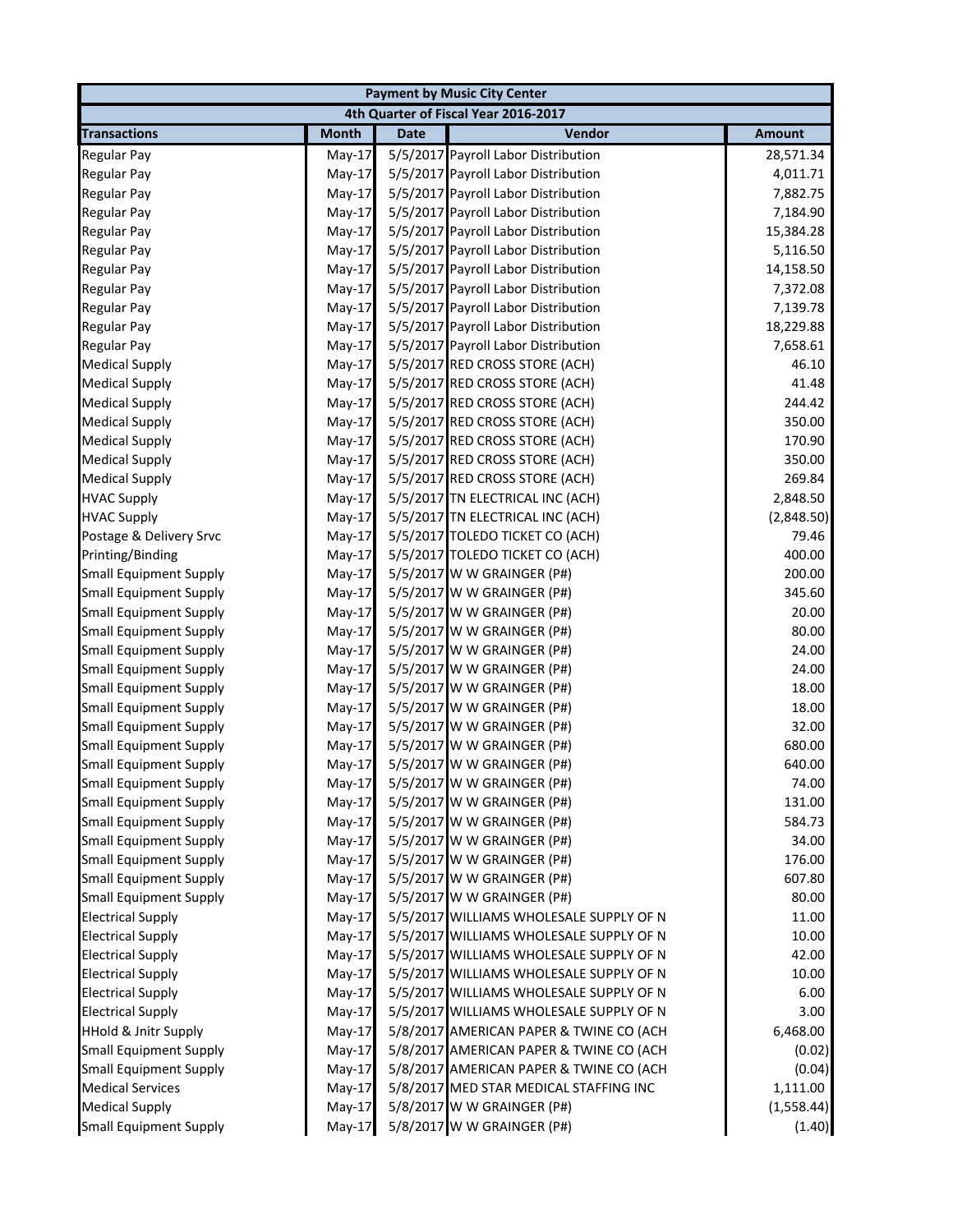| Payment by Music City Center | | | | |
|---|---|---|---|---|
| 4th Quarter of Fiscal Year 2016-2017 | | | | |
| **Transactions** | **Month** | **Date** | **Vendor** | **Amount** |
| Regular Pay | May-17 | 5/5/2017 | Payroll Labor Distribution | 28,571.34 |
| Regular Pay | May-17 | 5/5/2017 | Payroll Labor Distribution | 4,011.71 |
| Regular Pay | May-17 | 5/5/2017 | Payroll Labor Distribution | 7,882.75 |
| Regular Pay | May-17 | 5/5/2017 | Payroll Labor Distribution | 7,184.90 |
| Regular Pay | May-17 | 5/5/2017 | Payroll Labor Distribution | 15,384.28 |
| Regular Pay | May-17 | 5/5/2017 | Payroll Labor Distribution | 5,116.50 |
| Regular Pay | May-17 | 5/5/2017 | Payroll Labor Distribution | 14,158.50 |
| Regular Pay | May-17 | 5/5/2017 | Payroll Labor Distribution | 7,372.08 |
| Regular Pay | May-17 | 5/5/2017 | Payroll Labor Distribution | 7,139.78 |
| Regular Pay | May-17 | 5/5/2017 | Payroll Labor Distribution | 18,229.88 |
| Regular Pay | May-17 | 5/5/2017 | Payroll Labor Distribution | 7,658.61 |
| Medical Supply | May-17 | 5/5/2017 | RED CROSS STORE (ACH) | 46.10 |
| Medical Supply | May-17 | 5/5/2017 | RED CROSS STORE (ACH) | 41.48 |
| Medical Supply | May-17 | 5/5/2017 | RED CROSS STORE (ACH) | 244.42 |
| Medical Supply | May-17 | 5/5/2017 | RED CROSS STORE (ACH) | 350.00 |
| Medical Supply | May-17 | 5/5/2017 | RED CROSS STORE (ACH) | 170.90 |
| Medical Supply | May-17 | 5/5/2017 | RED CROSS STORE (ACH) | 350.00 |
| Medical Supply | May-17 | 5/5/2017 | RED CROSS STORE (ACH) | 269.84 |
| HVAC Supply | May-17 | 5/5/2017 | TN ELECTRICAL INC (ACH) | 2,848.50 |
| HVAC Supply | May-17 | 5/5/2017 | TN ELECTRICAL INC (ACH) | (2,848.50) |
| Postage & Delivery Srvc | May-17 | 5/5/2017 | TOLEDO TICKET CO (ACH) | 79.46 |
| Printing/Binding | May-17 | 5/5/2017 | TOLEDO TICKET CO (ACH) | 400.00 |
| Small Equipment Supply | May-17 | 5/5/2017 | W W GRAINGER (P#) | 200.00 |
| Small Equipment Supply | May-17 | 5/5/2017 | W W GRAINGER (P#) | 345.60 |
| Small Equipment Supply | May-17 | 5/5/2017 | W W GRAINGER (P#) | 20.00 |
| Small Equipment Supply | May-17 | 5/5/2017 | W W GRAINGER (P#) | 80.00 |
| Small Equipment Supply | May-17 | 5/5/2017 | W W GRAINGER (P#) | 24.00 |
| Small Equipment Supply | May-17 | 5/5/2017 | W W GRAINGER (P#) | 24.00 |
| Small Equipment Supply | May-17 | 5/5/2017 | W W GRAINGER (P#) | 18.00 |
| Small Equipment Supply | May-17 | 5/5/2017 | W W GRAINGER (P#) | 18.00 |
| Small Equipment Supply | May-17 | 5/5/2017 | W W GRAINGER (P#) | 32.00 |
| Small Equipment Supply | May-17 | 5/5/2017 | W W GRAINGER (P#) | 680.00 |
| Small Equipment Supply | May-17 | 5/5/2017 | W W GRAINGER (P#) | 640.00 |
| Small Equipment Supply | May-17 | 5/5/2017 | W W GRAINGER (P#) | 74.00 |
| Small Equipment Supply | May-17 | 5/5/2017 | W W GRAINGER (P#) | 131.00 |
| Small Equipment Supply | May-17 | 5/5/2017 | W W GRAINGER (P#) | 584.73 |
| Small Equipment Supply | May-17 | 5/5/2017 | W W GRAINGER (P#) | 34.00 |
| Small Equipment Supply | May-17 | 5/5/2017 | W W GRAINGER (P#) | 176.00 |
| Small Equipment Supply | May-17 | 5/5/2017 | W W GRAINGER (P#) | 607.80 |
| Small Equipment Supply | May-17 | 5/5/2017 | W W GRAINGER (P#) | 80.00 |
| Electrical Supply | May-17 | 5/5/2017 | WILLIAMS WHOLESALE SUPPLY OF N | 11.00 |
| Electrical Supply | May-17 | 5/5/2017 | WILLIAMS WHOLESALE SUPPLY OF N | 10.00 |
| Electrical Supply | May-17 | 5/5/2017 | WILLIAMS WHOLESALE SUPPLY OF N | 42.00 |
| Electrical Supply | May-17 | 5/5/2017 | WILLIAMS WHOLESALE SUPPLY OF N | 10.00 |
| Electrical Supply | May-17 | 5/5/2017 | WILLIAMS WHOLESALE SUPPLY OF N | 6.00 |
| Electrical Supply | May-17 | 5/5/2017 | WILLIAMS WHOLESALE SUPPLY OF N | 3.00 |
| HHold & Jnitr Supply | May-17 | 5/8/2017 | AMERICAN PAPER & TWINE CO (ACH | 6,468.00 |
| Small Equipment Supply | May-17 | 5/8/2017 | AMERICAN PAPER & TWINE CO (ACH | (0.02) |
| Small Equipment Supply | May-17 | 5/8/2017 | AMERICAN PAPER & TWINE CO (ACH | (0.04) |
| Medical Services | May-17 | 5/8/2017 | MED STAR MEDICAL STAFFING INC | 1,111.00 |
| Medical Supply | May-17 | 5/8/2017 | W W GRAINGER (P#) | (1,558.44) |
| Small Equipment Supply | May-17 | 5/8/2017 | W W GRAINGER (P#) | (1.40) |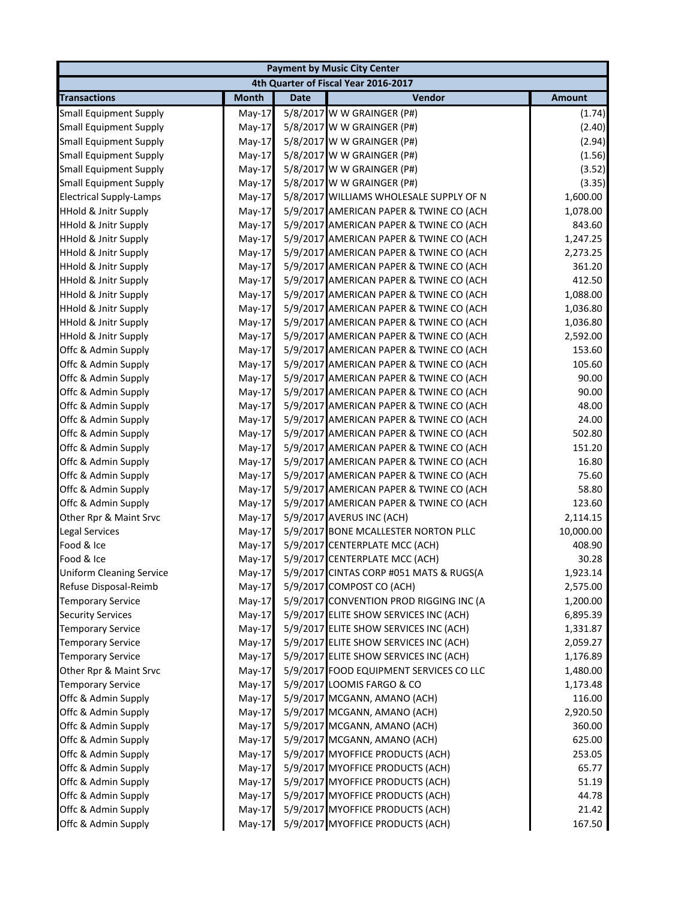| Payment by Music City Center | | | | |
|---|---|---|---|---|
| 4th Quarter of Fiscal Year 2016-2017 | | | | |
| **Transactions** | **Month** | **Date** | **Vendor** | **Amount** |
| Small Equipment Supply | May-17 | 5/8/2017 | W W GRAINGER (P#) | (1.74) |
| Small Equipment Supply | May-17 | 5/8/2017 | W W GRAINGER (P#) | (2.40) |
| Small Equipment Supply | May-17 | 5/8/2017 | W W GRAINGER (P#) | (2.94) |
| Small Equipment Supply | May-17 | 5/8/2017 | W W GRAINGER (P#) | (1.56) |
| Small Equipment Supply | May-17 | 5/8/2017 | W W GRAINGER (P#) | (3.52) |
| Small Equipment Supply | May-17 | 5/8/2017 | W W GRAINGER (P#) | (3.35) |
| Electrical Supply-Lamps | May-17 | 5/8/2017 | WILLIAMS WHOLESALE SUPPLY OF N | 1,600.00 |
| HHold & Jnitr Supply | May-17 | 5/9/2017 | AMERICAN PAPER & TWINE CO (ACH | 1,078.00 |
| HHold & Jnitr Supply | May-17 | 5/9/2017 | AMERICAN PAPER & TWINE CO (ACH | 843.60 |
| HHold & Jnitr Supply | May-17 | 5/9/2017 | AMERICAN PAPER & TWINE CO (ACH | 1,247.25 |
| HHold & Jnitr Supply | May-17 | 5/9/2017 | AMERICAN PAPER & TWINE CO (ACH | 2,273.25 |
| HHold & Jnitr Supply | May-17 | 5/9/2017 | AMERICAN PAPER & TWINE CO (ACH | 361.20 |
| HHold & Jnitr Supply | May-17 | 5/9/2017 | AMERICAN PAPER & TWINE CO (ACH | 412.50 |
| HHold & Jnitr Supply | May-17 | 5/9/2017 | AMERICAN PAPER & TWINE CO (ACH | 1,088.00 |
| HHold & Jnitr Supply | May-17 | 5/9/2017 | AMERICAN PAPER & TWINE CO (ACH | 1,036.80 |
| HHold & Jnitr Supply | May-17 | 5/9/2017 | AMERICAN PAPER & TWINE CO (ACH | 1,036.80 |
| HHold & Jnitr Supply | May-17 | 5/9/2017 | AMERICAN PAPER & TWINE CO (ACH | 2,592.00 |
| Offc & Admin Supply | May-17 | 5/9/2017 | AMERICAN PAPER & TWINE CO (ACH | 153.60 |
| Offc & Admin Supply | May-17 | 5/9/2017 | AMERICAN PAPER & TWINE CO (ACH | 105.60 |
| Offc & Admin Supply | May-17 | 5/9/2017 | AMERICAN PAPER & TWINE CO (ACH | 90.00 |
| Offc & Admin Supply | May-17 | 5/9/2017 | AMERICAN PAPER & TWINE CO (ACH | 90.00 |
| Offc & Admin Supply | May-17 | 5/9/2017 | AMERICAN PAPER & TWINE CO (ACH | 48.00 |
| Offc & Admin Supply | May-17 | 5/9/2017 | AMERICAN PAPER & TWINE CO (ACH | 24.00 |
| Offc & Admin Supply | May-17 | 5/9/2017 | AMERICAN PAPER & TWINE CO (ACH | 502.80 |
| Offc & Admin Supply | May-17 | 5/9/2017 | AMERICAN PAPER & TWINE CO (ACH | 151.20 |
| Offc & Admin Supply | May-17 | 5/9/2017 | AMERICAN PAPER & TWINE CO (ACH | 16.80 |
| Offc & Admin Supply | May-17 | 5/9/2017 | AMERICAN PAPER & TWINE CO (ACH | 75.60 |
| Offc & Admin Supply | May-17 | 5/9/2017 | AMERICAN PAPER & TWINE CO (ACH | 58.80 |
| Offc & Admin Supply | May-17 | 5/9/2017 | AMERICAN PAPER & TWINE CO (ACH | 123.60 |
| Other Rpr & Maint Srvc | May-17 | 5/9/2017 | AVERUS INC (ACH) | 2,114.15 |
| Legal Services | May-17 | 5/9/2017 | BONE MCALLESTER NORTON PLLC | 10,000.00 |
| Food & Ice | May-17 | 5/9/2017 | CENTERPLATE MCC (ACH) | 408.90 |
| Food & Ice | May-17 | 5/9/2017 | CENTERPLATE MCC (ACH) | 30.28 |
| Uniform Cleaning Service | May-17 | 5/9/2017 | CINTAS CORP #051 MATS & RUGS(A | 1,923.14 |
| Refuse Disposal-Reimb | May-17 | 5/9/2017 | COMPOST CO (ACH) | 2,575.00 |
| Temporary Service | May-17 | 5/9/2017 | CONVENTION PROD RIGGING INC (A | 1,200.00 |
| Security Services | May-17 | 5/9/2017 | ELITE SHOW SERVICES INC (ACH) | 6,895.39 |
| Temporary Service | May-17 | 5/9/2017 | ELITE SHOW SERVICES INC (ACH) | 1,331.87 |
| Temporary Service | May-17 | 5/9/2017 | ELITE SHOW SERVICES INC (ACH) | 2,059.27 |
| Temporary Service | May-17 | 5/9/2017 | ELITE SHOW SERVICES INC (ACH) | 1,176.89 |
| Other Rpr & Maint Srvc | May-17 | 5/9/2017 | FOOD EQUIPMENT SERVICES CO LLC | 1,480.00 |
| Temporary Service | May-17 | 5/9/2017 | LOOMIS FARGO & CO | 1,173.48 |
| Offc & Admin Supply | May-17 | 5/9/2017 | MCGANN, AMANO (ACH) | 116.00 |
| Offc & Admin Supply | May-17 | 5/9/2017 | MCGANN, AMANO (ACH) | 2,920.50 |
| Offc & Admin Supply | May-17 | 5/9/2017 | MCGANN, AMANO (ACH) | 360.00 |
| Offc & Admin Supply | May-17 | 5/9/2017 | MCGANN, AMANO (ACH) | 625.00 |
| Offc & Admin Supply | May-17 | 5/9/2017 | MYOFFICE PRODUCTS (ACH) | 253.05 |
| Offc & Admin Supply | May-17 | 5/9/2017 | MYOFFICE PRODUCTS (ACH) | 65.77 |
| Offc & Admin Supply | May-17 | 5/9/2017 | MYOFFICE PRODUCTS (ACH) | 51.19 |
| Offc & Admin Supply | May-17 | 5/9/2017 | MYOFFICE PRODUCTS (ACH) | 44.78 |
| Offc & Admin Supply | May-17 | 5/9/2017 | MYOFFICE PRODUCTS (ACH) | 21.42 |
| Offc & Admin Supply | May-17 | 5/9/2017 | MYOFFICE PRODUCTS (ACH) | 167.50 |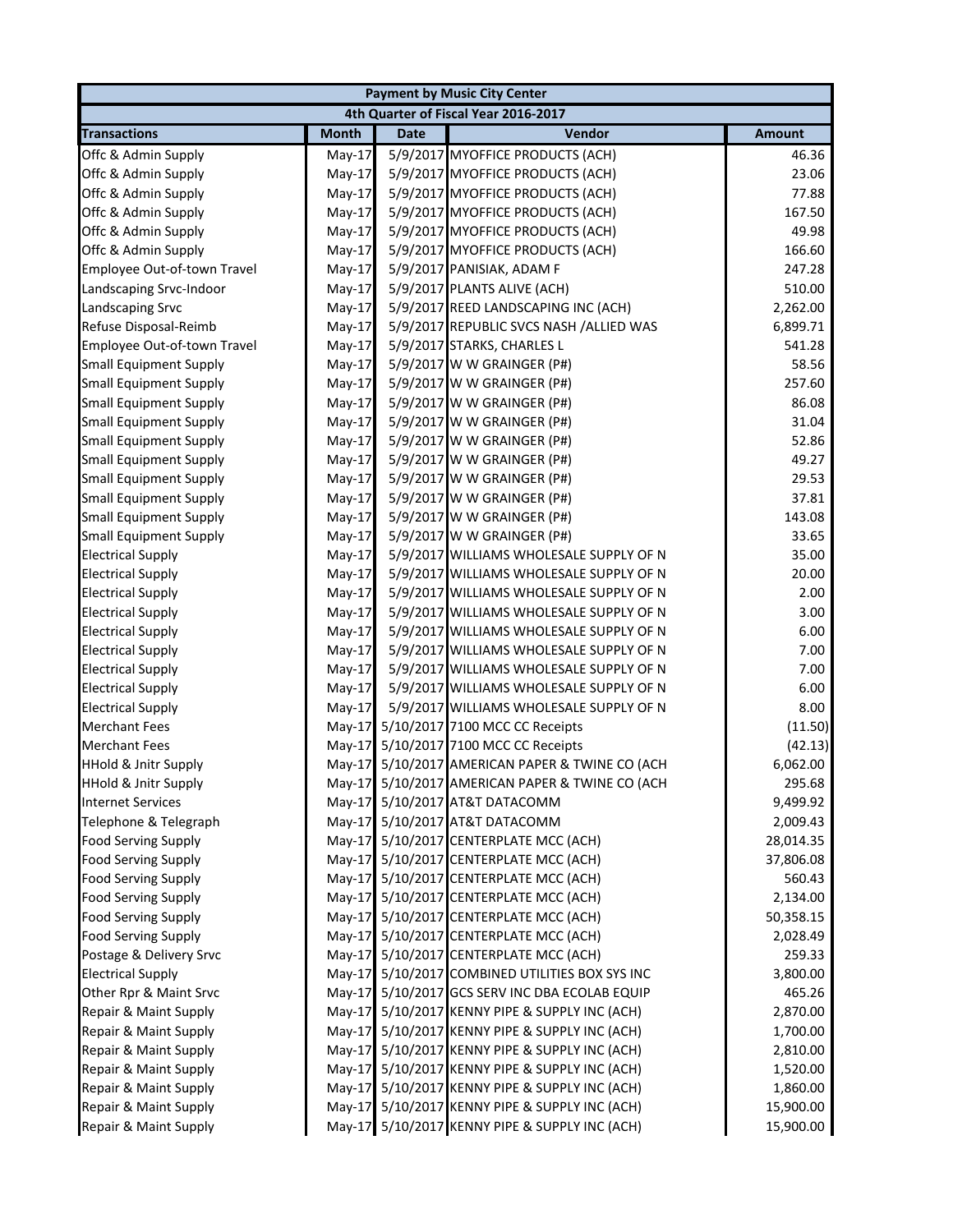| Payment by Music City Center | | | | |
|---|---|---|---|---|
| 4th Quarter of Fiscal Year 2016-2017 | | | | |
| **Transactions** | **Month** | **Date** | **Vendor** | **Amount** |
| Offc & Admin Supply | May-17 | 5/9/2017 | MYOFFICE PRODUCTS (ACH) | 46.36 |
| Offc & Admin Supply | May-17 | 5/9/2017 | MYOFFICE PRODUCTS (ACH) | 23.06 |
| Offc & Admin Supply | May-17 | 5/9/2017 | MYOFFICE PRODUCTS (ACH) | 77.88 |
| Offc & Admin Supply | May-17 | 5/9/2017 | MYOFFICE PRODUCTS (ACH) | 167.50 |
| Offc & Admin Supply | May-17 | 5/9/2017 | MYOFFICE PRODUCTS (ACH) | 49.98 |
| Offc & Admin Supply | May-17 | 5/9/2017 | MYOFFICE PRODUCTS (ACH) | 166.60 |
| Employee Out-of-town Travel | May-17 | 5/9/2017 | PANISIAK, ADAM F | 247.28 |
| Landscaping Srvc-Indoor | May-17 | 5/9/2017 | PLANTS ALIVE (ACH) | 510.00 |
| Landscaping Srvc | May-17 | 5/9/2017 | REED LANDSCAPING INC (ACH) | 2,262.00 |
| Refuse Disposal-Reimb | May-17 | 5/9/2017 | REPUBLIC SVCS NASH /ALLIED WAS | 6,899.71 |
| Employee Out-of-town Travel | May-17 | 5/9/2017 | STARKS, CHARLES L | 541.28 |
| Small Equipment Supply | May-17 | 5/9/2017 | W W GRAINGER (P#) | 58.56 |
| Small Equipment Supply | May-17 | 5/9/2017 | W W GRAINGER (P#) | 257.60 |
| Small Equipment Supply | May-17 | 5/9/2017 | W W GRAINGER (P#) | 86.08 |
| Small Equipment Supply | May-17 | 5/9/2017 | W W GRAINGER (P#) | 31.04 |
| Small Equipment Supply | May-17 | 5/9/2017 | W W GRAINGER (P#) | 52.86 |
| Small Equipment Supply | May-17 | 5/9/2017 | W W GRAINGER (P#) | 49.27 |
| Small Equipment Supply | May-17 | 5/9/2017 | W W GRAINGER (P#) | 29.53 |
| Small Equipment Supply | May-17 | 5/9/2017 | W W GRAINGER (P#) | 37.81 |
| Small Equipment Supply | May-17 | 5/9/2017 | W W GRAINGER (P#) | 143.08 |
| Small Equipment Supply | May-17 | 5/9/2017 | W W GRAINGER (P#) | 33.65 |
| Electrical Supply | May-17 | 5/9/2017 | WILLIAMS WHOLESALE SUPPLY OF N | 35.00 |
| Electrical Supply | May-17 | 5/9/2017 | WILLIAMS WHOLESALE SUPPLY OF N | 20.00 |
| Electrical Supply | May-17 | 5/9/2017 | WILLIAMS WHOLESALE SUPPLY OF N | 2.00 |
| Electrical Supply | May-17 | 5/9/2017 | WILLIAMS WHOLESALE SUPPLY OF N | 3.00 |
| Electrical Supply | May-17 | 5/9/2017 | WILLIAMS WHOLESALE SUPPLY OF N | 6.00 |
| Electrical Supply | May-17 | 5/9/2017 | WILLIAMS WHOLESALE SUPPLY OF N | 7.00 |
| Electrical Supply | May-17 | 5/9/2017 | WILLIAMS WHOLESALE SUPPLY OF N | 7.00 |
| Electrical Supply | May-17 | 5/9/2017 | WILLIAMS WHOLESALE SUPPLY OF N | 6.00 |
| Electrical Supply | May-17 | 5/9/2017 | WILLIAMS WHOLESALE SUPPLY OF N | 8.00 |
| Merchant Fees | May-17 | 5/10/2017 | 7100 MCC CC Receipts | (11.50) |
| Merchant Fees | May-17 | 5/10/2017 | 7100 MCC CC Receipts | (42.13) |
| HHold & Jnitr Supply | May-17 | 5/10/2017 | AMERICAN PAPER & TWINE CO (ACH | 6,062.00 |
| HHold & Jnitr Supply | May-17 | 5/10/2017 | AMERICAN PAPER & TWINE CO (ACH | 295.68 |
| Internet Services | May-17 | 5/10/2017 | AT&T DATACOMM | 9,499.92 |
| Telephone & Telegraph | May-17 | 5/10/2017 | AT&T DATACOMM | 2,009.43 |
| Food Serving Supply | May-17 | 5/10/2017 | CENTERPLATE MCC (ACH) | 28,014.35 |
| Food Serving Supply | May-17 | 5/10/2017 | CENTERPLATE MCC (ACH) | 37,806.08 |
| Food Serving Supply | May-17 | 5/10/2017 | CENTERPLATE MCC (ACH) | 560.43 |
| Food Serving Supply | May-17 | 5/10/2017 | CENTERPLATE MCC (ACH) | 2,134.00 |
| Food Serving Supply | May-17 | 5/10/2017 | CENTERPLATE MCC (ACH) | 50,358.15 |
| Food Serving Supply | May-17 | 5/10/2017 | CENTERPLATE MCC (ACH) | 2,028.49 |
| Postage & Delivery Srvc | May-17 | 5/10/2017 | CENTERPLATE MCC (ACH) | 259.33 |
| Electrical Supply | May-17 | 5/10/2017 | COMBINED UTILITIES BOX SYS INC | 3,800.00 |
| Other Rpr & Maint Srvc | May-17 | 5/10/2017 | GCS SERV INC DBA ECOLAB EQUIP | 465.26 |
| Repair & Maint Supply | May-17 | 5/10/2017 | KENNY PIPE & SUPPLY INC (ACH) | 2,870.00 |
| Repair & Maint Supply | May-17 | 5/10/2017 | KENNY PIPE & SUPPLY INC (ACH) | 1,700.00 |
| Repair & Maint Supply | May-17 | 5/10/2017 | KENNY PIPE & SUPPLY INC (ACH) | 2,810.00 |
| Repair & Maint Supply | May-17 | 5/10/2017 | KENNY PIPE & SUPPLY INC (ACH) | 1,520.00 |
| Repair & Maint Supply | May-17 | 5/10/2017 | KENNY PIPE & SUPPLY INC (ACH) | 1,860.00 |
| Repair & Maint Supply | May-17 | 5/10/2017 | KENNY PIPE & SUPPLY INC (ACH) | 15,900.00 |
| Repair & Maint Supply | May-17 | 5/10/2017 | KENNY PIPE & SUPPLY INC (ACH) | 15,900.00 |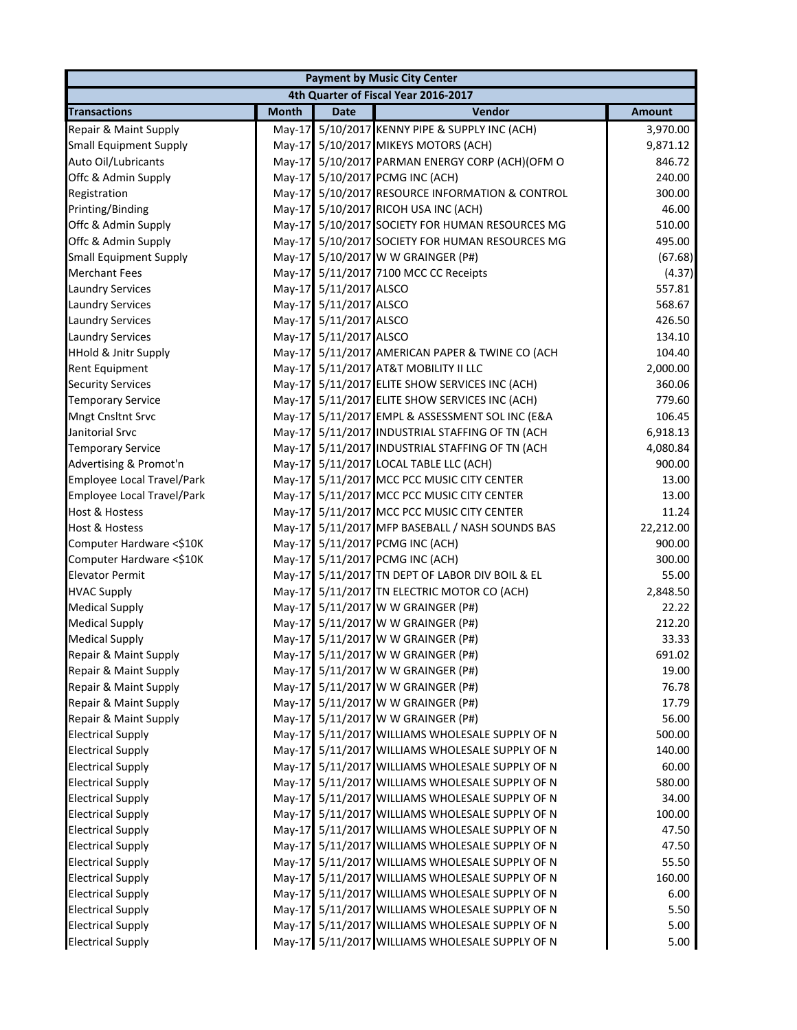| Payment by Music City Center | | | | |
|---|---|---|---|---|
| 4th Quarter of Fiscal Year 2016-2017 | | | | |
| **Transactions** | **Month** | **Date** | **Vendor** | **Amount** |
| Repair & Maint Supply | May-17 | 5/10/2017 | KENNY PIPE & SUPPLY INC (ACH) | 3,970.00 |
| Small Equipment Supply | May-17 | 5/10/2017 | MIKEYS MOTORS (ACH) | 9,871.12 |
| Auto Oil/Lubricants | May-17 | 5/10/2017 | PARMAN ENERGY CORP (ACH)(OFM O | 846.72 |
| Offc & Admin Supply | May-17 | 5/10/2017 | PCMG INC (ACH) | 240.00 |
| Registration | May-17 | 5/10/2017 | RESOURCE INFORMATION & CONTROL | 300.00 |
| Printing/Binding | May-17 | 5/10/2017 | RICOH USA INC (ACH) | 46.00 |
| Offc & Admin Supply | May-17 | 5/10/2017 | SOCIETY FOR HUMAN RESOURCES MG | 510.00 |
| Offc & Admin Supply | May-17 | 5/10/2017 | SOCIETY FOR HUMAN RESOURCES MG | 495.00 |
| Small Equipment Supply | May-17 | 5/10/2017 | W W GRAINGER (P#) | (67.68) |
| Merchant Fees | May-17 | 5/11/2017 | 7100 MCC CC Receipts | (4.37) |
| Laundry Services | May-17 | 5/11/2017 | ALSCO | 557.81 |
| Laundry Services | May-17 | 5/11/2017 | ALSCO | 568.67 |
| Laundry Services | May-17 | 5/11/2017 | ALSCO | 426.50 |
| Laundry Services | May-17 | 5/11/2017 | ALSCO | 134.10 |
| HHold & Jnitr Supply | May-17 | 5/11/2017 | AMERICAN PAPER & TWINE CO (ACH | 104.40 |
| Rent Equipment | May-17 | 5/11/2017 | AT&T MOBILITY II LLC | 2,000.00 |
| Security Services | May-17 | 5/11/2017 | ELITE SHOW SERVICES INC (ACH) | 360.06 |
| Temporary Service | May-17 | 5/11/2017 | ELITE SHOW SERVICES INC (ACH) | 779.60 |
| Mngt Cnsltnt Srvc | May-17 | 5/11/2017 | EMPL & ASSESSMENT SOL INC (E&A | 106.45 |
| Janitorial Srvc | May-17 | 5/11/2017 | INDUSTRIAL STAFFING OF TN (ACH | 6,918.13 |
| Temporary Service | May-17 | 5/11/2017 | INDUSTRIAL STAFFING OF TN (ACH | 4,080.84 |
| Advertising & Promot'n | May-17 | 5/11/2017 | LOCAL TABLE LLC (ACH) | 900.00 |
| Employee Local Travel/Park | May-17 | 5/11/2017 | MCC PCC MUSIC CITY CENTER | 13.00 |
| Employee Local Travel/Park | May-17 | 5/11/2017 | MCC PCC MUSIC CITY CENTER | 13.00 |
| Host & Hostess | May-17 | 5/11/2017 | MCC PCC MUSIC CITY CENTER | 11.24 |
| Host & Hostess | May-17 | 5/11/2017 | MFP BASEBALL / NASH SOUNDS BAS | 22,212.00 |
| Computer Hardware <$10K | May-17 | 5/11/2017 | PCMG INC (ACH) | 900.00 |
| Computer Hardware <$10K | May-17 | 5/11/2017 | PCMG INC (ACH) | 300.00 |
| Elevator Permit | May-17 | 5/11/2017 | TN DEPT OF LABOR DIV BOIL & EL | 55.00 |
| HVAC Supply | May-17 | 5/11/2017 | TN ELECTRIC MOTOR CO (ACH) | 2,848.50 |
| Medical Supply | May-17 | 5/11/2017 | W W GRAINGER (P#) | 22.22 |
| Medical Supply | May-17 | 5/11/2017 | W W GRAINGER (P#) | 212.20 |
| Medical Supply | May-17 | 5/11/2017 | W W GRAINGER (P#) | 33.33 |
| Repair & Maint Supply | May-17 | 5/11/2017 | W W GRAINGER (P#) | 691.02 |
| Repair & Maint Supply | May-17 | 5/11/2017 | W W GRAINGER (P#) | 19.00 |
| Repair & Maint Supply | May-17 | 5/11/2017 | W W GRAINGER (P#) | 76.78 |
| Repair & Maint Supply | May-17 | 5/11/2017 | W W GRAINGER (P#) | 17.79 |
| Repair & Maint Supply | May-17 | 5/11/2017 | W W GRAINGER (P#) | 56.00 |
| Electrical Supply | May-17 | 5/11/2017 | WILLIAMS WHOLESALE SUPPLY OF N | 500.00 |
| Electrical Supply | May-17 | 5/11/2017 | WILLIAMS WHOLESALE SUPPLY OF N | 140.00 |
| Electrical Supply | May-17 | 5/11/2017 | WILLIAMS WHOLESALE SUPPLY OF N | 60.00 |
| Electrical Supply | May-17 | 5/11/2017 | WILLIAMS WHOLESALE SUPPLY OF N | 580.00 |
| Electrical Supply | May-17 | 5/11/2017 | WILLIAMS WHOLESALE SUPPLY OF N | 34.00 |
| Electrical Supply | May-17 | 5/11/2017 | WILLIAMS WHOLESALE SUPPLY OF N | 100.00 |
| Electrical Supply | May-17 | 5/11/2017 | WILLIAMS WHOLESALE SUPPLY OF N | 47.50 |
| Electrical Supply | May-17 | 5/11/2017 | WILLIAMS WHOLESALE SUPPLY OF N | 47.50 |
| Electrical Supply | May-17 | 5/11/2017 | WILLIAMS WHOLESALE SUPPLY OF N | 55.50 |
| Electrical Supply | May-17 | 5/11/2017 | WILLIAMS WHOLESALE SUPPLY OF N | 160.00 |
| Electrical Supply | May-17 | 5/11/2017 | WILLIAMS WHOLESALE SUPPLY OF N | 6.00 |
| Electrical Supply | May-17 | 5/11/2017 | WILLIAMS WHOLESALE SUPPLY OF N | 5.50 |
| Electrical Supply | May-17 | 5/11/2017 | WILLIAMS WHOLESALE SUPPLY OF N | 5.00 |
| Electrical Supply | May-17 | 5/11/2017 | WILLIAMS WHOLESALE SUPPLY OF N | 5.00 |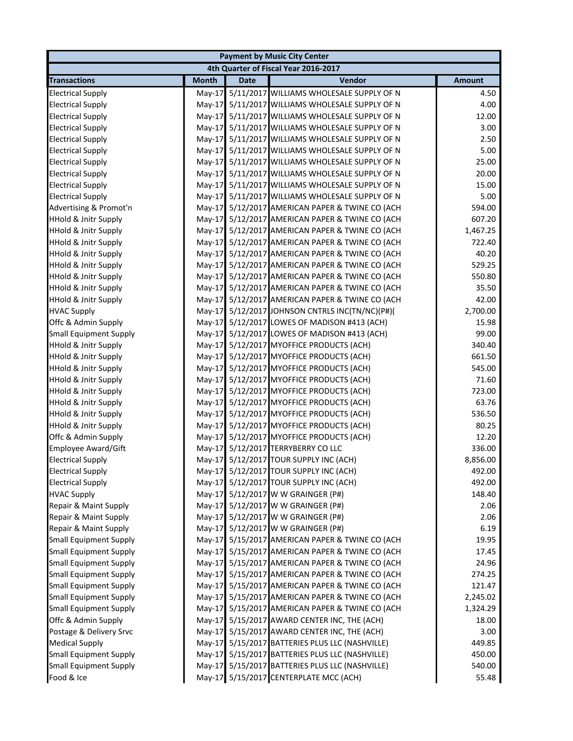| Payment by Music City Center | | | | |
|---|---|---|---|---|
| 4th Quarter of Fiscal Year 2016-2017 | | | | |
| **Transactions** | **Month** | **Date** | **Vendor** | **Amount** |
| Electrical Supply | May-17 | 5/11/2017 | WILLIAMS WHOLESALE SUPPLY OF N | 4.50 |
| Electrical Supply | May-17 | 5/11/2017 | WILLIAMS WHOLESALE SUPPLY OF N | 4.00 |
| Electrical Supply | May-17 | 5/11/2017 | WILLIAMS WHOLESALE SUPPLY OF N | 12.00 |
| Electrical Supply | May-17 | 5/11/2017 | WILLIAMS WHOLESALE SUPPLY OF N | 3.00 |
| Electrical Supply | May-17 | 5/11/2017 | WILLIAMS WHOLESALE SUPPLY OF N | 2.50 |
| Electrical Supply | May-17 | 5/11/2017 | WILLIAMS WHOLESALE SUPPLY OF N | 5.00 |
| Electrical Supply | May-17 | 5/11/2017 | WILLIAMS WHOLESALE SUPPLY OF N | 25.00 |
| Electrical Supply | May-17 | 5/11/2017 | WILLIAMS WHOLESALE SUPPLY OF N | 20.00 |
| Electrical Supply | May-17 | 5/11/2017 | WILLIAMS WHOLESALE SUPPLY OF N | 15.00 |
| Electrical Supply | May-17 | 5/11/2017 | WILLIAMS WHOLESALE SUPPLY OF N | 5.00 |
| Advertising & Promot'n | May-17 | 5/12/2017 | AMERICAN PAPER & TWINE CO (ACH | 594.00 |
| HHold & Jnitr Supply | May-17 | 5/12/2017 | AMERICAN PAPER & TWINE CO (ACH | 607.20 |
| HHold & Jnitr Supply | May-17 | 5/12/2017 | AMERICAN PAPER & TWINE CO (ACH | 1,467.25 |
| HHold & Jnitr Supply | May-17 | 5/12/2017 | AMERICAN PAPER & TWINE CO (ACH | 722.40 |
| HHold & Jnitr Supply | May-17 | 5/12/2017 | AMERICAN PAPER & TWINE CO (ACH | 40.20 |
| HHold & Jnitr Supply | May-17 | 5/12/2017 | AMERICAN PAPER & TWINE CO (ACH | 529.25 |
| HHold & Jnitr Supply | May-17 | 5/12/2017 | AMERICAN PAPER & TWINE CO (ACH | 550.80 |
| HHold & Jnitr Supply | May-17 | 5/12/2017 | AMERICAN PAPER & TWINE CO (ACH | 35.50 |
| HHold & Jnitr Supply | May-17 | 5/12/2017 | AMERICAN PAPER & TWINE CO (ACH | 42.00 |
| HVAC Supply | May-17 | 5/12/2017 | JOHNSON CNTRLS INC(TN/NC)(P#)( | 2,700.00 |
| Offc & Admin Supply | May-17 | 5/12/2017 | LOWES OF MADISON #413 (ACH) | 15.98 |
| Small Equipment Supply | May-17 | 5/12/2017 | LOWES OF MADISON #413 (ACH) | 99.00 |
| HHold & Jnitr Supply | May-17 | 5/12/2017 | MYOFFICE PRODUCTS (ACH) | 340.40 |
| HHold & Jnitr Supply | May-17 | 5/12/2017 | MYOFFICE PRODUCTS (ACH) | 661.50 |
| HHold & Jnitr Supply | May-17 | 5/12/2017 | MYOFFICE PRODUCTS (ACH) | 545.00 |
| HHold & Jnitr Supply | May-17 | 5/12/2017 | MYOFFICE PRODUCTS (ACH) | 71.60 |
| HHold & Jnitr Supply | May-17 | 5/12/2017 | MYOFFICE PRODUCTS (ACH) | 723.00 |
| HHold & Jnitr Supply | May-17 | 5/12/2017 | MYOFFICE PRODUCTS (ACH) | 63.76 |
| HHold & Jnitr Supply | May-17 | 5/12/2017 | MYOFFICE PRODUCTS (ACH) | 536.50 |
| HHold & Jnitr Supply | May-17 | 5/12/2017 | MYOFFICE PRODUCTS (ACH) | 80.25 |
| Offc & Admin Supply | May-17 | 5/12/2017 | MYOFFICE PRODUCTS (ACH) | 12.20 |
| Employee Award/Gift | May-17 | 5/12/2017 | TERRYBERRY CO LLC | 336.00 |
| Electrical Supply | May-17 | 5/12/2017 | TOUR SUPPLY INC (ACH) | 8,856.00 |
| Electrical Supply | May-17 | 5/12/2017 | TOUR SUPPLY INC (ACH) | 492.00 |
| Electrical Supply | May-17 | 5/12/2017 | TOUR SUPPLY INC (ACH) | 492.00 |
| HVAC Supply | May-17 | 5/12/2017 | W W GRAINGER (P#) | 148.40 |
| Repair & Maint Supply | May-17 | 5/12/2017 | W W GRAINGER (P#) | 2.06 |
| Repair & Maint Supply | May-17 | 5/12/2017 | W W GRAINGER (P#) | 2.06 |
| Repair & Maint Supply | May-17 | 5/12/2017 | W W GRAINGER (P#) | 6.19 |
| Small Equipment Supply | May-17 | 5/15/2017 | AMERICAN PAPER & TWINE CO (ACH | 19.95 |
| Small Equipment Supply | May-17 | 5/15/2017 | AMERICAN PAPER & TWINE CO (ACH | 17.45 |
| Small Equipment Supply | May-17 | 5/15/2017 | AMERICAN PAPER & TWINE CO (ACH | 24.96 |
| Small Equipment Supply | May-17 | 5/15/2017 | AMERICAN PAPER & TWINE CO (ACH | 274.25 |
| Small Equipment Supply | May-17 | 5/15/2017 | AMERICAN PAPER & TWINE CO (ACH | 121.47 |
| Small Equipment Supply | May-17 | 5/15/2017 | AMERICAN PAPER & TWINE CO (ACH | 2,245.02 |
| Small Equipment Supply | May-17 | 5/15/2017 | AMERICAN PAPER & TWINE CO (ACH | 1,324.29 |
| Offc & Admin Supply | May-17 | 5/15/2017 | AWARD CENTER INC, THE (ACH) | 18.00 |
| Postage & Delivery Srvc | May-17 | 5/15/2017 | AWARD CENTER INC, THE (ACH) | 3.00 |
| Medical Supply | May-17 | 5/15/2017 | BATTERIES PLUS LLC (NASHVILLE) | 449.85 |
| Small Equipment Supply | May-17 | 5/15/2017 | BATTERIES PLUS LLC (NASHVILLE) | 450.00 |
| Small Equipment Supply | May-17 | 5/15/2017 | BATTERIES PLUS LLC (NASHVILLE) | 540.00 |
| Food & Ice | May-17 | 5/15/2017 | CENTERPLATE MCC (ACH) | 55.48 |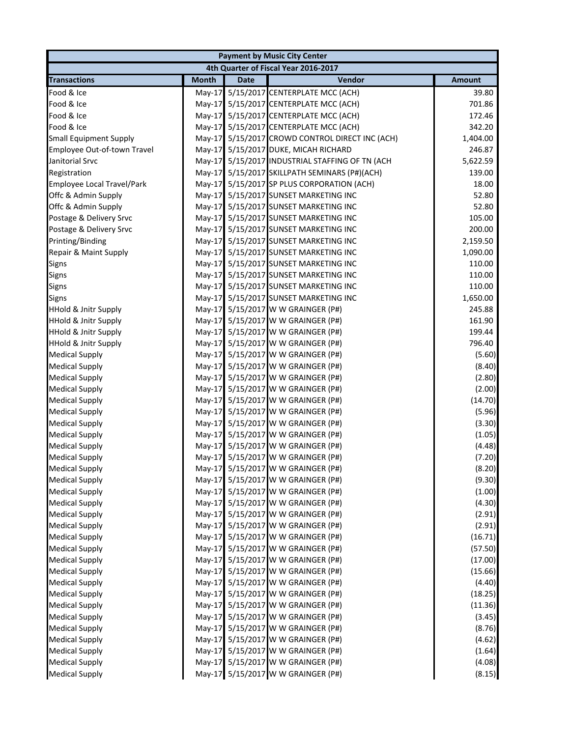| Payment by Music City Center | | | | |
|---|---|---|---|---|
| 4th Quarter of Fiscal Year 2016-2017 | | | | |
| **Transactions** | **Month** | **Date** | **Vendor** | **Amount** |
| Food & Ice | May-17 | 5/15/2017 | CENTERPLATE MCC (ACH) | 39.80 |
| Food & Ice | May-17 | 5/15/2017 | CENTERPLATE MCC (ACH) | 701.86 |
| Food & Ice | May-17 | 5/15/2017 | CENTERPLATE MCC (ACH) | 172.46 |
| Food & Ice | May-17 | 5/15/2017 | CENTERPLATE MCC (ACH) | 342.20 |
| Small Equipment Supply | May-17 | 5/15/2017 | CROWD CONTROL DIRECT INC (ACH) | 1,404.00 |
| Employee Out-of-town Travel | May-17 | 5/15/2017 | DUKE, MICAH RICHARD | 246.87 |
| Janitorial Srvc | May-17 | 5/15/2017 | INDUSTRIAL STAFFING OF TN (ACH | 5,622.59 |
| Registration | May-17 | 5/15/2017 | SKILLPATH SEMINARS (P#)(ACH) | 139.00 |
| Employee Local Travel/Park | May-17 | 5/15/2017 | SP PLUS CORPORATION (ACH) | 18.00 |
| Offc & Admin Supply | May-17 | 5/15/2017 | SUNSET MARKETING INC | 52.80 |
| Offc & Admin Supply | May-17 | 5/15/2017 | SUNSET MARKETING INC | 52.80 |
| Postage & Delivery Srvc | May-17 | 5/15/2017 | SUNSET MARKETING INC | 105.00 |
| Postage & Delivery Srvc | May-17 | 5/15/2017 | SUNSET MARKETING INC | 200.00 |
| Printing/Binding | May-17 | 5/15/2017 | SUNSET MARKETING INC | 2,159.50 |
| Repair & Maint Supply | May-17 | 5/15/2017 | SUNSET MARKETING INC | 1,090.00 |
| Signs | May-17 | 5/15/2017 | SUNSET MARKETING INC | 110.00 |
| Signs | May-17 | 5/15/2017 | SUNSET MARKETING INC | 110.00 |
| Signs | May-17 | 5/15/2017 | SUNSET MARKETING INC | 110.00 |
| Signs | May-17 | 5/15/2017 | SUNSET MARKETING INC | 1,650.00 |
| HHold & Jnitr Supply | May-17 | 5/15/2017 | W W GRAINGER (P#) | 245.88 |
| HHold & Jnitr Supply | May-17 | 5/15/2017 | W W GRAINGER (P#) | 161.90 |
| HHold & Jnitr Supply | May-17 | 5/15/2017 | W W GRAINGER (P#) | 199.44 |
| HHold & Jnitr Supply | May-17 | 5/15/2017 | W W GRAINGER (P#) | 796.40 |
| Medical Supply | May-17 | 5/15/2017 | W W GRAINGER (P#) | (5.60) |
| Medical Supply | May-17 | 5/15/2017 | W W GRAINGER (P#) | (8.40) |
| Medical Supply | May-17 | 5/15/2017 | W W GRAINGER (P#) | (2.80) |
| Medical Supply | May-17 | 5/15/2017 | W W GRAINGER (P#) | (2.00) |
| Medical Supply | May-17 | 5/15/2017 | W W GRAINGER (P#) | (14.70) |
| Medical Supply | May-17 | 5/15/2017 | W W GRAINGER (P#) | (5.96) |
| Medical Supply | May-17 | 5/15/2017 | W W GRAINGER (P#) | (3.30) |
| Medical Supply | May-17 | 5/15/2017 | W W GRAINGER (P#) | (1.05) |
| Medical Supply | May-17 | 5/15/2017 | W W GRAINGER (P#) | (4.48) |
| Medical Supply | May-17 | 5/15/2017 | W W GRAINGER (P#) | (7.20) |
| Medical Supply | May-17 | 5/15/2017 | W W GRAINGER (P#) | (8.20) |
| Medical Supply | May-17 | 5/15/2017 | W W GRAINGER (P#) | (9.30) |
| Medical Supply | May-17 | 5/15/2017 | W W GRAINGER (P#) | (1.00) |
| Medical Supply | May-17 | 5/15/2017 | W W GRAINGER (P#) | (4.30) |
| Medical Supply | May-17 | 5/15/2017 | W W GRAINGER (P#) | (2.91) |
| Medical Supply | May-17 | 5/15/2017 | W W GRAINGER (P#) | (2.91) |
| Medical Supply | May-17 | 5/15/2017 | W W GRAINGER (P#) | (16.71) |
| Medical Supply | May-17 | 5/15/2017 | W W GRAINGER (P#) | (57.50) |
| Medical Supply | May-17 | 5/15/2017 | W W GRAINGER (P#) | (17.00) |
| Medical Supply | May-17 | 5/15/2017 | W W GRAINGER (P#) | (15.66) |
| Medical Supply | May-17 | 5/15/2017 | W W GRAINGER (P#) | (4.40) |
| Medical Supply | May-17 | 5/15/2017 | W W GRAINGER (P#) | (18.25) |
| Medical Supply | May-17 | 5/15/2017 | W W GRAINGER (P#) | (11.36) |
| Medical Supply | May-17 | 5/15/2017 | W W GRAINGER (P#) | (3.45) |
| Medical Supply | May-17 | 5/15/2017 | W W GRAINGER (P#) | (8.76) |
| Medical Supply | May-17 | 5/15/2017 | W W GRAINGER (P#) | (4.62) |
| Medical Supply | May-17 | 5/15/2017 | W W GRAINGER (P#) | (1.64) |
| Medical Supply | May-17 | 5/15/2017 | W W GRAINGER (P#) | (4.08) |
| Medical Supply | May-17 | 5/15/2017 | W W GRAINGER (P#) | (8.15) |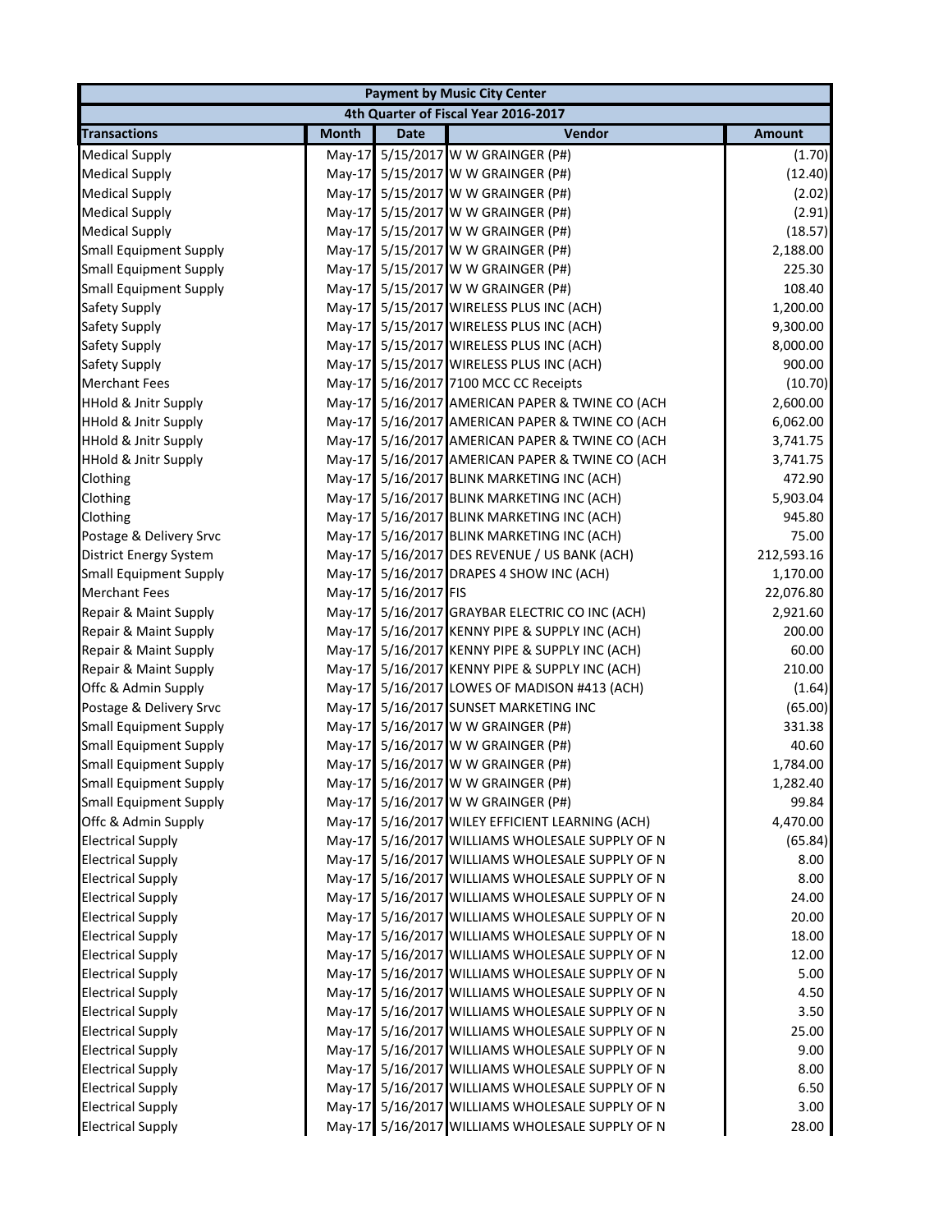| Payment by Music City Center | | | | |
|---|---|---|---|---|
| 4th Quarter of Fiscal Year 2016-2017 | | | | |
| **Transactions** | **Month** | **Date** | **Vendor** | **Amount** |
| Medical Supply | May-17 | 5/15/2017 | W W GRAINGER (P#) | (1.70) |
| Medical Supply | May-17 | 5/15/2017 | W W GRAINGER (P#) | (12.40) |
| Medical Supply | May-17 | 5/15/2017 | W W GRAINGER (P#) | (2.02) |
| Medical Supply | May-17 | 5/15/2017 | W W GRAINGER (P#) | (2.91) |
| Medical Supply | May-17 | 5/15/2017 | W W GRAINGER (P#) | (18.57) |
| Small Equipment Supply | May-17 | 5/15/2017 | W W GRAINGER (P#) | 2,188.00 |
| Small Equipment Supply | May-17 | 5/15/2017 | W W GRAINGER (P#) | 225.30 |
| Small Equipment Supply | May-17 | 5/15/2017 | W W GRAINGER (P#) | 108.40 |
| Safety Supply | May-17 | 5/15/2017 | WIRELESS PLUS INC (ACH) | 1,200.00 |
| Safety Supply | May-17 | 5/15/2017 | WIRELESS PLUS INC (ACH) | 9,300.00 |
| Safety Supply | May-17 | 5/15/2017 | WIRELESS PLUS INC (ACH) | 8,000.00 |
| Safety Supply | May-17 | 5/15/2017 | WIRELESS PLUS INC (ACH) | 900.00 |
| Merchant Fees | May-17 | 5/16/2017 | 7100 MCC CC Receipts | (10.70) |
| HHold & Jnitr Supply | May-17 | 5/16/2017 | AMERICAN PAPER & TWINE CO (ACH | 2,600.00 |
| HHold & Jnitr Supply | May-17 | 5/16/2017 | AMERICAN PAPER & TWINE CO (ACH | 6,062.00 |
| HHold & Jnitr Supply | May-17 | 5/16/2017 | AMERICAN PAPER & TWINE CO (ACH | 3,741.75 |
| HHold & Jnitr Supply | May-17 | 5/16/2017 | AMERICAN PAPER & TWINE CO (ACH | 3,741.75 |
| Clothing | May-17 | 5/16/2017 | BLINK MARKETING INC (ACH) | 472.90 |
| Clothing | May-17 | 5/16/2017 | BLINK MARKETING INC (ACH) | 5,903.04 |
| Clothing | May-17 | 5/16/2017 | BLINK MARKETING INC (ACH) | 945.80 |
| Postage & Delivery Srvc | May-17 | 5/16/2017 | BLINK MARKETING INC (ACH) | 75.00 |
| District Energy System | May-17 | 5/16/2017 | DES REVENUE / US BANK (ACH) | 212,593.16 |
| Small Equipment Supply | May-17 | 5/16/2017 | DRAPES 4 SHOW INC (ACH) | 1,170.00 |
| Merchant Fees | May-17 | 5/16/2017 | FIS | 22,076.80 |
| Repair & Maint Supply | May-17 | 5/16/2017 | GRAYBAR ELECTRIC CO INC (ACH) | 2,921.60 |
| Repair & Maint Supply | May-17 | 5/16/2017 | KENNY PIPE & SUPPLY INC (ACH) | 200.00 |
| Repair & Maint Supply | May-17 | 5/16/2017 | KENNY PIPE & SUPPLY INC (ACH) | 60.00 |
| Repair & Maint Supply | May-17 | 5/16/2017 | KENNY PIPE & SUPPLY INC (ACH) | 210.00 |
| Offc & Admin Supply | May-17 | 5/16/2017 | LOWES OF MADISON #413 (ACH) | (1.64) |
| Postage & Delivery Srvc | May-17 | 5/16/2017 | SUNSET MARKETING INC | (65.00) |
| Small Equipment Supply | May-17 | 5/16/2017 | W W GRAINGER (P#) | 331.38 |
| Small Equipment Supply | May-17 | 5/16/2017 | W W GRAINGER (P#) | 40.60 |
| Small Equipment Supply | May-17 | 5/16/2017 | W W GRAINGER (P#) | 1,784.00 |
| Small Equipment Supply | May-17 | 5/16/2017 | W W GRAINGER (P#) | 1,282.40 |
| Small Equipment Supply | May-17 | 5/16/2017 | W W GRAINGER (P#) | 99.84 |
| Offc & Admin Supply | May-17 | 5/16/2017 | WILEY EFFICIENT LEARNING (ACH) | 4,470.00 |
| Electrical Supply | May-17 | 5/16/2017 | WILLIAMS WHOLESALE SUPPLY OF N | (65.84) |
| Electrical Supply | May-17 | 5/16/2017 | WILLIAMS WHOLESALE SUPPLY OF N | 8.00 |
| Electrical Supply | May-17 | 5/16/2017 | WILLIAMS WHOLESALE SUPPLY OF N | 8.00 |
| Electrical Supply | May-17 | 5/16/2017 | WILLIAMS WHOLESALE SUPPLY OF N | 24.00 |
| Electrical Supply | May-17 | 5/16/2017 | WILLIAMS WHOLESALE SUPPLY OF N | 20.00 |
| Electrical Supply | May-17 | 5/16/2017 | WILLIAMS WHOLESALE SUPPLY OF N | 18.00 |
| Electrical Supply | May-17 | 5/16/2017 | WILLIAMS WHOLESALE SUPPLY OF N | 12.00 |
| Electrical Supply | May-17 | 5/16/2017 | WILLIAMS WHOLESALE SUPPLY OF N | 5.00 |
| Electrical Supply | May-17 | 5/16/2017 | WILLIAMS WHOLESALE SUPPLY OF N | 4.50 |
| Electrical Supply | May-17 | 5/16/2017 | WILLIAMS WHOLESALE SUPPLY OF N | 3.50 |
| Electrical Supply | May-17 | 5/16/2017 | WILLIAMS WHOLESALE SUPPLY OF N | 25.00 |
| Electrical Supply | May-17 | 5/16/2017 | WILLIAMS WHOLESALE SUPPLY OF N | 9.00 |
| Electrical Supply | May-17 | 5/16/2017 | WILLIAMS WHOLESALE SUPPLY OF N | 8.00 |
| Electrical Supply | May-17 | 5/16/2017 | WILLIAMS WHOLESALE SUPPLY OF N | 6.50 |
| Electrical Supply | May-17 | 5/16/2017 | WILLIAMS WHOLESALE SUPPLY OF N | 3.00 |
| Electrical Supply | May-17 | 5/16/2017 | WILLIAMS WHOLESALE SUPPLY OF N | 28.00 |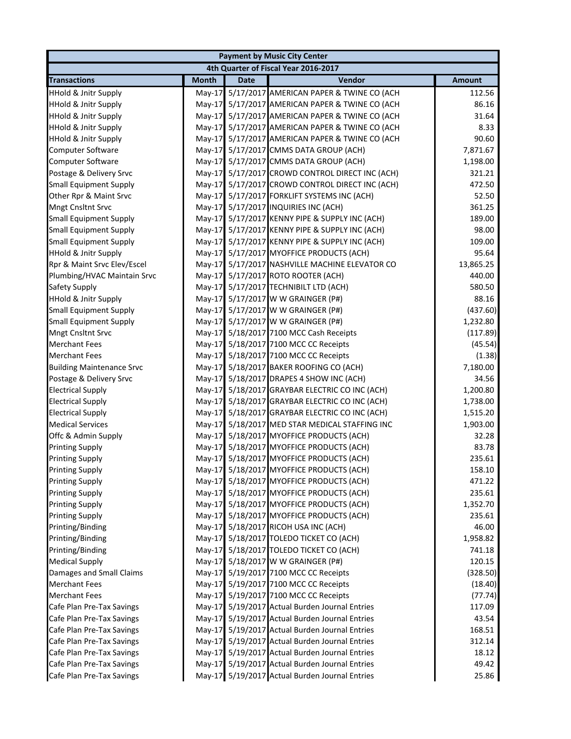| Payment by Music City Center | | | | |
|---|---|---|---|---|
| 4th Quarter of Fiscal Year 2016-2017 | | | | |
| **Transactions** | **Month** | **Date** | **Vendor** | **Amount** |
| HHold & Jnitr Supply | May-17 | 5/17/2017 | AMERICAN PAPER & TWINE CO (ACH | 112.56 |
| HHold & Jnitr Supply | May-17 | 5/17/2017 | AMERICAN PAPER & TWINE CO (ACH | 86.16 |
| HHold & Jnitr Supply | May-17 | 5/17/2017 | AMERICAN PAPER & TWINE CO (ACH | 31.64 |
| HHold & Jnitr Supply | May-17 | 5/17/2017 | AMERICAN PAPER & TWINE CO (ACH | 8.33 |
| HHold & Jnitr Supply | May-17 | 5/17/2017 | AMERICAN PAPER & TWINE CO (ACH | 90.60 |
| Computer Software | May-17 | 5/17/2017 | CMMS DATA GROUP (ACH) | 7,871.67 |
| Computer Software | May-17 | 5/17/2017 | CMMS DATA GROUP (ACH) | 1,198.00 |
| Postage & Delivery Srvc | May-17 | 5/17/2017 | CROWD CONTROL DIRECT INC (ACH) | 321.21 |
| Small Equipment Supply | May-17 | 5/17/2017 | CROWD CONTROL DIRECT INC (ACH) | 472.50 |
| Other Rpr & Maint Srvc | May-17 | 5/17/2017 | FORKLIFT SYSTEMS INC (ACH) | 52.50 |
| Mngt Cnsltnt Srvc | May-17 | 5/17/2017 | INQUIRIES INC (ACH) | 361.25 |
| Small Equipment Supply | May-17 | 5/17/2017 | KENNY PIPE & SUPPLY INC (ACH) | 189.00 |
| Small Equipment Supply | May-17 | 5/17/2017 | KENNY PIPE & SUPPLY INC (ACH) | 98.00 |
| Small Equipment Supply | May-17 | 5/17/2017 | KENNY PIPE & SUPPLY INC (ACH) | 109.00 |
| HHold & Jnitr Supply | May-17 | 5/17/2017 | MYOFFICE PRODUCTS (ACH) | 95.64 |
| Rpr & Maint Srvc Elev/Escel | May-17 | 5/17/2017 | NASHVILLE MACHINE ELEVATOR CO | 13,865.25 |
| Plumbing/HVAC Maintain Srvc | May-17 | 5/17/2017 | ROTO ROOTER (ACH) | 440.00 |
| Safety Supply | May-17 | 5/17/2017 | TECHNIBILT LTD (ACH) | 580.50 |
| HHold & Jnitr Supply | May-17 | 5/17/2017 | W W GRAINGER (P#) | 88.16 |
| Small Equipment Supply | May-17 | 5/17/2017 | W W GRAINGER (P#) | (437.60) |
| Small Equipment Supply | May-17 | 5/17/2017 | W W GRAINGER (P#) | 1,232.80 |
| Mngt Cnsltnt Srvc | May-17 | 5/18/2017 | 7100 MCC Cash Receipts | (117.89) |
| Merchant Fees | May-17 | 5/18/2017 | 7100 MCC CC Receipts | (45.54) |
| Merchant Fees | May-17 | 5/18/2017 | 7100 MCC CC Receipts | (1.38) |
| Building Maintenance Srvc | May-17 | 5/18/2017 | BAKER ROOFING CO (ACH) | 7,180.00 |
| Postage & Delivery Srvc | May-17 | 5/18/2017 | DRAPES 4 SHOW INC (ACH) | 34.56 |
| Electrical Supply | May-17 | 5/18/2017 | GRAYBAR ELECTRIC CO INC (ACH) | 1,200.80 |
| Electrical Supply | May-17 | 5/18/2017 | GRAYBAR ELECTRIC CO INC (ACH) | 1,738.00 |
| Electrical Supply | May-17 | 5/18/2017 | GRAYBAR ELECTRIC CO INC (ACH) | 1,515.20 |
| Medical Services | May-17 | 5/18/2017 | MED STAR MEDICAL STAFFING INC | 1,903.00 |
| Offc & Admin Supply | May-17 | 5/18/2017 | MYOFFICE PRODUCTS (ACH) | 32.28 |
| Printing Supply | May-17 | 5/18/2017 | MYOFFICE PRODUCTS (ACH) | 83.78 |
| Printing Supply | May-17 | 5/18/2017 | MYOFFICE PRODUCTS (ACH) | 235.61 |
| Printing Supply | May-17 | 5/18/2017 | MYOFFICE PRODUCTS (ACH) | 158.10 |
| Printing Supply | May-17 | 5/18/2017 | MYOFFICE PRODUCTS (ACH) | 471.22 |
| Printing Supply | May-17 | 5/18/2017 | MYOFFICE PRODUCTS (ACH) | 235.61 |
| Printing Supply | May-17 | 5/18/2017 | MYOFFICE PRODUCTS (ACH) | 1,352.70 |
| Printing Supply | May-17 | 5/18/2017 | MYOFFICE PRODUCTS (ACH) | 235.61 |
| Printing/Binding | May-17 | 5/18/2017 | RICOH USA INC (ACH) | 46.00 |
| Printing/Binding | May-17 | 5/18/2017 | TOLEDO TICKET CO (ACH) | 1,958.82 |
| Printing/Binding | May-17 | 5/18/2017 | TOLEDO TICKET CO (ACH) | 741.18 |
| Medical Supply | May-17 | 5/18/2017 | W W GRAINGER (P#) | 120.15 |
| Damages and Small Claims | May-17 | 5/19/2017 | 7100 MCC CC Receipts | (328.50) |
| Merchant Fees | May-17 | 5/19/2017 | 7100 MCC CC Receipts | (18.40) |
| Merchant Fees | May-17 | 5/19/2017 | 7100 MCC CC Receipts | (77.74) |
| Cafe Plan Pre-Tax Savings | May-17 | 5/19/2017 | Actual Burden Journal Entries | 117.09 |
| Cafe Plan Pre-Tax Savings | May-17 | 5/19/2017 | Actual Burden Journal Entries | 43.54 |
| Cafe Plan Pre-Tax Savings | May-17 | 5/19/2017 | Actual Burden Journal Entries | 168.51 |
| Cafe Plan Pre-Tax Savings | May-17 | 5/19/2017 | Actual Burden Journal Entries | 312.14 |
| Cafe Plan Pre-Tax Savings | May-17 | 5/19/2017 | Actual Burden Journal Entries | 18.12 |
| Cafe Plan Pre-Tax Savings | May-17 | 5/19/2017 | Actual Burden Journal Entries | 49.42 |
| Cafe Plan Pre-Tax Savings | May-17 | 5/19/2017 | Actual Burden Journal Entries | 25.86 |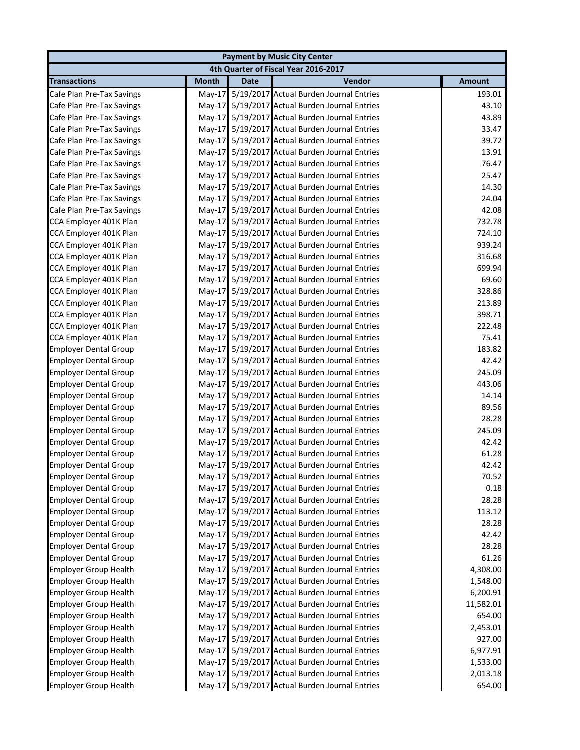| Payment by Music City Center | | | | |
|---|---|---|---|---|
| 4th Quarter of Fiscal Year 2016-2017 | | | | |
| **Transactions** | **Month** | **Date** | **Vendor** | **Amount** |
| Cafe Plan Pre-Tax Savings | May-17 | 5/19/2017 | Actual Burden Journal Entries | 193.01 |
| Cafe Plan Pre-Tax Savings | May-17 | 5/19/2017 | Actual Burden Journal Entries | 43.10 |
| Cafe Plan Pre-Tax Savings | May-17 | 5/19/2017 | Actual Burden Journal Entries | 43.89 |
| Cafe Plan Pre-Tax Savings | May-17 | 5/19/2017 | Actual Burden Journal Entries | 33.47 |
| Cafe Plan Pre-Tax Savings | May-17 | 5/19/2017 | Actual Burden Journal Entries | 39.72 |
| Cafe Plan Pre-Tax Savings | May-17 | 5/19/2017 | Actual Burden Journal Entries | 13.91 |
| Cafe Plan Pre-Tax Savings | May-17 | 5/19/2017 | Actual Burden Journal Entries | 76.47 |
| Cafe Plan Pre-Tax Savings | May-17 | 5/19/2017 | Actual Burden Journal Entries | 25.47 |
| Cafe Plan Pre-Tax Savings | May-17 | 5/19/2017 | Actual Burden Journal Entries | 14.30 |
| Cafe Plan Pre-Tax Savings | May-17 | 5/19/2017 | Actual Burden Journal Entries | 24.04 |
| Cafe Plan Pre-Tax Savings | May-17 | 5/19/2017 | Actual Burden Journal Entries | 42.08 |
| CCA Employer 401K Plan | May-17 | 5/19/2017 | Actual Burden Journal Entries | 732.78 |
| CCA Employer 401K Plan | May-17 | 5/19/2017 | Actual Burden Journal Entries | 724.10 |
| CCA Employer 401K Plan | May-17 | 5/19/2017 | Actual Burden Journal Entries | 939.24 |
| CCA Employer 401K Plan | May-17 | 5/19/2017 | Actual Burden Journal Entries | 316.68 |
| CCA Employer 401K Plan | May-17 | 5/19/2017 | Actual Burden Journal Entries | 699.94 |
| CCA Employer 401K Plan | May-17 | 5/19/2017 | Actual Burden Journal Entries | 69.60 |
| CCA Employer 401K Plan | May-17 | 5/19/2017 | Actual Burden Journal Entries | 328.86 |
| CCA Employer 401K Plan | May-17 | 5/19/2017 | Actual Burden Journal Entries | 213.89 |
| CCA Employer 401K Plan | May-17 | 5/19/2017 | Actual Burden Journal Entries | 398.71 |
| CCA Employer 401K Plan | May-17 | 5/19/2017 | Actual Burden Journal Entries | 222.48 |
| CCA Employer 401K Plan | May-17 | 5/19/2017 | Actual Burden Journal Entries | 75.41 |
| Employer Dental Group | May-17 | 5/19/2017 | Actual Burden Journal Entries | 183.82 |
| Employer Dental Group | May-17 | 5/19/2017 | Actual Burden Journal Entries | 42.42 |
| Employer Dental Group | May-17 | 5/19/2017 | Actual Burden Journal Entries | 245.09 |
| Employer Dental Group | May-17 | 5/19/2017 | Actual Burden Journal Entries | 443.06 |
| Employer Dental Group | May-17 | 5/19/2017 | Actual Burden Journal Entries | 14.14 |
| Employer Dental Group | May-17 | 5/19/2017 | Actual Burden Journal Entries | 89.56 |
| Employer Dental Group | May-17 | 5/19/2017 | Actual Burden Journal Entries | 28.28 |
| Employer Dental Group | May-17 | 5/19/2017 | Actual Burden Journal Entries | 245.09 |
| Employer Dental Group | May-17 | 5/19/2017 | Actual Burden Journal Entries | 42.42 |
| Employer Dental Group | May-17 | 5/19/2017 | Actual Burden Journal Entries | 61.28 |
| Employer Dental Group | May-17 | 5/19/2017 | Actual Burden Journal Entries | 42.42 |
| Employer Dental Group | May-17 | 5/19/2017 | Actual Burden Journal Entries | 70.52 |
| Employer Dental Group | May-17 | 5/19/2017 | Actual Burden Journal Entries | 0.18 |
| Employer Dental Group | May-17 | 5/19/2017 | Actual Burden Journal Entries | 28.28 |
| Employer Dental Group | May-17 | 5/19/2017 | Actual Burden Journal Entries | 113.12 |
| Employer Dental Group | May-17 | 5/19/2017 | Actual Burden Journal Entries | 28.28 |
| Employer Dental Group | May-17 | 5/19/2017 | Actual Burden Journal Entries | 42.42 |
| Employer Dental Group | May-17 | 5/19/2017 | Actual Burden Journal Entries | 28.28 |
| Employer Dental Group | May-17 | 5/19/2017 | Actual Burden Journal Entries | 61.26 |
| Employer Group Health | May-17 | 5/19/2017 | Actual Burden Journal Entries | 4,308.00 |
| Employer Group Health | May-17 | 5/19/2017 | Actual Burden Journal Entries | 1,548.00 |
| Employer Group Health | May-17 | 5/19/2017 | Actual Burden Journal Entries | 6,200.91 |
| Employer Group Health | May-17 | 5/19/2017 | Actual Burden Journal Entries | 11,582.01 |
| Employer Group Health | May-17 | 5/19/2017 | Actual Burden Journal Entries | 654.00 |
| Employer Group Health | May-17 | 5/19/2017 | Actual Burden Journal Entries | 2,453.01 |
| Employer Group Health | May-17 | 5/19/2017 | Actual Burden Journal Entries | 927.00 |
| Employer Group Health | May-17 | 5/19/2017 | Actual Burden Journal Entries | 6,977.91 |
| Employer Group Health | May-17 | 5/19/2017 | Actual Burden Journal Entries | 1,533.00 |
| Employer Group Health | May-17 | 5/19/2017 | Actual Burden Journal Entries | 2,013.18 |
| Employer Group Health | May-17 | 5/19/2017 | Actual Burden Journal Entries | 654.00 |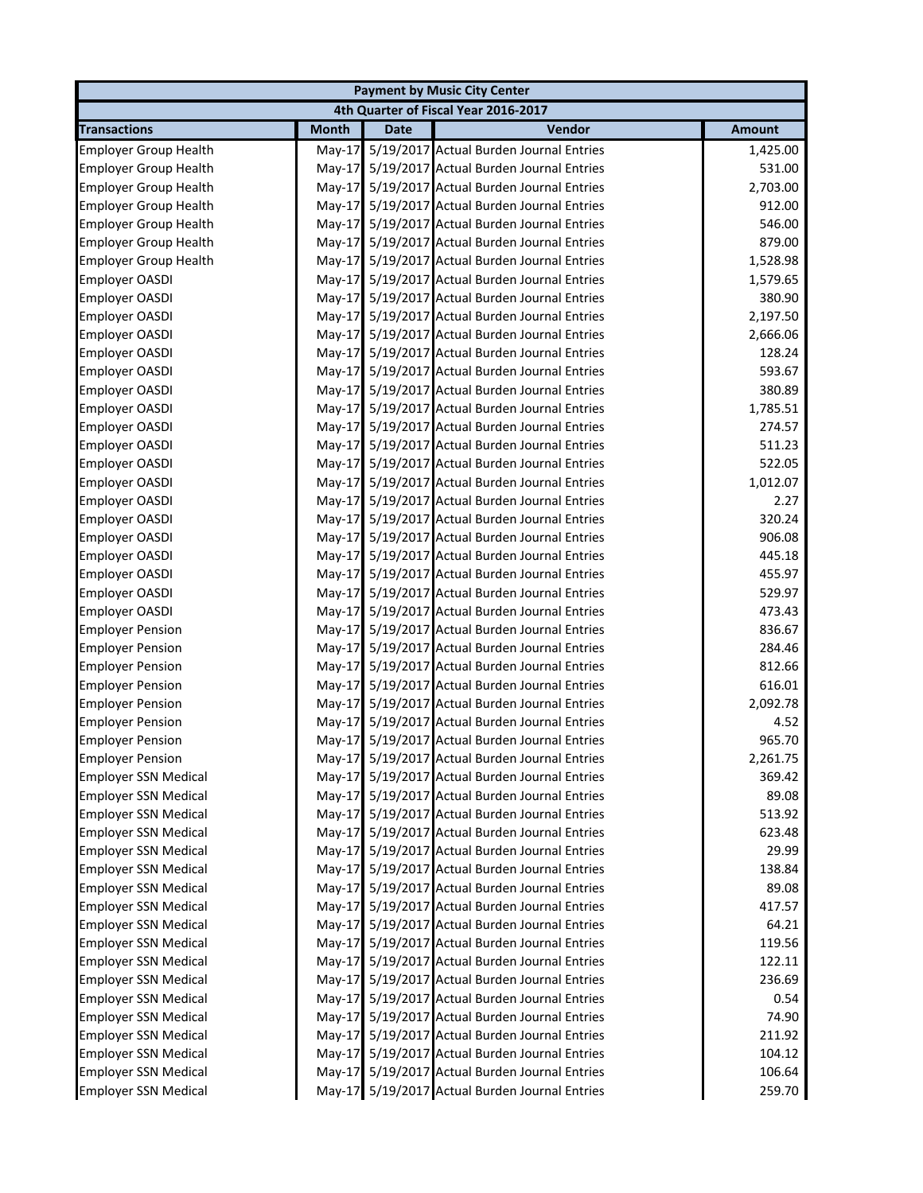| Payment by Music City Center | | | | |
|---|---|---|---|---|
| 4th Quarter of Fiscal Year 2016-2017 | | | | |
| **Transactions** | **Month** | **Date** | **Vendor** | **Amount** |
| Employer Group Health | May-17 | 5/19/2017 | Actual Burden Journal Entries | 1,425.00 |
| Employer Group Health | May-17 | 5/19/2017 | Actual Burden Journal Entries | 531.00 |
| Employer Group Health | May-17 | 5/19/2017 | Actual Burden Journal Entries | 2,703.00 |
| Employer Group Health | May-17 | 5/19/2017 | Actual Burden Journal Entries | 912.00 |
| Employer Group Health | May-17 | 5/19/2017 | Actual Burden Journal Entries | 546.00 |
| Employer Group Health | May-17 | 5/19/2017 | Actual Burden Journal Entries | 879.00 |
| Employer Group Health | May-17 | 5/19/2017 | Actual Burden Journal Entries | 1,528.98 |
| Employer OASDI | May-17 | 5/19/2017 | Actual Burden Journal Entries | 1,579.65 |
| Employer OASDI | May-17 | 5/19/2017 | Actual Burden Journal Entries | 380.90 |
| Employer OASDI | May-17 | 5/19/2017 | Actual Burden Journal Entries | 2,197.50 |
| Employer OASDI | May-17 | 5/19/2017 | Actual Burden Journal Entries | 2,666.06 |
| Employer OASDI | May-17 | 5/19/2017 | Actual Burden Journal Entries | 128.24 |
| Employer OASDI | May-17 | 5/19/2017 | Actual Burden Journal Entries | 593.67 |
| Employer OASDI | May-17 | 5/19/2017 | Actual Burden Journal Entries | 380.89 |
| Employer OASDI | May-17 | 5/19/2017 | Actual Burden Journal Entries | 1,785.51 |
| Employer OASDI | May-17 | 5/19/2017 | Actual Burden Journal Entries | 274.57 |
| Employer OASDI | May-17 | 5/19/2017 | Actual Burden Journal Entries | 511.23 |
| Employer OASDI | May-17 | 5/19/2017 | Actual Burden Journal Entries | 522.05 |
| Employer OASDI | May-17 | 5/19/2017 | Actual Burden Journal Entries | 1,012.07 |
| Employer OASDI | May-17 | 5/19/2017 | Actual Burden Journal Entries | 2.27 |
| Employer OASDI | May-17 | 5/19/2017 | Actual Burden Journal Entries | 320.24 |
| Employer OASDI | May-17 | 5/19/2017 | Actual Burden Journal Entries | 906.08 |
| Employer OASDI | May-17 | 5/19/2017 | Actual Burden Journal Entries | 445.18 |
| Employer OASDI | May-17 | 5/19/2017 | Actual Burden Journal Entries | 455.97 |
| Employer OASDI | May-17 | 5/19/2017 | Actual Burden Journal Entries | 529.97 |
| Employer OASDI | May-17 | 5/19/2017 | Actual Burden Journal Entries | 473.43 |
| Employer Pension | May-17 | 5/19/2017 | Actual Burden Journal Entries | 836.67 |
| Employer Pension | May-17 | 5/19/2017 | Actual Burden Journal Entries | 284.46 |
| Employer Pension | May-17 | 5/19/2017 | Actual Burden Journal Entries | 812.66 |
| Employer Pension | May-17 | 5/19/2017 | Actual Burden Journal Entries | 616.01 |
| Employer Pension | May-17 | 5/19/2017 | Actual Burden Journal Entries | 2,092.78 |
| Employer Pension | May-17 | 5/19/2017 | Actual Burden Journal Entries | 4.52 |
| Employer Pension | May-17 | 5/19/2017 | Actual Burden Journal Entries | 965.70 |
| Employer Pension | May-17 | 5/19/2017 | Actual Burden Journal Entries | 2,261.75 |
| Employer SSN Medical | May-17 | 5/19/2017 | Actual Burden Journal Entries | 369.42 |
| Employer SSN Medical | May-17 | 5/19/2017 | Actual Burden Journal Entries | 89.08 |
| Employer SSN Medical | May-17 | 5/19/2017 | Actual Burden Journal Entries | 513.92 |
| Employer SSN Medical | May-17 | 5/19/2017 | Actual Burden Journal Entries | 623.48 |
| Employer SSN Medical | May-17 | 5/19/2017 | Actual Burden Journal Entries | 29.99 |
| Employer SSN Medical | May-17 | 5/19/2017 | Actual Burden Journal Entries | 138.84 |
| Employer SSN Medical | May-17 | 5/19/2017 | Actual Burden Journal Entries | 89.08 |
| Employer SSN Medical | May-17 | 5/19/2017 | Actual Burden Journal Entries | 417.57 |
| Employer SSN Medical | May-17 | 5/19/2017 | Actual Burden Journal Entries | 64.21 |
| Employer SSN Medical | May-17 | 5/19/2017 | Actual Burden Journal Entries | 119.56 |
| Employer SSN Medical | May-17 | 5/19/2017 | Actual Burden Journal Entries | 122.11 |
| Employer SSN Medical | May-17 | 5/19/2017 | Actual Burden Journal Entries | 236.69 |
| Employer SSN Medical | May-17 | 5/19/2017 | Actual Burden Journal Entries | 0.54 |
| Employer SSN Medical | May-17 | 5/19/2017 | Actual Burden Journal Entries | 74.90 |
| Employer SSN Medical | May-17 | 5/19/2017 | Actual Burden Journal Entries | 211.92 |
| Employer SSN Medical | May-17 | 5/19/2017 | Actual Burden Journal Entries | 104.12 |
| Employer SSN Medical | May-17 | 5/19/2017 | Actual Burden Journal Entries | 106.64 |
| Employer SSN Medical | May-17 | 5/19/2017 | Actual Burden Journal Entries | 259.70 |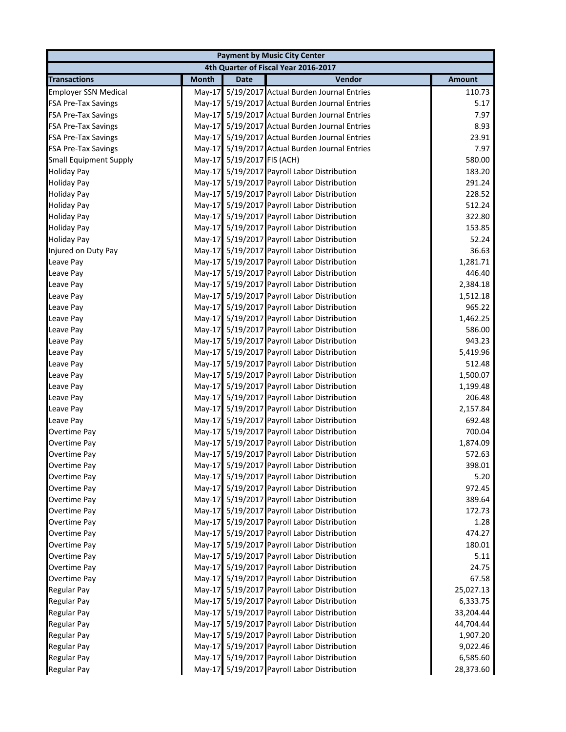| Payment by Music City Center | | | | |
|---|---|---|---|---|
| 4th Quarter of Fiscal Year 2016-2017 | | | | |
| **Transactions** | **Month** | **Date** | **Vendor** | **Amount** |
| Employer SSN Medical | May-17 | 5/19/2017 | Actual Burden Journal Entries | 110.73 |
| FSA Pre-Tax Savings | May-17 | 5/19/2017 | Actual Burden Journal Entries | 5.17 |
| FSA Pre-Tax Savings | May-17 | 5/19/2017 | Actual Burden Journal Entries | 7.97 |
| FSA Pre-Tax Savings | May-17 | 5/19/2017 | Actual Burden Journal Entries | 8.93 |
| FSA Pre-Tax Savings | May-17 | 5/19/2017 | Actual Burden Journal Entries | 23.91 |
| FSA Pre-Tax Savings | May-17 | 5/19/2017 | Actual Burden Journal Entries | 7.97 |
| Small Equipment Supply | May-17 | 5/19/2017 | FIS (ACH) | 580.00 |
| Holiday Pay | May-17 | 5/19/2017 | Payroll Labor Distribution | 183.20 |
| Holiday Pay | May-17 | 5/19/2017 | Payroll Labor Distribution | 291.24 |
| Holiday Pay | May-17 | 5/19/2017 | Payroll Labor Distribution | 228.52 |
| Holiday Pay | May-17 | 5/19/2017 | Payroll Labor Distribution | 512.24 |
| Holiday Pay | May-17 | 5/19/2017 | Payroll Labor Distribution | 322.80 |
| Holiday Pay | May-17 | 5/19/2017 | Payroll Labor Distribution | 153.85 |
| Holiday Pay | May-17 | 5/19/2017 | Payroll Labor Distribution | 52.24 |
| Injured on Duty Pay | May-17 | 5/19/2017 | Payroll Labor Distribution | 36.63 |
| Leave Pay | May-17 | 5/19/2017 | Payroll Labor Distribution | 1,281.71 |
| Leave Pay | May-17 | 5/19/2017 | Payroll Labor Distribution | 446.40 |
| Leave Pay | May-17 | 5/19/2017 | Payroll Labor Distribution | 2,384.18 |
| Leave Pay | May-17 | 5/19/2017 | Payroll Labor Distribution | 1,512.18 |
| Leave Pay | May-17 | 5/19/2017 | Payroll Labor Distribution | 965.22 |
| Leave Pay | May-17 | 5/19/2017 | Payroll Labor Distribution | 1,462.25 |
| Leave Pay | May-17 | 5/19/2017 | Payroll Labor Distribution | 586.00 |
| Leave Pay | May-17 | 5/19/2017 | Payroll Labor Distribution | 943.23 |
| Leave Pay | May-17 | 5/19/2017 | Payroll Labor Distribution | 5,419.96 |
| Leave Pay | May-17 | 5/19/2017 | Payroll Labor Distribution | 512.48 |
| Leave Pay | May-17 | 5/19/2017 | Payroll Labor Distribution | 1,500.07 |
| Leave Pay | May-17 | 5/19/2017 | Payroll Labor Distribution | 1,199.48 |
| Leave Pay | May-17 | 5/19/2017 | Payroll Labor Distribution | 206.48 |
| Leave Pay | May-17 | 5/19/2017 | Payroll Labor Distribution | 2,157.84 |
| Leave Pay | May-17 | 5/19/2017 | Payroll Labor Distribution | 692.48 |
| Overtime Pay | May-17 | 5/19/2017 | Payroll Labor Distribution | 700.04 |
| Overtime Pay | May-17 | 5/19/2017 | Payroll Labor Distribution | 1,874.09 |
| Overtime Pay | May-17 | 5/19/2017 | Payroll Labor Distribution | 572.63 |
| Overtime Pay | May-17 | 5/19/2017 | Payroll Labor Distribution | 398.01 |
| Overtime Pay | May-17 | 5/19/2017 | Payroll Labor Distribution | 5.20 |
| Overtime Pay | May-17 | 5/19/2017 | Payroll Labor Distribution | 972.45 |
| Overtime Pay | May-17 | 5/19/2017 | Payroll Labor Distribution | 389.64 |
| Overtime Pay | May-17 | 5/19/2017 | Payroll Labor Distribution | 172.73 |
| Overtime Pay | May-17 | 5/19/2017 | Payroll Labor Distribution | 1.28 |
| Overtime Pay | May-17 | 5/19/2017 | Payroll Labor Distribution | 474.27 |
| Overtime Pay | May-17 | 5/19/2017 | Payroll Labor Distribution | 180.01 |
| Overtime Pay | May-17 | 5/19/2017 | Payroll Labor Distribution | 5.11 |
| Overtime Pay | May-17 | 5/19/2017 | Payroll Labor Distribution | 24.75 |
| Overtime Pay | May-17 | 5/19/2017 | Payroll Labor Distribution | 67.58 |
| Regular Pay | May-17 | 5/19/2017 | Payroll Labor Distribution | 25,027.13 |
| Regular Pay | May-17 | 5/19/2017 | Payroll Labor Distribution | 6,333.75 |
| Regular Pay | May-17 | 5/19/2017 | Payroll Labor Distribution | 33,204.44 |
| Regular Pay | May-17 | 5/19/2017 | Payroll Labor Distribution | 44,704.44 |
| Regular Pay | May-17 | 5/19/2017 | Payroll Labor Distribution | 1,907.20 |
| Regular Pay | May-17 | 5/19/2017 | Payroll Labor Distribution | 9,022.46 |
| Regular Pay | May-17 | 5/19/2017 | Payroll Labor Distribution | 6,585.60 |
| Regular Pay | May-17 | 5/19/2017 | Payroll Labor Distribution | 28,373.60 |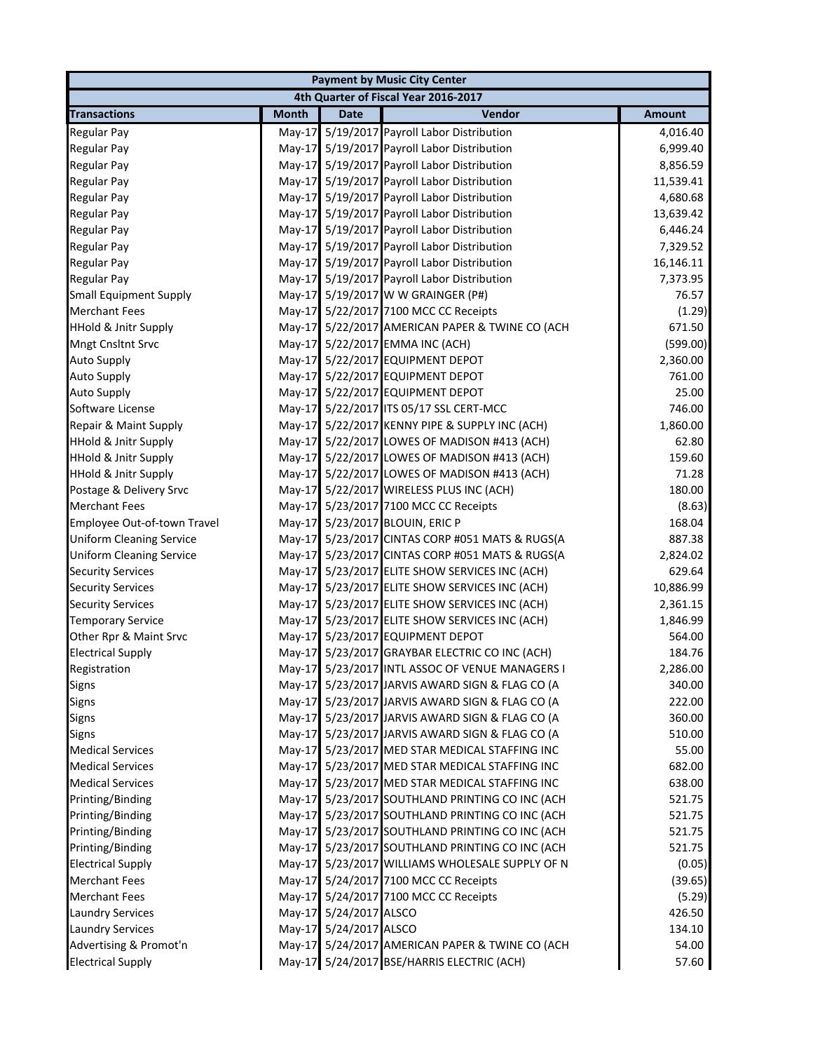| Payment by Music City Center | | | | |
|---|---|---|---|---|
| 4th Quarter of Fiscal Year 2016-2017 | | | | |
| **Transactions** | **Month** | **Date** | **Vendor** | **Amount** |
| Regular Pay | May-17 | 5/19/2017 | Payroll Labor Distribution | 4,016.40 |
| Regular Pay | May-17 | 5/19/2017 | Payroll Labor Distribution | 6,999.40 |
| Regular Pay | May-17 | 5/19/2017 | Payroll Labor Distribution | 8,856.59 |
| Regular Pay | May-17 | 5/19/2017 | Payroll Labor Distribution | 11,539.41 |
| Regular Pay | May-17 | 5/19/2017 | Payroll Labor Distribution | 4,680.68 |
| Regular Pay | May-17 | 5/19/2017 | Payroll Labor Distribution | 13,639.42 |
| Regular Pay | May-17 | 5/19/2017 | Payroll Labor Distribution | 6,446.24 |
| Regular Pay | May-17 | 5/19/2017 | Payroll Labor Distribution | 7,329.52 |
| Regular Pay | May-17 | 5/19/2017 | Payroll Labor Distribution | 16,146.11 |
| Regular Pay | May-17 | 5/19/2017 | Payroll Labor Distribution | 7,373.95 |
| Small Equipment Supply | May-17 | 5/19/2017 | W W GRAINGER (P#) | 76.57 |
| Merchant Fees | May-17 | 5/22/2017 | 7100 MCC CC Receipts | (1.29) |
| HHold & Jnitr Supply | May-17 | 5/22/2017 | AMERICAN PAPER & TWINE CO (ACH | 671.50 |
| Mngt Cnsltnt Srvc | May-17 | 5/22/2017 | EMMA INC (ACH) | (599.00) |
| Auto Supply | May-17 | 5/22/2017 | EQUIPMENT DEPOT | 2,360.00 |
| Auto Supply | May-17 | 5/22/2017 | EQUIPMENT DEPOT | 761.00 |
| Auto Supply | May-17 | 5/22/2017 | EQUIPMENT DEPOT | 25.00 |
| Software License | May-17 | 5/22/2017 | ITS 05/17 SSL CERT-MCC | 746.00 |
| Repair & Maint Supply | May-17 | 5/22/2017 | KENNY PIPE & SUPPLY INC (ACH) | 1,860.00 |
| HHold & Jnitr Supply | May-17 | 5/22/2017 | LOWES OF MADISON #413 (ACH) | 62.80 |
| HHold & Jnitr Supply | May-17 | 5/22/2017 | LOWES OF MADISON #413 (ACH) | 159.60 |
| HHold & Jnitr Supply | May-17 | 5/22/2017 | LOWES OF MADISON #413 (ACH) | 71.28 |
| Postage & Delivery Srvc | May-17 | 5/22/2017 | WIRELESS PLUS INC (ACH) | 180.00 |
| Merchant Fees | May-17 | 5/23/2017 | 7100 MCC CC Receipts | (8.63) |
| Employee Out-of-town Travel | May-17 | 5/23/2017 | BLOUIN, ERIC P | 168.04 |
| Uniform Cleaning Service | May-17 | 5/23/2017 | CINTAS CORP #051 MATS & RUGS(A | 887.38 |
| Uniform Cleaning Service | May-17 | 5/23/2017 | CINTAS CORP #051 MATS & RUGS(A | 2,824.02 |
| Security Services | May-17 | 5/23/2017 | ELITE SHOW SERVICES INC (ACH) | 629.64 |
| Security Services | May-17 | 5/23/2017 | ELITE SHOW SERVICES INC (ACH) | 10,886.99 |
| Security Services | May-17 | 5/23/2017 | ELITE SHOW SERVICES INC (ACH) | 2,361.15 |
| Temporary Service | May-17 | 5/23/2017 | ELITE SHOW SERVICES INC (ACH) | 1,846.99 |
| Other Rpr & Maint Srvc | May-17 | 5/23/2017 | EQUIPMENT DEPOT | 564.00 |
| Electrical Supply | May-17 | 5/23/2017 | GRAYBAR ELECTRIC CO INC (ACH) | 184.76 |
| Registration | May-17 | 5/23/2017 | INTL ASSOC OF VENUE MANAGERS I | 2,286.00 |
| Signs | May-17 | 5/23/2017 | JARVIS AWARD SIGN & FLAG CO (A | 340.00 |
| Signs | May-17 | 5/23/2017 | JARVIS AWARD SIGN & FLAG CO (A | 222.00 |
| Signs | May-17 | 5/23/2017 | JARVIS AWARD SIGN & FLAG CO (A | 360.00 |
| Signs | May-17 | 5/23/2017 | JARVIS AWARD SIGN & FLAG CO (A | 510.00 |
| Medical Services | May-17 | 5/23/2017 | MED STAR MEDICAL STAFFING INC | 55.00 |
| Medical Services | May-17 | 5/23/2017 | MED STAR MEDICAL STAFFING INC | 682.00 |
| Medical Services | May-17 | 5/23/2017 | MED STAR MEDICAL STAFFING INC | 638.00 |
| Printing/Binding | May-17 | 5/23/2017 | SOUTHLAND PRINTING CO INC (ACH | 521.75 |
| Printing/Binding | May-17 | 5/23/2017 | SOUTHLAND PRINTING CO INC (ACH | 521.75 |
| Printing/Binding | May-17 | 5/23/2017 | SOUTHLAND PRINTING CO INC (ACH | 521.75 |
| Printing/Binding | May-17 | 5/23/2017 | SOUTHLAND PRINTING CO INC (ACH | 521.75 |
| Electrical Supply | May-17 | 5/23/2017 | WILLIAMS WHOLESALE SUPPLY OF N | (0.05) |
| Merchant Fees | May-17 | 5/24/2017 | 7100 MCC CC Receipts | (39.65) |
| Merchant Fees | May-17 | 5/24/2017 | 7100 MCC CC Receipts | (5.29) |
| Laundry Services | May-17 | 5/24/2017 | ALSCO | 426.50 |
| Laundry Services | May-17 | 5/24/2017 | ALSCO | 134.10 |
| Advertising & Promot'n | May-17 | 5/24/2017 | AMERICAN PAPER & TWINE CO (ACH | 54.00 |
| Electrical Supply | May-17 | 5/24/2017 | BSE/HARRIS ELECTRIC (ACH) | 57.60 |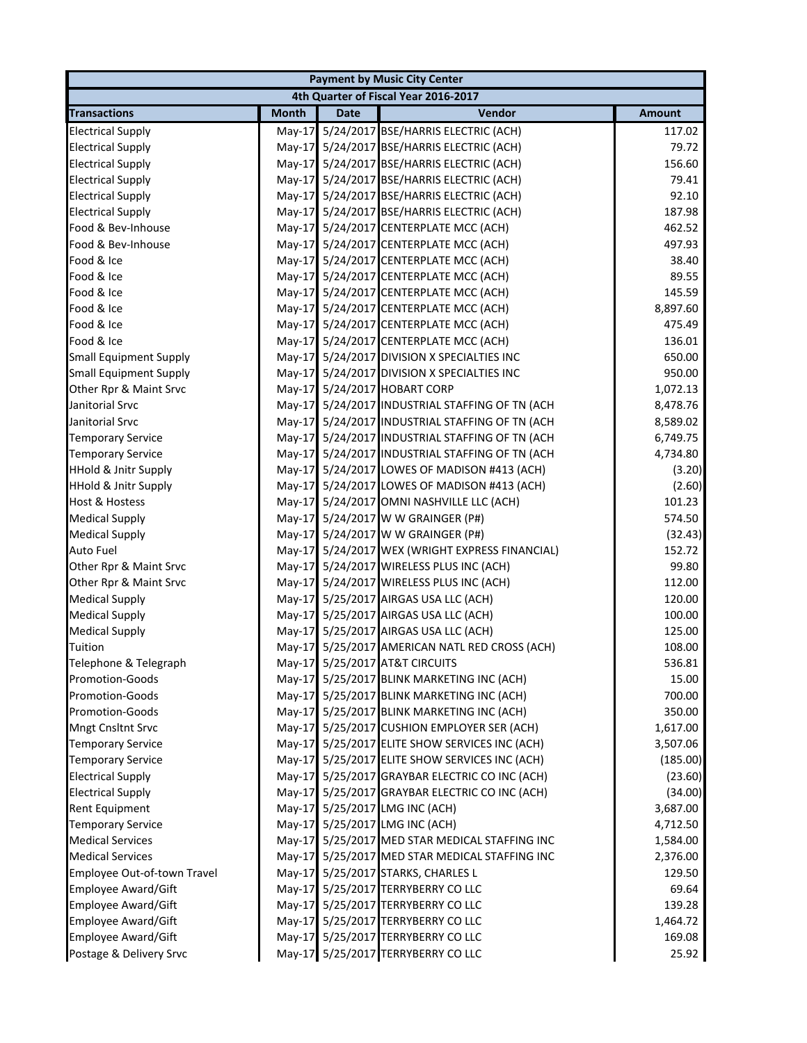| Payment by Music City Center | | | | |
|---|---|---|---|---|
| 4th Quarter of Fiscal Year 2016-2017 | | | | |
| **Transactions** | **Month** | **Date** | **Vendor** | **Amount** |
| Electrical Supply | May-17 | 5/24/2017 | BSE/HARRIS ELECTRIC (ACH) | 117.02 |
| Electrical Supply | May-17 | 5/24/2017 | BSE/HARRIS ELECTRIC (ACH) | 79.72 |
| Electrical Supply | May-17 | 5/24/2017 | BSE/HARRIS ELECTRIC (ACH) | 156.60 |
| Electrical Supply | May-17 | 5/24/2017 | BSE/HARRIS ELECTRIC (ACH) | 79.41 |
| Electrical Supply | May-17 | 5/24/2017 | BSE/HARRIS ELECTRIC (ACH) | 92.10 |
| Electrical Supply | May-17 | 5/24/2017 | BSE/HARRIS ELECTRIC (ACH) | 187.98 |
| Food & Bev-Inhouse | May-17 | 5/24/2017 | CENTERPLATE MCC (ACH) | 462.52 |
| Food & Bev-Inhouse | May-17 | 5/24/2017 | CENTERPLATE MCC (ACH) | 497.93 |
| Food & Ice | May-17 | 5/24/2017 | CENTERPLATE MCC (ACH) | 38.40 |
| Food & Ice | May-17 | 5/24/2017 | CENTERPLATE MCC (ACH) | 89.55 |
| Food & Ice | May-17 | 5/24/2017 | CENTERPLATE MCC (ACH) | 145.59 |
| Food & Ice | May-17 | 5/24/2017 | CENTERPLATE MCC (ACH) | 8,897.60 |
| Food & Ice | May-17 | 5/24/2017 | CENTERPLATE MCC (ACH) | 475.49 |
| Food & Ice | May-17 | 5/24/2017 | CENTERPLATE MCC (ACH) | 136.01 |
| Small Equipment Supply | May-17 | 5/24/2017 | DIVISION X SPECIALTIES INC | 650.00 |
| Small Equipment Supply | May-17 | 5/24/2017 | DIVISION X SPECIALTIES INC | 950.00 |
| Other Rpr & Maint Srvc | May-17 | 5/24/2017 | HOBART CORP | 1,072.13 |
| Janitorial Srvc | May-17 | 5/24/2017 | INDUSTRIAL STAFFING OF TN (ACH | 8,478.76 |
| Janitorial Srvc | May-17 | 5/24/2017 | INDUSTRIAL STAFFING OF TN (ACH | 8,589.02 |
| Temporary Service | May-17 | 5/24/2017 | INDUSTRIAL STAFFING OF TN (ACH | 6,749.75 |
| Temporary Service | May-17 | 5/24/2017 | INDUSTRIAL STAFFING OF TN (ACH | 4,734.80 |
| HHold & Jnitr Supply | May-17 | 5/24/2017 | LOWES OF MADISON #413 (ACH) | (3.20) |
| HHold & Jnitr Supply | May-17 | 5/24/2017 | LOWES OF MADISON #413 (ACH) | (2.60) |
| Host & Hostess | May-17 | 5/24/2017 | OMNI NASHVILLE LLC (ACH) | 101.23 |
| Medical Supply | May-17 | 5/24/2017 | W W GRAINGER (P#) | 574.50 |
| Medical Supply | May-17 | 5/24/2017 | W W GRAINGER (P#) | (32.43) |
| Auto Fuel | May-17 | 5/24/2017 | WEX (WRIGHT EXPRESS FINANCIAL) | 152.72 |
| Other Rpr & Maint Srvc | May-17 | 5/24/2017 | WIRELESS PLUS INC (ACH) | 99.80 |
| Other Rpr & Maint Srvc | May-17 | 5/24/2017 | WIRELESS PLUS INC (ACH) | 112.00 |
| Medical Supply | May-17 | 5/25/2017 | AIRGAS USA LLC (ACH) | 120.00 |
| Medical Supply | May-17 | 5/25/2017 | AIRGAS USA LLC (ACH) | 100.00 |
| Medical Supply | May-17 | 5/25/2017 | AIRGAS USA LLC (ACH) | 125.00 |
| Tuition | May-17 | 5/25/2017 | AMERICAN NATL RED CROSS (ACH) | 108.00 |
| Telephone & Telegraph | May-17 | 5/25/2017 | AT&T CIRCUITS | 536.81 |
| Promotion-Goods | May-17 | 5/25/2017 | BLINK MARKETING INC (ACH) | 15.00 |
| Promotion-Goods | May-17 | 5/25/2017 | BLINK MARKETING INC (ACH) | 700.00 |
| Promotion-Goods | May-17 | 5/25/2017 | BLINK MARKETING INC (ACH) | 350.00 |
| Mngt Cnsltnt Srvc | May-17 | 5/25/2017 | CUSHION EMPLOYER SER (ACH) | 1,617.00 |
| Temporary Service | May-17 | 5/25/2017 | ELITE SHOW SERVICES INC (ACH) | 3,507.06 |
| Temporary Service | May-17 | 5/25/2017 | ELITE SHOW SERVICES INC (ACH) | (185.00) |
| Electrical Supply | May-17 | 5/25/2017 | GRAYBAR ELECTRIC CO INC (ACH) | (23.60) |
| Electrical Supply | May-17 | 5/25/2017 | GRAYBAR ELECTRIC CO INC (ACH) | (34.00) |
| Rent Equipment | May-17 | 5/25/2017 | LMG INC (ACH) | 3,687.00 |
| Temporary Service | May-17 | 5/25/2017 | LMG INC (ACH) | 4,712.50 |
| Medical Services | May-17 | 5/25/2017 | MED STAR MEDICAL STAFFING INC | 1,584.00 |
| Medical Services | May-17 | 5/25/2017 | MED STAR MEDICAL STAFFING INC | 2,376.00 |
| Employee Out-of-town Travel | May-17 | 5/25/2017 | STARKS, CHARLES L | 129.50 |
| Employee Award/Gift | May-17 | 5/25/2017 | TERRYBERRY CO LLC | 69.64 |
| Employee Award/Gift | May-17 | 5/25/2017 | TERRYBERRY CO LLC | 139.28 |
| Employee Award/Gift | May-17 | 5/25/2017 | TERRYBERRY CO LLC | 1,464.72 |
| Employee Award/Gift | May-17 | 5/25/2017 | TERRYBERRY CO LLC | 169.08 |
| Postage & Delivery Srvc | May-17 | 5/25/2017 | TERRYBERRY CO LLC | 25.92 |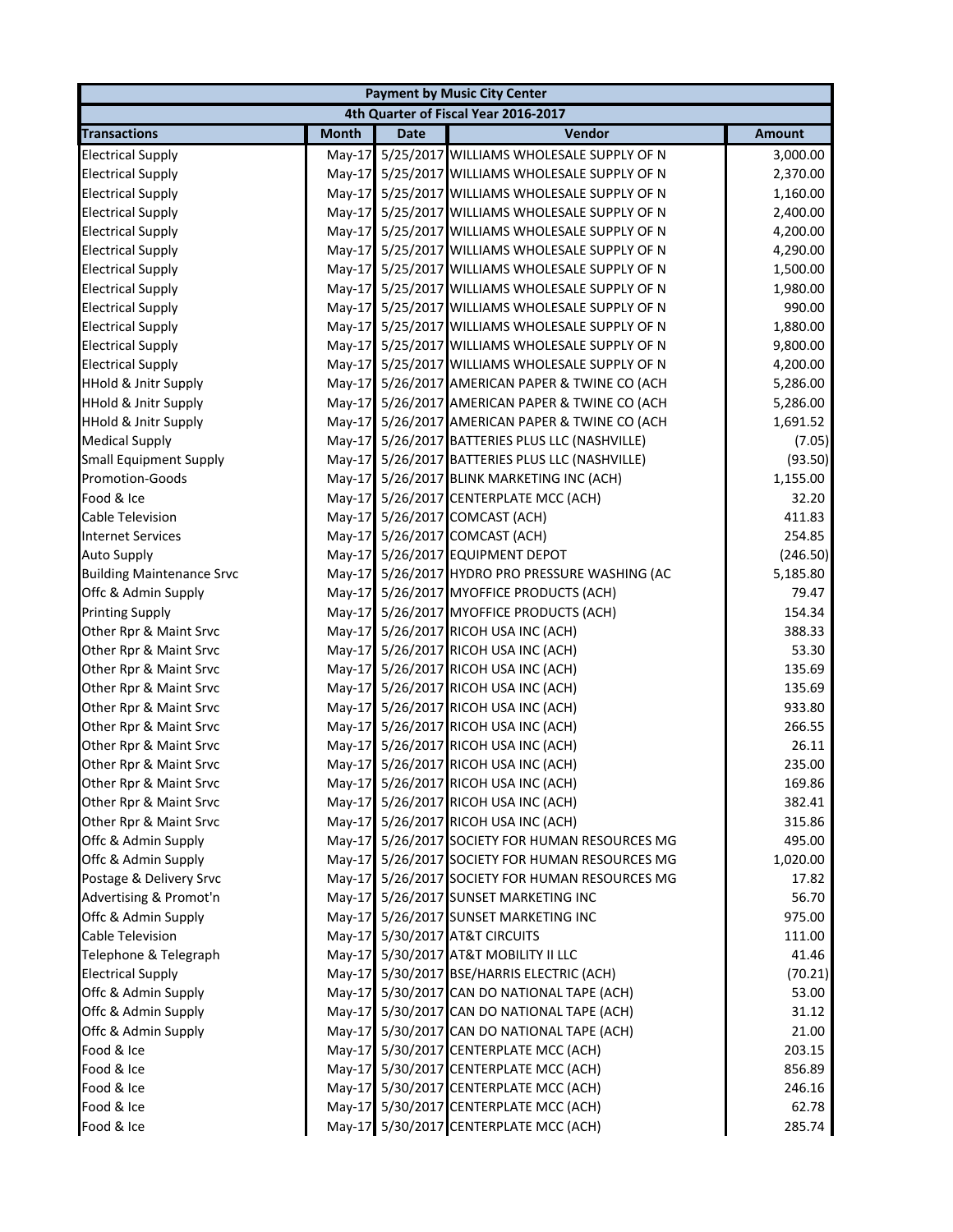| Payment by Music City Center | | | | |
|---|---|---|---|---|
| 4th Quarter of Fiscal Year 2016-2017 | | | | |
| **Transactions** | **Month** | **Date** | **Vendor** | **Amount** |
| Electrical Supply | May-17 | 5/25/2017 | WILLIAMS WHOLESALE SUPPLY OF N | 3,000.00 |
| Electrical Supply | May-17 | 5/25/2017 | WILLIAMS WHOLESALE SUPPLY OF N | 2,370.00 |
| Electrical Supply | May-17 | 5/25/2017 | WILLIAMS WHOLESALE SUPPLY OF N | 1,160.00 |
| Electrical Supply | May-17 | 5/25/2017 | WILLIAMS WHOLESALE SUPPLY OF N | 2,400.00 |
| Electrical Supply | May-17 | 5/25/2017 | WILLIAMS WHOLESALE SUPPLY OF N | 4,200.00 |
| Electrical Supply | May-17 | 5/25/2017 | WILLIAMS WHOLESALE SUPPLY OF N | 4,290.00 |
| Electrical Supply | May-17 | 5/25/2017 | WILLIAMS WHOLESALE SUPPLY OF N | 1,500.00 |
| Electrical Supply | May-17 | 5/25/2017 | WILLIAMS WHOLESALE SUPPLY OF N | 1,980.00 |
| Electrical Supply | May-17 | 5/25/2017 | WILLIAMS WHOLESALE SUPPLY OF N | 990.00 |
| Electrical Supply | May-17 | 5/25/2017 | WILLIAMS WHOLESALE SUPPLY OF N | 1,880.00 |
| Electrical Supply | May-17 | 5/25/2017 | WILLIAMS WHOLESALE SUPPLY OF N | 9,800.00 |
| Electrical Supply | May-17 | 5/25/2017 | WILLIAMS WHOLESALE SUPPLY OF N | 4,200.00 |
| HHold & Jnitr Supply | May-17 | 5/26/2017 | AMERICAN PAPER & TWINE CO (ACH | 5,286.00 |
| HHold & Jnitr Supply | May-17 | 5/26/2017 | AMERICAN PAPER & TWINE CO (ACH | 5,286.00 |
| HHold & Jnitr Supply | May-17 | 5/26/2017 | AMERICAN PAPER & TWINE CO (ACH | 1,691.52 |
| Medical Supply | May-17 | 5/26/2017 | BATTERIES PLUS LLC (NASHVILLE) | (7.05) |
| Small Equipment Supply | May-17 | 5/26/2017 | BATTERIES PLUS LLC (NASHVILLE) | (93.50) |
| Promotion-Goods | May-17 | 5/26/2017 | BLINK MARKETING INC (ACH) | 1,155.00 |
| Food & Ice | May-17 | 5/26/2017 | CENTERPLATE MCC (ACH) | 32.20 |
| Cable Television | May-17 | 5/26/2017 | COMCAST (ACH) | 411.83 |
| Internet Services | May-17 | 5/26/2017 | COMCAST (ACH) | 254.85 |
| Auto Supply | May-17 | 5/26/2017 | EQUIPMENT DEPOT | (246.50) |
| Building Maintenance Srvc | May-17 | 5/26/2017 | HYDRO PRO PRESSURE WASHING (AC | 5,185.80 |
| Offc & Admin Supply | May-17 | 5/26/2017 | MYOFFICE PRODUCTS (ACH) | 79.47 |
| Printing Supply | May-17 | 5/26/2017 | MYOFFICE PRODUCTS (ACH) | 154.34 |
| Other Rpr & Maint Srvc | May-17 | 5/26/2017 | RICOH USA INC (ACH) | 388.33 |
| Other Rpr & Maint Srvc | May-17 | 5/26/2017 | RICOH USA INC (ACH) | 53.30 |
| Other Rpr & Maint Srvc | May-17 | 5/26/2017 | RICOH USA INC (ACH) | 135.69 |
| Other Rpr & Maint Srvc | May-17 | 5/26/2017 | RICOH USA INC (ACH) | 135.69 |
| Other Rpr & Maint Srvc | May-17 | 5/26/2017 | RICOH USA INC (ACH) | 933.80 |
| Other Rpr & Maint Srvc | May-17 | 5/26/2017 | RICOH USA INC (ACH) | 266.55 |
| Other Rpr & Maint Srvc | May-17 | 5/26/2017 | RICOH USA INC (ACH) | 26.11 |
| Other Rpr & Maint Srvc | May-17 | 5/26/2017 | RICOH USA INC (ACH) | 235.00 |
| Other Rpr & Maint Srvc | May-17 | 5/26/2017 | RICOH USA INC (ACH) | 169.86 |
| Other Rpr & Maint Srvc | May-17 | 5/26/2017 | RICOH USA INC (ACH) | 382.41 |
| Other Rpr & Maint Srvc | May-17 | 5/26/2017 | RICOH USA INC (ACH) | 315.86 |
| Offc & Admin Supply | May-17 | 5/26/2017 | SOCIETY FOR HUMAN RESOURCES MG | 495.00 |
| Offc & Admin Supply | May-17 | 5/26/2017 | SOCIETY FOR HUMAN RESOURCES MG | 1,020.00 |
| Postage & Delivery Srvc | May-17 | 5/26/2017 | SOCIETY FOR HUMAN RESOURCES MG | 17.82 |
| Advertising & Promot'n | May-17 | 5/26/2017 | SUNSET MARKETING INC | 56.70 |
| Offc & Admin Supply | May-17 | 5/26/2017 | SUNSET MARKETING INC | 975.00 |
| Cable Television | May-17 | 5/30/2017 | AT&T CIRCUITS | 111.00 |
| Telephone & Telegraph | May-17 | 5/30/2017 | AT&T MOBILITY II LLC | 41.46 |
| Electrical Supply | May-17 | 5/30/2017 | BSE/HARRIS ELECTRIC (ACH) | (70.21) |
| Offc & Admin Supply | May-17 | 5/30/2017 | CAN DO NATIONAL TAPE (ACH) | 53.00 |
| Offc & Admin Supply | May-17 | 5/30/2017 | CAN DO NATIONAL TAPE (ACH) | 31.12 |
| Offc & Admin Supply | May-17 | 5/30/2017 | CAN DO NATIONAL TAPE (ACH) | 21.00 |
| Food & Ice | May-17 | 5/30/2017 | CENTERPLATE MCC (ACH) | 203.15 |
| Food & Ice | May-17 | 5/30/2017 | CENTERPLATE MCC (ACH) | 856.89 |
| Food & Ice | May-17 | 5/30/2017 | CENTERPLATE MCC (ACH) | 246.16 |
| Food & Ice | May-17 | 5/30/2017 | CENTERPLATE MCC (ACH) | 62.78 |
| Food & Ice | May-17 | 5/30/2017 | CENTERPLATE MCC (ACH) | 285.74 |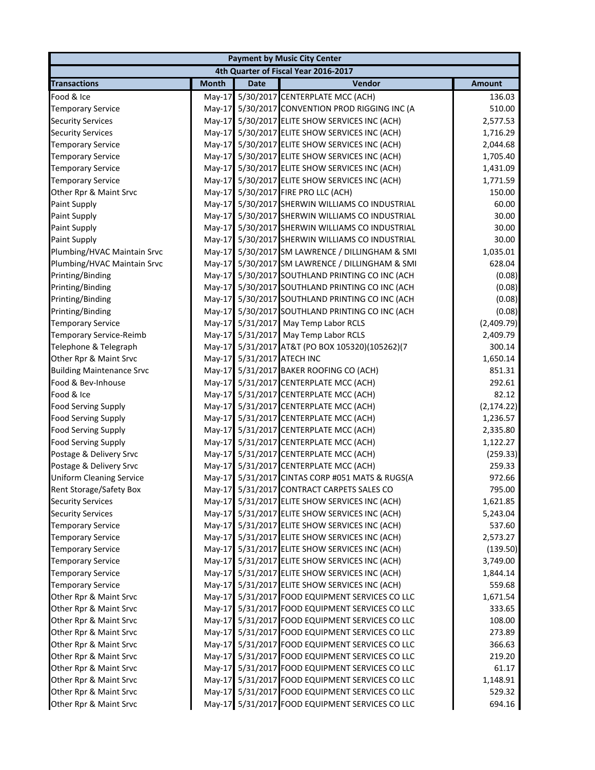| Payment by Music City Center | | | | |
|---|---|---|---|---|
| 4th Quarter of Fiscal Year 2016-2017 | | | | |
| **Transactions** | **Month** | **Date** | **Vendor** | **Amount** |
| Food & Ice | May-17 | 5/30/2017 | CENTERPLATE MCC (ACH) | 136.03 |
| Temporary Service | May-17 | 5/30/2017 | CONVENTION PROD RIGGING INC (A | 510.00 |
| Security Services | May-17 | 5/30/2017 | ELITE SHOW SERVICES INC (ACH) | 2,577.53 |
| Security Services | May-17 | 5/30/2017 | ELITE SHOW SERVICES INC (ACH) | 1,716.29 |
| Temporary Service | May-17 | 5/30/2017 | ELITE SHOW SERVICES INC (ACH) | 2,044.68 |
| Temporary Service | May-17 | 5/30/2017 | ELITE SHOW SERVICES INC (ACH) | 1,705.40 |
| Temporary Service | May-17 | 5/30/2017 | ELITE SHOW SERVICES INC (ACH) | 1,431.09 |
| Temporary Service | May-17 | 5/30/2017 | ELITE SHOW SERVICES INC (ACH) | 1,771.59 |
| Other Rpr & Maint Srvc | May-17 | 5/30/2017 | FIRE PRO LLC (ACH) | 150.00 |
| Paint Supply | May-17 | 5/30/2017 | SHERWIN WILLIAMS CO INDUSTRIAL | 60.00 |
| Paint Supply | May-17 | 5/30/2017 | SHERWIN WILLIAMS CO INDUSTRIAL | 30.00 |
| Paint Supply | May-17 | 5/30/2017 | SHERWIN WILLIAMS CO INDUSTRIAL | 30.00 |
| Paint Supply | May-17 | 5/30/2017 | SHERWIN WILLIAMS CO INDUSTRIAL | 30.00 |
| Plumbing/HVAC Maintain Srvc | May-17 | 5/30/2017 | SM LAWRENCE / DILLINGHAM & SMI | 1,035.01 |
| Plumbing/HVAC Maintain Srvc | May-17 | 5/30/2017 | SM LAWRENCE / DILLINGHAM & SMI | 628.04 |
| Printing/Binding | May-17 | 5/30/2017 | SOUTHLAND PRINTING CO INC (ACH | (0.08) |
| Printing/Binding | May-17 | 5/30/2017 | SOUTHLAND PRINTING CO INC (ACH | (0.08) |
| Printing/Binding | May-17 | 5/30/2017 | SOUTHLAND PRINTING CO INC (ACH | (0.08) |
| Printing/Binding | May-17 | 5/30/2017 | SOUTHLAND PRINTING CO INC (ACH | (0.08) |
| Temporary Service | May-17 | 5/31/2017 | May Temp Labor RCLS | (2,409.79) |
| Temporary Service-Reimb | May-17 | 5/31/2017 | May Temp Labor RCLS | 2,409.79 |
| Telephone & Telegraph | May-17 | 5/31/2017 | AT&T (PO BOX 105320)(105262)(7 | 300.14 |
| Other Rpr & Maint Srvc | May-17 | 5/31/2017 | ATECH INC | 1,650.14 |
| Building Maintenance Srvc | May-17 | 5/31/2017 | BAKER ROOFING CO (ACH) | 851.31 |
| Food & Bev-Inhouse | May-17 | 5/31/2017 | CENTERPLATE MCC (ACH) | 292.61 |
| Food & Ice | May-17 | 5/31/2017 | CENTERPLATE MCC (ACH) | 82.12 |
| Food Serving Supply | May-17 | 5/31/2017 | CENTERPLATE MCC (ACH) | (2,174.22) |
| Food Serving Supply | May-17 | 5/31/2017 | CENTERPLATE MCC (ACH) | 1,236.57 |
| Food Serving Supply | May-17 | 5/31/2017 | CENTERPLATE MCC (ACH) | 2,335.80 |
| Food Serving Supply | May-17 | 5/31/2017 | CENTERPLATE MCC (ACH) | 1,122.27 |
| Postage & Delivery Srvc | May-17 | 5/31/2017 | CENTERPLATE MCC (ACH) | (259.33) |
| Postage & Delivery Srvc | May-17 | 5/31/2017 | CENTERPLATE MCC (ACH) | 259.33 |
| Uniform Cleaning Service | May-17 | 5/31/2017 | CINTAS CORP #051 MATS & RUGS(A | 972.66 |
| Rent Storage/Safety Box | May-17 | 5/31/2017 | CONTRACT CARPETS SALES CO | 795.00 |
| Security Services | May-17 | 5/31/2017 | ELITE SHOW SERVICES INC (ACH) | 1,621.85 |
| Security Services | May-17 | 5/31/2017 | ELITE SHOW SERVICES INC (ACH) | 5,243.04 |
| Temporary Service | May-17 | 5/31/2017 | ELITE SHOW SERVICES INC (ACH) | 537.60 |
| Temporary Service | May-17 | 5/31/2017 | ELITE SHOW SERVICES INC (ACH) | 2,573.27 |
| Temporary Service | May-17 | 5/31/2017 | ELITE SHOW SERVICES INC (ACH) | (139.50) |
| Temporary Service | May-17 | 5/31/2017 | ELITE SHOW SERVICES INC (ACH) | 3,749.00 |
| Temporary Service | May-17 | 5/31/2017 | ELITE SHOW SERVICES INC (ACH) | 1,844.14 |
| Temporary Service | May-17 | 5/31/2017 | ELITE SHOW SERVICES INC (ACH) | 559.68 |
| Other Rpr & Maint Srvc | May-17 | 5/31/2017 | FOOD EQUIPMENT SERVICES CO LLC | 1,671.54 |
| Other Rpr & Maint Srvc | May-17 | 5/31/2017 | FOOD EQUIPMENT SERVICES CO LLC | 333.65 |
| Other Rpr & Maint Srvc | May-17 | 5/31/2017 | FOOD EQUIPMENT SERVICES CO LLC | 108.00 |
| Other Rpr & Maint Srvc | May-17 | 5/31/2017 | FOOD EQUIPMENT SERVICES CO LLC | 273.89 |
| Other Rpr & Maint Srvc | May-17 | 5/31/2017 | FOOD EQUIPMENT SERVICES CO LLC | 366.63 |
| Other Rpr & Maint Srvc | May-17 | 5/31/2017 | FOOD EQUIPMENT SERVICES CO LLC | 219.20 |
| Other Rpr & Maint Srvc | May-17 | 5/31/2017 | FOOD EQUIPMENT SERVICES CO LLC | 61.17 |
| Other Rpr & Maint Srvc | May-17 | 5/31/2017 | FOOD EQUIPMENT SERVICES CO LLC | 1,148.91 |
| Other Rpr & Maint Srvc | May-17 | 5/31/2017 | FOOD EQUIPMENT SERVICES CO LLC | 529.32 |
| Other Rpr & Maint Srvc | May-17 | 5/31/2017 | FOOD EQUIPMENT SERVICES CO LLC | 694.16 |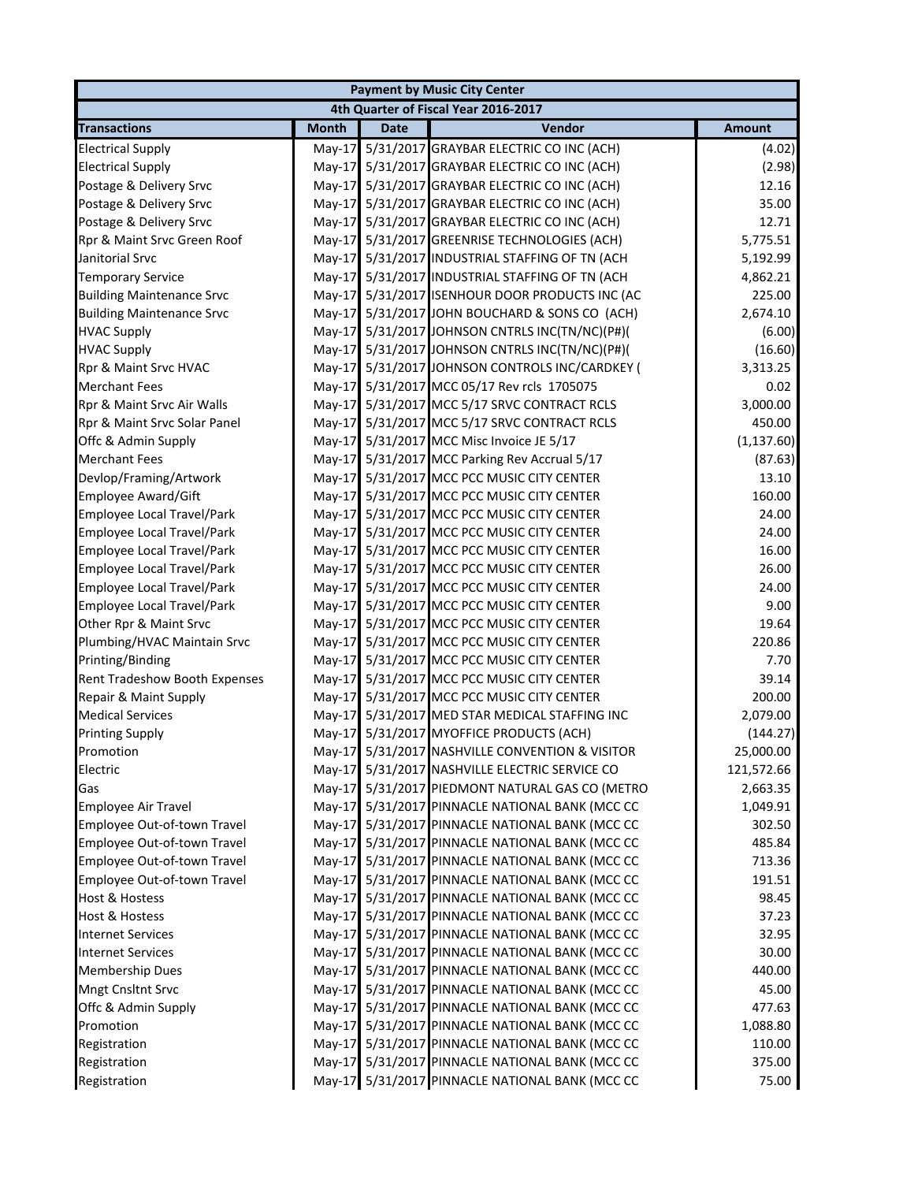| Payment by Music City Center | | | | |
|---|---|---|---|---|
| 4th Quarter of Fiscal Year 2016-2017 | | | | |
| **Transactions** | **Month** | **Date** | **Vendor** | **Amount** |
| Electrical Supply | May-17 | 5/31/2017 | GRAYBAR ELECTRIC CO INC (ACH) | (4.02) |
| Electrical Supply | May-17 | 5/31/2017 | GRAYBAR ELECTRIC CO INC (ACH) | (2.98) |
| Postage & Delivery Srvc | May-17 | 5/31/2017 | GRAYBAR ELECTRIC CO INC (ACH) | 12.16 |
| Postage & Delivery Srvc | May-17 | 5/31/2017 | GRAYBAR ELECTRIC CO INC (ACH) | 35.00 |
| Postage & Delivery Srvc | May-17 | 5/31/2017 | GRAYBAR ELECTRIC CO INC (ACH) | 12.71 |
| Rpr & Maint Srvc Green Roof | May-17 | 5/31/2017 | GREENRISE TECHNOLOGIES (ACH) | 5,775.51 |
| Janitorial Srvc | May-17 | 5/31/2017 | INDUSTRIAL STAFFING OF TN (ACH | 5,192.99 |
| Temporary Service | May-17 | 5/31/2017 | INDUSTRIAL STAFFING OF TN (ACH | 4,862.21 |
| Building Maintenance Srvc | May-17 | 5/31/2017 | ISENHOUR DOOR PRODUCTS INC (AC | 225.00 |
| Building Maintenance Srvc | May-17 | 5/31/2017 | JOHN BOUCHARD & SONS CO (ACH) | 2,674.10 |
| HVAC Supply | May-17 | 5/31/2017 | JOHNSON CNTRLS INC(TN/NC)(P#)( | (6.00) |
| HVAC Supply | May-17 | 5/31/2017 | JOHNSON CNTRLS INC(TN/NC)(P#)( | (16.60) |
| Rpr & Maint Srvc HVAC | May-17 | 5/31/2017 | JOHNSON CONTROLS INC/CARDKEY ( | 3,313.25 |
| Merchant Fees | May-17 | 5/31/2017 | MCC 05/17 Rev rcls 1705075 | 0.02 |
| Rpr & Maint Srvc Air Walls | May-17 | 5/31/2017 | MCC 5/17 SRVC CONTRACT RCLS | 3,000.00 |
| Rpr & Maint Srvc Solar Panel | May-17 | 5/31/2017 | MCC 5/17 SRVC CONTRACT RCLS | 450.00 |
| Offc & Admin Supply | May-17 | 5/31/2017 | MCC Misc Invoice JE 5/17 | (1,137.60) |
| Merchant Fees | May-17 | 5/31/2017 | MCC Parking Rev Accrual 5/17 | (87.63) |
| Devlop/Framing/Artwork | May-17 | 5/31/2017 | MCC PCC MUSIC CITY CENTER | 13.10 |
| Employee Award/Gift | May-17 | 5/31/2017 | MCC PCC MUSIC CITY CENTER | 160.00 |
| Employee Local Travel/Park | May-17 | 5/31/2017 | MCC PCC MUSIC CITY CENTER | 24.00 |
| Employee Local Travel/Park | May-17 | 5/31/2017 | MCC PCC MUSIC CITY CENTER | 24.00 |
| Employee Local Travel/Park | May-17 | 5/31/2017 | MCC PCC MUSIC CITY CENTER | 16.00 |
| Employee Local Travel/Park | May-17 | 5/31/2017 | MCC PCC MUSIC CITY CENTER | 26.00 |
| Employee Local Travel/Park | May-17 | 5/31/2017 | MCC PCC MUSIC CITY CENTER | 24.00 |
| Employee Local Travel/Park | May-17 | 5/31/2017 | MCC PCC MUSIC CITY CENTER | 9.00 |
| Other Rpr & Maint Srvc | May-17 | 5/31/2017 | MCC PCC MUSIC CITY CENTER | 19.64 |
| Plumbing/HVAC Maintain Srvc | May-17 | 5/31/2017 | MCC PCC MUSIC CITY CENTER | 220.86 |
| Printing/Binding | May-17 | 5/31/2017 | MCC PCC MUSIC CITY CENTER | 7.70 |
| Rent Tradeshow Booth Expenses | May-17 | 5/31/2017 | MCC PCC MUSIC CITY CENTER | 39.14 |
| Repair & Maint Supply | May-17 | 5/31/2017 | MCC PCC MUSIC CITY CENTER | 200.00 |
| Medical Services | May-17 | 5/31/2017 | MED STAR MEDICAL STAFFING INC | 2,079.00 |
| Printing Supply | May-17 | 5/31/2017 | MYOFFICE PRODUCTS (ACH) | (144.27) |
| Promotion | May-17 | 5/31/2017 | NASHVILLE CONVENTION & VISITOR | 25,000.00 |
| Electric | May-17 | 5/31/2017 | NASHVILLE ELECTRIC SERVICE CO | 121,572.66 |
| Gas | May-17 | 5/31/2017 | PIEDMONT NATURAL GAS CO (METRO | 2,663.35 |
| Employee Air Travel | May-17 | 5/31/2017 | PINNACLE NATIONAL BANK (MCC CC | 1,049.91 |
| Employee Out-of-town Travel | May-17 | 5/31/2017 | PINNACLE NATIONAL BANK (MCC CC | 302.50 |
| Employee Out-of-town Travel | May-17 | 5/31/2017 | PINNACLE NATIONAL BANK (MCC CC | 485.84 |
| Employee Out-of-town Travel | May-17 | 5/31/2017 | PINNACLE NATIONAL BANK (MCC CC | 713.36 |
| Employee Out-of-town Travel | May-17 | 5/31/2017 | PINNACLE NATIONAL BANK (MCC CC | 191.51 |
| Host & Hostess | May-17 | 5/31/2017 | PINNACLE NATIONAL BANK (MCC CC | 98.45 |
| Host & Hostess | May-17 | 5/31/2017 | PINNACLE NATIONAL BANK (MCC CC | 37.23 |
| Internet Services | May-17 | 5/31/2017 | PINNACLE NATIONAL BANK (MCC CC | 32.95 |
| Internet Services | May-17 | 5/31/2017 | PINNACLE NATIONAL BANK (MCC CC | 30.00 |
| Membership Dues | May-17 | 5/31/2017 | PINNACLE NATIONAL BANK (MCC CC | 440.00 |
| Mngt Cnsltnt Srvc | May-17 | 5/31/2017 | PINNACLE NATIONAL BANK (MCC CC | 45.00 |
| Offc & Admin Supply | May-17 | 5/31/2017 | PINNACLE NATIONAL BANK (MCC CC | 477.63 |
| Promotion | May-17 | 5/31/2017 | PINNACLE NATIONAL BANK (MCC CC | 1,088.80 |
| Registration | May-17 | 5/31/2017 | PINNACLE NATIONAL BANK (MCC CC | 110.00 |
| Registration | May-17 | 5/31/2017 | PINNACLE NATIONAL BANK (MCC CC | 375.00 |
| Registration | May-17 | 5/31/2017 | PINNACLE NATIONAL BANK (MCC CC | 75.00 |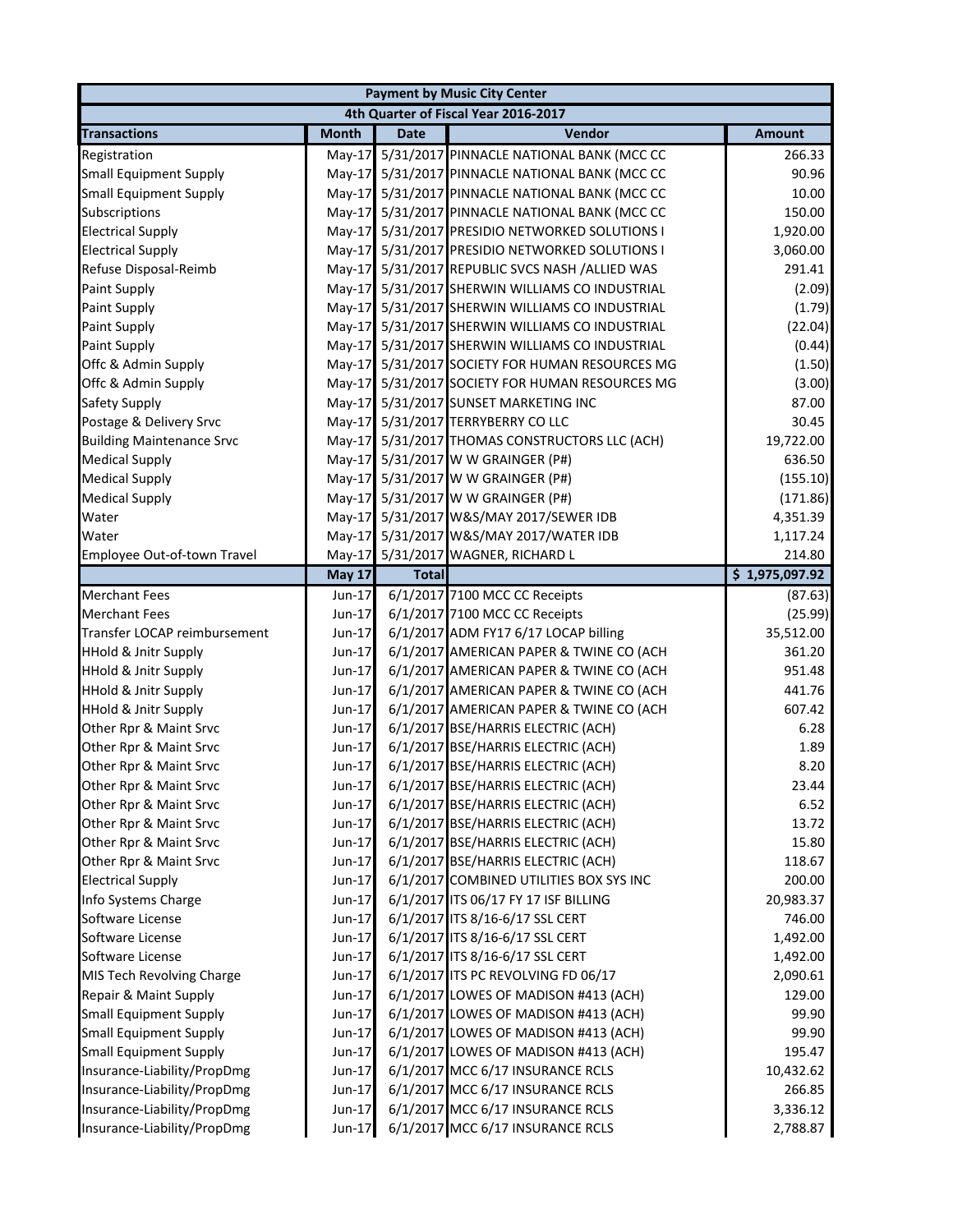| Payment by Music City Center | | | | |
|---|---|---|---|---|
| 4th Quarter of Fiscal Year 2016-2017 | | | | |
| **Transactions** | **Month** | **Date** | **Vendor** | **Amount** |
| Registration | May-17 | 5/31/2017 | PINNACLE NATIONAL BANK (MCC CC | 266.33 |
| Small Equipment Supply | May-17 | 5/31/2017 | PINNACLE NATIONAL BANK (MCC CC | 90.96 |
| Small Equipment Supply | May-17 | 5/31/2017 | PINNACLE NATIONAL BANK (MCC CC | 10.00 |
| Subscriptions | May-17 | 5/31/2017 | PINNACLE NATIONAL BANK (MCC CC | 150.00 |
| Electrical Supply | May-17 | 5/31/2017 | PRESIDIO NETWORKED SOLUTIONS I | 1,920.00 |
| Electrical Supply | May-17 | 5/31/2017 | PRESIDIO NETWORKED SOLUTIONS I | 3,060.00 |
| Refuse Disposal-Reimb | May-17 | 5/31/2017 | REPUBLIC SVCS NASH /ALLIED WAS | 291.41 |
| Paint Supply | May-17 | 5/31/2017 | SHERWIN WILLIAMS CO INDUSTRIAL | (2.09) |
| Paint Supply | May-17 | 5/31/2017 | SHERWIN WILLIAMS CO INDUSTRIAL | (1.79) |
| Paint Supply | May-17 | 5/31/2017 | SHERWIN WILLIAMS CO INDUSTRIAL | (22.04) |
| Paint Supply | May-17 | 5/31/2017 | SHERWIN WILLIAMS CO INDUSTRIAL | (0.44) |
| Offc & Admin Supply | May-17 | 5/31/2017 | SOCIETY FOR HUMAN RESOURCES MG | (1.50) |
| Offc & Admin Supply | May-17 | 5/31/2017 | SOCIETY FOR HUMAN RESOURCES MG | (3.00) |
| Safety Supply | May-17 | 5/31/2017 | SUNSET MARKETING INC | 87.00 |
| Postage & Delivery Srvc | May-17 | 5/31/2017 | TERRYBERRY CO LLC | 30.45 |
| Building Maintenance Srvc | May-17 | 5/31/2017 | THOMAS CONSTRUCTORS LLC (ACH) | 19,722.00 |
| Medical Supply | May-17 | 5/31/2017 | W W GRAINGER (P#) | 636.50 |
| Medical Supply | May-17 | 5/31/2017 | W W GRAINGER (P#) | (155.10) |
| Medical Supply | May-17 | 5/31/2017 | W W GRAINGER (P#) | (171.86) |
| Water | May-17 | 5/31/2017 | W&S/MAY 2017/SEWER IDB | 4,351.39 |
| Water | May-17 | 5/31/2017 | W&S/MAY 2017/WATER IDB | 1,117.24 |
| Employee Out-of-town Travel | May-17 | 5/31/2017 | WAGNER, RICHARD L | 214.80 |
| | **May 17** | **Total** | | **$ 1,975,097.92** |
| Merchant Fees | Jun-17 | 6/1/2017 | 7100 MCC CC Receipts | (87.63) |
| Merchant Fees | Jun-17 | 6/1/2017 | 7100 MCC CC Receipts | (25.99) |
| Transfer LOCAP reimbursement | Jun-17 | 6/1/2017 | ADM FY17 6/17 LOCAP billing | 35,512.00 |
| HHold & Jnitr Supply | Jun-17 | 6/1/2017 | AMERICAN PAPER & TWINE CO (ACH | 361.20 |
| HHold & Jnitr Supply | Jun-17 | 6/1/2017 | AMERICAN PAPER & TWINE CO (ACH | 951.48 |
| HHold & Jnitr Supply | Jun-17 | 6/1/2017 | AMERICAN PAPER & TWINE CO (ACH | 441.76 |
| HHold & Jnitr Supply | Jun-17 | 6/1/2017 | AMERICAN PAPER & TWINE CO (ACH | 607.42 |
| Other Rpr & Maint Srvc | Jun-17 | 6/1/2017 | BSE/HARRIS ELECTRIC (ACH) | 6.28 |
| Other Rpr & Maint Srvc | Jun-17 | 6/1/2017 | BSE/HARRIS ELECTRIC (ACH) | 1.89 |
| Other Rpr & Maint Srvc | Jun-17 | 6/1/2017 | BSE/HARRIS ELECTRIC (ACH) | 8.20 |
| Other Rpr & Maint Srvc | Jun-17 | 6/1/2017 | BSE/HARRIS ELECTRIC (ACH) | 23.44 |
| Other Rpr & Maint Srvc | Jun-17 | 6/1/2017 | BSE/HARRIS ELECTRIC (ACH) | 6.52 |
| Other Rpr & Maint Srvc | Jun-17 | 6/1/2017 | BSE/HARRIS ELECTRIC (ACH) | 13.72 |
| Other Rpr & Maint Srvc | Jun-17 | 6/1/2017 | BSE/HARRIS ELECTRIC (ACH) | 15.80 |
| Other Rpr & Maint Srvc | Jun-17 | 6/1/2017 | BSE/HARRIS ELECTRIC (ACH) | 118.67 |
| Electrical Supply | Jun-17 | 6/1/2017 | COMBINED UTILITIES BOX SYS INC | 200.00 |
| Info Systems Charge | Jun-17 | 6/1/2017 | ITS 06/17 FY 17 ISF BILLING | 20,983.37 |
| Software License | Jun-17 | 6/1/2017 | ITS 8/16-6/17 SSL CERT | 746.00 |
| Software License | Jun-17 | 6/1/2017 | ITS 8/16-6/17 SSL CERT | 1,492.00 |
| Software License | Jun-17 | 6/1/2017 | ITS 8/16-6/17 SSL CERT | 1,492.00 |
| MIS Tech Revolving Charge | Jun-17 | 6/1/2017 | ITS PC REVOLVING FD 06/17 | 2,090.61 |
| Repair & Maint Supply | Jun-17 | 6/1/2017 | LOWES OF MADISON #413 (ACH) | 129.00 |
| Small Equipment Supply | Jun-17 | 6/1/2017 | LOWES OF MADISON #413 (ACH) | 99.90 |
| Small Equipment Supply | Jun-17 | 6/1/2017 | LOWES OF MADISON #413 (ACH) | 99.90 |
| Small Equipment Supply | Jun-17 | 6/1/2017 | LOWES OF MADISON #413 (ACH) | 195.47 |
| Insurance-Liability/PropDmg | Jun-17 | 6/1/2017 | MCC 6/17 INSURANCE RCLS | 10,432.62 |
| Insurance-Liability/PropDmg | Jun-17 | 6/1/2017 | MCC 6/17 INSURANCE RCLS | 266.85 |
| Insurance-Liability/PropDmg | Jun-17 | 6/1/2017 | MCC 6/17 INSURANCE RCLS | 3,336.12 |
| Insurance-Liability/PropDmg | Jun-17 | 6/1/2017 | MCC 6/17 INSURANCE RCLS | 2,788.87 |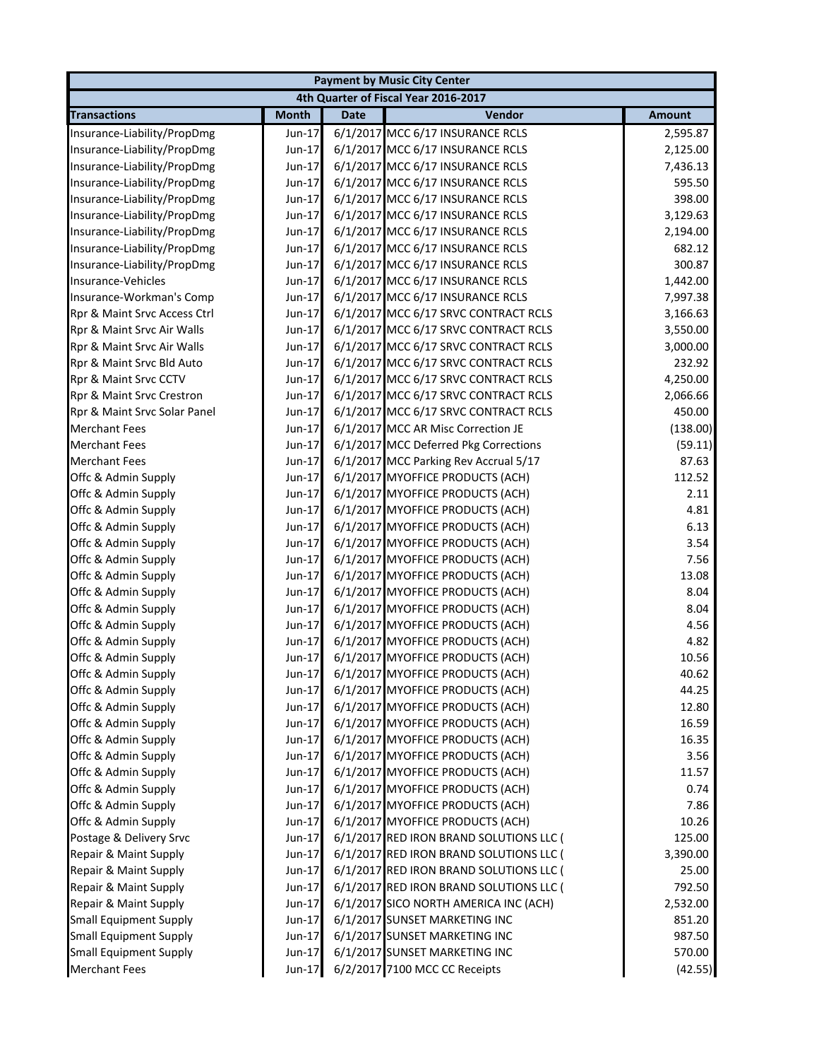| Payment by Music City Center | | | | |
|---|---|---|---|---|
| 4th Quarter of Fiscal Year 2016-2017 | | | | |
| **Transactions** | **Month** | **Date** | **Vendor** | **Amount** |
| Insurance-Liability/PropDmg | Jun-17 | 6/1/2017 | MCC 6/17 INSURANCE RCLS | 2,595.87 |
| Insurance-Liability/PropDmg | Jun-17 | 6/1/2017 | MCC 6/17 INSURANCE RCLS | 2,125.00 |
| Insurance-Liability/PropDmg | Jun-17 | 6/1/2017 | MCC 6/17 INSURANCE RCLS | 7,436.13 |
| Insurance-Liability/PropDmg | Jun-17 | 6/1/2017 | MCC 6/17 INSURANCE RCLS | 595.50 |
| Insurance-Liability/PropDmg | Jun-17 | 6/1/2017 | MCC 6/17 INSURANCE RCLS | 398.00 |
| Insurance-Liability/PropDmg | Jun-17 | 6/1/2017 | MCC 6/17 INSURANCE RCLS | 3,129.63 |
| Insurance-Liability/PropDmg | Jun-17 | 6/1/2017 | MCC 6/17 INSURANCE RCLS | 2,194.00 |
| Insurance-Liability/PropDmg | Jun-17 | 6/1/2017 | MCC 6/17 INSURANCE RCLS | 682.12 |
| Insurance-Liability/PropDmg | Jun-17 | 6/1/2017 | MCC 6/17 INSURANCE RCLS | 300.87 |
| Insurance-Vehicles | Jun-17 | 6/1/2017 | MCC 6/17 INSURANCE RCLS | 1,442.00 |
| Insurance-Workman's Comp | Jun-17 | 6/1/2017 | MCC 6/17 INSURANCE RCLS | 7,997.38 |
| Rpr & Maint Srvc Access Ctrl | Jun-17 | 6/1/2017 | MCC 6/17 SRVC CONTRACT RCLS | 3,166.63 |
| Rpr & Maint Srvc Air Walls | Jun-17 | 6/1/2017 | MCC 6/17 SRVC CONTRACT RCLS | 3,550.00 |
| Rpr & Maint Srvc Air Walls | Jun-17 | 6/1/2017 | MCC 6/17 SRVC CONTRACT RCLS | 3,000.00 |
| Rpr & Maint Srvc Bld Auto | Jun-17 | 6/1/2017 | MCC 6/17 SRVC CONTRACT RCLS | 232.92 |
| Rpr & Maint Srvc CCTV | Jun-17 | 6/1/2017 | MCC 6/17 SRVC CONTRACT RCLS | 4,250.00 |
| Rpr & Maint Srvc Crestron | Jun-17 | 6/1/2017 | MCC 6/17 SRVC CONTRACT RCLS | 2,066.66 |
| Rpr & Maint Srvc Solar Panel | Jun-17 | 6/1/2017 | MCC 6/17 SRVC CONTRACT RCLS | 450.00 |
| Merchant Fees | Jun-17 | 6/1/2017 | MCC AR Misc Correction JE | (138.00) |
| Merchant Fees | Jun-17 | 6/1/2017 | MCC Deferred Pkg Corrections | (59.11) |
| Merchant Fees | Jun-17 | 6/1/2017 | MCC Parking Rev Accrual 5/17 | 87.63 |
| Offc & Admin Supply | Jun-17 | 6/1/2017 | MYOFFICE PRODUCTS (ACH) | 112.52 |
| Offc & Admin Supply | Jun-17 | 6/1/2017 | MYOFFICE PRODUCTS (ACH) | 2.11 |
| Offc & Admin Supply | Jun-17 | 6/1/2017 | MYOFFICE PRODUCTS (ACH) | 4.81 |
| Offc & Admin Supply | Jun-17 | 6/1/2017 | MYOFFICE PRODUCTS (ACH) | 6.13 |
| Offc & Admin Supply | Jun-17 | 6/1/2017 | MYOFFICE PRODUCTS (ACH) | 3.54 |
| Offc & Admin Supply | Jun-17 | 6/1/2017 | MYOFFICE PRODUCTS (ACH) | 7.56 |
| Offc & Admin Supply | Jun-17 | 6/1/2017 | MYOFFICE PRODUCTS (ACH) | 13.08 |
| Offc & Admin Supply | Jun-17 | 6/1/2017 | MYOFFICE PRODUCTS (ACH) | 8.04 |
| Offc & Admin Supply | Jun-17 | 6/1/2017 | MYOFFICE PRODUCTS (ACH) | 8.04 |
| Offc & Admin Supply | Jun-17 | 6/1/2017 | MYOFFICE PRODUCTS (ACH) | 4.56 |
| Offc & Admin Supply | Jun-17 | 6/1/2017 | MYOFFICE PRODUCTS (ACH) | 4.82 |
| Offc & Admin Supply | Jun-17 | 6/1/2017 | MYOFFICE PRODUCTS (ACH) | 10.56 |
| Offc & Admin Supply | Jun-17 | 6/1/2017 | MYOFFICE PRODUCTS (ACH) | 40.62 |
| Offc & Admin Supply | Jun-17 | 6/1/2017 | MYOFFICE PRODUCTS (ACH) | 44.25 |
| Offc & Admin Supply | Jun-17 | 6/1/2017 | MYOFFICE PRODUCTS (ACH) | 12.80 |
| Offc & Admin Supply | Jun-17 | 6/1/2017 | MYOFFICE PRODUCTS (ACH) | 16.59 |
| Offc & Admin Supply | Jun-17 | 6/1/2017 | MYOFFICE PRODUCTS (ACH) | 16.35 |
| Offc & Admin Supply | Jun-17 | 6/1/2017 | MYOFFICE PRODUCTS (ACH) | 3.56 |
| Offc & Admin Supply | Jun-17 | 6/1/2017 | MYOFFICE PRODUCTS (ACH) | 11.57 |
| Offc & Admin Supply | Jun-17 | 6/1/2017 | MYOFFICE PRODUCTS (ACH) | 0.74 |
| Offc & Admin Supply | Jun-17 | 6/1/2017 | MYOFFICE PRODUCTS (ACH) | 7.86 |
| Offc & Admin Supply | Jun-17 | 6/1/2017 | MYOFFICE PRODUCTS (ACH) | 10.26 |
| Postage & Delivery Srvc | Jun-17 | 6/1/2017 | RED IRON BRAND SOLUTIONS LLC ( | 125.00 |
| Repair & Maint Supply | Jun-17 | 6/1/2017 | RED IRON BRAND SOLUTIONS LLC ( | 3,390.00 |
| Repair & Maint Supply | Jun-17 | 6/1/2017 | RED IRON BRAND SOLUTIONS LLC ( | 25.00 |
| Repair & Maint Supply | Jun-17 | 6/1/2017 | RED IRON BRAND SOLUTIONS LLC ( | 792.50 |
| Repair & Maint Supply | Jun-17 | 6/1/2017 | SICO NORTH AMERICA INC (ACH) | 2,532.00 |
| Small Equipment Supply | Jun-17 | 6/1/2017 | SUNSET MARKETING INC | 851.20 |
| Small Equipment Supply | Jun-17 | 6/1/2017 | SUNSET MARKETING INC | 987.50 |
| Small Equipment Supply | Jun-17 | 6/1/2017 | SUNSET MARKETING INC | 570.00 |
| Merchant Fees | Jun-17 | 6/2/2017 | 7100 MCC CC Receipts | (42.55) |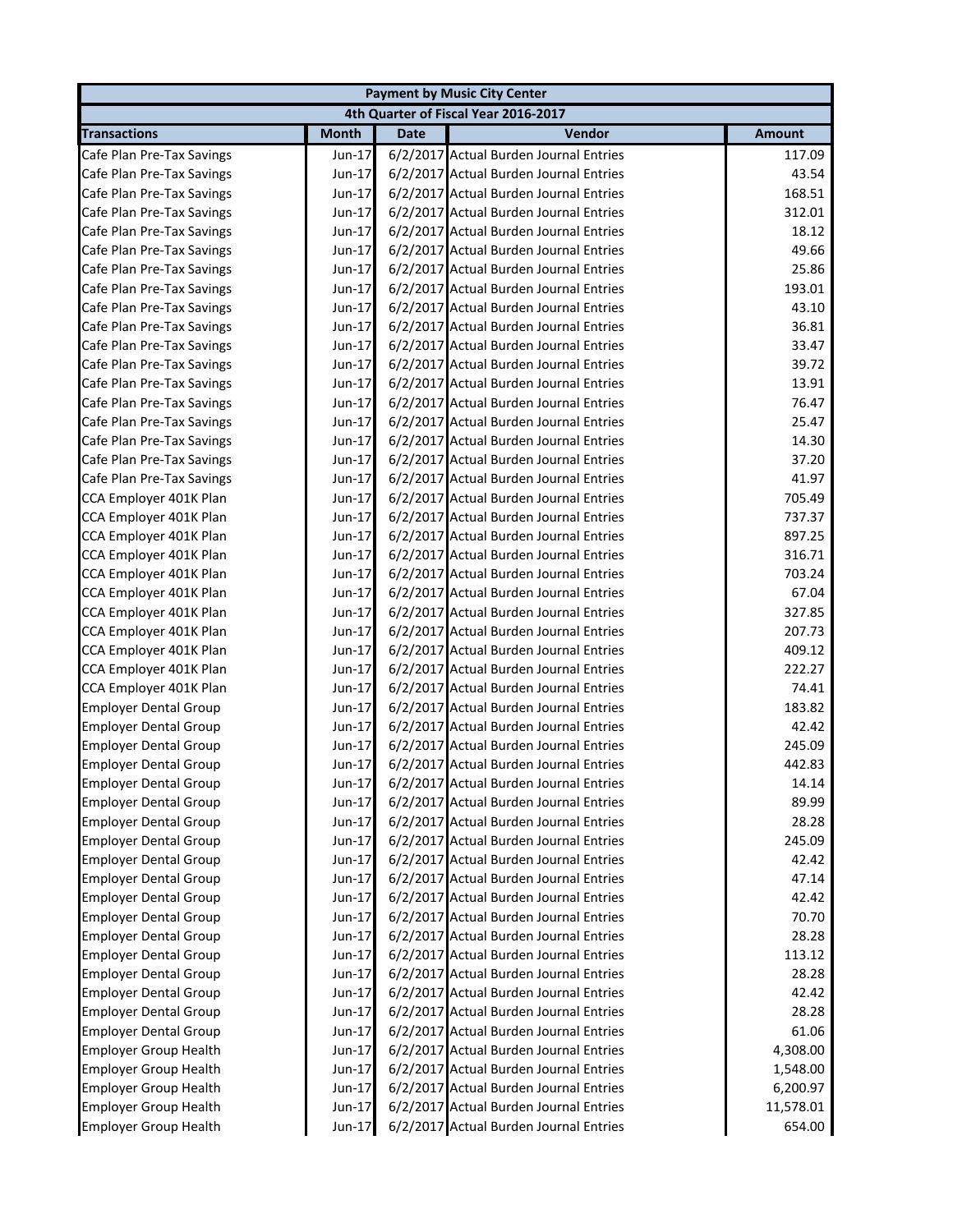| Payment by Music City Center | | | | |
|---|---|---|---|---|
| 4th Quarter of Fiscal Year 2016-2017 | | | | |
| **Transactions** | **Month** | **Date** | **Vendor** | **Amount** |
| Cafe Plan Pre-Tax Savings | Jun-17 | 6/2/2017 | Actual Burden Journal Entries | 117.09 |
| Cafe Plan Pre-Tax Savings | Jun-17 | 6/2/2017 | Actual Burden Journal Entries | 43.54 |
| Cafe Plan Pre-Tax Savings | Jun-17 | 6/2/2017 | Actual Burden Journal Entries | 168.51 |
| Cafe Plan Pre-Tax Savings | Jun-17 | 6/2/2017 | Actual Burden Journal Entries | 312.01 |
| Cafe Plan Pre-Tax Savings | Jun-17 | 6/2/2017 | Actual Burden Journal Entries | 18.12 |
| Cafe Plan Pre-Tax Savings | Jun-17 | 6/2/2017 | Actual Burden Journal Entries | 49.66 |
| Cafe Plan Pre-Tax Savings | Jun-17 | 6/2/2017 | Actual Burden Journal Entries | 25.86 |
| Cafe Plan Pre-Tax Savings | Jun-17 | 6/2/2017 | Actual Burden Journal Entries | 193.01 |
| Cafe Plan Pre-Tax Savings | Jun-17 | 6/2/2017 | Actual Burden Journal Entries | 43.10 |
| Cafe Plan Pre-Tax Savings | Jun-17 | 6/2/2017 | Actual Burden Journal Entries | 36.81 |
| Cafe Plan Pre-Tax Savings | Jun-17 | 6/2/2017 | Actual Burden Journal Entries | 33.47 |
| Cafe Plan Pre-Tax Savings | Jun-17 | 6/2/2017 | Actual Burden Journal Entries | 39.72 |
| Cafe Plan Pre-Tax Savings | Jun-17 | 6/2/2017 | Actual Burden Journal Entries | 13.91 |
| Cafe Plan Pre-Tax Savings | Jun-17 | 6/2/2017 | Actual Burden Journal Entries | 76.47 |
| Cafe Plan Pre-Tax Savings | Jun-17 | 6/2/2017 | Actual Burden Journal Entries | 25.47 |
| Cafe Plan Pre-Tax Savings | Jun-17 | 6/2/2017 | Actual Burden Journal Entries | 14.30 |
| Cafe Plan Pre-Tax Savings | Jun-17 | 6/2/2017 | Actual Burden Journal Entries | 37.20 |
| Cafe Plan Pre-Tax Savings | Jun-17 | 6/2/2017 | Actual Burden Journal Entries | 41.97 |
| CCA Employer 401K Plan | Jun-17 | 6/2/2017 | Actual Burden Journal Entries | 705.49 |
| CCA Employer 401K Plan | Jun-17 | 6/2/2017 | Actual Burden Journal Entries | 737.37 |
| CCA Employer 401K Plan | Jun-17 | 6/2/2017 | Actual Burden Journal Entries | 897.25 |
| CCA Employer 401K Plan | Jun-17 | 6/2/2017 | Actual Burden Journal Entries | 316.71 |
| CCA Employer 401K Plan | Jun-17 | 6/2/2017 | Actual Burden Journal Entries | 703.24 |
| CCA Employer 401K Plan | Jun-17 | 6/2/2017 | Actual Burden Journal Entries | 67.04 |
| CCA Employer 401K Plan | Jun-17 | 6/2/2017 | Actual Burden Journal Entries | 327.85 |
| CCA Employer 401K Plan | Jun-17 | 6/2/2017 | Actual Burden Journal Entries | 207.73 |
| CCA Employer 401K Plan | Jun-17 | 6/2/2017 | Actual Burden Journal Entries | 409.12 |
| CCA Employer 401K Plan | Jun-17 | 6/2/2017 | Actual Burden Journal Entries | 222.27 |
| CCA Employer 401K Plan | Jun-17 | 6/2/2017 | Actual Burden Journal Entries | 74.41 |
| Employer Dental Group | Jun-17 | 6/2/2017 | Actual Burden Journal Entries | 183.82 |
| Employer Dental Group | Jun-17 | 6/2/2017 | Actual Burden Journal Entries | 42.42 |
| Employer Dental Group | Jun-17 | 6/2/2017 | Actual Burden Journal Entries | 245.09 |
| Employer Dental Group | Jun-17 | 6/2/2017 | Actual Burden Journal Entries | 442.83 |
| Employer Dental Group | Jun-17 | 6/2/2017 | Actual Burden Journal Entries | 14.14 |
| Employer Dental Group | Jun-17 | 6/2/2017 | Actual Burden Journal Entries | 89.99 |
| Employer Dental Group | Jun-17 | 6/2/2017 | Actual Burden Journal Entries | 28.28 |
| Employer Dental Group | Jun-17 | 6/2/2017 | Actual Burden Journal Entries | 245.09 |
| Employer Dental Group | Jun-17 | 6/2/2017 | Actual Burden Journal Entries | 42.42 |
| Employer Dental Group | Jun-17 | 6/2/2017 | Actual Burden Journal Entries | 47.14 |
| Employer Dental Group | Jun-17 | 6/2/2017 | Actual Burden Journal Entries | 42.42 |
| Employer Dental Group | Jun-17 | 6/2/2017 | Actual Burden Journal Entries | 70.70 |
| Employer Dental Group | Jun-17 | 6/2/2017 | Actual Burden Journal Entries | 28.28 |
| Employer Dental Group | Jun-17 | 6/2/2017 | Actual Burden Journal Entries | 113.12 |
| Employer Dental Group | Jun-17 | 6/2/2017 | Actual Burden Journal Entries | 28.28 |
| Employer Dental Group | Jun-17 | 6/2/2017 | Actual Burden Journal Entries | 42.42 |
| Employer Dental Group | Jun-17 | 6/2/2017 | Actual Burden Journal Entries | 28.28 |
| Employer Dental Group | Jun-17 | 6/2/2017 | Actual Burden Journal Entries | 61.06 |
| Employer Group Health | Jun-17 | 6/2/2017 | Actual Burden Journal Entries | 4,308.00 |
| Employer Group Health | Jun-17 | 6/2/2017 | Actual Burden Journal Entries | 1,548.00 |
| Employer Group Health | Jun-17 | 6/2/2017 | Actual Burden Journal Entries | 6,200.97 |
| Employer Group Health | Jun-17 | 6/2/2017 | Actual Burden Journal Entries | 11,578.01 |
| Employer Group Health | Jun-17 | 6/2/2017 | Actual Burden Journal Entries | 654.00 |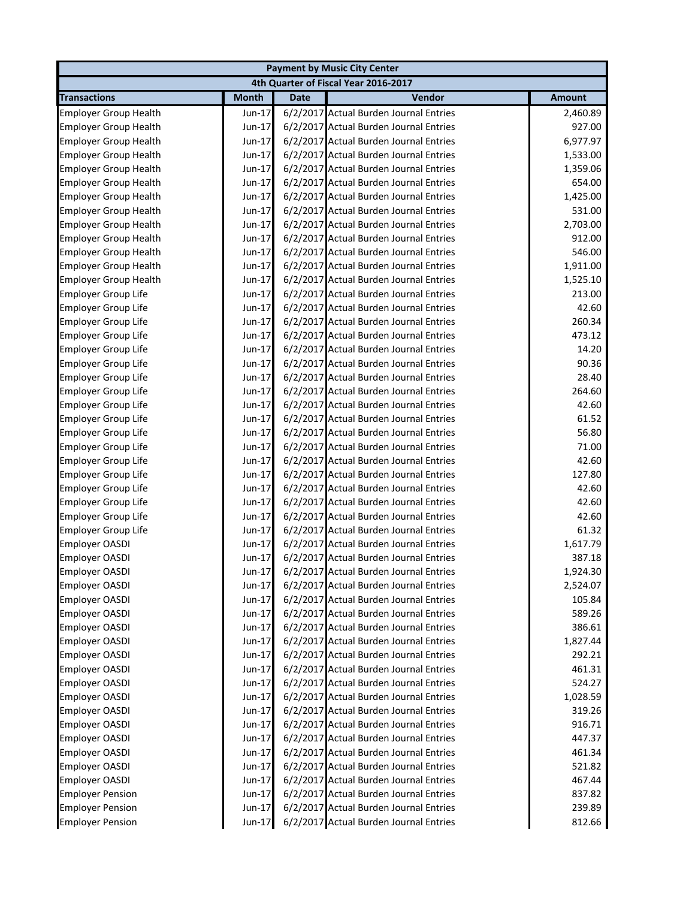| Payment by Music City Center | | | | |
|---|---|---|---|---|
| 4th Quarter of Fiscal Year 2016-2017 | | | | |
| **Transactions** | **Month** | **Date** | **Vendor** | **Amount** |
| Employer Group Health | Jun-17 | 6/2/2017 | Actual Burden Journal Entries | 2,460.89 |
| Employer Group Health | Jun-17 | 6/2/2017 | Actual Burden Journal Entries | 927.00 |
| Employer Group Health | Jun-17 | 6/2/2017 | Actual Burden Journal Entries | 6,977.97 |
| Employer Group Health | Jun-17 | 6/2/2017 | Actual Burden Journal Entries | 1,533.00 |
| Employer Group Health | Jun-17 | 6/2/2017 | Actual Burden Journal Entries | 1,359.06 |
| Employer Group Health | Jun-17 | 6/2/2017 | Actual Burden Journal Entries | 654.00 |
| Employer Group Health | Jun-17 | 6/2/2017 | Actual Burden Journal Entries | 1,425.00 |
| Employer Group Health | Jun-17 | 6/2/2017 | Actual Burden Journal Entries | 531.00 |
| Employer Group Health | Jun-17 | 6/2/2017 | Actual Burden Journal Entries | 2,703.00 |
| Employer Group Health | Jun-17 | 6/2/2017 | Actual Burden Journal Entries | 912.00 |
| Employer Group Health | Jun-17 | 6/2/2017 | Actual Burden Journal Entries | 546.00 |
| Employer Group Health | Jun-17 | 6/2/2017 | Actual Burden Journal Entries | 1,911.00 |
| Employer Group Health | Jun-17 | 6/2/2017 | Actual Burden Journal Entries | 1,525.10 |
| Employer Group Life | Jun-17 | 6/2/2017 | Actual Burden Journal Entries | 213.00 |
| Employer Group Life | Jun-17 | 6/2/2017 | Actual Burden Journal Entries | 42.60 |
| Employer Group Life | Jun-17 | 6/2/2017 | Actual Burden Journal Entries | 260.34 |
| Employer Group Life | Jun-17 | 6/2/2017 | Actual Burden Journal Entries | 473.12 |
| Employer Group Life | Jun-17 | 6/2/2017 | Actual Burden Journal Entries | 14.20 |
| Employer Group Life | Jun-17 | 6/2/2017 | Actual Burden Journal Entries | 90.36 |
| Employer Group Life | Jun-17 | 6/2/2017 | Actual Burden Journal Entries | 28.40 |
| Employer Group Life | Jun-17 | 6/2/2017 | Actual Burden Journal Entries | 264.60 |
| Employer Group Life | Jun-17 | 6/2/2017 | Actual Burden Journal Entries | 42.60 |
| Employer Group Life | Jun-17 | 6/2/2017 | Actual Burden Journal Entries | 61.52 |
| Employer Group Life | Jun-17 | 6/2/2017 | Actual Burden Journal Entries | 56.80 |
| Employer Group Life | Jun-17 | 6/2/2017 | Actual Burden Journal Entries | 71.00 |
| Employer Group Life | Jun-17 | 6/2/2017 | Actual Burden Journal Entries | 42.60 |
| Employer Group Life | Jun-17 | 6/2/2017 | Actual Burden Journal Entries | 127.80 |
| Employer Group Life | Jun-17 | 6/2/2017 | Actual Burden Journal Entries | 42.60 |
| Employer Group Life | Jun-17 | 6/2/2017 | Actual Burden Journal Entries | 42.60 |
| Employer Group Life | Jun-17 | 6/2/2017 | Actual Burden Journal Entries | 42.60 |
| Employer Group Life | Jun-17 | 6/2/2017 | Actual Burden Journal Entries | 61.32 |
| Employer OASDI | Jun-17 | 6/2/2017 | Actual Burden Journal Entries | 1,617.79 |
| Employer OASDI | Jun-17 | 6/2/2017 | Actual Burden Journal Entries | 387.18 |
| Employer OASDI | Jun-17 | 6/2/2017 | Actual Burden Journal Entries | 1,924.30 |
| Employer OASDI | Jun-17 | 6/2/2017 | Actual Burden Journal Entries | 2,524.07 |
| Employer OASDI | Jun-17 | 6/2/2017 | Actual Burden Journal Entries | 105.84 |
| Employer OASDI | Jun-17 | 6/2/2017 | Actual Burden Journal Entries | 589.26 |
| Employer OASDI | Jun-17 | 6/2/2017 | Actual Burden Journal Entries | 386.61 |
| Employer OASDI | Jun-17 | 6/2/2017 | Actual Burden Journal Entries | 1,827.44 |
| Employer OASDI | Jun-17 | 6/2/2017 | Actual Burden Journal Entries | 292.21 |
| Employer OASDI | Jun-17 | 6/2/2017 | Actual Burden Journal Entries | 461.31 |
| Employer OASDI | Jun-17 | 6/2/2017 | Actual Burden Journal Entries | 524.27 |
| Employer OASDI | Jun-17 | 6/2/2017 | Actual Burden Journal Entries | 1,028.59 |
| Employer OASDI | Jun-17 | 6/2/2017 | Actual Burden Journal Entries | 319.26 |
| Employer OASDI | Jun-17 | 6/2/2017 | Actual Burden Journal Entries | 916.71 |
| Employer OASDI | Jun-17 | 6/2/2017 | Actual Burden Journal Entries | 447.37 |
| Employer OASDI | Jun-17 | 6/2/2017 | Actual Burden Journal Entries | 461.34 |
| Employer OASDI | Jun-17 | 6/2/2017 | Actual Burden Journal Entries | 521.82 |
| Employer OASDI | Jun-17 | 6/2/2017 | Actual Burden Journal Entries | 467.44 |
| Employer Pension | Jun-17 | 6/2/2017 | Actual Burden Journal Entries | 837.82 |
| Employer Pension | Jun-17 | 6/2/2017 | Actual Burden Journal Entries | 239.89 |
| Employer Pension | Jun-17 | 6/2/2017 | Actual Burden Journal Entries | 812.66 |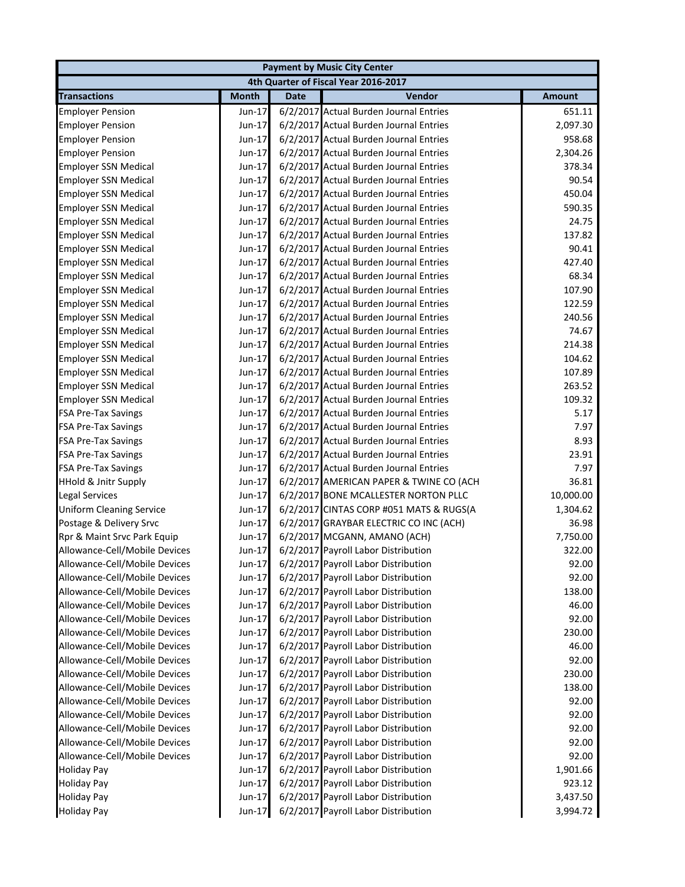| Payment by Music City Center | | | | |
|---|---|---|---|---|
| 4th Quarter of Fiscal Year 2016-2017 | | | | |
| **Transactions** | **Month** | **Date** | **Vendor** | **Amount** |
| Employer Pension | Jun-17 | 6/2/2017 | Actual Burden Journal Entries | 651.11 |
| Employer Pension | Jun-17 | 6/2/2017 | Actual Burden Journal Entries | 2,097.30 |
| Employer Pension | Jun-17 | 6/2/2017 | Actual Burden Journal Entries | 958.68 |
| Employer Pension | Jun-17 | 6/2/2017 | Actual Burden Journal Entries | 2,304.26 |
| Employer SSN Medical | Jun-17 | 6/2/2017 | Actual Burden Journal Entries | 378.34 |
| Employer SSN Medical | Jun-17 | 6/2/2017 | Actual Burden Journal Entries | 90.54 |
| Employer SSN Medical | Jun-17 | 6/2/2017 | Actual Burden Journal Entries | 450.04 |
| Employer SSN Medical | Jun-17 | 6/2/2017 | Actual Burden Journal Entries | 590.35 |
| Employer SSN Medical | Jun-17 | 6/2/2017 | Actual Burden Journal Entries | 24.75 |
| Employer SSN Medical | Jun-17 | 6/2/2017 | Actual Burden Journal Entries | 137.82 |
| Employer SSN Medical | Jun-17 | 6/2/2017 | Actual Burden Journal Entries | 90.41 |
| Employer SSN Medical | Jun-17 | 6/2/2017 | Actual Burden Journal Entries | 427.40 |
| Employer SSN Medical | Jun-17 | 6/2/2017 | Actual Burden Journal Entries | 68.34 |
| Employer SSN Medical | Jun-17 | 6/2/2017 | Actual Burden Journal Entries | 107.90 |
| Employer SSN Medical | Jun-17 | 6/2/2017 | Actual Burden Journal Entries | 122.59 |
| Employer SSN Medical | Jun-17 | 6/2/2017 | Actual Burden Journal Entries | 240.56 |
| Employer SSN Medical | Jun-17 | 6/2/2017 | Actual Burden Journal Entries | 74.67 |
| Employer SSN Medical | Jun-17 | 6/2/2017 | Actual Burden Journal Entries | 214.38 |
| Employer SSN Medical | Jun-17 | 6/2/2017 | Actual Burden Journal Entries | 104.62 |
| Employer SSN Medical | Jun-17 | 6/2/2017 | Actual Burden Journal Entries | 107.89 |
| Employer SSN Medical | Jun-17 | 6/2/2017 | Actual Burden Journal Entries | 263.52 |
| Employer SSN Medical | Jun-17 | 6/2/2017 | Actual Burden Journal Entries | 109.32 |
| FSA Pre-Tax Savings | Jun-17 | 6/2/2017 | Actual Burden Journal Entries | 5.17 |
| FSA Pre-Tax Savings | Jun-17 | 6/2/2017 | Actual Burden Journal Entries | 7.97 |
| FSA Pre-Tax Savings | Jun-17 | 6/2/2017 | Actual Burden Journal Entries | 8.93 |
| FSA Pre-Tax Savings | Jun-17 | 6/2/2017 | Actual Burden Journal Entries | 23.91 |
| FSA Pre-Tax Savings | Jun-17 | 6/2/2017 | Actual Burden Journal Entries | 7.97 |
| HHold & Jnitr Supply | Jun-17 | 6/2/2017 | AMERICAN PAPER & TWINE CO (ACH | 36.81 |
| Legal Services | Jun-17 | 6/2/2017 | BONE MCALLESTER NORTON PLLC | 10,000.00 |
| Uniform Cleaning Service | Jun-17 | 6/2/2017 | CINTAS CORP #051 MATS & RUGS(A | 1,304.62 |
| Postage & Delivery Srvc | Jun-17 | 6/2/2017 | GRAYBAR ELECTRIC CO INC (ACH) | 36.98 |
| Rpr & Maint Srvc Park Equip | Jun-17 | 6/2/2017 | MCGANN, AMANO (ACH) | 7,750.00 |
| Allowance-Cell/Mobile Devices | Jun-17 | 6/2/2017 | Payroll Labor Distribution | 322.00 |
| Allowance-Cell/Mobile Devices | Jun-17 | 6/2/2017 | Payroll Labor Distribution | 92.00 |
| Allowance-Cell/Mobile Devices | Jun-17 | 6/2/2017 | Payroll Labor Distribution | 92.00 |
| Allowance-Cell/Mobile Devices | Jun-17 | 6/2/2017 | Payroll Labor Distribution | 138.00 |
| Allowance-Cell/Mobile Devices | Jun-17 | 6/2/2017 | Payroll Labor Distribution | 46.00 |
| Allowance-Cell/Mobile Devices | Jun-17 | 6/2/2017 | Payroll Labor Distribution | 92.00 |
| Allowance-Cell/Mobile Devices | Jun-17 | 6/2/2017 | Payroll Labor Distribution | 230.00 |
| Allowance-Cell/Mobile Devices | Jun-17 | 6/2/2017 | Payroll Labor Distribution | 46.00 |
| Allowance-Cell/Mobile Devices | Jun-17 | 6/2/2017 | Payroll Labor Distribution | 92.00 |
| Allowance-Cell/Mobile Devices | Jun-17 | 6/2/2017 | Payroll Labor Distribution | 230.00 |
| Allowance-Cell/Mobile Devices | Jun-17 | 6/2/2017 | Payroll Labor Distribution | 138.00 |
| Allowance-Cell/Mobile Devices | Jun-17 | 6/2/2017 | Payroll Labor Distribution | 92.00 |
| Allowance-Cell/Mobile Devices | Jun-17 | 6/2/2017 | Payroll Labor Distribution | 92.00 |
| Allowance-Cell/Mobile Devices | Jun-17 | 6/2/2017 | Payroll Labor Distribution | 92.00 |
| Allowance-Cell/Mobile Devices | Jun-17 | 6/2/2017 | Payroll Labor Distribution | 92.00 |
| Allowance-Cell/Mobile Devices | Jun-17 | 6/2/2017 | Payroll Labor Distribution | 92.00 |
| Holiday Pay | Jun-17 | 6/2/2017 | Payroll Labor Distribution | 1,901.66 |
| Holiday Pay | Jun-17 | 6/2/2017 | Payroll Labor Distribution | 923.12 |
| Holiday Pay | Jun-17 | 6/2/2017 | Payroll Labor Distribution | 3,437.50 |
| Holiday Pay | Jun-17 | 6/2/2017 | Payroll Labor Distribution | 3,994.72 |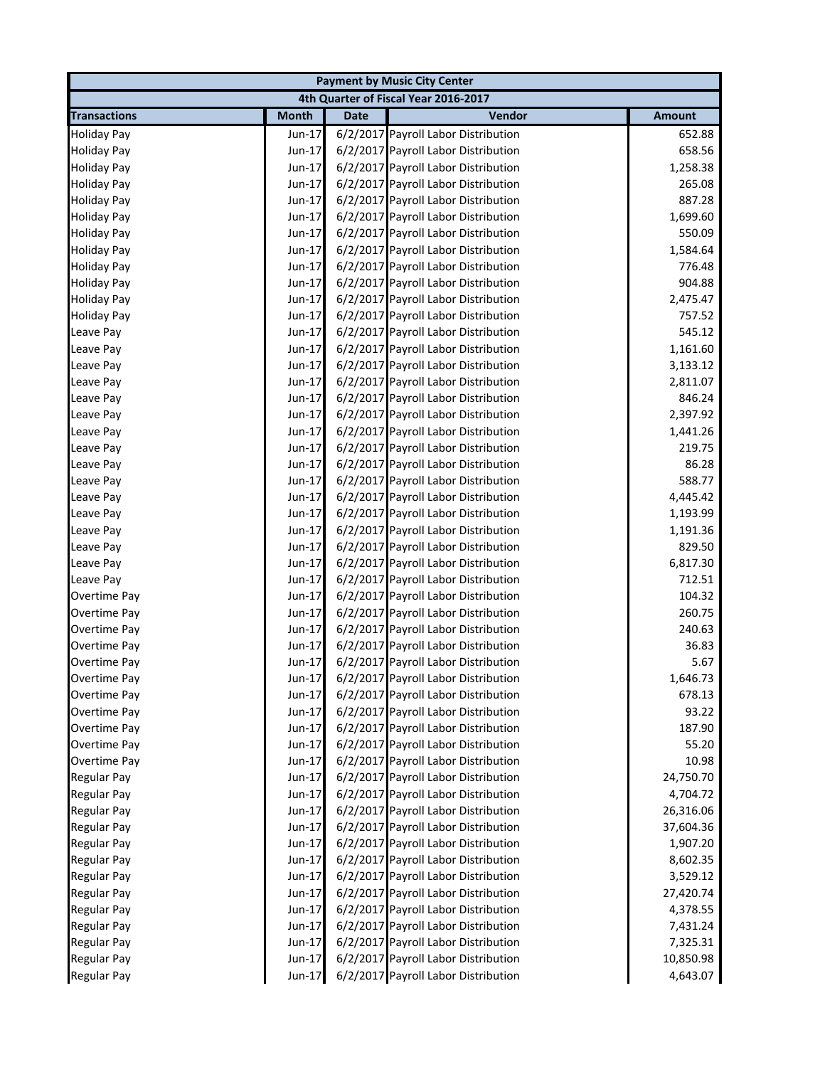| Payment by Music City Center | | | | |
|---|---|---|---|---|
| 4th Quarter of Fiscal Year 2016-2017 | | | | |
| **Transactions** | **Month** | **Date** | **Vendor** | **Amount** |
| Holiday Pay | Jun-17 | 6/2/2017 | Payroll Labor Distribution | 652.88 |
| Holiday Pay | Jun-17 | 6/2/2017 | Payroll Labor Distribution | 658.56 |
| Holiday Pay | Jun-17 | 6/2/2017 | Payroll Labor Distribution | 1,258.38 |
| Holiday Pay | Jun-17 | 6/2/2017 | Payroll Labor Distribution | 265.08 |
| Holiday Pay | Jun-17 | 6/2/2017 | Payroll Labor Distribution | 887.28 |
| Holiday Pay | Jun-17 | 6/2/2017 | Payroll Labor Distribution | 1,699.60 |
| Holiday Pay | Jun-17 | 6/2/2017 | Payroll Labor Distribution | 550.09 |
| Holiday Pay | Jun-17 | 6/2/2017 | Payroll Labor Distribution | 1,584.64 |
| Holiday Pay | Jun-17 | 6/2/2017 | Payroll Labor Distribution | 776.48 |
| Holiday Pay | Jun-17 | 6/2/2017 | Payroll Labor Distribution | 904.88 |
| Holiday Pay | Jun-17 | 6/2/2017 | Payroll Labor Distribution | 2,475.47 |
| Holiday Pay | Jun-17 | 6/2/2017 | Payroll Labor Distribution | 757.52 |
| Leave Pay | Jun-17 | 6/2/2017 | Payroll Labor Distribution | 545.12 |
| Leave Pay | Jun-17 | 6/2/2017 | Payroll Labor Distribution | 1,161.60 |
| Leave Pay | Jun-17 | 6/2/2017 | Payroll Labor Distribution | 3,133.12 |
| Leave Pay | Jun-17 | 6/2/2017 | Payroll Labor Distribution | 2,811.07 |
| Leave Pay | Jun-17 | 6/2/2017 | Payroll Labor Distribution | 846.24 |
| Leave Pay | Jun-17 | 6/2/2017 | Payroll Labor Distribution | 2,397.92 |
| Leave Pay | Jun-17 | 6/2/2017 | Payroll Labor Distribution | 1,441.26 |
| Leave Pay | Jun-17 | 6/2/2017 | Payroll Labor Distribution | 219.75 |
| Leave Pay | Jun-17 | 6/2/2017 | Payroll Labor Distribution | 86.28 |
| Leave Pay | Jun-17 | 6/2/2017 | Payroll Labor Distribution | 588.77 |
| Leave Pay | Jun-17 | 6/2/2017 | Payroll Labor Distribution | 4,445.42 |
| Leave Pay | Jun-17 | 6/2/2017 | Payroll Labor Distribution | 1,193.99 |
| Leave Pay | Jun-17 | 6/2/2017 | Payroll Labor Distribution | 1,191.36 |
| Leave Pay | Jun-17 | 6/2/2017 | Payroll Labor Distribution | 829.50 |
| Leave Pay | Jun-17 | 6/2/2017 | Payroll Labor Distribution | 6,817.30 |
| Leave Pay | Jun-17 | 6/2/2017 | Payroll Labor Distribution | 712.51 |
| Overtime Pay | Jun-17 | 6/2/2017 | Payroll Labor Distribution | 104.32 |
| Overtime Pay | Jun-17 | 6/2/2017 | Payroll Labor Distribution | 260.75 |
| Overtime Pay | Jun-17 | 6/2/2017 | Payroll Labor Distribution | 240.63 |
| Overtime Pay | Jun-17 | 6/2/2017 | Payroll Labor Distribution | 36.83 |
| Overtime Pay | Jun-17 | 6/2/2017 | Payroll Labor Distribution | 5.67 |
| Overtime Pay | Jun-17 | 6/2/2017 | Payroll Labor Distribution | 1,646.73 |
| Overtime Pay | Jun-17 | 6/2/2017 | Payroll Labor Distribution | 678.13 |
| Overtime Pay | Jun-17 | 6/2/2017 | Payroll Labor Distribution | 93.22 |
| Overtime Pay | Jun-17 | 6/2/2017 | Payroll Labor Distribution | 187.90 |
| Overtime Pay | Jun-17 | 6/2/2017 | Payroll Labor Distribution | 55.20 |
| Overtime Pay | Jun-17 | 6/2/2017 | Payroll Labor Distribution | 10.98 |
| Regular Pay | Jun-17 | 6/2/2017 | Payroll Labor Distribution | 24,750.70 |
| Regular Pay | Jun-17 | 6/2/2017 | Payroll Labor Distribution | 4,704.72 |
| Regular Pay | Jun-17 | 6/2/2017 | Payroll Labor Distribution | 26,316.06 |
| Regular Pay | Jun-17 | 6/2/2017 | Payroll Labor Distribution | 37,604.36 |
| Regular Pay | Jun-17 | 6/2/2017 | Payroll Labor Distribution | 1,907.20 |
| Regular Pay | Jun-17 | 6/2/2017 | Payroll Labor Distribution | 8,602.35 |
| Regular Pay | Jun-17 | 6/2/2017 | Payroll Labor Distribution | 3,529.12 |
| Regular Pay | Jun-17 | 6/2/2017 | Payroll Labor Distribution | 27,420.74 |
| Regular Pay | Jun-17 | 6/2/2017 | Payroll Labor Distribution | 4,378.55 |
| Regular Pay | Jun-17 | 6/2/2017 | Payroll Labor Distribution | 7,431.24 |
| Regular Pay | Jun-17 | 6/2/2017 | Payroll Labor Distribution | 7,325.31 |
| Regular Pay | Jun-17 | 6/2/2017 | Payroll Labor Distribution | 10,850.98 |
| Regular Pay | Jun-17 | 6/2/2017 | Payroll Labor Distribution | 4,643.07 |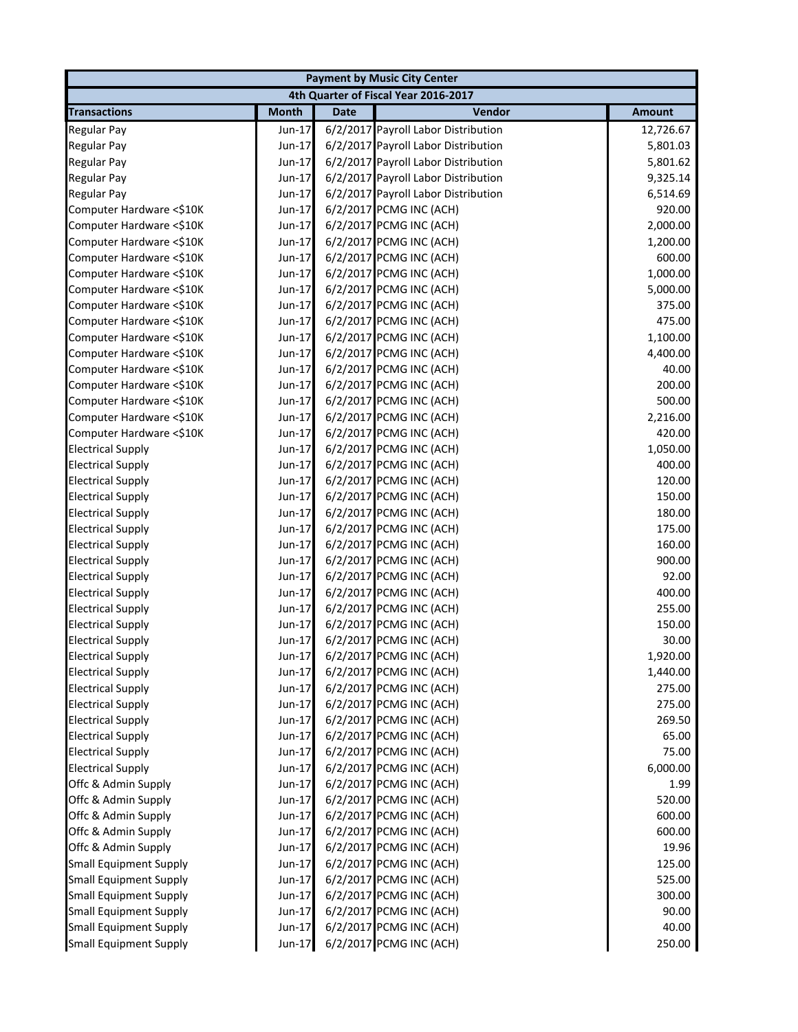| Payment by Music City Center | | | | |
|---|---|---|---|---|
| 4th Quarter of Fiscal Year 2016-2017 | | | | |
| **Transactions** | **Month** | **Date** | **Vendor** | **Amount** |
| Regular Pay | Jun-17 | 6/2/2017 | Payroll Labor Distribution | 12,726.67 |
| Regular Pay | Jun-17 | 6/2/2017 | Payroll Labor Distribution | 5,801.03 |
| Regular Pay | Jun-17 | 6/2/2017 | Payroll Labor Distribution | 5,801.62 |
| Regular Pay | Jun-17 | 6/2/2017 | Payroll Labor Distribution | 9,325.14 |
| Regular Pay | Jun-17 | 6/2/2017 | Payroll Labor Distribution | 6,514.69 |
| Computer Hardware <$10K | Jun-17 | 6/2/2017 | PCMG INC (ACH) | 920.00 |
| Computer Hardware <$10K | Jun-17 | 6/2/2017 | PCMG INC (ACH) | 2,000.00 |
| Computer Hardware <$10K | Jun-17 | 6/2/2017 | PCMG INC (ACH) | 1,200.00 |
| Computer Hardware <$10K | Jun-17 | 6/2/2017 | PCMG INC (ACH) | 600.00 |
| Computer Hardware <$10K | Jun-17 | 6/2/2017 | PCMG INC (ACH) | 1,000.00 |
| Computer Hardware <$10K | Jun-17 | 6/2/2017 | PCMG INC (ACH) | 5,000.00 |
| Computer Hardware <$10K | Jun-17 | 6/2/2017 | PCMG INC (ACH) | 375.00 |
| Computer Hardware <$10K | Jun-17 | 6/2/2017 | PCMG INC (ACH) | 475.00 |
| Computer Hardware <$10K | Jun-17 | 6/2/2017 | PCMG INC (ACH) | 1,100.00 |
| Computer Hardware <$10K | Jun-17 | 6/2/2017 | PCMG INC (ACH) | 4,400.00 |
| Computer Hardware <$10K | Jun-17 | 6/2/2017 | PCMG INC (ACH) | 40.00 |
| Computer Hardware <$10K | Jun-17 | 6/2/2017 | PCMG INC (ACH) | 200.00 |
| Computer Hardware <$10K | Jun-17 | 6/2/2017 | PCMG INC (ACH) | 500.00 |
| Computer Hardware <$10K | Jun-17 | 6/2/2017 | PCMG INC (ACH) | 2,216.00 |
| Computer Hardware <$10K | Jun-17 | 6/2/2017 | PCMG INC (ACH) | 420.00 |
| Electrical Supply | Jun-17 | 6/2/2017 | PCMG INC (ACH) | 1,050.00 |
| Electrical Supply | Jun-17 | 6/2/2017 | PCMG INC (ACH) | 400.00 |
| Electrical Supply | Jun-17 | 6/2/2017 | PCMG INC (ACH) | 120.00 |
| Electrical Supply | Jun-17 | 6/2/2017 | PCMG INC (ACH) | 150.00 |
| Electrical Supply | Jun-17 | 6/2/2017 | PCMG INC (ACH) | 180.00 |
| Electrical Supply | Jun-17 | 6/2/2017 | PCMG INC (ACH) | 175.00 |
| Electrical Supply | Jun-17 | 6/2/2017 | PCMG INC (ACH) | 160.00 |
| Electrical Supply | Jun-17 | 6/2/2017 | PCMG INC (ACH) | 900.00 |
| Electrical Supply | Jun-17 | 6/2/2017 | PCMG INC (ACH) | 92.00 |
| Electrical Supply | Jun-17 | 6/2/2017 | PCMG INC (ACH) | 400.00 |
| Electrical Supply | Jun-17 | 6/2/2017 | PCMG INC (ACH) | 255.00 |
| Electrical Supply | Jun-17 | 6/2/2017 | PCMG INC (ACH) | 150.00 |
| Electrical Supply | Jun-17 | 6/2/2017 | PCMG INC (ACH) | 30.00 |
| Electrical Supply | Jun-17 | 6/2/2017 | PCMG INC (ACH) | 1,920.00 |
| Electrical Supply | Jun-17 | 6/2/2017 | PCMG INC (ACH) | 1,440.00 |
| Electrical Supply | Jun-17 | 6/2/2017 | PCMG INC (ACH) | 275.00 |
| Electrical Supply | Jun-17 | 6/2/2017 | PCMG INC (ACH) | 275.00 |
| Electrical Supply | Jun-17 | 6/2/2017 | PCMG INC (ACH) | 269.50 |
| Electrical Supply | Jun-17 | 6/2/2017 | PCMG INC (ACH) | 65.00 |
| Electrical Supply | Jun-17 | 6/2/2017 | PCMG INC (ACH) | 75.00 |
| Electrical Supply | Jun-17 | 6/2/2017 | PCMG INC (ACH) | 6,000.00 |
| Offc & Admin Supply | Jun-17 | 6/2/2017 | PCMG INC (ACH) | 1.99 |
| Offc & Admin Supply | Jun-17 | 6/2/2017 | PCMG INC (ACH) | 520.00 |
| Offc & Admin Supply | Jun-17 | 6/2/2017 | PCMG INC (ACH) | 600.00 |
| Offc & Admin Supply | Jun-17 | 6/2/2017 | PCMG INC (ACH) | 600.00 |
| Offc & Admin Supply | Jun-17 | 6/2/2017 | PCMG INC (ACH) | 19.96 |
| Small Equipment Supply | Jun-17 | 6/2/2017 | PCMG INC (ACH) | 125.00 |
| Small Equipment Supply | Jun-17 | 6/2/2017 | PCMG INC (ACH) | 525.00 |
| Small Equipment Supply | Jun-17 | 6/2/2017 | PCMG INC (ACH) | 300.00 |
| Small Equipment Supply | Jun-17 | 6/2/2017 | PCMG INC (ACH) | 90.00 |
| Small Equipment Supply | Jun-17 | 6/2/2017 | PCMG INC (ACH) | 40.00 |
| Small Equipment Supply | Jun-17 | 6/2/2017 | PCMG INC (ACH) | 250.00 |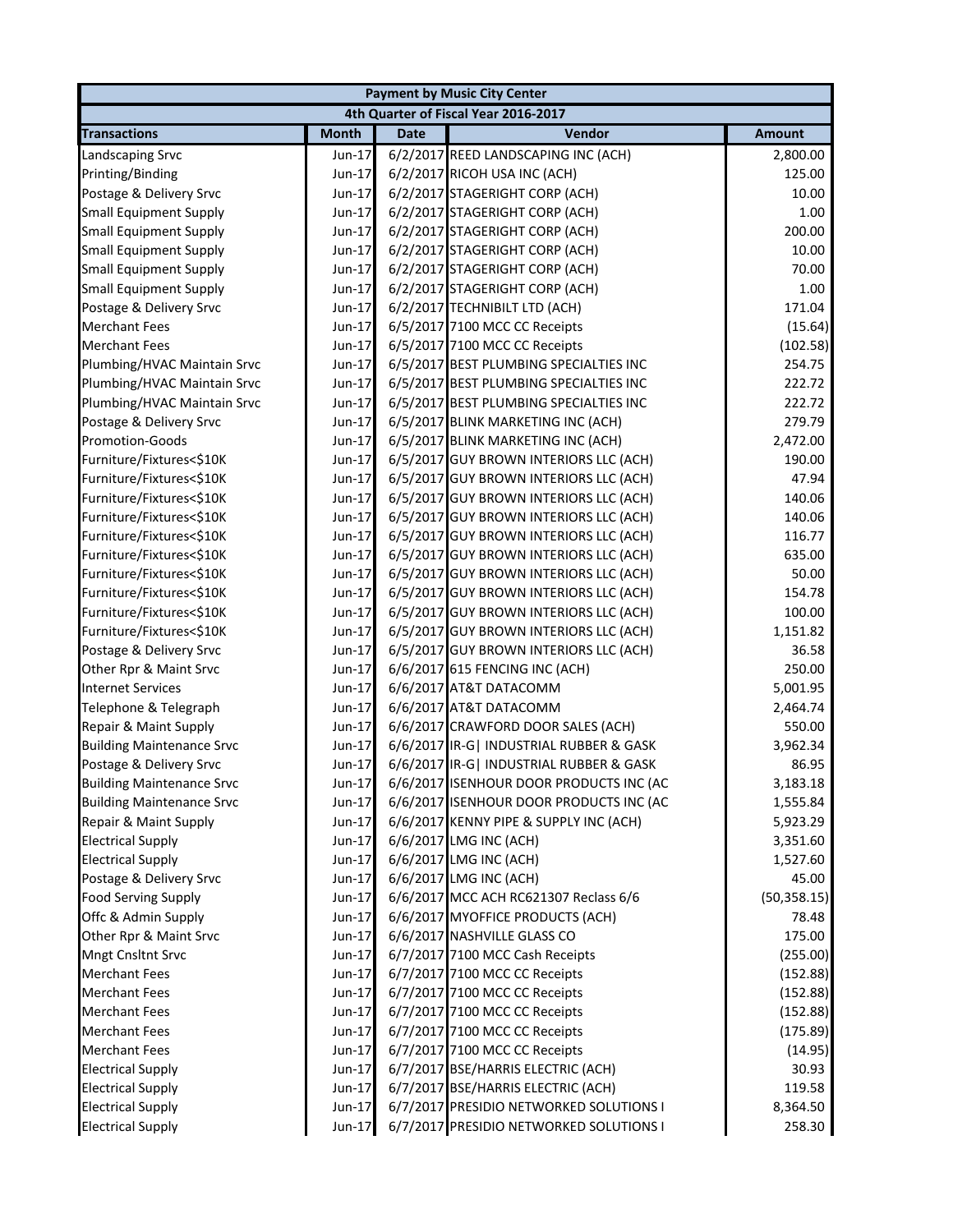| Payment by Music City Center | | | | |
|---|---|---|---|---|
| 4th Quarter of Fiscal Year 2016-2017 | | | | |
| **Transactions** | **Month** | **Date** | **Vendor** | **Amount** |
| Landscaping Srvc | Jun-17 | 6/2/2017 | REED LANDSCAPING INC (ACH) | 2,800.00 |
| Printing/Binding | Jun-17 | 6/2/2017 | RICOH USA INC (ACH) | 125.00 |
| Postage & Delivery Srvc | Jun-17 | 6/2/2017 | STAGERIGHT CORP (ACH) | 10.00 |
| Small Equipment Supply | Jun-17 | 6/2/2017 | STAGERIGHT CORP (ACH) | 1.00 |
| Small Equipment Supply | Jun-17 | 6/2/2017 | STAGERIGHT CORP (ACH) | 200.00 |
| Small Equipment Supply | Jun-17 | 6/2/2017 | STAGERIGHT CORP (ACH) | 10.00 |
| Small Equipment Supply | Jun-17 | 6/2/2017 | STAGERIGHT CORP (ACH) | 70.00 |
| Small Equipment Supply | Jun-17 | 6/2/2017 | STAGERIGHT CORP (ACH) | 1.00 |
| Postage & Delivery Srvc | Jun-17 | 6/2/2017 | TECHNIBILT LTD (ACH) | 171.04 |
| Merchant Fees | Jun-17 | 6/5/2017 | 7100 MCC CC Receipts | (15.64) |
| Merchant Fees | Jun-17 | 6/5/2017 | 7100 MCC CC Receipts | (102.58) |
| Plumbing/HVAC Maintain Srvc | Jun-17 | 6/5/2017 | BEST PLUMBING SPECIALTIES INC | 254.75 |
| Plumbing/HVAC Maintain Srvc | Jun-17 | 6/5/2017 | BEST PLUMBING SPECIALTIES INC | 222.72 |
| Plumbing/HVAC Maintain Srvc | Jun-17 | 6/5/2017 | BEST PLUMBING SPECIALTIES INC | 222.72 |
| Postage & Delivery Srvc | Jun-17 | 6/5/2017 | BLINK MARKETING INC (ACH) | 279.79 |
| Promotion-Goods | Jun-17 | 6/5/2017 | BLINK MARKETING INC (ACH) | 2,472.00 |
| Furniture/Fixtures<$10K | Jun-17 | 6/5/2017 | GUY BROWN INTERIORS LLC (ACH) | 190.00 |
| Furniture/Fixtures<$10K | Jun-17 | 6/5/2017 | GUY BROWN INTERIORS LLC (ACH) | 47.94 |
| Furniture/Fixtures<$10K | Jun-17 | 6/5/2017 | GUY BROWN INTERIORS LLC (ACH) | 140.06 |
| Furniture/Fixtures<$10K | Jun-17 | 6/5/2017 | GUY BROWN INTERIORS LLC (ACH) | 140.06 |
| Furniture/Fixtures<$10K | Jun-17 | 6/5/2017 | GUY BROWN INTERIORS LLC (ACH) | 116.77 |
| Furniture/Fixtures<$10K | Jun-17 | 6/5/2017 | GUY BROWN INTERIORS LLC (ACH) | 635.00 |
| Furniture/Fixtures<$10K | Jun-17 | 6/5/2017 | GUY BROWN INTERIORS LLC (ACH) | 50.00 |
| Furniture/Fixtures<$10K | Jun-17 | 6/5/2017 | GUY BROWN INTERIORS LLC (ACH) | 154.78 |
| Furniture/Fixtures<$10K | Jun-17 | 6/5/2017 | GUY BROWN INTERIORS LLC (ACH) | 100.00 |
| Furniture/Fixtures<$10K | Jun-17 | 6/5/2017 | GUY BROWN INTERIORS LLC (ACH) | 1,151.82 |
| Postage & Delivery Srvc | Jun-17 | 6/5/2017 | GUY BROWN INTERIORS LLC (ACH) | 36.58 |
| Other Rpr & Maint Srvc | Jun-17 | 6/6/2017 | 615 FENCING INC (ACH) | 250.00 |
| Internet Services | Jun-17 | 6/6/2017 | AT&T DATACOMM | 5,001.95 |
| Telephone & Telegraph | Jun-17 | 6/6/2017 | AT&T DATACOMM | 2,464.74 |
| Repair & Maint Supply | Jun-17 | 6/6/2017 | CRAWFORD DOOR SALES (ACH) | 550.00 |
| Building Maintenance Srvc | Jun-17 | 6/6/2017 | IR-G\| INDUSTRIAL RUBBER & GASK | 3,962.34 |
| Postage & Delivery Srvc | Jun-17 | 6/6/2017 | IR-G\| INDUSTRIAL RUBBER & GASK | 86.95 |
| Building Maintenance Srvc | Jun-17 | 6/6/2017 | ISENHOUR DOOR PRODUCTS INC (AC | 3,183.18 |
| Building Maintenance Srvc | Jun-17 | 6/6/2017 | ISENHOUR DOOR PRODUCTS INC (AC | 1,555.84 |
| Repair & Maint Supply | Jun-17 | 6/6/2017 | KENNY PIPE & SUPPLY INC (ACH) | 5,923.29 |
| Electrical Supply | Jun-17 | 6/6/2017 | LMG INC (ACH) | 3,351.60 |
| Electrical Supply | Jun-17 | 6/6/2017 | LMG INC (ACH) | 1,527.60 |
| Postage & Delivery Srvc | Jun-17 | 6/6/2017 | LMG INC (ACH) | 45.00 |
| Food Serving Supply | Jun-17 | 6/6/2017 | MCC ACH RC621307 Reclass 6/6 | (50,358.15) |
| Offc & Admin Supply | Jun-17 | 6/6/2017 | MYOFFICE PRODUCTS (ACH) | 78.48 |
| Other Rpr & Maint Srvc | Jun-17 | 6/6/2017 | NASHVILLE GLASS CO | 175.00 |
| Mngt Cnsltnt Srvc | Jun-17 | 6/7/2017 | 7100 MCC Cash Receipts | (255.00) |
| Merchant Fees | Jun-17 | 6/7/2017 | 7100 MCC CC Receipts | (152.88) |
| Merchant Fees | Jun-17 | 6/7/2017 | 7100 MCC CC Receipts | (152.88) |
| Merchant Fees | Jun-17 | 6/7/2017 | 7100 MCC CC Receipts | (152.88) |
| Merchant Fees | Jun-17 | 6/7/2017 | 7100 MCC CC Receipts | (175.89) |
| Merchant Fees | Jun-17 | 6/7/2017 | 7100 MCC CC Receipts | (14.95) |
| Electrical Supply | Jun-17 | 6/7/2017 | BSE/HARRIS ELECTRIC (ACH) | 30.93 |
| Electrical Supply | Jun-17 | 6/7/2017 | BSE/HARRIS ELECTRIC (ACH) | 119.58 |
| Electrical Supply | Jun-17 | 6/7/2017 | PRESIDIO NETWORKED SOLUTIONS I | 8,364.50 |
| Electrical Supply | Jun-17 | 6/7/2017 | PRESIDIO NETWORKED SOLUTIONS I | 258.30 |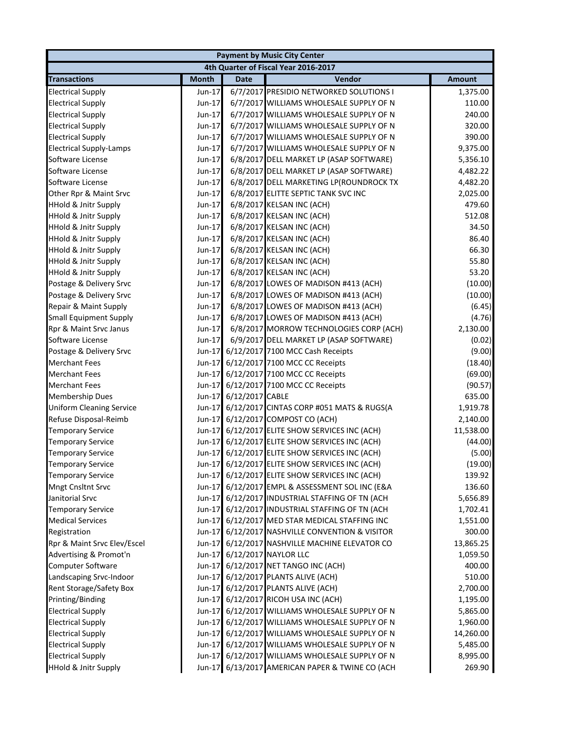| Payment by Music City Center | | | | |
|---|---|---|---|---|
| 4th Quarter of Fiscal Year 2016-2017 | | | | |
| **Transactions** | **Month** | **Date** | **Vendor** | **Amount** |
| Electrical Supply | Jun-17 | 6/7/2017 | PRESIDIO NETWORKED SOLUTIONS I | 1,375.00 |
| Electrical Supply | Jun-17 | 6/7/2017 | WILLIAMS WHOLESALE SUPPLY OF N | 110.00 |
| Electrical Supply | Jun-17 | 6/7/2017 | WILLIAMS WHOLESALE SUPPLY OF N | 240.00 |
| Electrical Supply | Jun-17 | 6/7/2017 | WILLIAMS WHOLESALE SUPPLY OF N | 320.00 |
| Electrical Supply | Jun-17 | 6/7/2017 | WILLIAMS WHOLESALE SUPPLY OF N | 390.00 |
| Electrical Supply-Lamps | Jun-17 | 6/7/2017 | WILLIAMS WHOLESALE SUPPLY OF N | 9,375.00 |
| Software License | Jun-17 | 6/8/2017 | DELL MARKET LP (ASAP SOFTWARE) | 5,356.10 |
| Software License | Jun-17 | 6/8/2017 | DELL MARKET LP (ASAP SOFTWARE) | 4,482.22 |
| Software License | Jun-17 | 6/8/2017 | DELL MARKETING LP(ROUNDROCK TX | 4,482.20 |
| Other Rpr & Maint Srvc | Jun-17 | 6/8/2017 | ELITTE SEPTIC TANK SVC INC | 2,025.00 |
| HHold & Jnitr Supply | Jun-17 | 6/8/2017 | KELSAN INC (ACH) | 479.60 |
| HHold & Jnitr Supply | Jun-17 | 6/8/2017 | KELSAN INC (ACH) | 512.08 |
| HHold & Jnitr Supply | Jun-17 | 6/8/2017 | KELSAN INC (ACH) | 34.50 |
| HHold & Jnitr Supply | Jun-17 | 6/8/2017 | KELSAN INC (ACH) | 86.40 |
| HHold & Jnitr Supply | Jun-17 | 6/8/2017 | KELSAN INC (ACH) | 66.30 |
| HHold & Jnitr Supply | Jun-17 | 6/8/2017 | KELSAN INC (ACH) | 55.80 |
| HHold & Jnitr Supply | Jun-17 | 6/8/2017 | KELSAN INC (ACH) | 53.20 |
| Postage & Delivery Srvc | Jun-17 | 6/8/2017 | LOWES OF MADISON #413 (ACH) | (10.00) |
| Postage & Delivery Srvc | Jun-17 | 6/8/2017 | LOWES OF MADISON #413 (ACH) | (10.00) |
| Repair & Maint Supply | Jun-17 | 6/8/2017 | LOWES OF MADISON #413 (ACH) | (6.45) |
| Small Equipment Supply | Jun-17 | 6/8/2017 | LOWES OF MADISON #413 (ACH) | (4.76) |
| Rpr & Maint Srvc Janus | Jun-17 | 6/8/2017 | MORROW TECHNOLOGIES CORP (ACH) | 2,130.00 |
| Software License | Jun-17 | 6/9/2017 | DELL MARKET LP (ASAP SOFTWARE) | (0.02) |
| Postage & Delivery Srvc | Jun-17 | 6/12/2017 | 7100 MCC Cash Receipts | (9.00) |
| Merchant Fees | Jun-17 | 6/12/2017 | 7100 MCC CC Receipts | (18.40) |
| Merchant Fees | Jun-17 | 6/12/2017 | 7100 MCC CC Receipts | (69.00) |
| Merchant Fees | Jun-17 | 6/12/2017 | 7100 MCC CC Receipts | (90.57) |
| Membership Dues | Jun-17 | 6/12/2017 | CABLE | 635.00 |
| Uniform Cleaning Service | Jun-17 | 6/12/2017 | CINTAS CORP #051 MATS & RUGS(A | 1,919.78 |
| Refuse Disposal-Reimb | Jun-17 | 6/12/2017 | COMPOST CO (ACH) | 2,140.00 |
| Temporary Service | Jun-17 | 6/12/2017 | ELITE SHOW SERVICES INC (ACH) | 11,538.00 |
| Temporary Service | Jun-17 | 6/12/2017 | ELITE SHOW SERVICES INC (ACH) | (44.00) |
| Temporary Service | Jun-17 | 6/12/2017 | ELITE SHOW SERVICES INC (ACH) | (5.00) |
| Temporary Service | Jun-17 | 6/12/2017 | ELITE SHOW SERVICES INC (ACH) | (19.00) |
| Temporary Service | Jun-17 | 6/12/2017 | ELITE SHOW SERVICES INC (ACH) | 139.92 |
| Mngt Cnsltnt Srvc | Jun-17 | 6/12/2017 | EMPL & ASSESSMENT SOL INC (E&A | 136.60 |
| Janitorial Srvc | Jun-17 | 6/12/2017 | INDUSTRIAL STAFFING OF TN (ACH | 5,656.89 |
| Temporary Service | Jun-17 | 6/12/2017 | INDUSTRIAL STAFFING OF TN (ACH | 1,702.41 |
| Medical Services | Jun-17 | 6/12/2017 | MED STAR MEDICAL STAFFING INC | 1,551.00 |
| Registration | Jun-17 | 6/12/2017 | NASHVILLE CONVENTION & VISITOR | 300.00 |
| Rpr & Maint Srvc Elev/Escel | Jun-17 | 6/12/2017 | NASHVILLE MACHINE ELEVATOR CO | 13,865.25 |
| Advertising & Promot'n | Jun-17 | 6/12/2017 | NAYLOR LLC | 1,059.50 |
| Computer Software | Jun-17 | 6/12/2017 | NET TANGO INC (ACH) | 400.00 |
| Landscaping Srvc-Indoor | Jun-17 | 6/12/2017 | PLANTS ALIVE (ACH) | 510.00 |
| Rent Storage/Safety Box | Jun-17 | 6/12/2017 | PLANTS ALIVE (ACH) | 2,700.00 |
| Printing/Binding | Jun-17 | 6/12/2017 | RICOH USA INC (ACH) | 1,195.00 |
| Electrical Supply | Jun-17 | 6/12/2017 | WILLIAMS WHOLESALE SUPPLY OF N | 5,865.00 |
| Electrical Supply | Jun-17 | 6/12/2017 | WILLIAMS WHOLESALE SUPPLY OF N | 1,960.00 |
| Electrical Supply | Jun-17 | 6/12/2017 | WILLIAMS WHOLESALE SUPPLY OF N | 14,260.00 |
| Electrical Supply | Jun-17 | 6/12/2017 | WILLIAMS WHOLESALE SUPPLY OF N | 5,485.00 |
| Electrical Supply | Jun-17 | 6/12/2017 | WILLIAMS WHOLESALE SUPPLY OF N | 8,995.00 |
| HHold & Jnitr Supply | Jun-17 | 6/13/2017 | AMERICAN PAPER & TWINE CO (ACH | 269.90 |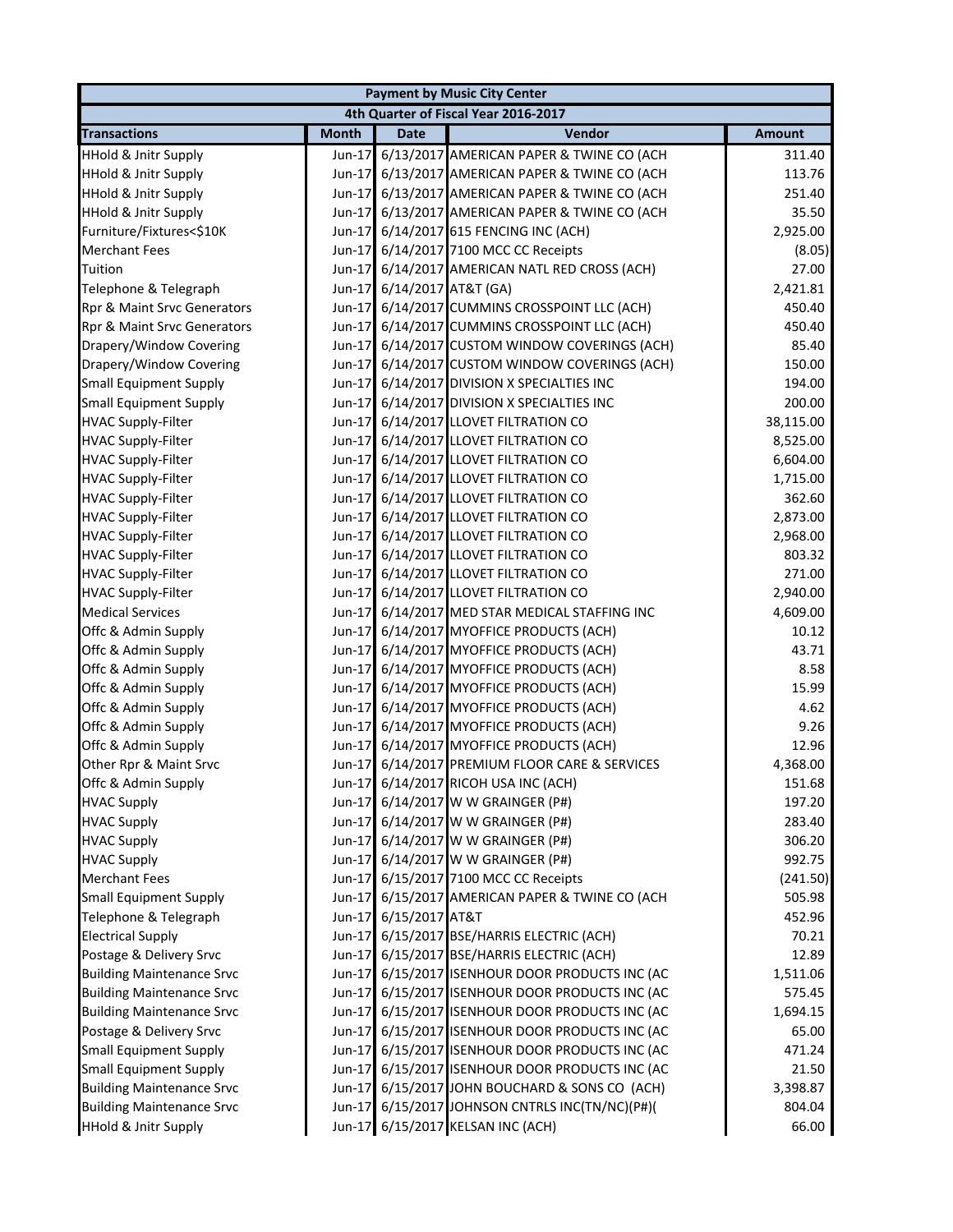| Payment by Music City Center | | | | |
|---|---|---|---|---|
| 4th Quarter of Fiscal Year 2016-2017 | | | | |
| **Transactions** | **Month** | **Date** | **Vendor** | **Amount** |
| HHold & Jnitr Supply | Jun-17 | 6/13/2017 | AMERICAN PAPER & TWINE CO (ACH | 311.40 |
| HHold & Jnitr Supply | Jun-17 | 6/13/2017 | AMERICAN PAPER & TWINE CO (ACH | 113.76 |
| HHold & Jnitr Supply | Jun-17 | 6/13/2017 | AMERICAN PAPER & TWINE CO (ACH | 251.40 |
| HHold & Jnitr Supply | Jun-17 | 6/13/2017 | AMERICAN PAPER & TWINE CO (ACH | 35.50 |
| Furniture/Fixtures<$10K | Jun-17 | 6/14/2017 | 615 FENCING INC (ACH) | 2,925.00 |
| Merchant Fees | Jun-17 | 6/14/2017 | 7100 MCC CC Receipts | (8.05) |
| Tuition | Jun-17 | 6/14/2017 | AMERICAN NATL RED CROSS (ACH) | 27.00 |
| Telephone & Telegraph | Jun-17 | 6/14/2017 | AT&T (GA) | 2,421.81 |
| Rpr & Maint Srvc Generators | Jun-17 | 6/14/2017 | CUMMINS CROSSPOINT LLC (ACH) | 450.40 |
| Rpr & Maint Srvc Generators | Jun-17 | 6/14/2017 | CUMMINS CROSSPOINT LLC (ACH) | 450.40 |
| Drapery/Window Covering | Jun-17 | 6/14/2017 | CUSTOM WINDOW COVERINGS (ACH) | 85.40 |
| Drapery/Window Covering | Jun-17 | 6/14/2017 | CUSTOM WINDOW COVERINGS (ACH) | 150.00 |
| Small Equipment Supply | Jun-17 | 6/14/2017 | DIVISION X SPECIALTIES INC | 194.00 |
| Small Equipment Supply | Jun-17 | 6/14/2017 | DIVISION X SPECIALTIES INC | 200.00 |
| HVAC Supply-Filter | Jun-17 | 6/14/2017 | LLOVET FILTRATION CO | 38,115.00 |
| HVAC Supply-Filter | Jun-17 | 6/14/2017 | LLOVET FILTRATION CO | 8,525.00 |
| HVAC Supply-Filter | Jun-17 | 6/14/2017 | LLOVET FILTRATION CO | 6,604.00 |
| HVAC Supply-Filter | Jun-17 | 6/14/2017 | LLOVET FILTRATION CO | 1,715.00 |
| HVAC Supply-Filter | Jun-17 | 6/14/2017 | LLOVET FILTRATION CO | 362.60 |
| HVAC Supply-Filter | Jun-17 | 6/14/2017 | LLOVET FILTRATION CO | 2,873.00 |
| HVAC Supply-Filter | Jun-17 | 6/14/2017 | LLOVET FILTRATION CO | 2,968.00 |
| HVAC Supply-Filter | Jun-17 | 6/14/2017 | LLOVET FILTRATION CO | 803.32 |
| HVAC Supply-Filter | Jun-17 | 6/14/2017 | LLOVET FILTRATION CO | 271.00 |
| HVAC Supply-Filter | Jun-17 | 6/14/2017 | LLOVET FILTRATION CO | 2,940.00 |
| Medical Services | Jun-17 | 6/14/2017 | MED STAR MEDICAL STAFFING INC | 4,609.00 |
| Offc & Admin Supply | Jun-17 | 6/14/2017 | MYOFFICE PRODUCTS (ACH) | 10.12 |
| Offc & Admin Supply | Jun-17 | 6/14/2017 | MYOFFICE PRODUCTS (ACH) | 43.71 |
| Offc & Admin Supply | Jun-17 | 6/14/2017 | MYOFFICE PRODUCTS (ACH) | 8.58 |
| Offc & Admin Supply | Jun-17 | 6/14/2017 | MYOFFICE PRODUCTS (ACH) | 15.99 |
| Offc & Admin Supply | Jun-17 | 6/14/2017 | MYOFFICE PRODUCTS (ACH) | 4.62 |
| Offc & Admin Supply | Jun-17 | 6/14/2017 | MYOFFICE PRODUCTS (ACH) | 9.26 |
| Offc & Admin Supply | Jun-17 | 6/14/2017 | MYOFFICE PRODUCTS (ACH) | 12.96 |
| Other Rpr & Maint Srvc | Jun-17 | 6/14/2017 | PREMIUM FLOOR CARE & SERVICES | 4,368.00 |
| Offc & Admin Supply | Jun-17 | 6/14/2017 | RICOH USA INC (ACH) | 151.68 |
| HVAC Supply | Jun-17 | 6/14/2017 | W W GRAINGER (P#) | 197.20 |
| HVAC Supply | Jun-17 | 6/14/2017 | W W GRAINGER (P#) | 283.40 |
| HVAC Supply | Jun-17 | 6/14/2017 | W W GRAINGER (P#) | 306.20 |
| HVAC Supply | Jun-17 | 6/14/2017 | W W GRAINGER (P#) | 992.75 |
| Merchant Fees | Jun-17 | 6/15/2017 | 7100 MCC CC Receipts | (241.50) |
| Small Equipment Supply | Jun-17 | 6/15/2017 | AMERICAN PAPER & TWINE CO (ACH | 505.98 |
| Telephone & Telegraph | Jun-17 | 6/15/2017 | AT&T | 452.96 |
| Electrical Supply | Jun-17 | 6/15/2017 | BSE/HARRIS ELECTRIC (ACH) | 70.21 |
| Postage & Delivery Srvc | Jun-17 | 6/15/2017 | BSE/HARRIS ELECTRIC (ACH) | 12.89 |
| Building Maintenance Srvc | Jun-17 | 6/15/2017 | ISENHOUR DOOR PRODUCTS INC (AC | 1,511.06 |
| Building Maintenance Srvc | Jun-17 | 6/15/2017 | ISENHOUR DOOR PRODUCTS INC (AC | 575.45 |
| Building Maintenance Srvc | Jun-17 | 6/15/2017 | ISENHOUR DOOR PRODUCTS INC (AC | 1,694.15 |
| Postage & Delivery Srvc | Jun-17 | 6/15/2017 | ISENHOUR DOOR PRODUCTS INC (AC | 65.00 |
| Small Equipment Supply | Jun-17 | 6/15/2017 | ISENHOUR DOOR PRODUCTS INC (AC | 471.24 |
| Small Equipment Supply | Jun-17 | 6/15/2017 | ISENHOUR DOOR PRODUCTS INC (AC | 21.50 |
| Building Maintenance Srvc | Jun-17 | 6/15/2017 | JOHN BOUCHARD & SONS CO (ACH) | 3,398.87 |
| Building Maintenance Srvc | Jun-17 | 6/15/2017 | JOHNSON CNTRLS INC(TN/NC)(P#)( | 804.04 |
| HHold & Jnitr Supply | Jun-17 | 6/15/2017 | KELSAN INC (ACH) | 66.00 |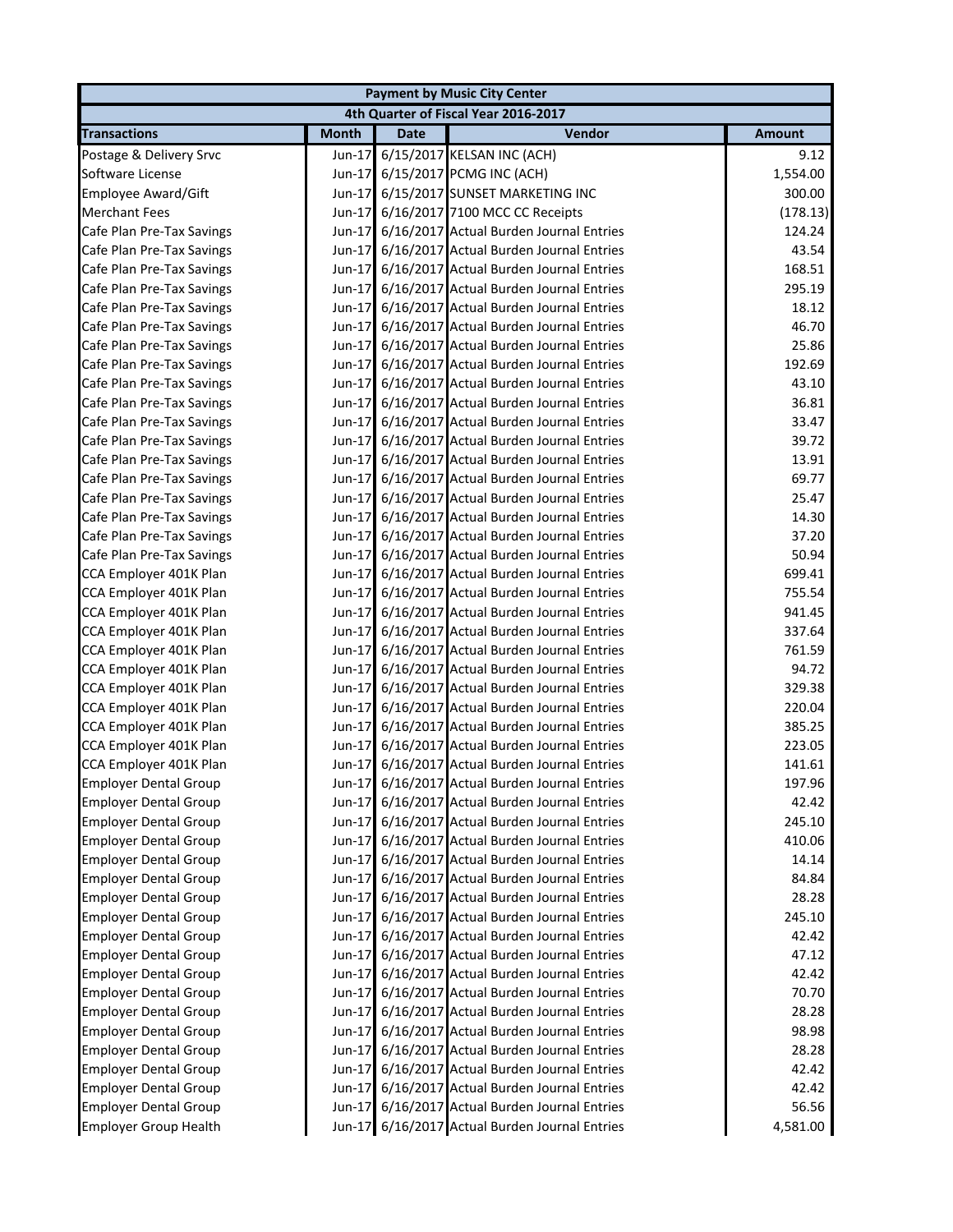| Payment by Music City Center | | | | |
|---|---|---|---|---|
| 4th Quarter of Fiscal Year 2016-2017 | | | | |
| **Transactions** | **Month** | **Date** | **Vendor** | **Amount** |
| Postage & Delivery Srvc | Jun-17 | 6/15/2017 | KELSAN INC (ACH) | 9.12 |
| Software License | Jun-17 | 6/15/2017 | PCMG INC (ACH) | 1,554.00 |
| Employee Award/Gift | Jun-17 | 6/15/2017 | SUNSET MARKETING INC | 300.00 |
| Merchant Fees | Jun-17 | 6/16/2017 | 7100 MCC CC Receipts | (178.13) |
| Cafe Plan Pre-Tax Savings | Jun-17 | 6/16/2017 | Actual Burden Journal Entries | 124.24 |
| Cafe Plan Pre-Tax Savings | Jun-17 | 6/16/2017 | Actual Burden Journal Entries | 43.54 |
| Cafe Plan Pre-Tax Savings | Jun-17 | 6/16/2017 | Actual Burden Journal Entries | 168.51 |
| Cafe Plan Pre-Tax Savings | Jun-17 | 6/16/2017 | Actual Burden Journal Entries | 295.19 |
| Cafe Plan Pre-Tax Savings | Jun-17 | 6/16/2017 | Actual Burden Journal Entries | 18.12 |
| Cafe Plan Pre-Tax Savings | Jun-17 | 6/16/2017 | Actual Burden Journal Entries | 46.70 |
| Cafe Plan Pre-Tax Savings | Jun-17 | 6/16/2017 | Actual Burden Journal Entries | 25.86 |
| Cafe Plan Pre-Tax Savings | Jun-17 | 6/16/2017 | Actual Burden Journal Entries | 192.69 |
| Cafe Plan Pre-Tax Savings | Jun-17 | 6/16/2017 | Actual Burden Journal Entries | 43.10 |
| Cafe Plan Pre-Tax Savings | Jun-17 | 6/16/2017 | Actual Burden Journal Entries | 36.81 |
| Cafe Plan Pre-Tax Savings | Jun-17 | 6/16/2017 | Actual Burden Journal Entries | 33.47 |
| Cafe Plan Pre-Tax Savings | Jun-17 | 6/16/2017 | Actual Burden Journal Entries | 39.72 |
| Cafe Plan Pre-Tax Savings | Jun-17 | 6/16/2017 | Actual Burden Journal Entries | 13.91 |
| Cafe Plan Pre-Tax Savings | Jun-17 | 6/16/2017 | Actual Burden Journal Entries | 69.77 |
| Cafe Plan Pre-Tax Savings | Jun-17 | 6/16/2017 | Actual Burden Journal Entries | 25.47 |
| Cafe Plan Pre-Tax Savings | Jun-17 | 6/16/2017 | Actual Burden Journal Entries | 14.30 |
| Cafe Plan Pre-Tax Savings | Jun-17 | 6/16/2017 | Actual Burden Journal Entries | 37.20 |
| Cafe Plan Pre-Tax Savings | Jun-17 | 6/16/2017 | Actual Burden Journal Entries | 50.94 |
| CCA Employer 401K Plan | Jun-17 | 6/16/2017 | Actual Burden Journal Entries | 699.41 |
| CCA Employer 401K Plan | Jun-17 | 6/16/2017 | Actual Burden Journal Entries | 755.54 |
| CCA Employer 401K Plan | Jun-17 | 6/16/2017 | Actual Burden Journal Entries | 941.45 |
| CCA Employer 401K Plan | Jun-17 | 6/16/2017 | Actual Burden Journal Entries | 337.64 |
| CCA Employer 401K Plan | Jun-17 | 6/16/2017 | Actual Burden Journal Entries | 761.59 |
| CCA Employer 401K Plan | Jun-17 | 6/16/2017 | Actual Burden Journal Entries | 94.72 |
| CCA Employer 401K Plan | Jun-17 | 6/16/2017 | Actual Burden Journal Entries | 329.38 |
| CCA Employer 401K Plan | Jun-17 | 6/16/2017 | Actual Burden Journal Entries | 220.04 |
| CCA Employer 401K Plan | Jun-17 | 6/16/2017 | Actual Burden Journal Entries | 385.25 |
| CCA Employer 401K Plan | Jun-17 | 6/16/2017 | Actual Burden Journal Entries | 223.05 |
| CCA Employer 401K Plan | Jun-17 | 6/16/2017 | Actual Burden Journal Entries | 141.61 |
| Employer Dental Group | Jun-17 | 6/16/2017 | Actual Burden Journal Entries | 197.96 |
| Employer Dental Group | Jun-17 | 6/16/2017 | Actual Burden Journal Entries | 42.42 |
| Employer Dental Group | Jun-17 | 6/16/2017 | Actual Burden Journal Entries | 245.10 |
| Employer Dental Group | Jun-17 | 6/16/2017 | Actual Burden Journal Entries | 410.06 |
| Employer Dental Group | Jun-17 | 6/16/2017 | Actual Burden Journal Entries | 14.14 |
| Employer Dental Group | Jun-17 | 6/16/2017 | Actual Burden Journal Entries | 84.84 |
| Employer Dental Group | Jun-17 | 6/16/2017 | Actual Burden Journal Entries | 28.28 |
| Employer Dental Group | Jun-17 | 6/16/2017 | Actual Burden Journal Entries | 245.10 |
| Employer Dental Group | Jun-17 | 6/16/2017 | Actual Burden Journal Entries | 42.42 |
| Employer Dental Group | Jun-17 | 6/16/2017 | Actual Burden Journal Entries | 47.12 |
| Employer Dental Group | Jun-17 | 6/16/2017 | Actual Burden Journal Entries | 42.42 |
| Employer Dental Group | Jun-17 | 6/16/2017 | Actual Burden Journal Entries | 70.70 |
| Employer Dental Group | Jun-17 | 6/16/2017 | Actual Burden Journal Entries | 28.28 |
| Employer Dental Group | Jun-17 | 6/16/2017 | Actual Burden Journal Entries | 98.98 |
| Employer Dental Group | Jun-17 | 6/16/2017 | Actual Burden Journal Entries | 28.28 |
| Employer Dental Group | Jun-17 | 6/16/2017 | Actual Burden Journal Entries | 42.42 |
| Employer Dental Group | Jun-17 | 6/16/2017 | Actual Burden Journal Entries | 42.42 |
| Employer Dental Group | Jun-17 | 6/16/2017 | Actual Burden Journal Entries | 56.56 |
| Employer Group Health | Jun-17 | 6/16/2017 | Actual Burden Journal Entries | 4,581.00 |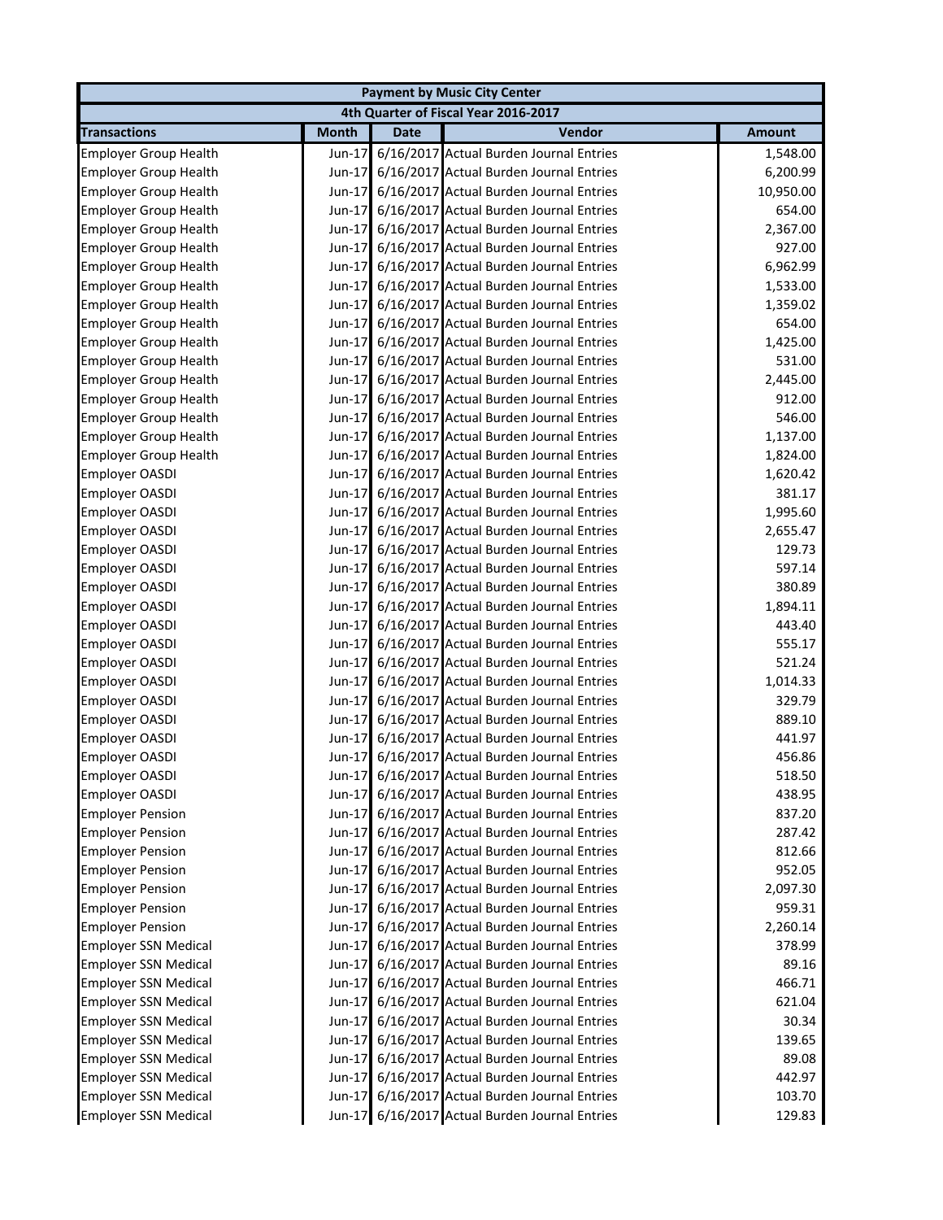| Payment by Music City Center | | | | |
|---|---|---|---|---|
| 4th Quarter of Fiscal Year 2016-2017 | | | | |
| **Transactions** | **Month** | **Date** | **Vendor** | **Amount** |
| Employer Group Health | Jun-17 | 6/16/2017 | Actual Burden Journal Entries | 1,548.00 |
| Employer Group Health | Jun-17 | 6/16/2017 | Actual Burden Journal Entries | 6,200.99 |
| Employer Group Health | Jun-17 | 6/16/2017 | Actual Burden Journal Entries | 10,950.00 |
| Employer Group Health | Jun-17 | 6/16/2017 | Actual Burden Journal Entries | 654.00 |
| Employer Group Health | Jun-17 | 6/16/2017 | Actual Burden Journal Entries | 2,367.00 |
| Employer Group Health | Jun-17 | 6/16/2017 | Actual Burden Journal Entries | 927.00 |
| Employer Group Health | Jun-17 | 6/16/2017 | Actual Burden Journal Entries | 6,962.99 |
| Employer Group Health | Jun-17 | 6/16/2017 | Actual Burden Journal Entries | 1,533.00 |
| Employer Group Health | Jun-17 | 6/16/2017 | Actual Burden Journal Entries | 1,359.02 |
| Employer Group Health | Jun-17 | 6/16/2017 | Actual Burden Journal Entries | 654.00 |
| Employer Group Health | Jun-17 | 6/16/2017 | Actual Burden Journal Entries | 1,425.00 |
| Employer Group Health | Jun-17 | 6/16/2017 | Actual Burden Journal Entries | 531.00 |
| Employer Group Health | Jun-17 | 6/16/2017 | Actual Burden Journal Entries | 2,445.00 |
| Employer Group Health | Jun-17 | 6/16/2017 | Actual Burden Journal Entries | 912.00 |
| Employer Group Health | Jun-17 | 6/16/2017 | Actual Burden Journal Entries | 546.00 |
| Employer Group Health | Jun-17 | 6/16/2017 | Actual Burden Journal Entries | 1,137.00 |
| Employer Group Health | Jun-17 | 6/16/2017 | Actual Burden Journal Entries | 1,824.00 |
| Employer OASDI | Jun-17 | 6/16/2017 | Actual Burden Journal Entries | 1,620.42 |
| Employer OASDI | Jun-17 | 6/16/2017 | Actual Burden Journal Entries | 381.17 |
| Employer OASDI | Jun-17 | 6/16/2017 | Actual Burden Journal Entries | 1,995.60 |
| Employer OASDI | Jun-17 | 6/16/2017 | Actual Burden Journal Entries | 2,655.47 |
| Employer OASDI | Jun-17 | 6/16/2017 | Actual Burden Journal Entries | 129.73 |
| Employer OASDI | Jun-17 | 6/16/2017 | Actual Burden Journal Entries | 597.14 |
| Employer OASDI | Jun-17 | 6/16/2017 | Actual Burden Journal Entries | 380.89 |
| Employer OASDI | Jun-17 | 6/16/2017 | Actual Burden Journal Entries | 1,894.11 |
| Employer OASDI | Jun-17 | 6/16/2017 | Actual Burden Journal Entries | 443.40 |
| Employer OASDI | Jun-17 | 6/16/2017 | Actual Burden Journal Entries | 555.17 |
| Employer OASDI | Jun-17 | 6/16/2017 | Actual Burden Journal Entries | 521.24 |
| Employer OASDI | Jun-17 | 6/16/2017 | Actual Burden Journal Entries | 1,014.33 |
| Employer OASDI | Jun-17 | 6/16/2017 | Actual Burden Journal Entries | 329.79 |
| Employer OASDI | Jun-17 | 6/16/2017 | Actual Burden Journal Entries | 889.10 |
| Employer OASDI | Jun-17 | 6/16/2017 | Actual Burden Journal Entries | 441.97 |
| Employer OASDI | Jun-17 | 6/16/2017 | Actual Burden Journal Entries | 456.86 |
| Employer OASDI | Jun-17 | 6/16/2017 | Actual Burden Journal Entries | 518.50 |
| Employer OASDI | Jun-17 | 6/16/2017 | Actual Burden Journal Entries | 438.95 |
| Employer Pension | Jun-17 | 6/16/2017 | Actual Burden Journal Entries | 837.20 |
| Employer Pension | Jun-17 | 6/16/2017 | Actual Burden Journal Entries | 287.42 |
| Employer Pension | Jun-17 | 6/16/2017 | Actual Burden Journal Entries | 812.66 |
| Employer Pension | Jun-17 | 6/16/2017 | Actual Burden Journal Entries | 952.05 |
| Employer Pension | Jun-17 | 6/16/2017 | Actual Burden Journal Entries | 2,097.30 |
| Employer Pension | Jun-17 | 6/16/2017 | Actual Burden Journal Entries | 959.31 |
| Employer Pension | Jun-17 | 6/16/2017 | Actual Burden Journal Entries | 2,260.14 |
| Employer SSN Medical | Jun-17 | 6/16/2017 | Actual Burden Journal Entries | 378.99 |
| Employer SSN Medical | Jun-17 | 6/16/2017 | Actual Burden Journal Entries | 89.16 |
| Employer SSN Medical | Jun-17 | 6/16/2017 | Actual Burden Journal Entries | 466.71 |
| Employer SSN Medical | Jun-17 | 6/16/2017 | Actual Burden Journal Entries | 621.04 |
| Employer SSN Medical | Jun-17 | 6/16/2017 | Actual Burden Journal Entries | 30.34 |
| Employer SSN Medical | Jun-17 | 6/16/2017 | Actual Burden Journal Entries | 139.65 |
| Employer SSN Medical | Jun-17 | 6/16/2017 | Actual Burden Journal Entries | 89.08 |
| Employer SSN Medical | Jun-17 | 6/16/2017 | Actual Burden Journal Entries | 442.97 |
| Employer SSN Medical | Jun-17 | 6/16/2017 | Actual Burden Journal Entries | 103.70 |
| Employer SSN Medical | Jun-17 | 6/16/2017 | Actual Burden Journal Entries | 129.83 |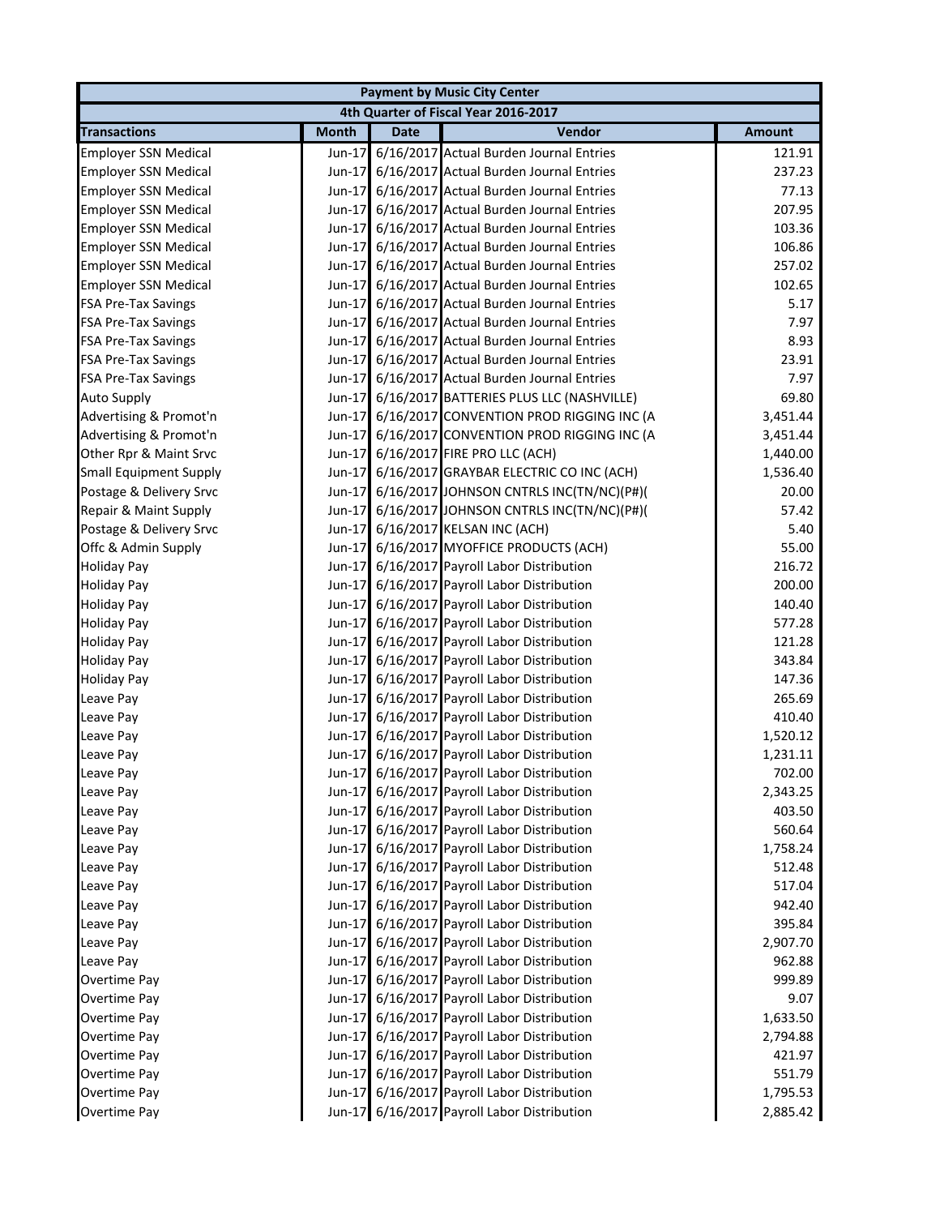| Payment by Music City Center | | | | |
|---|---|---|---|---|
| 4th Quarter of Fiscal Year 2016-2017 | | | | |
| **Transactions** | **Month** | **Date** | **Vendor** | **Amount** |
| Employer SSN Medical | Jun-17 | 6/16/2017 | Actual Burden Journal Entries | 121.91 |
| Employer SSN Medical | Jun-17 | 6/16/2017 | Actual Burden Journal Entries | 237.23 |
| Employer SSN Medical | Jun-17 | 6/16/2017 | Actual Burden Journal Entries | 77.13 |
| Employer SSN Medical | Jun-17 | 6/16/2017 | Actual Burden Journal Entries | 207.95 |
| Employer SSN Medical | Jun-17 | 6/16/2017 | Actual Burden Journal Entries | 103.36 |
| Employer SSN Medical | Jun-17 | 6/16/2017 | Actual Burden Journal Entries | 106.86 |
| Employer SSN Medical | Jun-17 | 6/16/2017 | Actual Burden Journal Entries | 257.02 |
| Employer SSN Medical | Jun-17 | 6/16/2017 | Actual Burden Journal Entries | 102.65 |
| FSA Pre-Tax Savings | Jun-17 | 6/16/2017 | Actual Burden Journal Entries | 5.17 |
| FSA Pre-Tax Savings | Jun-17 | 6/16/2017 | Actual Burden Journal Entries | 7.97 |
| FSA Pre-Tax Savings | Jun-17 | 6/16/2017 | Actual Burden Journal Entries | 8.93 |
| FSA Pre-Tax Savings | Jun-17 | 6/16/2017 | Actual Burden Journal Entries | 23.91 |
| FSA Pre-Tax Savings | Jun-17 | 6/16/2017 | Actual Burden Journal Entries | 7.97 |
| Auto Supply | Jun-17 | 6/16/2017 | BATTERIES PLUS LLC (NASHVILLE) | 69.80 |
| Advertising & Promot'n | Jun-17 | 6/16/2017 | CONVENTION PROD RIGGING INC (A | 3,451.44 |
| Advertising & Promot'n | Jun-17 | 6/16/2017 | CONVENTION PROD RIGGING INC (A | 3,451.44 |
| Other Rpr & Maint Srvc | Jun-17 | 6/16/2017 | FIRE PRO LLC (ACH) | 1,440.00 |
| Small Equipment Supply | Jun-17 | 6/16/2017 | GRAYBAR ELECTRIC CO INC (ACH) | 1,536.40 |
| Postage & Delivery Srvc | Jun-17 | 6/16/2017 | JOHNSON CNTRLS INC(TN/NC)(P#)( | 20.00 |
| Repair & Maint Supply | Jun-17 | 6/16/2017 | JOHNSON CNTRLS INC(TN/NC)(P#)( | 57.42 |
| Postage & Delivery Srvc | Jun-17 | 6/16/2017 | KELSAN INC (ACH) | 5.40 |
| Offc & Admin Supply | Jun-17 | 6/16/2017 | MYOFFICE PRODUCTS (ACH) | 55.00 |
| Holiday Pay | Jun-17 | 6/16/2017 | Payroll Labor Distribution | 216.72 |
| Holiday Pay | Jun-17 | 6/16/2017 | Payroll Labor Distribution | 200.00 |
| Holiday Pay | Jun-17 | 6/16/2017 | Payroll Labor Distribution | 140.40 |
| Holiday Pay | Jun-17 | 6/16/2017 | Payroll Labor Distribution | 577.28 |
| Holiday Pay | Jun-17 | 6/16/2017 | Payroll Labor Distribution | 121.28 |
| Holiday Pay | Jun-17 | 6/16/2017 | Payroll Labor Distribution | 343.84 |
| Holiday Pay | Jun-17 | 6/16/2017 | Payroll Labor Distribution | 147.36 |
| Leave Pay | Jun-17 | 6/16/2017 | Payroll Labor Distribution | 265.69 |
| Leave Pay | Jun-17 | 6/16/2017 | Payroll Labor Distribution | 410.40 |
| Leave Pay | Jun-17 | 6/16/2017 | Payroll Labor Distribution | 1,520.12 |
| Leave Pay | Jun-17 | 6/16/2017 | Payroll Labor Distribution | 1,231.11 |
| Leave Pay | Jun-17 | 6/16/2017 | Payroll Labor Distribution | 702.00 |
| Leave Pay | Jun-17 | 6/16/2017 | Payroll Labor Distribution | 2,343.25 |
| Leave Pay | Jun-17 | 6/16/2017 | Payroll Labor Distribution | 403.50 |
| Leave Pay | Jun-17 | 6/16/2017 | Payroll Labor Distribution | 560.64 |
| Leave Pay | Jun-17 | 6/16/2017 | Payroll Labor Distribution | 1,758.24 |
| Leave Pay | Jun-17 | 6/16/2017 | Payroll Labor Distribution | 512.48 |
| Leave Pay | Jun-17 | 6/16/2017 | Payroll Labor Distribution | 517.04 |
| Leave Pay | Jun-17 | 6/16/2017 | Payroll Labor Distribution | 942.40 |
| Leave Pay | Jun-17 | 6/16/2017 | Payroll Labor Distribution | 395.84 |
| Leave Pay | Jun-17 | 6/16/2017 | Payroll Labor Distribution | 2,907.70 |
| Leave Pay | Jun-17 | 6/16/2017 | Payroll Labor Distribution | 962.88 |
| Overtime Pay | Jun-17 | 6/16/2017 | Payroll Labor Distribution | 999.89 |
| Overtime Pay | Jun-17 | 6/16/2017 | Payroll Labor Distribution | 9.07 |
| Overtime Pay | Jun-17 | 6/16/2017 | Payroll Labor Distribution | 1,633.50 |
| Overtime Pay | Jun-17 | 6/16/2017 | Payroll Labor Distribution | 2,794.88 |
| Overtime Pay | Jun-17 | 6/16/2017 | Payroll Labor Distribution | 421.97 |
| Overtime Pay | Jun-17 | 6/16/2017 | Payroll Labor Distribution | 551.79 |
| Overtime Pay | Jun-17 | 6/16/2017 | Payroll Labor Distribution | 1,795.53 |
| Overtime Pay | Jun-17 | 6/16/2017 | Payroll Labor Distribution | 2,885.42 |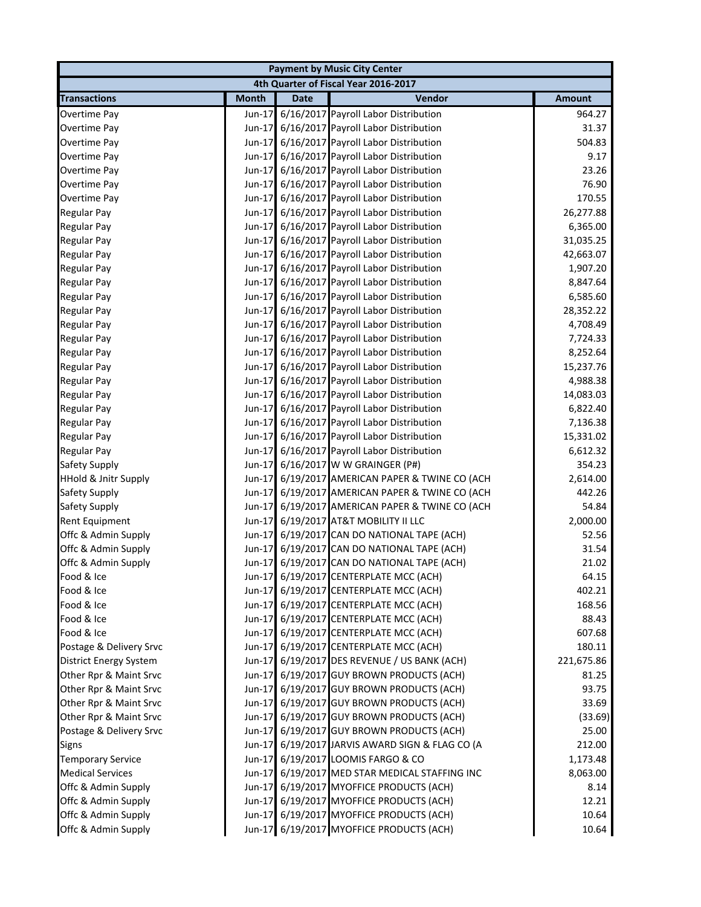| Payment by Music City Center | | | | |
|---|---|---|---|---|
| 4th Quarter of Fiscal Year 2016-2017 | | | | |
| **Transactions** | **Month** | **Date** | **Vendor** | **Amount** |
| Overtime Pay | Jun-17 | 6/16/2017 | Payroll Labor Distribution | 964.27 |
| Overtime Pay | Jun-17 | 6/16/2017 | Payroll Labor Distribution | 31.37 |
| Overtime Pay | Jun-17 | 6/16/2017 | Payroll Labor Distribution | 504.83 |
| Overtime Pay | Jun-17 | 6/16/2017 | Payroll Labor Distribution | 9.17 |
| Overtime Pay | Jun-17 | 6/16/2017 | Payroll Labor Distribution | 23.26 |
| Overtime Pay | Jun-17 | 6/16/2017 | Payroll Labor Distribution | 76.90 |
| Overtime Pay | Jun-17 | 6/16/2017 | Payroll Labor Distribution | 170.55 |
| Regular Pay | Jun-17 | 6/16/2017 | Payroll Labor Distribution | 26,277.88 |
| Regular Pay | Jun-17 | 6/16/2017 | Payroll Labor Distribution | 6,365.00 |
| Regular Pay | Jun-17 | 6/16/2017 | Payroll Labor Distribution | 31,035.25 |
| Regular Pay | Jun-17 | 6/16/2017 | Payroll Labor Distribution | 42,663.07 |
| Regular Pay | Jun-17 | 6/16/2017 | Payroll Labor Distribution | 1,907.20 |
| Regular Pay | Jun-17 | 6/16/2017 | Payroll Labor Distribution | 8,847.64 |
| Regular Pay | Jun-17 | 6/16/2017 | Payroll Labor Distribution | 6,585.60 |
| Regular Pay | Jun-17 | 6/16/2017 | Payroll Labor Distribution | 28,352.22 |
| Regular Pay | Jun-17 | 6/16/2017 | Payroll Labor Distribution | 4,708.49 |
| Regular Pay | Jun-17 | 6/16/2017 | Payroll Labor Distribution | 7,724.33 |
| Regular Pay | Jun-17 | 6/16/2017 | Payroll Labor Distribution | 8,252.64 |
| Regular Pay | Jun-17 | 6/16/2017 | Payroll Labor Distribution | 15,237.76 |
| Regular Pay | Jun-17 | 6/16/2017 | Payroll Labor Distribution | 4,988.38 |
| Regular Pay | Jun-17 | 6/16/2017 | Payroll Labor Distribution | 14,083.03 |
| Regular Pay | Jun-17 | 6/16/2017 | Payroll Labor Distribution | 6,822.40 |
| Regular Pay | Jun-17 | 6/16/2017 | Payroll Labor Distribution | 7,136.38 |
| Regular Pay | Jun-17 | 6/16/2017 | Payroll Labor Distribution | 15,331.02 |
| Regular Pay | Jun-17 | 6/16/2017 | Payroll Labor Distribution | 6,612.32 |
| Safety Supply | Jun-17 | 6/16/2017 | W W GRAINGER (P#) | 354.23 |
| HHold & Jnitr Supply | Jun-17 | 6/19/2017 | AMERICAN PAPER & TWINE CO (ACH | 2,614.00 |
| Safety Supply | Jun-17 | 6/19/2017 | AMERICAN PAPER & TWINE CO (ACH | 442.26 |
| Safety Supply | Jun-17 | 6/19/2017 | AMERICAN PAPER & TWINE CO (ACH | 54.84 |
| Rent Equipment | Jun-17 | 6/19/2017 | AT&T MOBILITY II LLC | 2,000.00 |
| Offc & Admin Supply | Jun-17 | 6/19/2017 | CAN DO NATIONAL TAPE (ACH) | 52.56 |
| Offc & Admin Supply | Jun-17 | 6/19/2017 | CAN DO NATIONAL TAPE (ACH) | 31.54 |
| Offc & Admin Supply | Jun-17 | 6/19/2017 | CAN DO NATIONAL TAPE (ACH) | 21.02 |
| Food & Ice | Jun-17 | 6/19/2017 | CENTERPLATE MCC (ACH) | 64.15 |
| Food & Ice | Jun-17 | 6/19/2017 | CENTERPLATE MCC (ACH) | 402.21 |
| Food & Ice | Jun-17 | 6/19/2017 | CENTERPLATE MCC (ACH) | 168.56 |
| Food & Ice | Jun-17 | 6/19/2017 | CENTERPLATE MCC (ACH) | 88.43 |
| Food & Ice | Jun-17 | 6/19/2017 | CENTERPLATE MCC (ACH) | 607.68 |
| Postage & Delivery Srvc | Jun-17 | 6/19/2017 | CENTERPLATE MCC (ACH) | 180.11 |
| District Energy System | Jun-17 | 6/19/2017 | DES REVENUE / US BANK (ACH) | 221,675.86 |
| Other Rpr & Maint Srvc | Jun-17 | 6/19/2017 | GUY BROWN PRODUCTS (ACH) | 81.25 |
| Other Rpr & Maint Srvc | Jun-17 | 6/19/2017 | GUY BROWN PRODUCTS (ACH) | 93.75 |
| Other Rpr & Maint Srvc | Jun-17 | 6/19/2017 | GUY BROWN PRODUCTS (ACH) | 33.69 |
| Other Rpr & Maint Srvc | Jun-17 | 6/19/2017 | GUY BROWN PRODUCTS (ACH) | (33.69) |
| Postage & Delivery Srvc | Jun-17 | 6/19/2017 | GUY BROWN PRODUCTS (ACH) | 25.00 |
| Signs | Jun-17 | 6/19/2017 | JARVIS AWARD SIGN & FLAG CO (A | 212.00 |
| Temporary Service | Jun-17 | 6/19/2017 | LOOMIS FARGO & CO | 1,173.48 |
| Medical Services | Jun-17 | 6/19/2017 | MED STAR MEDICAL STAFFING INC | 8,063.00 |
| Offc & Admin Supply | Jun-17 | 6/19/2017 | MYOFFICE PRODUCTS (ACH) | 8.14 |
| Offc & Admin Supply | Jun-17 | 6/19/2017 | MYOFFICE PRODUCTS (ACH) | 12.21 |
| Offc & Admin Supply | Jun-17 | 6/19/2017 | MYOFFICE PRODUCTS (ACH) | 10.64 |
| Offc & Admin Supply | Jun-17 | 6/19/2017 | MYOFFICE PRODUCTS (ACH) | 10.64 |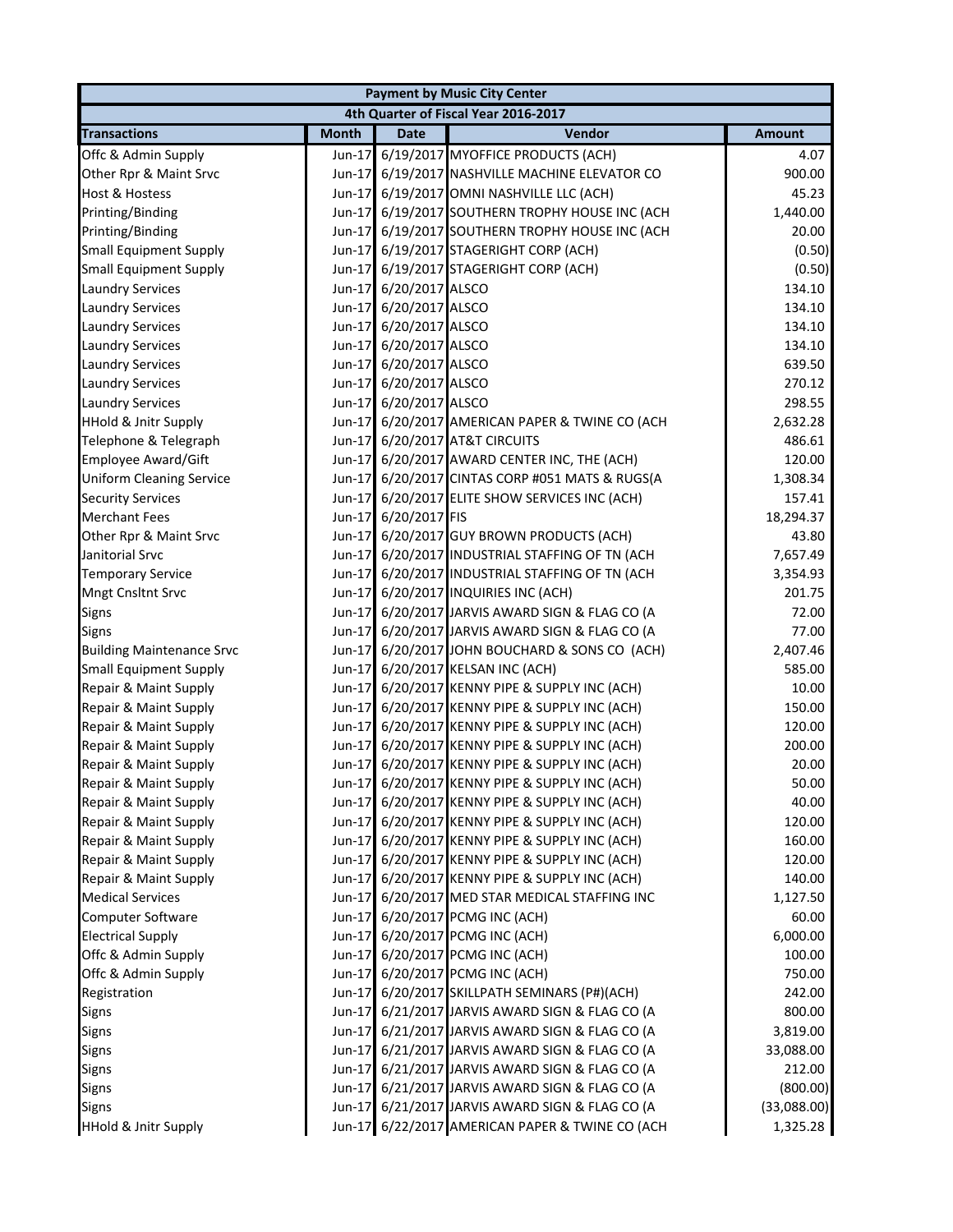| Payment by Music City Center | | | | |
|---|---|---|---|---|
| 4th Quarter of Fiscal Year 2016-2017 | | | | |
| **Transactions** | **Month** | **Date** | **Vendor** | **Amount** |
| Offc & Admin Supply | Jun-17 | 6/19/2017 | MYOFFICE PRODUCTS (ACH) | 4.07 |
| Other Rpr & Maint Srvc | Jun-17 | 6/19/2017 | NASHVILLE MACHINE ELEVATOR CO | 900.00 |
| Host & Hostess | Jun-17 | 6/19/2017 | OMNI NASHVILLE LLC (ACH) | 45.23 |
| Printing/Binding | Jun-17 | 6/19/2017 | SOUTHERN TROPHY HOUSE INC (ACH | 1,440.00 |
| Printing/Binding | Jun-17 | 6/19/2017 | SOUTHERN TROPHY HOUSE INC (ACH | 20.00 |
| Small Equipment Supply | Jun-17 | 6/19/2017 | STAGERIGHT CORP (ACH) | (0.50) |
| Small Equipment Supply | Jun-17 | 6/19/2017 | STAGERIGHT CORP (ACH) | (0.50) |
| Laundry Services | Jun-17 | 6/20/2017 | ALSCO | 134.10 |
| Laundry Services | Jun-17 | 6/20/2017 | ALSCO | 134.10 |
| Laundry Services | Jun-17 | 6/20/2017 | ALSCO | 134.10 |
| Laundry Services | Jun-17 | 6/20/2017 | ALSCO | 134.10 |
| Laundry Services | Jun-17 | 6/20/2017 | ALSCO | 639.50 |
| Laundry Services | Jun-17 | 6/20/2017 | ALSCO | 270.12 |
| Laundry Services | Jun-17 | 6/20/2017 | ALSCO | 298.55 |
| HHold & Jnitr Supply | Jun-17 | 6/20/2017 | AMERICAN PAPER & TWINE CO (ACH | 2,632.28 |
| Telephone & Telegraph | Jun-17 | 6/20/2017 | AT&T CIRCUITS | 486.61 |
| Employee Award/Gift | Jun-17 | 6/20/2017 | AWARD CENTER INC, THE (ACH) | 120.00 |
| Uniform Cleaning Service | Jun-17 | 6/20/2017 | CINTAS CORP #051 MATS & RUGS(A | 1,308.34 |
| Security Services | Jun-17 | 6/20/2017 | ELITE SHOW SERVICES INC (ACH) | 157.41 |
| Merchant Fees | Jun-17 | 6/20/2017 | FIS | 18,294.37 |
| Other Rpr & Maint Srvc | Jun-17 | 6/20/2017 | GUY BROWN PRODUCTS (ACH) | 43.80 |
| Janitorial Srvc | Jun-17 | 6/20/2017 | INDUSTRIAL STAFFING OF TN (ACH | 7,657.49 |
| Temporary Service | Jun-17 | 6/20/2017 | INDUSTRIAL STAFFING OF TN (ACH | 3,354.93 |
| Mngt Cnsltnt Srvc | Jun-17 | 6/20/2017 | INQUIRIES INC (ACH) | 201.75 |
| Signs | Jun-17 | 6/20/2017 | JARVIS AWARD SIGN & FLAG CO (A | 72.00 |
| Signs | Jun-17 | 6/20/2017 | JARVIS AWARD SIGN & FLAG CO (A | 77.00 |
| Building Maintenance Srvc | Jun-17 | 6/20/2017 | JOHN BOUCHARD & SONS CO (ACH) | 2,407.46 |
| Small Equipment Supply | Jun-17 | 6/20/2017 | KELSAN INC (ACH) | 585.00 |
| Repair & Maint Supply | Jun-17 | 6/20/2017 | KENNY PIPE & SUPPLY INC (ACH) | 10.00 |
| Repair & Maint Supply | Jun-17 | 6/20/2017 | KENNY PIPE & SUPPLY INC (ACH) | 150.00 |
| Repair & Maint Supply | Jun-17 | 6/20/2017 | KENNY PIPE & SUPPLY INC (ACH) | 120.00 |
| Repair & Maint Supply | Jun-17 | 6/20/2017 | KENNY PIPE & SUPPLY INC (ACH) | 200.00 |
| Repair & Maint Supply | Jun-17 | 6/20/2017 | KENNY PIPE & SUPPLY INC (ACH) | 20.00 |
| Repair & Maint Supply | Jun-17 | 6/20/2017 | KENNY PIPE & SUPPLY INC (ACH) | 50.00 |
| Repair & Maint Supply | Jun-17 | 6/20/2017 | KENNY PIPE & SUPPLY INC (ACH) | 40.00 |
| Repair & Maint Supply | Jun-17 | 6/20/2017 | KENNY PIPE & SUPPLY INC (ACH) | 120.00 |
| Repair & Maint Supply | Jun-17 | 6/20/2017 | KENNY PIPE & SUPPLY INC (ACH) | 160.00 |
| Repair & Maint Supply | Jun-17 | 6/20/2017 | KENNY PIPE & SUPPLY INC (ACH) | 120.00 |
| Repair & Maint Supply | Jun-17 | 6/20/2017 | KENNY PIPE & SUPPLY INC (ACH) | 140.00 |
| Medical Services | Jun-17 | 6/20/2017 | MED STAR MEDICAL STAFFING INC | 1,127.50 |
| Computer Software | Jun-17 | 6/20/2017 | PCMG INC (ACH) | 60.00 |
| Electrical Supply | Jun-17 | 6/20/2017 | PCMG INC (ACH) | 6,000.00 |
| Offc & Admin Supply | Jun-17 | 6/20/2017 | PCMG INC (ACH) | 100.00 |
| Offc & Admin Supply | Jun-17 | 6/20/2017 | PCMG INC (ACH) | 750.00 |
| Registration | Jun-17 | 6/20/2017 | SKILLPATH SEMINARS (P#)(ACH) | 242.00 |
| Signs | Jun-17 | 6/21/2017 | JARVIS AWARD SIGN & FLAG CO (A | 800.00 |
| Signs | Jun-17 | 6/21/2017 | JARVIS AWARD SIGN & FLAG CO (A | 3,819.00 |
| Signs | Jun-17 | 6/21/2017 | JARVIS AWARD SIGN & FLAG CO (A | 33,088.00 |
| Signs | Jun-17 | 6/21/2017 | JARVIS AWARD SIGN & FLAG CO (A | 212.00 |
| Signs | Jun-17 | 6/21/2017 | JARVIS AWARD SIGN & FLAG CO (A | (800.00) |
| Signs | Jun-17 | 6/21/2017 | JARVIS AWARD SIGN & FLAG CO (A | (33,088.00) |
| HHold & Jnitr Supply | Jun-17 | 6/22/2017 | AMERICAN PAPER & TWINE CO (ACH | 1,325.28 |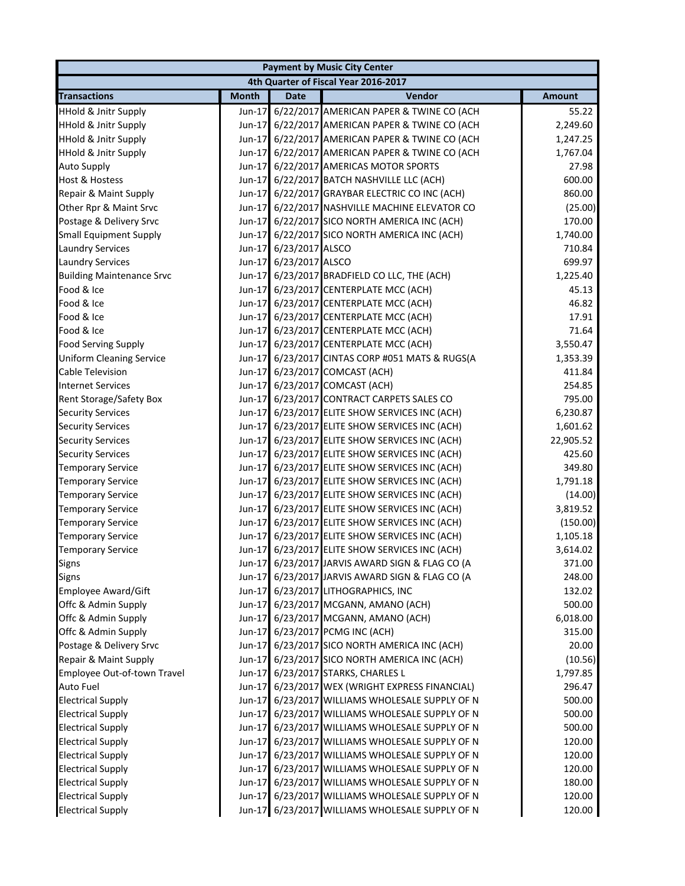| Payment by Music City Center | | | | |
|---|---|---|---|---|
| 4th Quarter of Fiscal Year 2016-2017 | | | | |
| **Transactions** | **Month** | **Date** | **Vendor** | **Amount** |
| HHold & Jnitr Supply | Jun-17 | 6/22/2017 | AMERICAN PAPER & TWINE CO (ACH | 55.22 |
| HHold & Jnitr Supply | Jun-17 | 6/22/2017 | AMERICAN PAPER & TWINE CO (ACH | 2,249.60 |
| HHold & Jnitr Supply | Jun-17 | 6/22/2017 | AMERICAN PAPER & TWINE CO (ACH | 1,247.25 |
| HHold & Jnitr Supply | Jun-17 | 6/22/2017 | AMERICAN PAPER & TWINE CO (ACH | 1,767.04 |
| Auto Supply | Jun-17 | 6/22/2017 | AMERICAS MOTOR SPORTS | 27.98 |
| Host & Hostess | Jun-17 | 6/22/2017 | BATCH NASHVILLE LLC (ACH) | 600.00 |
| Repair & Maint Supply | Jun-17 | 6/22/2017 | GRAYBAR ELECTRIC CO INC (ACH) | 860.00 |
| Other Rpr & Maint Srvc | Jun-17 | 6/22/2017 | NASHVILLE MACHINE ELEVATOR CO | (25.00) |
| Postage & Delivery Srvc | Jun-17 | 6/22/2017 | SICO NORTH AMERICA INC (ACH) | 170.00 |
| Small Equipment Supply | Jun-17 | 6/22/2017 | SICO NORTH AMERICA INC (ACH) | 1,740.00 |
| Laundry Services | Jun-17 | 6/23/2017 | ALSCO | 710.84 |
| Laundry Services | Jun-17 | 6/23/2017 | ALSCO | 699.97 |
| Building Maintenance Srvc | Jun-17 | 6/23/2017 | BRADFIELD CO LLC, THE (ACH) | 1,225.40 |
| Food & Ice | Jun-17 | 6/23/2017 | CENTERPLATE MCC (ACH) | 45.13 |
| Food & Ice | Jun-17 | 6/23/2017 | CENTERPLATE MCC (ACH) | 46.82 |
| Food & Ice | Jun-17 | 6/23/2017 | CENTERPLATE MCC (ACH) | 17.91 |
| Food & Ice | Jun-17 | 6/23/2017 | CENTERPLATE MCC (ACH) | 71.64 |
| Food Serving Supply | Jun-17 | 6/23/2017 | CENTERPLATE MCC (ACH) | 3,550.47 |
| Uniform Cleaning Service | Jun-17 | 6/23/2017 | CINTAS CORP #051 MATS & RUGS(A | 1,353.39 |
| Cable Television | Jun-17 | 6/23/2017 | COMCAST (ACH) | 411.84 |
| Internet Services | Jun-17 | 6/23/2017 | COMCAST (ACH) | 254.85 |
| Rent Storage/Safety Box | Jun-17 | 6/23/2017 | CONTRACT CARPETS SALES CO | 795.00 |
| Security Services | Jun-17 | 6/23/2017 | ELITE SHOW SERVICES INC (ACH) | 6,230.87 |
| Security Services | Jun-17 | 6/23/2017 | ELITE SHOW SERVICES INC (ACH) | 1,601.62 |
| Security Services | Jun-17 | 6/23/2017 | ELITE SHOW SERVICES INC (ACH) | 22,905.52 |
| Security Services | Jun-17 | 6/23/2017 | ELITE SHOW SERVICES INC (ACH) | 425.60 |
| Temporary Service | Jun-17 | 6/23/2017 | ELITE SHOW SERVICES INC (ACH) | 349.80 |
| Temporary Service | Jun-17 | 6/23/2017 | ELITE SHOW SERVICES INC (ACH) | 1,791.18 |
| Temporary Service | Jun-17 | 6/23/2017 | ELITE SHOW SERVICES INC (ACH) | (14.00) |
| Temporary Service | Jun-17 | 6/23/2017 | ELITE SHOW SERVICES INC (ACH) | 3,819.52 |
| Temporary Service | Jun-17 | 6/23/2017 | ELITE SHOW SERVICES INC (ACH) | (150.00) |
| Temporary Service | Jun-17 | 6/23/2017 | ELITE SHOW SERVICES INC (ACH) | 1,105.18 |
| Temporary Service | Jun-17 | 6/23/2017 | ELITE SHOW SERVICES INC (ACH) | 3,614.02 |
| Signs | Jun-17 | 6/23/2017 | JARVIS AWARD SIGN & FLAG CO (A | 371.00 |
| Signs | Jun-17 | 6/23/2017 | JARVIS AWARD SIGN & FLAG CO (A | 248.00 |
| Employee Award/Gift | Jun-17 | 6/23/2017 | LITHOGRAPHICS, INC | 132.02 |
| Offc & Admin Supply | Jun-17 | 6/23/2017 | MCGANN, AMANO (ACH) | 500.00 |
| Offc & Admin Supply | Jun-17 | 6/23/2017 | MCGANN, AMANO (ACH) | 6,018.00 |
| Offc & Admin Supply | Jun-17 | 6/23/2017 | PCMG INC (ACH) | 315.00 |
| Postage & Delivery Srvc | Jun-17 | 6/23/2017 | SICO NORTH AMERICA INC (ACH) | 20.00 |
| Repair & Maint Supply | Jun-17 | 6/23/2017 | SICO NORTH AMERICA INC (ACH) | (10.56) |
| Employee Out-of-town Travel | Jun-17 | 6/23/2017 | STARKS, CHARLES L | 1,797.85 |
| Auto Fuel | Jun-17 | 6/23/2017 | WEX (WRIGHT EXPRESS FINANCIAL) | 296.47 |
| Electrical Supply | Jun-17 | 6/23/2017 | WILLIAMS WHOLESALE SUPPLY OF N | 500.00 |
| Electrical Supply | Jun-17 | 6/23/2017 | WILLIAMS WHOLESALE SUPPLY OF N | 500.00 |
| Electrical Supply | Jun-17 | 6/23/2017 | WILLIAMS WHOLESALE SUPPLY OF N | 500.00 |
| Electrical Supply | Jun-17 | 6/23/2017 | WILLIAMS WHOLESALE SUPPLY OF N | 120.00 |
| Electrical Supply | Jun-17 | 6/23/2017 | WILLIAMS WHOLESALE SUPPLY OF N | 120.00 |
| Electrical Supply | Jun-17 | 6/23/2017 | WILLIAMS WHOLESALE SUPPLY OF N | 120.00 |
| Electrical Supply | Jun-17 | 6/23/2017 | WILLIAMS WHOLESALE SUPPLY OF N | 180.00 |
| Electrical Supply | Jun-17 | 6/23/2017 | WILLIAMS WHOLESALE SUPPLY OF N | 120.00 |
| Electrical Supply | Jun-17 | 6/23/2017 | WILLIAMS WHOLESALE SUPPLY OF N | 120.00 |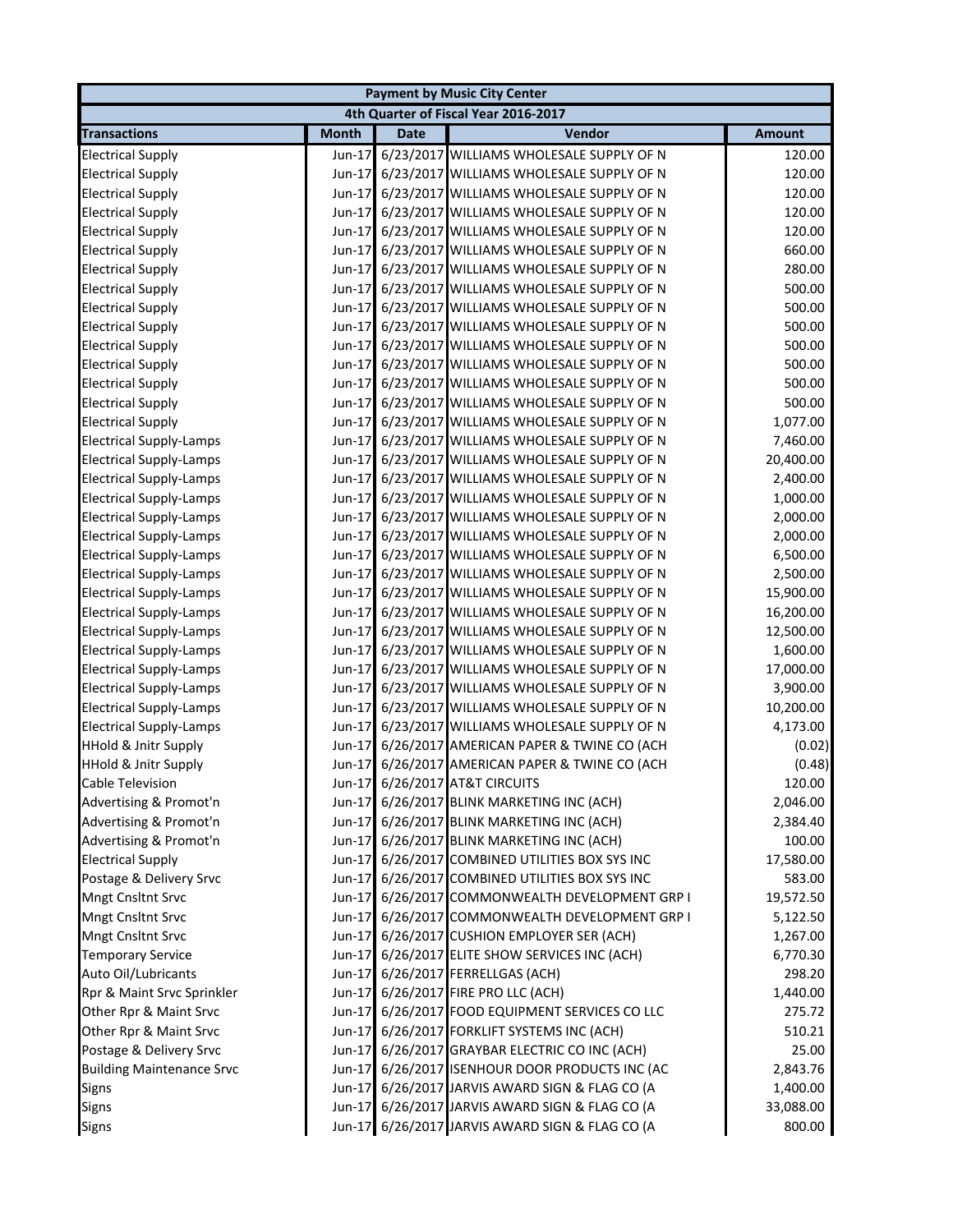| Payment by Music City Center | | | | |
|---|---|---|---|---|
| 4th Quarter of Fiscal Year 2016-2017 | | | | |
| **Transactions** | **Month** | **Date** | **Vendor** | **Amount** |
| Electrical Supply | Jun-17 | 6/23/2017 | WILLIAMS WHOLESALE SUPPLY OF N | 120.00 |
| Electrical Supply | Jun-17 | 6/23/2017 | WILLIAMS WHOLESALE SUPPLY OF N | 120.00 |
| Electrical Supply | Jun-17 | 6/23/2017 | WILLIAMS WHOLESALE SUPPLY OF N | 120.00 |
| Electrical Supply | Jun-17 | 6/23/2017 | WILLIAMS WHOLESALE SUPPLY OF N | 120.00 |
| Electrical Supply | Jun-17 | 6/23/2017 | WILLIAMS WHOLESALE SUPPLY OF N | 120.00 |
| Electrical Supply | Jun-17 | 6/23/2017 | WILLIAMS WHOLESALE SUPPLY OF N | 660.00 |
| Electrical Supply | Jun-17 | 6/23/2017 | WILLIAMS WHOLESALE SUPPLY OF N | 280.00 |
| Electrical Supply | Jun-17 | 6/23/2017 | WILLIAMS WHOLESALE SUPPLY OF N | 500.00 |
| Electrical Supply | Jun-17 | 6/23/2017 | WILLIAMS WHOLESALE SUPPLY OF N | 500.00 |
| Electrical Supply | Jun-17 | 6/23/2017 | WILLIAMS WHOLESALE SUPPLY OF N | 500.00 |
| Electrical Supply | Jun-17 | 6/23/2017 | WILLIAMS WHOLESALE SUPPLY OF N | 500.00 |
| Electrical Supply | Jun-17 | 6/23/2017 | WILLIAMS WHOLESALE SUPPLY OF N | 500.00 |
| Electrical Supply | Jun-17 | 6/23/2017 | WILLIAMS WHOLESALE SUPPLY OF N | 500.00 |
| Electrical Supply | Jun-17 | 6/23/2017 | WILLIAMS WHOLESALE SUPPLY OF N | 500.00 |
| Electrical Supply | Jun-17 | 6/23/2017 | WILLIAMS WHOLESALE SUPPLY OF N | 1,077.00 |
| Electrical Supply-Lamps | Jun-17 | 6/23/2017 | WILLIAMS WHOLESALE SUPPLY OF N | 7,460.00 |
| Electrical Supply-Lamps | Jun-17 | 6/23/2017 | WILLIAMS WHOLESALE SUPPLY OF N | 20,400.00 |
| Electrical Supply-Lamps | Jun-17 | 6/23/2017 | WILLIAMS WHOLESALE SUPPLY OF N | 2,400.00 |
| Electrical Supply-Lamps | Jun-17 | 6/23/2017 | WILLIAMS WHOLESALE SUPPLY OF N | 1,000.00 |
| Electrical Supply-Lamps | Jun-17 | 6/23/2017 | WILLIAMS WHOLESALE SUPPLY OF N | 2,000.00 |
| Electrical Supply-Lamps | Jun-17 | 6/23/2017 | WILLIAMS WHOLESALE SUPPLY OF N | 2,000.00 |
| Electrical Supply-Lamps | Jun-17 | 6/23/2017 | WILLIAMS WHOLESALE SUPPLY OF N | 6,500.00 |
| Electrical Supply-Lamps | Jun-17 | 6/23/2017 | WILLIAMS WHOLESALE SUPPLY OF N | 2,500.00 |
| Electrical Supply-Lamps | Jun-17 | 6/23/2017 | WILLIAMS WHOLESALE SUPPLY OF N | 15,900.00 |
| Electrical Supply-Lamps | Jun-17 | 6/23/2017 | WILLIAMS WHOLESALE SUPPLY OF N | 16,200.00 |
| Electrical Supply-Lamps | Jun-17 | 6/23/2017 | WILLIAMS WHOLESALE SUPPLY OF N | 12,500.00 |
| Electrical Supply-Lamps | Jun-17 | 6/23/2017 | WILLIAMS WHOLESALE SUPPLY OF N | 1,600.00 |
| Electrical Supply-Lamps | Jun-17 | 6/23/2017 | WILLIAMS WHOLESALE SUPPLY OF N | 17,000.00 |
| Electrical Supply-Lamps | Jun-17 | 6/23/2017 | WILLIAMS WHOLESALE SUPPLY OF N | 3,900.00 |
| Electrical Supply-Lamps | Jun-17 | 6/23/2017 | WILLIAMS WHOLESALE SUPPLY OF N | 10,200.00 |
| Electrical Supply-Lamps | Jun-17 | 6/23/2017 | WILLIAMS WHOLESALE SUPPLY OF N | 4,173.00 |
| HHold & Jnitr Supply | Jun-17 | 6/26/2017 | AMERICAN PAPER & TWINE CO (ACH | (0.02) |
| HHold & Jnitr Supply | Jun-17 | 6/26/2017 | AMERICAN PAPER & TWINE CO (ACH | (0.48) |
| Cable Television | Jun-17 | 6/26/2017 | AT&T CIRCUITS | 120.00 |
| Advertising & Promot'n | Jun-17 | 6/26/2017 | BLINK MARKETING INC (ACH) | 2,046.00 |
| Advertising & Promot'n | Jun-17 | 6/26/2017 | BLINK MARKETING INC (ACH) | 2,384.40 |
| Advertising & Promot'n | Jun-17 | 6/26/2017 | BLINK MARKETING INC (ACH) | 100.00 |
| Electrical Supply | Jun-17 | 6/26/2017 | COMBINED UTILITIES BOX SYS INC | 17,580.00 |
| Postage & Delivery Srvc | Jun-17 | 6/26/2017 | COMBINED UTILITIES BOX SYS INC | 583.00 |
| Mngt Cnsltnt Srvc | Jun-17 | 6/26/2017 | COMMONWEALTH DEVELOPMENT GRP I | 19,572.50 |
| Mngt Cnsltnt Srvc | Jun-17 | 6/26/2017 | COMMONWEALTH DEVELOPMENT GRP I | 5,122.50 |
| Mngt Cnsltnt Srvc | Jun-17 | 6/26/2017 | CUSHION EMPLOYER SER (ACH) | 1,267.00 |
| Temporary Service | Jun-17 | 6/26/2017 | ELITE SHOW SERVICES INC (ACH) | 6,770.30 |
| Auto Oil/Lubricants | Jun-17 | 6/26/2017 | FERRELLGAS (ACH) | 298.20 |
| Rpr & Maint Srvc Sprinkler | Jun-17 | 6/26/2017 | FIRE PRO LLC (ACH) | 1,440.00 |
| Other Rpr & Maint Srvc | Jun-17 | 6/26/2017 | FOOD EQUIPMENT SERVICES CO LLC | 275.72 |
| Other Rpr & Maint Srvc | Jun-17 | 6/26/2017 | FORKLIFT SYSTEMS INC (ACH) | 510.21 |
| Postage & Delivery Srvc | Jun-17 | 6/26/2017 | GRAYBAR ELECTRIC CO INC (ACH) | 25.00 |
| Building Maintenance Srvc | Jun-17 | 6/26/2017 | ISENHOUR DOOR PRODUCTS INC (AC | 2,843.76 |
| Signs | Jun-17 | 6/26/2017 | JARVIS AWARD SIGN & FLAG CO (A | 1,400.00 |
| Signs | Jun-17 | 6/26/2017 | JARVIS AWARD SIGN & FLAG CO (A | 33,088.00 |
| Signs | Jun-17 | 6/26/2017 | JARVIS AWARD SIGN & FLAG CO (A | 800.00 |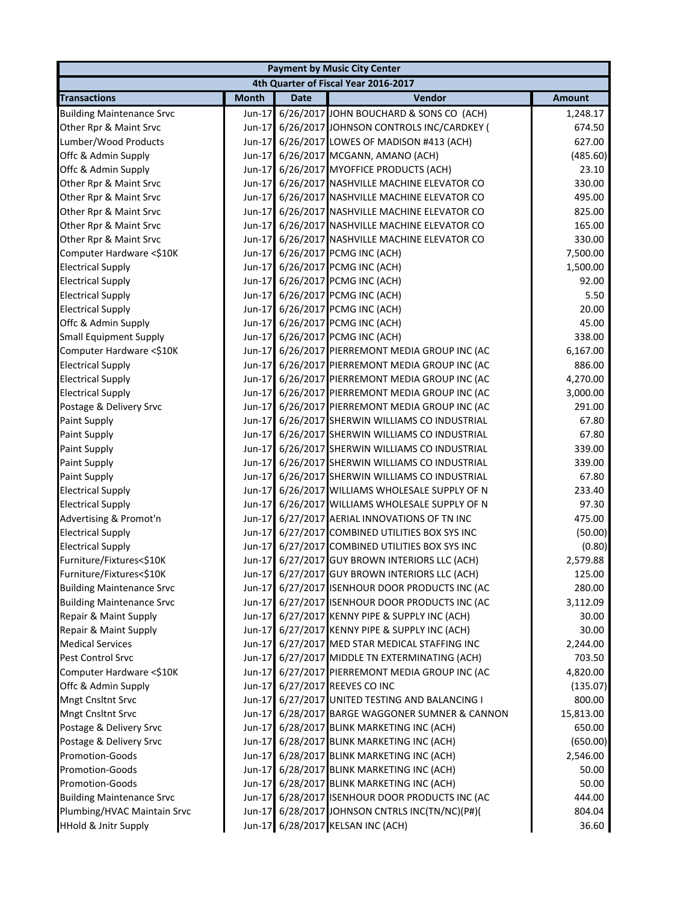| Payment by Music City Center | | | | |
|---|---|---|---|---|
| 4th Quarter of Fiscal Year 2016-2017 | | | | |
| **Transactions** | **Month** | **Date** | **Vendor** | **Amount** |
| Building Maintenance Srvc | Jun-17 | 6/26/2017 | JOHN BOUCHARD & SONS CO (ACH) | 1,248.17 |
| Other Rpr & Maint Srvc | Jun-17 | 6/26/2017 | JOHNSON CONTROLS INC/CARDKEY ( | 674.50 |
| Lumber/Wood Products | Jun-17 | 6/26/2017 | LOWES OF MADISON #413 (ACH) | 627.00 |
| Offc & Admin Supply | Jun-17 | 6/26/2017 | MCGANN, AMANO (ACH) | (485.60) |
| Offc & Admin Supply | Jun-17 | 6/26/2017 | MYOFFICE PRODUCTS (ACH) | 23.10 |
| Other Rpr & Maint Srvc | Jun-17 | 6/26/2017 | NASHVILLE MACHINE ELEVATOR CO | 330.00 |
| Other Rpr & Maint Srvc | Jun-17 | 6/26/2017 | NASHVILLE MACHINE ELEVATOR CO | 495.00 |
| Other Rpr & Maint Srvc | Jun-17 | 6/26/2017 | NASHVILLE MACHINE ELEVATOR CO | 825.00 |
| Other Rpr & Maint Srvc | Jun-17 | 6/26/2017 | NASHVILLE MACHINE ELEVATOR CO | 165.00 |
| Other Rpr & Maint Srvc | Jun-17 | 6/26/2017 | NASHVILLE MACHINE ELEVATOR CO | 330.00 |
| Computer Hardware <$10K | Jun-17 | 6/26/2017 | PCMG INC (ACH) | 7,500.00 |
| Electrical Supply | Jun-17 | 6/26/2017 | PCMG INC (ACH) | 1,500.00 |
| Electrical Supply | Jun-17 | 6/26/2017 | PCMG INC (ACH) | 92.00 |
| Electrical Supply | Jun-17 | 6/26/2017 | PCMG INC (ACH) | 5.50 |
| Electrical Supply | Jun-17 | 6/26/2017 | PCMG INC (ACH) | 20.00 |
| Offc & Admin Supply | Jun-17 | 6/26/2017 | PCMG INC (ACH) | 45.00 |
| Small Equipment Supply | Jun-17 | 6/26/2017 | PCMG INC (ACH) | 338.00 |
| Computer Hardware <$10K | Jun-17 | 6/26/2017 | PIERREMONT MEDIA GROUP INC (AC | 6,167.00 |
| Electrical Supply | Jun-17 | 6/26/2017 | PIERREMONT MEDIA GROUP INC (AC | 886.00 |
| Electrical Supply | Jun-17 | 6/26/2017 | PIERREMONT MEDIA GROUP INC (AC | 4,270.00 |
| Electrical Supply | Jun-17 | 6/26/2017 | PIERREMONT MEDIA GROUP INC (AC | 3,000.00 |
| Postage & Delivery Srvc | Jun-17 | 6/26/2017 | PIERREMONT MEDIA GROUP INC (AC | 291.00 |
| Paint Supply | Jun-17 | 6/26/2017 | SHERWIN WILLIAMS CO INDUSTRIAL | 67.80 |
| Paint Supply | Jun-17 | 6/26/2017 | SHERWIN WILLIAMS CO INDUSTRIAL | 67.80 |
| Paint Supply | Jun-17 | 6/26/2017 | SHERWIN WILLIAMS CO INDUSTRIAL | 339.00 |
| Paint Supply | Jun-17 | 6/26/2017 | SHERWIN WILLIAMS CO INDUSTRIAL | 339.00 |
| Paint Supply | Jun-17 | 6/26/2017 | SHERWIN WILLIAMS CO INDUSTRIAL | 67.80 |
| Electrical Supply | Jun-17 | 6/26/2017 | WILLIAMS WHOLESALE SUPPLY OF N | 233.40 |
| Electrical Supply | Jun-17 | 6/26/2017 | WILLIAMS WHOLESALE SUPPLY OF N | 97.30 |
| Advertising & Promot'n | Jun-17 | 6/27/2017 | AERIAL INNOVATIONS OF TN INC | 475.00 |
| Electrical Supply | Jun-17 | 6/27/2017 | COMBINED UTILITIES BOX SYS INC | (50.00) |
| Electrical Supply | Jun-17 | 6/27/2017 | COMBINED UTILITIES BOX SYS INC | (0.80) |
| Furniture/Fixtures<$10K | Jun-17 | 6/27/2017 | GUY BROWN INTERIORS LLC (ACH) | 2,579.88 |
| Furniture/Fixtures<$10K | Jun-17 | 6/27/2017 | GUY BROWN INTERIORS LLC (ACH) | 125.00 |
| Building Maintenance Srvc | Jun-17 | 6/27/2017 | ISENHOUR DOOR PRODUCTS INC (AC | 280.00 |
| Building Maintenance Srvc | Jun-17 | 6/27/2017 | ISENHOUR DOOR PRODUCTS INC (AC | 3,112.09 |
| Repair & Maint Supply | Jun-17 | 6/27/2017 | KENNY PIPE & SUPPLY INC (ACH) | 30.00 |
| Repair & Maint Supply | Jun-17 | 6/27/2017 | KENNY PIPE & SUPPLY INC (ACH) | 30.00 |
| Medical Services | Jun-17 | 6/27/2017 | MED STAR MEDICAL STAFFING INC | 2,244.00 |
| Pest Control Srvc | Jun-17 | 6/27/2017 | MIDDLE TN EXTERMINATING (ACH) | 703.50 |
| Computer Hardware <$10K | Jun-17 | 6/27/2017 | PIERREMONT MEDIA GROUP INC (AC | 4,820.00 |
| Offc & Admin Supply | Jun-17 | 6/27/2017 | REEVES CO INC | (135.07) |
| Mngt Cnsltnt Srvc | Jun-17 | 6/27/2017 | UNITED TESTING AND BALANCING I | 800.00 |
| Mngt Cnsltnt Srvc | Jun-17 | 6/28/2017 | BARGE WAGGONER SUMNER & CANNON | 15,813.00 |
| Postage & Delivery Srvc | Jun-17 | 6/28/2017 | BLINK MARKETING INC (ACH) | 650.00 |
| Postage & Delivery Srvc | Jun-17 | 6/28/2017 | BLINK MARKETING INC (ACH) | (650.00) |
| Promotion-Goods | Jun-17 | 6/28/2017 | BLINK MARKETING INC (ACH) | 2,546.00 |
| Promotion-Goods | Jun-17 | 6/28/2017 | BLINK MARKETING INC (ACH) | 50.00 |
| Promotion-Goods | Jun-17 | 6/28/2017 | BLINK MARKETING INC (ACH) | 50.00 |
| Building Maintenance Srvc | Jun-17 | 6/28/2017 | ISENHOUR DOOR PRODUCTS INC (AC | 444.00 |
| Plumbing/HVAC Maintain Srvc | Jun-17 | 6/28/2017 | JOHNSON CNTRLS INC(TN/NC)(P#)( | 804.04 |
| HHold & Jnitr Supply | Jun-17 | 6/28/2017 | KELSAN INC (ACH) | 36.60 |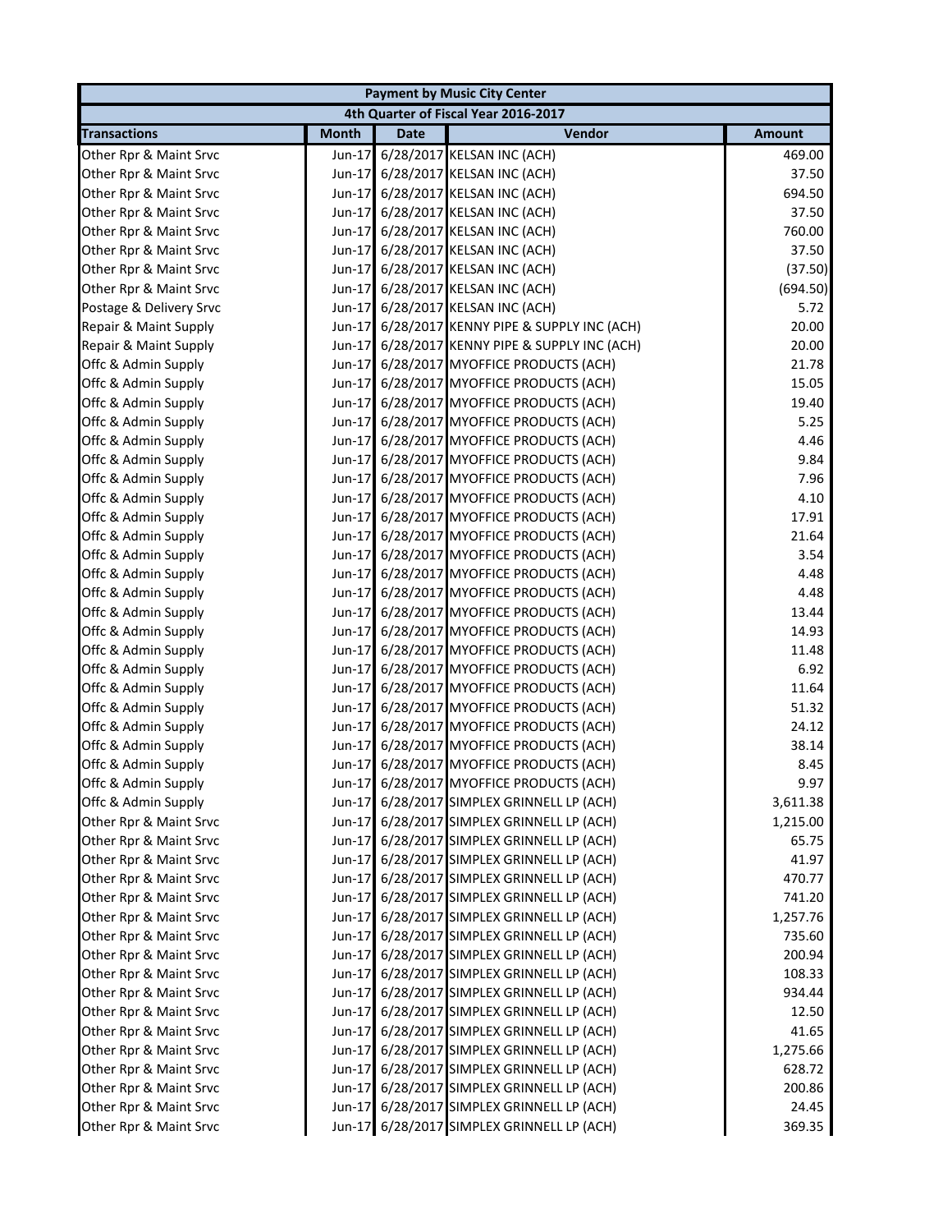| Payment by Music City Center | | | | |
|---|---|---|---|---|
| 4th Quarter of Fiscal Year 2016-2017 | | | | |
| **Transactions** | **Month** | **Date** | **Vendor** | **Amount** |
| Other Rpr & Maint Srvc | Jun-17 | 6/28/2017 | KELSAN INC (ACH) | 469.00 |
| Other Rpr & Maint Srvc | Jun-17 | 6/28/2017 | KELSAN INC (ACH) | 37.50 |
| Other Rpr & Maint Srvc | Jun-17 | 6/28/2017 | KELSAN INC (ACH) | 694.50 |
| Other Rpr & Maint Srvc | Jun-17 | 6/28/2017 | KELSAN INC (ACH) | 37.50 |
| Other Rpr & Maint Srvc | Jun-17 | 6/28/2017 | KELSAN INC (ACH) | 760.00 |
| Other Rpr & Maint Srvc | Jun-17 | 6/28/2017 | KELSAN INC (ACH) | 37.50 |
| Other Rpr & Maint Srvc | Jun-17 | 6/28/2017 | KELSAN INC (ACH) | (37.50) |
| Other Rpr & Maint Srvc | Jun-17 | 6/28/2017 | KELSAN INC (ACH) | (694.50) |
| Postage & Delivery Srvc | Jun-17 | 6/28/2017 | KELSAN INC (ACH) | 5.72 |
| Repair & Maint Supply | Jun-17 | 6/28/2017 | KENNY PIPE & SUPPLY INC (ACH) | 20.00 |
| Repair & Maint Supply | Jun-17 | 6/28/2017 | KENNY PIPE & SUPPLY INC (ACH) | 20.00 |
| Offc & Admin Supply | Jun-17 | 6/28/2017 | MYOFFICE PRODUCTS (ACH) | 21.78 |
| Offc & Admin Supply | Jun-17 | 6/28/2017 | MYOFFICE PRODUCTS (ACH) | 15.05 |
| Offc & Admin Supply | Jun-17 | 6/28/2017 | MYOFFICE PRODUCTS (ACH) | 19.40 |
| Offc & Admin Supply | Jun-17 | 6/28/2017 | MYOFFICE PRODUCTS (ACH) | 5.25 |
| Offc & Admin Supply | Jun-17 | 6/28/2017 | MYOFFICE PRODUCTS (ACH) | 4.46 |
| Offc & Admin Supply | Jun-17 | 6/28/2017 | MYOFFICE PRODUCTS (ACH) | 9.84 |
| Offc & Admin Supply | Jun-17 | 6/28/2017 | MYOFFICE PRODUCTS (ACH) | 7.96 |
| Offc & Admin Supply | Jun-17 | 6/28/2017 | MYOFFICE PRODUCTS (ACH) | 4.10 |
| Offc & Admin Supply | Jun-17 | 6/28/2017 | MYOFFICE PRODUCTS (ACH) | 17.91 |
| Offc & Admin Supply | Jun-17 | 6/28/2017 | MYOFFICE PRODUCTS (ACH) | 21.64 |
| Offc & Admin Supply | Jun-17 | 6/28/2017 | MYOFFICE PRODUCTS (ACH) | 3.54 |
| Offc & Admin Supply | Jun-17 | 6/28/2017 | MYOFFICE PRODUCTS (ACH) | 4.48 |
| Offc & Admin Supply | Jun-17 | 6/28/2017 | MYOFFICE PRODUCTS (ACH) | 4.48 |
| Offc & Admin Supply | Jun-17 | 6/28/2017 | MYOFFICE PRODUCTS (ACH) | 13.44 |
| Offc & Admin Supply | Jun-17 | 6/28/2017 | MYOFFICE PRODUCTS (ACH) | 14.93 |
| Offc & Admin Supply | Jun-17 | 6/28/2017 | MYOFFICE PRODUCTS (ACH) | 11.48 |
| Offc & Admin Supply | Jun-17 | 6/28/2017 | MYOFFICE PRODUCTS (ACH) | 6.92 |
| Offc & Admin Supply | Jun-17 | 6/28/2017 | MYOFFICE PRODUCTS (ACH) | 11.64 |
| Offc & Admin Supply | Jun-17 | 6/28/2017 | MYOFFICE PRODUCTS (ACH) | 51.32 |
| Offc & Admin Supply | Jun-17 | 6/28/2017 | MYOFFICE PRODUCTS (ACH) | 24.12 |
| Offc & Admin Supply | Jun-17 | 6/28/2017 | MYOFFICE PRODUCTS (ACH) | 38.14 |
| Offc & Admin Supply | Jun-17 | 6/28/2017 | MYOFFICE PRODUCTS (ACH) | 8.45 |
| Offc & Admin Supply | Jun-17 | 6/28/2017 | MYOFFICE PRODUCTS (ACH) | 9.97 |
| Offc & Admin Supply | Jun-17 | 6/28/2017 | SIMPLEX GRINNELL LP (ACH) | 3,611.38 |
| Other Rpr & Maint Srvc | Jun-17 | 6/28/2017 | SIMPLEX GRINNELL LP (ACH) | 1,215.00 |
| Other Rpr & Maint Srvc | Jun-17 | 6/28/2017 | SIMPLEX GRINNELL LP (ACH) | 65.75 |
| Other Rpr & Maint Srvc | Jun-17 | 6/28/2017 | SIMPLEX GRINNELL LP (ACH) | 41.97 |
| Other Rpr & Maint Srvc | Jun-17 | 6/28/2017 | SIMPLEX GRINNELL LP (ACH) | 470.77 |
| Other Rpr & Maint Srvc | Jun-17 | 6/28/2017 | SIMPLEX GRINNELL LP (ACH) | 741.20 |
| Other Rpr & Maint Srvc | Jun-17 | 6/28/2017 | SIMPLEX GRINNELL LP (ACH) | 1,257.76 |
| Other Rpr & Maint Srvc | Jun-17 | 6/28/2017 | SIMPLEX GRINNELL LP (ACH) | 735.60 |
| Other Rpr & Maint Srvc | Jun-17 | 6/28/2017 | SIMPLEX GRINNELL LP (ACH) | 200.94 |
| Other Rpr & Maint Srvc | Jun-17 | 6/28/2017 | SIMPLEX GRINNELL LP (ACH) | 108.33 |
| Other Rpr & Maint Srvc | Jun-17 | 6/28/2017 | SIMPLEX GRINNELL LP (ACH) | 934.44 |
| Other Rpr & Maint Srvc | Jun-17 | 6/28/2017 | SIMPLEX GRINNELL LP (ACH) | 12.50 |
| Other Rpr & Maint Srvc | Jun-17 | 6/28/2017 | SIMPLEX GRINNELL LP (ACH) | 41.65 |
| Other Rpr & Maint Srvc | Jun-17 | 6/28/2017 | SIMPLEX GRINNELL LP (ACH) | 1,275.66 |
| Other Rpr & Maint Srvc | Jun-17 | 6/28/2017 | SIMPLEX GRINNELL LP (ACH) | 628.72 |
| Other Rpr & Maint Srvc | Jun-17 | 6/28/2017 | SIMPLEX GRINNELL LP (ACH) | 200.86 |
| Other Rpr & Maint Srvc | Jun-17 | 6/28/2017 | SIMPLEX GRINNELL LP (ACH) | 24.45 |
| Other Rpr & Maint Srvc | Jun-17 | 6/28/2017 | SIMPLEX GRINNELL LP (ACH) | 369.35 |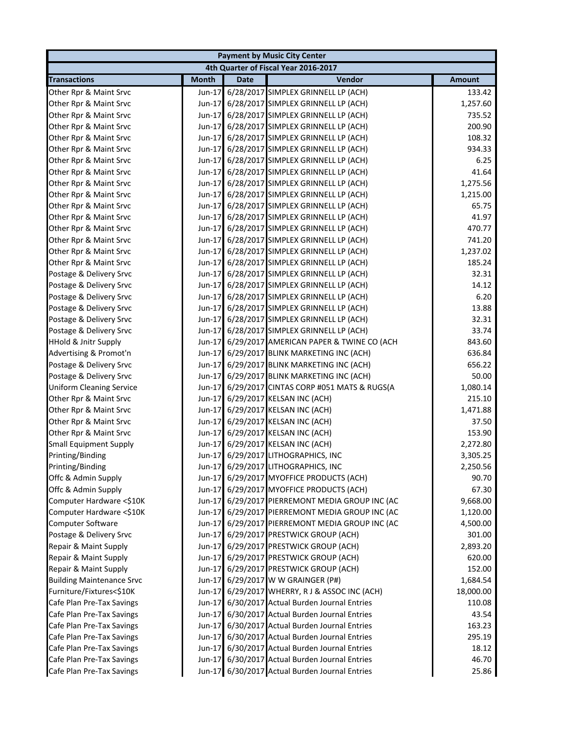| Payment by Music City Center | | | | |
|---|---|---|---|---|
| 4th Quarter of Fiscal Year 2016-2017 | | | | |
| **Transactions** | **Month** | **Date** | **Vendor** | **Amount** |
| Other Rpr & Maint Srvc | Jun-17 | 6/28/2017 | SIMPLEX GRINNELL LP (ACH) | 133.42 |
| Other Rpr & Maint Srvc | Jun-17 | 6/28/2017 | SIMPLEX GRINNELL LP (ACH) | 1,257.60 |
| Other Rpr & Maint Srvc | Jun-17 | 6/28/2017 | SIMPLEX GRINNELL LP (ACH) | 735.52 |
| Other Rpr & Maint Srvc | Jun-17 | 6/28/2017 | SIMPLEX GRINNELL LP (ACH) | 200.90 |
| Other Rpr & Maint Srvc | Jun-17 | 6/28/2017 | SIMPLEX GRINNELL LP (ACH) | 108.32 |
| Other Rpr & Maint Srvc | Jun-17 | 6/28/2017 | SIMPLEX GRINNELL LP (ACH) | 934.33 |
| Other Rpr & Maint Srvc | Jun-17 | 6/28/2017 | SIMPLEX GRINNELL LP (ACH) | 6.25 |
| Other Rpr & Maint Srvc | Jun-17 | 6/28/2017 | SIMPLEX GRINNELL LP (ACH) | 41.64 |
| Other Rpr & Maint Srvc | Jun-17 | 6/28/2017 | SIMPLEX GRINNELL LP (ACH) | 1,275.56 |
| Other Rpr & Maint Srvc | Jun-17 | 6/28/2017 | SIMPLEX GRINNELL LP (ACH) | 1,215.00 |
| Other Rpr & Maint Srvc | Jun-17 | 6/28/2017 | SIMPLEX GRINNELL LP (ACH) | 65.75 |
| Other Rpr & Maint Srvc | Jun-17 | 6/28/2017 | SIMPLEX GRINNELL LP (ACH) | 41.97 |
| Other Rpr & Maint Srvc | Jun-17 | 6/28/2017 | SIMPLEX GRINNELL LP (ACH) | 470.77 |
| Other Rpr & Maint Srvc | Jun-17 | 6/28/2017 | SIMPLEX GRINNELL LP (ACH) | 741.20 |
| Other Rpr & Maint Srvc | Jun-17 | 6/28/2017 | SIMPLEX GRINNELL LP (ACH) | 1,237.02 |
| Other Rpr & Maint Srvc | Jun-17 | 6/28/2017 | SIMPLEX GRINNELL LP (ACH) | 185.24 |
| Postage & Delivery Srvc | Jun-17 | 6/28/2017 | SIMPLEX GRINNELL LP (ACH) | 32.31 |
| Postage & Delivery Srvc | Jun-17 | 6/28/2017 | SIMPLEX GRINNELL LP (ACH) | 14.12 |
| Postage & Delivery Srvc | Jun-17 | 6/28/2017 | SIMPLEX GRINNELL LP (ACH) | 6.20 |
| Postage & Delivery Srvc | Jun-17 | 6/28/2017 | SIMPLEX GRINNELL LP (ACH) | 13.88 |
| Postage & Delivery Srvc | Jun-17 | 6/28/2017 | SIMPLEX GRINNELL LP (ACH) | 32.31 |
| Postage & Delivery Srvc | Jun-17 | 6/28/2017 | SIMPLEX GRINNELL LP (ACH) | 33.74 |
| HHold & Jnitr Supply | Jun-17 | 6/29/2017 | AMERICAN PAPER & TWINE CO (ACH | 843.60 |
| Advertising & Promot'n | Jun-17 | 6/29/2017 | BLINK MARKETING INC (ACH) | 636.84 |
| Postage & Delivery Srvc | Jun-17 | 6/29/2017 | BLINK MARKETING INC (ACH) | 656.22 |
| Postage & Delivery Srvc | Jun-17 | 6/29/2017 | BLINK MARKETING INC (ACH) | 50.00 |
| Uniform Cleaning Service | Jun-17 | 6/29/2017 | CINTAS CORP #051 MATS & RUGS(A | 1,080.14 |
| Other Rpr & Maint Srvc | Jun-17 | 6/29/2017 | KELSAN INC (ACH) | 215.10 |
| Other Rpr & Maint Srvc | Jun-17 | 6/29/2017 | KELSAN INC (ACH) | 1,471.88 |
| Other Rpr & Maint Srvc | Jun-17 | 6/29/2017 | KELSAN INC (ACH) | 37.50 |
| Other Rpr & Maint Srvc | Jun-17 | 6/29/2017 | KELSAN INC (ACH) | 153.90 |
| Small Equipment Supply | Jun-17 | 6/29/2017 | KELSAN INC (ACH) | 2,272.80 |
| Printing/Binding | Jun-17 | 6/29/2017 | LITHOGRAPHICS, INC | 3,305.25 |
| Printing/Binding | Jun-17 | 6/29/2017 | LITHOGRAPHICS, INC | 2,250.56 |
| Offc & Admin Supply | Jun-17 | 6/29/2017 | MYOFFICE PRODUCTS (ACH) | 90.70 |
| Offc & Admin Supply | Jun-17 | 6/29/2017 | MYOFFICE PRODUCTS (ACH) | 67.30 |
| Computer Hardware <$10K | Jun-17 | 6/29/2017 | PIERREMONT MEDIA GROUP INC (AC | 9,668.00 |
| Computer Hardware <$10K | Jun-17 | 6/29/2017 | PIERREMONT MEDIA GROUP INC (AC | 1,120.00 |
| Computer Software | Jun-17 | 6/29/2017 | PIERREMONT MEDIA GROUP INC (AC | 4,500.00 |
| Postage & Delivery Srvc | Jun-17 | 6/29/2017 | PRESTWICK GROUP (ACH) | 301.00 |
| Repair & Maint Supply | Jun-17 | 6/29/2017 | PRESTWICK GROUP (ACH) | 2,893.20 |
| Repair & Maint Supply | Jun-17 | 6/29/2017 | PRESTWICK GROUP (ACH) | 620.00 |
| Repair & Maint Supply | Jun-17 | 6/29/2017 | PRESTWICK GROUP (ACH) | 152.00 |
| Building Maintenance Srvc | Jun-17 | 6/29/2017 | W W GRAINGER (P#) | 1,684.54 |
| Furniture/Fixtures<$10K | Jun-17 | 6/29/2017 | WHERRY, R J & ASSOC INC (ACH) | 18,000.00 |
| Cafe Plan Pre-Tax Savings | Jun-17 | 6/30/2017 | Actual Burden Journal Entries | 110.08 |
| Cafe Plan Pre-Tax Savings | Jun-17 | 6/30/2017 | Actual Burden Journal Entries | 43.54 |
| Cafe Plan Pre-Tax Savings | Jun-17 | 6/30/2017 | Actual Burden Journal Entries | 163.23 |
| Cafe Plan Pre-Tax Savings | Jun-17 | 6/30/2017 | Actual Burden Journal Entries | 295.19 |
| Cafe Plan Pre-Tax Savings | Jun-17 | 6/30/2017 | Actual Burden Journal Entries | 18.12 |
| Cafe Plan Pre-Tax Savings | Jun-17 | 6/30/2017 | Actual Burden Journal Entries | 46.70 |
| Cafe Plan Pre-Tax Savings | Jun-17 | 6/30/2017 | Actual Burden Journal Entries | 25.86 |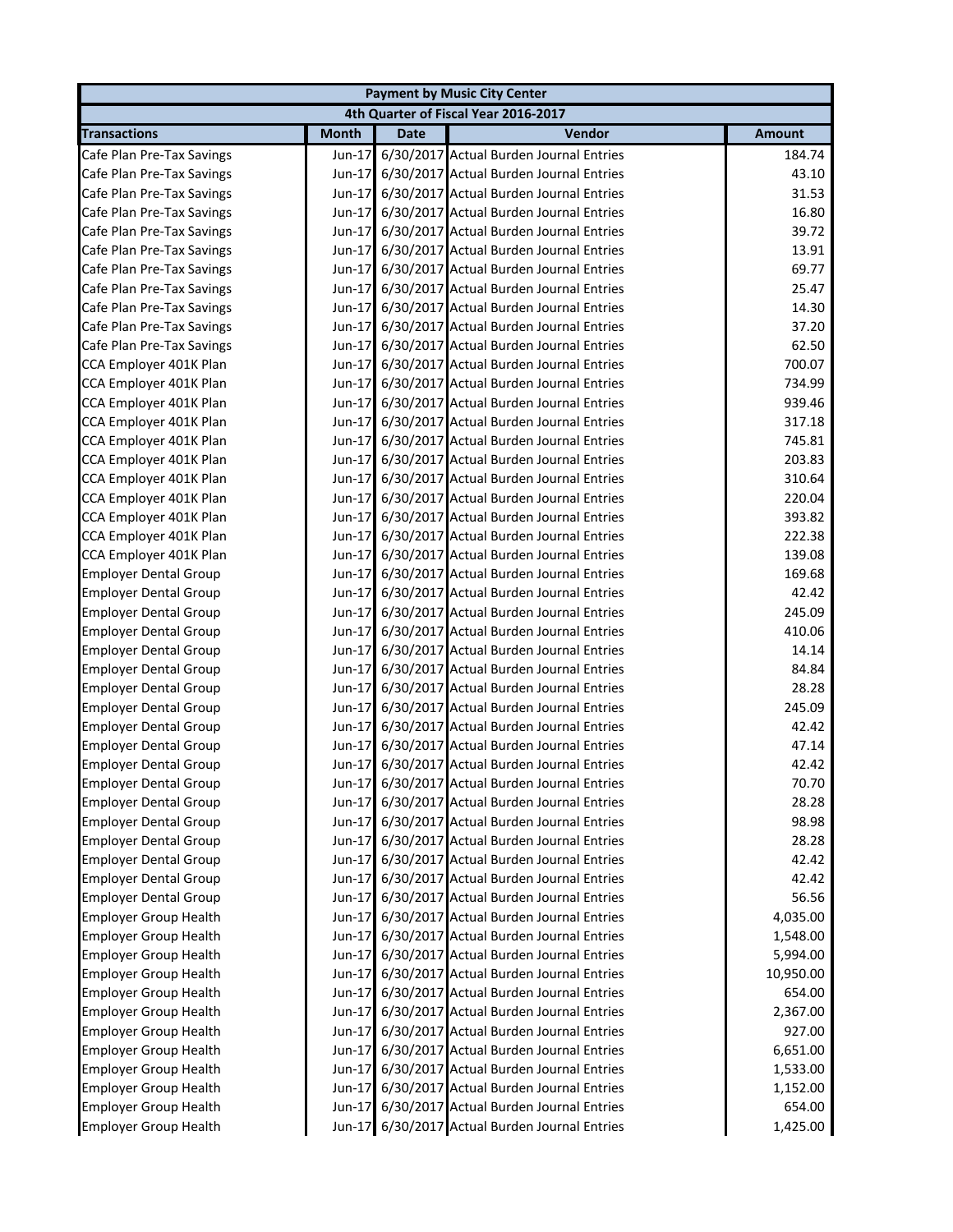| Payment by Music City Center | | | | |
|---|---|---|---|---|
| 4th Quarter of Fiscal Year 2016-2017 | | | | |
| **Transactions** | **Month** | **Date** | **Vendor** | **Amount** |
| Cafe Plan Pre-Tax Savings | Jun-17 | 6/30/2017 | Actual Burden Journal Entries | 184.74 |
| Cafe Plan Pre-Tax Savings | Jun-17 | 6/30/2017 | Actual Burden Journal Entries | 43.10 |
| Cafe Plan Pre-Tax Savings | Jun-17 | 6/30/2017 | Actual Burden Journal Entries | 31.53 |
| Cafe Plan Pre-Tax Savings | Jun-17 | 6/30/2017 | Actual Burden Journal Entries | 16.80 |
| Cafe Plan Pre-Tax Savings | Jun-17 | 6/30/2017 | Actual Burden Journal Entries | 39.72 |
| Cafe Plan Pre-Tax Savings | Jun-17 | 6/30/2017 | Actual Burden Journal Entries | 13.91 |
| Cafe Plan Pre-Tax Savings | Jun-17 | 6/30/2017 | Actual Burden Journal Entries | 69.77 |
| Cafe Plan Pre-Tax Savings | Jun-17 | 6/30/2017 | Actual Burden Journal Entries | 25.47 |
| Cafe Plan Pre-Tax Savings | Jun-17 | 6/30/2017 | Actual Burden Journal Entries | 14.30 |
| Cafe Plan Pre-Tax Savings | Jun-17 | 6/30/2017 | Actual Burden Journal Entries | 37.20 |
| Cafe Plan Pre-Tax Savings | Jun-17 | 6/30/2017 | Actual Burden Journal Entries | 62.50 |
| CCA Employer 401K Plan | Jun-17 | 6/30/2017 | Actual Burden Journal Entries | 700.07 |
| CCA Employer 401K Plan | Jun-17 | 6/30/2017 | Actual Burden Journal Entries | 734.99 |
| CCA Employer 401K Plan | Jun-17 | 6/30/2017 | Actual Burden Journal Entries | 939.46 |
| CCA Employer 401K Plan | Jun-17 | 6/30/2017 | Actual Burden Journal Entries | 317.18 |
| CCA Employer 401K Plan | Jun-17 | 6/30/2017 | Actual Burden Journal Entries | 745.81 |
| CCA Employer 401K Plan | Jun-17 | 6/30/2017 | Actual Burden Journal Entries | 203.83 |
| CCA Employer 401K Plan | Jun-17 | 6/30/2017 | Actual Burden Journal Entries | 310.64 |
| CCA Employer 401K Plan | Jun-17 | 6/30/2017 | Actual Burden Journal Entries | 220.04 |
| CCA Employer 401K Plan | Jun-17 | 6/30/2017 | Actual Burden Journal Entries | 393.82 |
| CCA Employer 401K Plan | Jun-17 | 6/30/2017 | Actual Burden Journal Entries | 222.38 |
| CCA Employer 401K Plan | Jun-17 | 6/30/2017 | Actual Burden Journal Entries | 139.08 |
| Employer Dental Group | Jun-17 | 6/30/2017 | Actual Burden Journal Entries | 169.68 |
| Employer Dental Group | Jun-17 | 6/30/2017 | Actual Burden Journal Entries | 42.42 |
| Employer Dental Group | Jun-17 | 6/30/2017 | Actual Burden Journal Entries | 245.09 |
| Employer Dental Group | Jun-17 | 6/30/2017 | Actual Burden Journal Entries | 410.06 |
| Employer Dental Group | Jun-17 | 6/30/2017 | Actual Burden Journal Entries | 14.14 |
| Employer Dental Group | Jun-17 | 6/30/2017 | Actual Burden Journal Entries | 84.84 |
| Employer Dental Group | Jun-17 | 6/30/2017 | Actual Burden Journal Entries | 28.28 |
| Employer Dental Group | Jun-17 | 6/30/2017 | Actual Burden Journal Entries | 245.09 |
| Employer Dental Group | Jun-17 | 6/30/2017 | Actual Burden Journal Entries | 42.42 |
| Employer Dental Group | Jun-17 | 6/30/2017 | Actual Burden Journal Entries | 47.14 |
| Employer Dental Group | Jun-17 | 6/30/2017 | Actual Burden Journal Entries | 42.42 |
| Employer Dental Group | Jun-17 | 6/30/2017 | Actual Burden Journal Entries | 70.70 |
| Employer Dental Group | Jun-17 | 6/30/2017 | Actual Burden Journal Entries | 28.28 |
| Employer Dental Group | Jun-17 | 6/30/2017 | Actual Burden Journal Entries | 98.98 |
| Employer Dental Group | Jun-17 | 6/30/2017 | Actual Burden Journal Entries | 28.28 |
| Employer Dental Group | Jun-17 | 6/30/2017 | Actual Burden Journal Entries | 42.42 |
| Employer Dental Group | Jun-17 | 6/30/2017 | Actual Burden Journal Entries | 42.42 |
| Employer Dental Group | Jun-17 | 6/30/2017 | Actual Burden Journal Entries | 56.56 |
| Employer Group Health | Jun-17 | 6/30/2017 | Actual Burden Journal Entries | 4,035.00 |
| Employer Group Health | Jun-17 | 6/30/2017 | Actual Burden Journal Entries | 1,548.00 |
| Employer Group Health | Jun-17 | 6/30/2017 | Actual Burden Journal Entries | 5,994.00 |
| Employer Group Health | Jun-17 | 6/30/2017 | Actual Burden Journal Entries | 10,950.00 |
| Employer Group Health | Jun-17 | 6/30/2017 | Actual Burden Journal Entries | 654.00 |
| Employer Group Health | Jun-17 | 6/30/2017 | Actual Burden Journal Entries | 2,367.00 |
| Employer Group Health | Jun-17 | 6/30/2017 | Actual Burden Journal Entries | 927.00 |
| Employer Group Health | Jun-17 | 6/30/2017 | Actual Burden Journal Entries | 6,651.00 |
| Employer Group Health | Jun-17 | 6/30/2017 | Actual Burden Journal Entries | 1,533.00 |
| Employer Group Health | Jun-17 | 6/30/2017 | Actual Burden Journal Entries | 1,152.00 |
| Employer Group Health | Jun-17 | 6/30/2017 | Actual Burden Journal Entries | 654.00 |
| Employer Group Health | Jun-17 | 6/30/2017 | Actual Burden Journal Entries | 1,425.00 |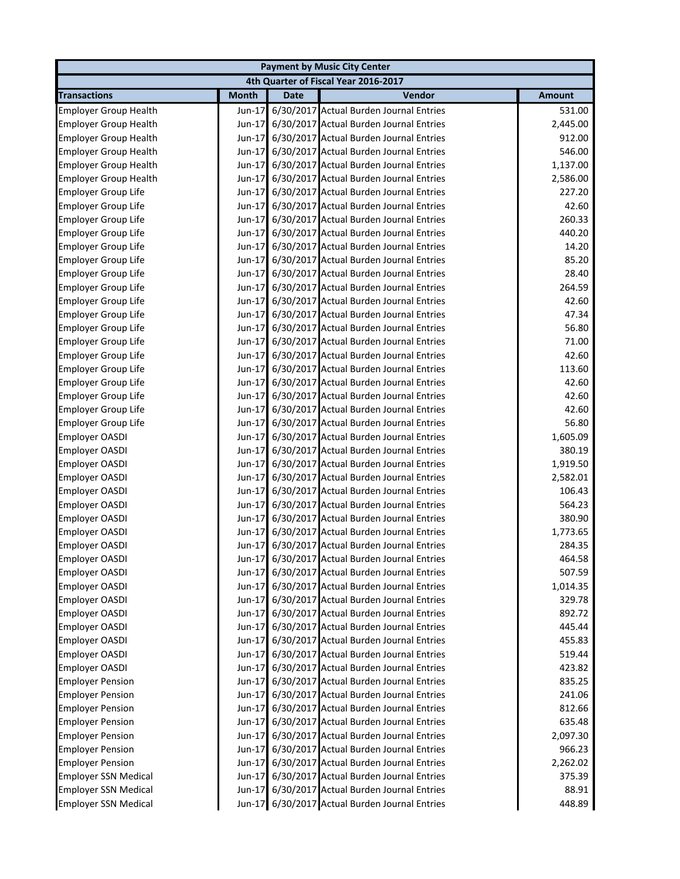| Payment by Music City Center | | | | |
|---|---|---|---|---|
| 4th Quarter of Fiscal Year 2016-2017 | | | | |
| **Transactions** | **Month** | **Date** | **Vendor** | **Amount** |
| Employer Group Health | Jun-17 | 6/30/2017 | Actual Burden Journal Entries | 531.00 |
| Employer Group Health | Jun-17 | 6/30/2017 | Actual Burden Journal Entries | 2,445.00 |
| Employer Group Health | Jun-17 | 6/30/2017 | Actual Burden Journal Entries | 912.00 |
| Employer Group Health | Jun-17 | 6/30/2017 | Actual Burden Journal Entries | 546.00 |
| Employer Group Health | Jun-17 | 6/30/2017 | Actual Burden Journal Entries | 1,137.00 |
| Employer Group Health | Jun-17 | 6/30/2017 | Actual Burden Journal Entries | 2,586.00 |
| Employer Group Life | Jun-17 | 6/30/2017 | Actual Burden Journal Entries | 227.20 |
| Employer Group Life | Jun-17 | 6/30/2017 | Actual Burden Journal Entries | 42.60 |
| Employer Group Life | Jun-17 | 6/30/2017 | Actual Burden Journal Entries | 260.33 |
| Employer Group Life | Jun-17 | 6/30/2017 | Actual Burden Journal Entries | 440.20 |
| Employer Group Life | Jun-17 | 6/30/2017 | Actual Burden Journal Entries | 14.20 |
| Employer Group Life | Jun-17 | 6/30/2017 | Actual Burden Journal Entries | 85.20 |
| Employer Group Life | Jun-17 | 6/30/2017 | Actual Burden Journal Entries | 28.40 |
| Employer Group Life | Jun-17 | 6/30/2017 | Actual Burden Journal Entries | 264.59 |
| Employer Group Life | Jun-17 | 6/30/2017 | Actual Burden Journal Entries | 42.60 |
| Employer Group Life | Jun-17 | 6/30/2017 | Actual Burden Journal Entries | 47.34 |
| Employer Group Life | Jun-17 | 6/30/2017 | Actual Burden Journal Entries | 56.80 |
| Employer Group Life | Jun-17 | 6/30/2017 | Actual Burden Journal Entries | 71.00 |
| Employer Group Life | Jun-17 | 6/30/2017 | Actual Burden Journal Entries | 42.60 |
| Employer Group Life | Jun-17 | 6/30/2017 | Actual Burden Journal Entries | 113.60 |
| Employer Group Life | Jun-17 | 6/30/2017 | Actual Burden Journal Entries | 42.60 |
| Employer Group Life | Jun-17 | 6/30/2017 | Actual Burden Journal Entries | 42.60 |
| Employer Group Life | Jun-17 | 6/30/2017 | Actual Burden Journal Entries | 42.60 |
| Employer Group Life | Jun-17 | 6/30/2017 | Actual Burden Journal Entries | 56.80 |
| Employer OASDI | Jun-17 | 6/30/2017 | Actual Burden Journal Entries | 1,605.09 |
| Employer OASDI | Jun-17 | 6/30/2017 | Actual Burden Journal Entries | 380.19 |
| Employer OASDI | Jun-17 | 6/30/2017 | Actual Burden Journal Entries | 1,919.50 |
| Employer OASDI | Jun-17 | 6/30/2017 | Actual Burden Journal Entries | 2,582.01 |
| Employer OASDI | Jun-17 | 6/30/2017 | Actual Burden Journal Entries | 106.43 |
| Employer OASDI | Jun-17 | 6/30/2017 | Actual Burden Journal Entries | 564.23 |
| Employer OASDI | Jun-17 | 6/30/2017 | Actual Burden Journal Entries | 380.90 |
| Employer OASDI | Jun-17 | 6/30/2017 | Actual Burden Journal Entries | 1,773.65 |
| Employer OASDI | Jun-17 | 6/30/2017 | Actual Burden Journal Entries | 284.35 |
| Employer OASDI | Jun-17 | 6/30/2017 | Actual Burden Journal Entries | 464.58 |
| Employer OASDI | Jun-17 | 6/30/2017 | Actual Burden Journal Entries | 507.59 |
| Employer OASDI | Jun-17 | 6/30/2017 | Actual Burden Journal Entries | 1,014.35 |
| Employer OASDI | Jun-17 | 6/30/2017 | Actual Burden Journal Entries | 329.78 |
| Employer OASDI | Jun-17 | 6/30/2017 | Actual Burden Journal Entries | 892.72 |
| Employer OASDI | Jun-17 | 6/30/2017 | Actual Burden Journal Entries | 445.44 |
| Employer OASDI | Jun-17 | 6/30/2017 | Actual Burden Journal Entries | 455.83 |
| Employer OASDI | Jun-17 | 6/30/2017 | Actual Burden Journal Entries | 519.44 |
| Employer OASDI | Jun-17 | 6/30/2017 | Actual Burden Journal Entries | 423.82 |
| Employer Pension | Jun-17 | 6/30/2017 | Actual Burden Journal Entries | 835.25 |
| Employer Pension | Jun-17 | 6/30/2017 | Actual Burden Journal Entries | 241.06 |
| Employer Pension | Jun-17 | 6/30/2017 | Actual Burden Journal Entries | 812.66 |
| Employer Pension | Jun-17 | 6/30/2017 | Actual Burden Journal Entries | 635.48 |
| Employer Pension | Jun-17 | 6/30/2017 | Actual Burden Journal Entries | 2,097.30 |
| Employer Pension | Jun-17 | 6/30/2017 | Actual Burden Journal Entries | 966.23 |
| Employer Pension | Jun-17 | 6/30/2017 | Actual Burden Journal Entries | 2,262.02 |
| Employer SSN Medical | Jun-17 | 6/30/2017 | Actual Burden Journal Entries | 375.39 |
| Employer SSN Medical | Jun-17 | 6/30/2017 | Actual Burden Journal Entries | 88.91 |
| Employer SSN Medical | Jun-17 | 6/30/2017 | Actual Burden Journal Entries | 448.89 |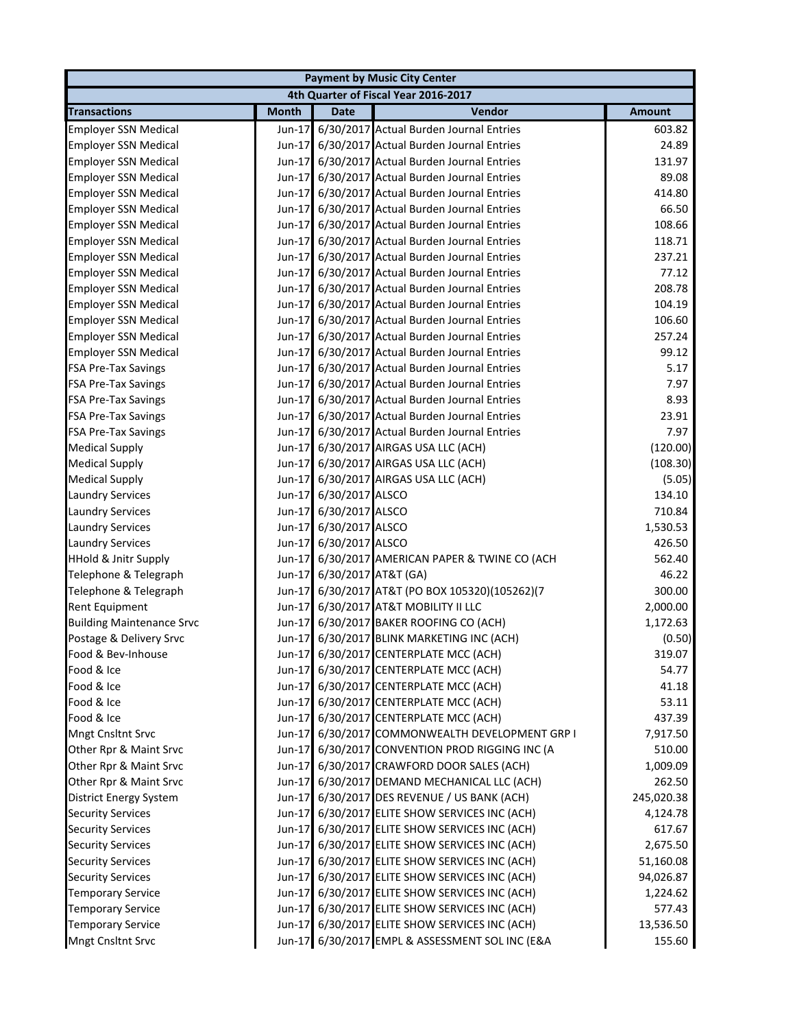| Payment by Music City Center | | | | |
|---|---|---|---|---|
| 4th Quarter of Fiscal Year 2016-2017 | | | | |
| **Transactions** | **Month** | **Date** | **Vendor** | **Amount** |
| Employer SSN Medical | Jun-17 | 6/30/2017 | Actual Burden Journal Entries | 603.82 |
| Employer SSN Medical | Jun-17 | 6/30/2017 | Actual Burden Journal Entries | 24.89 |
| Employer SSN Medical | Jun-17 | 6/30/2017 | Actual Burden Journal Entries | 131.97 |
| Employer SSN Medical | Jun-17 | 6/30/2017 | Actual Burden Journal Entries | 89.08 |
| Employer SSN Medical | Jun-17 | 6/30/2017 | Actual Burden Journal Entries | 414.80 |
| Employer SSN Medical | Jun-17 | 6/30/2017 | Actual Burden Journal Entries | 66.50 |
| Employer SSN Medical | Jun-17 | 6/30/2017 | Actual Burden Journal Entries | 108.66 |
| Employer SSN Medical | Jun-17 | 6/30/2017 | Actual Burden Journal Entries | 118.71 |
| Employer SSN Medical | Jun-17 | 6/30/2017 | Actual Burden Journal Entries | 237.21 |
| Employer SSN Medical | Jun-17 | 6/30/2017 | Actual Burden Journal Entries | 77.12 |
| Employer SSN Medical | Jun-17 | 6/30/2017 | Actual Burden Journal Entries | 208.78 |
| Employer SSN Medical | Jun-17 | 6/30/2017 | Actual Burden Journal Entries | 104.19 |
| Employer SSN Medical | Jun-17 | 6/30/2017 | Actual Burden Journal Entries | 106.60 |
| Employer SSN Medical | Jun-17 | 6/30/2017 | Actual Burden Journal Entries | 257.24 |
| Employer SSN Medical | Jun-17 | 6/30/2017 | Actual Burden Journal Entries | 99.12 |
| FSA Pre-Tax Savings | Jun-17 | 6/30/2017 | Actual Burden Journal Entries | 5.17 |
| FSA Pre-Tax Savings | Jun-17 | 6/30/2017 | Actual Burden Journal Entries | 7.97 |
| FSA Pre-Tax Savings | Jun-17 | 6/30/2017 | Actual Burden Journal Entries | 8.93 |
| FSA Pre-Tax Savings | Jun-17 | 6/30/2017 | Actual Burden Journal Entries | 23.91 |
| FSA Pre-Tax Savings | Jun-17 | 6/30/2017 | Actual Burden Journal Entries | 7.97 |
| Medical Supply | Jun-17 | 6/30/2017 | AIRGAS USA LLC (ACH) | (120.00) |
| Medical Supply | Jun-17 | 6/30/2017 | AIRGAS USA LLC (ACH) | (108.30) |
| Medical Supply | Jun-17 | 6/30/2017 | AIRGAS USA LLC (ACH) | (5.05) |
| Laundry Services | Jun-17 | 6/30/2017 | ALSCO | 134.10 |
| Laundry Services | Jun-17 | 6/30/2017 | ALSCO | 710.84 |
| Laundry Services | Jun-17 | 6/30/2017 | ALSCO | 1,530.53 |
| Laundry Services | Jun-17 | 6/30/2017 | ALSCO | 426.50 |
| HHold & Jnitr Supply | Jun-17 | 6/30/2017 | AMERICAN PAPER & TWINE CO (ACH | 562.40 |
| Telephone & Telegraph | Jun-17 | 6/30/2017 | AT&T (GA) | 46.22 |
| Telephone & Telegraph | Jun-17 | 6/30/2017 | AT&T (PO BOX 105320)(105262)(7 | 300.00 |
| Rent Equipment | Jun-17 | 6/30/2017 | AT&T MOBILITY II LLC | 2,000.00 |
| Building Maintenance Srvc | Jun-17 | 6/30/2017 | BAKER ROOFING CO (ACH) | 1,172.63 |
| Postage & Delivery Srvc | Jun-17 | 6/30/2017 | BLINK MARKETING INC (ACH) | (0.50) |
| Food & Bev-Inhouse | Jun-17 | 6/30/2017 | CENTERPLATE MCC (ACH) | 319.07 |
| Food & Ice | Jun-17 | 6/30/2017 | CENTERPLATE MCC (ACH) | 54.77 |
| Food & Ice | Jun-17 | 6/30/2017 | CENTERPLATE MCC (ACH) | 41.18 |
| Food & Ice | Jun-17 | 6/30/2017 | CENTERPLATE MCC (ACH) | 53.11 |
| Food & Ice | Jun-17 | 6/30/2017 | CENTERPLATE MCC (ACH) | 437.39 |
| Mngt Cnsltnt Srvc | Jun-17 | 6/30/2017 | COMMONWEALTH DEVELOPMENT GRP I | 7,917.50 |
| Other Rpr & Maint Srvc | Jun-17 | 6/30/2017 | CONVENTION PROD RIGGING INC (A | 510.00 |
| Other Rpr & Maint Srvc | Jun-17 | 6/30/2017 | CRAWFORD DOOR SALES (ACH) | 1,009.09 |
| Other Rpr & Maint Srvc | Jun-17 | 6/30/2017 | DEMAND MECHANICAL LLC (ACH) | 262.50 |
| District Energy System | Jun-17 | 6/30/2017 | DES REVENUE / US BANK (ACH) | 245,020.38 |
| Security Services | Jun-17 | 6/30/2017 | ELITE SHOW SERVICES INC (ACH) | 4,124.78 |
| Security Services | Jun-17 | 6/30/2017 | ELITE SHOW SERVICES INC (ACH) | 617.67 |
| Security Services | Jun-17 | 6/30/2017 | ELITE SHOW SERVICES INC (ACH) | 2,675.50 |
| Security Services | Jun-17 | 6/30/2017 | ELITE SHOW SERVICES INC (ACH) | 51,160.08 |
| Security Services | Jun-17 | 6/30/2017 | ELITE SHOW SERVICES INC (ACH) | 94,026.87 |
| Temporary Service | Jun-17 | 6/30/2017 | ELITE SHOW SERVICES INC (ACH) | 1,224.62 |
| Temporary Service | Jun-17 | 6/30/2017 | ELITE SHOW SERVICES INC (ACH) | 577.43 |
| Temporary Service | Jun-17 | 6/30/2017 | ELITE SHOW SERVICES INC (ACH) | 13,536.50 |
| Mngt Cnsltnt Srvc | Jun-17 | 6/30/2017 | EMPL & ASSESSMENT SOL INC (E&A | 155.60 |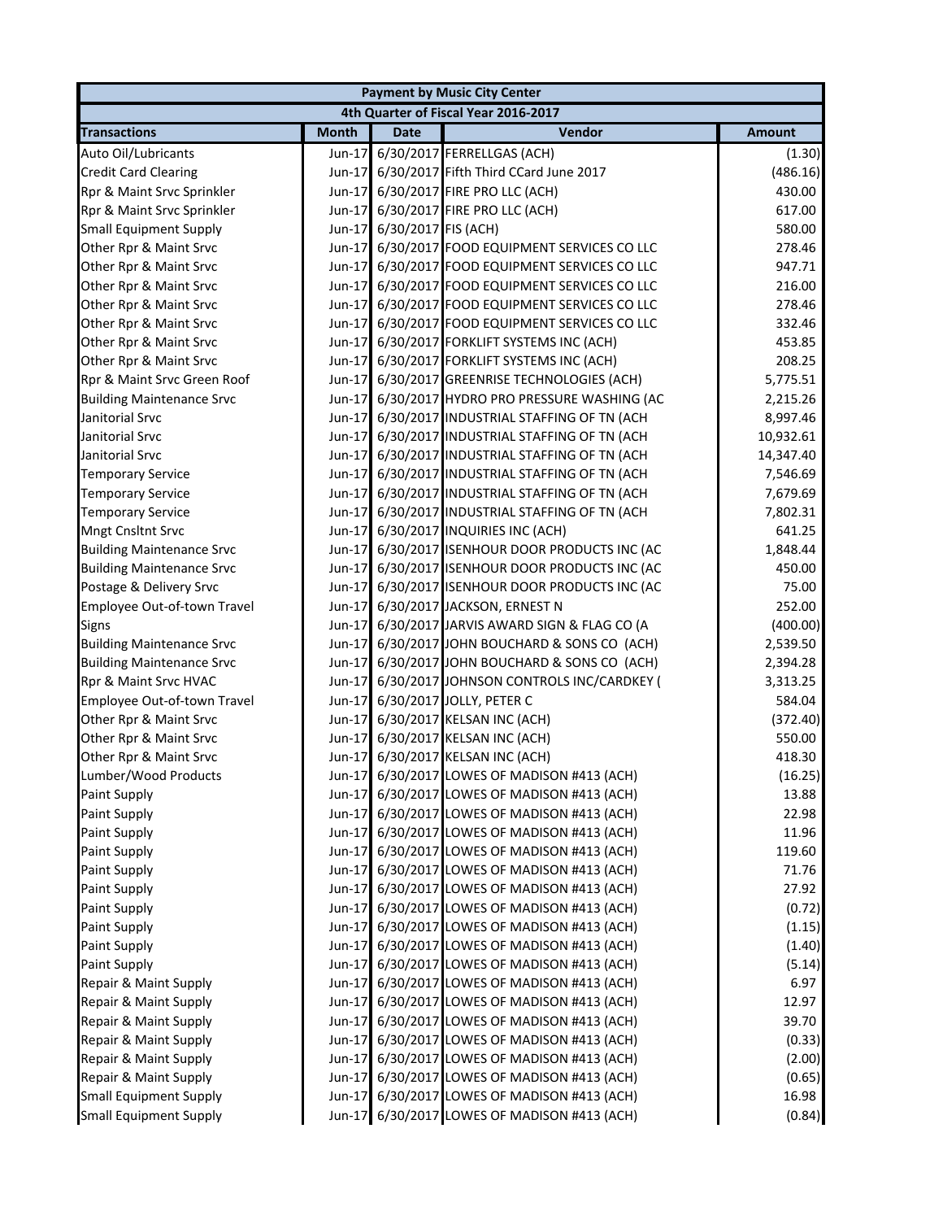| Payment by Music City Center | | | | |
|---|---|---|---|---|
| 4th Quarter of Fiscal Year 2016-2017 | | | | |
| **Transactions** | **Month** | **Date** | **Vendor** | **Amount** |
| Auto Oil/Lubricants | Jun-17 | 6/30/2017 | FERRELLGAS (ACH) | (1.30) |
| Credit Card Clearing | Jun-17 | 6/30/2017 | Fifth Third CCard June 2017 | (486.16) |
| Rpr & Maint Srvc Sprinkler | Jun-17 | 6/30/2017 | FIRE PRO LLC (ACH) | 430.00 |
| Rpr & Maint Srvc Sprinkler | Jun-17 | 6/30/2017 | FIRE PRO LLC (ACH) | 617.00 |
| Small Equipment Supply | Jun-17 | 6/30/2017 | FIS (ACH) | 580.00 |
| Other Rpr & Maint Srvc | Jun-17 | 6/30/2017 | FOOD EQUIPMENT SERVICES CO LLC | 278.46 |
| Other Rpr & Maint Srvc | Jun-17 | 6/30/2017 | FOOD EQUIPMENT SERVICES CO LLC | 947.71 |
| Other Rpr & Maint Srvc | Jun-17 | 6/30/2017 | FOOD EQUIPMENT SERVICES CO LLC | 216.00 |
| Other Rpr & Maint Srvc | Jun-17 | 6/30/2017 | FOOD EQUIPMENT SERVICES CO LLC | 278.46 |
| Other Rpr & Maint Srvc | Jun-17 | 6/30/2017 | FOOD EQUIPMENT SERVICES CO LLC | 332.46 |
| Other Rpr & Maint Srvc | Jun-17 | 6/30/2017 | FORKLIFT SYSTEMS INC (ACH) | 453.85 |
| Other Rpr & Maint Srvc | Jun-17 | 6/30/2017 | FORKLIFT SYSTEMS INC (ACH) | 208.25 |
| Rpr & Maint Srvc Green Roof | Jun-17 | 6/30/2017 | GREENRISE TECHNOLOGIES (ACH) | 5,775.51 |
| Building Maintenance Srvc | Jun-17 | 6/30/2017 | HYDRO PRO PRESSURE WASHING (AC | 2,215.26 |
| Janitorial Srvc | Jun-17 | 6/30/2017 | INDUSTRIAL STAFFING OF TN (ACH | 8,997.46 |
| Janitorial Srvc | Jun-17 | 6/30/2017 | INDUSTRIAL STAFFING OF TN (ACH | 10,932.61 |
| Janitorial Srvc | Jun-17 | 6/30/2017 | INDUSTRIAL STAFFING OF TN (ACH | 14,347.40 |
| Temporary Service | Jun-17 | 6/30/2017 | INDUSTRIAL STAFFING OF TN (ACH | 7,546.69 |
| Temporary Service | Jun-17 | 6/30/2017 | INDUSTRIAL STAFFING OF TN (ACH | 7,679.69 |
| Temporary Service | Jun-17 | 6/30/2017 | INDUSTRIAL STAFFING OF TN (ACH | 7,802.31 |
| Mngt Cnsltnt Srvc | Jun-17 | 6/30/2017 | INQUIRIES INC (ACH) | 641.25 |
| Building Maintenance Srvc | Jun-17 | 6/30/2017 | ISENHOUR DOOR PRODUCTS INC (AC | 1,848.44 |
| Building Maintenance Srvc | Jun-17 | 6/30/2017 | ISENHOUR DOOR PRODUCTS INC (AC | 450.00 |
| Postage & Delivery Srvc | Jun-17 | 6/30/2017 | ISENHOUR DOOR PRODUCTS INC (AC | 75.00 |
| Employee Out-of-town Travel | Jun-17 | 6/30/2017 | JACKSON, ERNEST N | 252.00 |
| Signs | Jun-17 | 6/30/2017 | JARVIS AWARD SIGN & FLAG CO (A | (400.00) |
| Building Maintenance Srvc | Jun-17 | 6/30/2017 | JOHN BOUCHARD & SONS CO (ACH) | 2,539.50 |
| Building Maintenance Srvc | Jun-17 | 6/30/2017 | JOHN BOUCHARD & SONS CO (ACH) | 2,394.28 |
| Rpr & Maint Srvc HVAC | Jun-17 | 6/30/2017 | JOHNSON CONTROLS INC/CARDKEY ( | 3,313.25 |
| Employee Out-of-town Travel | Jun-17 | 6/30/2017 | JOLLY, PETER C | 584.04 |
| Other Rpr & Maint Srvc | Jun-17 | 6/30/2017 | KELSAN INC (ACH) | (372.40) |
| Other Rpr & Maint Srvc | Jun-17 | 6/30/2017 | KELSAN INC (ACH) | 550.00 |
| Other Rpr & Maint Srvc | Jun-17 | 6/30/2017 | KELSAN INC (ACH) | 418.30 |
| Lumber/Wood Products | Jun-17 | 6/30/2017 | LOWES OF MADISON #413 (ACH) | (16.25) |
| Paint Supply | Jun-17 | 6/30/2017 | LOWES OF MADISON #413 (ACH) | 13.88 |
| Paint Supply | Jun-17 | 6/30/2017 | LOWES OF MADISON #413 (ACH) | 22.98 |
| Paint Supply | Jun-17 | 6/30/2017 | LOWES OF MADISON #413 (ACH) | 11.96 |
| Paint Supply | Jun-17 | 6/30/2017 | LOWES OF MADISON #413 (ACH) | 119.60 |
| Paint Supply | Jun-17 | 6/30/2017 | LOWES OF MADISON #413 (ACH) | 71.76 |
| Paint Supply | Jun-17 | 6/30/2017 | LOWES OF MADISON #413 (ACH) | 27.92 |
| Paint Supply | Jun-17 | 6/30/2017 | LOWES OF MADISON #413 (ACH) | (0.72) |
| Paint Supply | Jun-17 | 6/30/2017 | LOWES OF MADISON #413 (ACH) | (1.15) |
| Paint Supply | Jun-17 | 6/30/2017 | LOWES OF MADISON #413 (ACH) | (1.40) |
| Paint Supply | Jun-17 | 6/30/2017 | LOWES OF MADISON #413 (ACH) | (5.14) |
| Repair & Maint Supply | Jun-17 | 6/30/2017 | LOWES OF MADISON #413 (ACH) | 6.97 |
| Repair & Maint Supply | Jun-17 | 6/30/2017 | LOWES OF MADISON #413 (ACH) | 12.97 |
| Repair & Maint Supply | Jun-17 | 6/30/2017 | LOWES OF MADISON #413 (ACH) | 39.70 |
| Repair & Maint Supply | Jun-17 | 6/30/2017 | LOWES OF MADISON #413 (ACH) | (0.33) |
| Repair & Maint Supply | Jun-17 | 6/30/2017 | LOWES OF MADISON #413 (ACH) | (2.00) |
| Repair & Maint Supply | Jun-17 | 6/30/2017 | LOWES OF MADISON #413 (ACH) | (0.65) |
| Small Equipment Supply | Jun-17 | 6/30/2017 | LOWES OF MADISON #413 (ACH) | 16.98 |
| Small Equipment Supply | Jun-17 | 6/30/2017 | LOWES OF MADISON #413 (ACH) | (0.84) |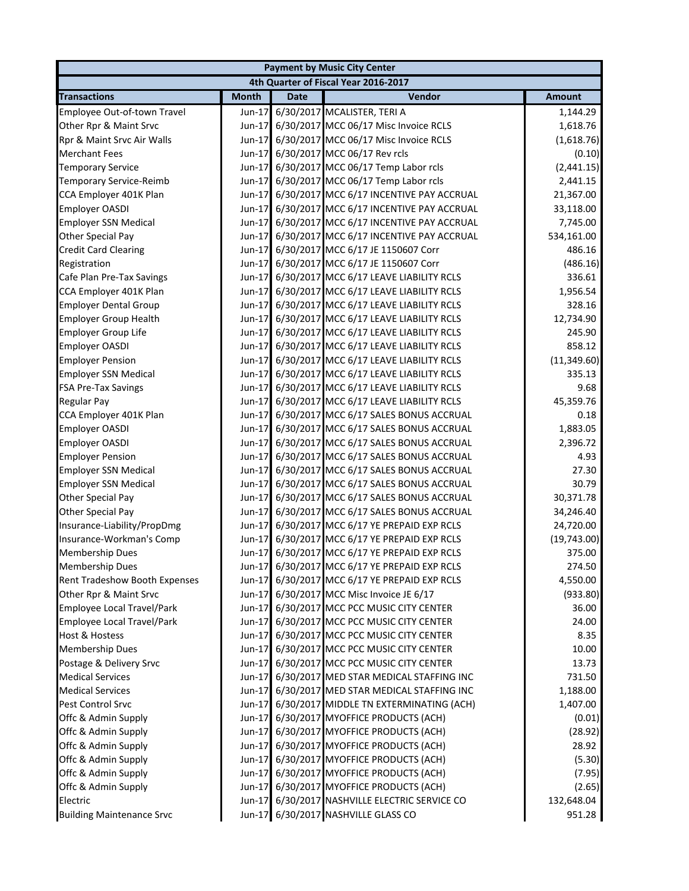| Payment by Music City Center | | | | |
|---|---|---|---|---|
| 4th Quarter of Fiscal Year 2016-2017 | | | | |
| **Transactions** | **Month** | **Date** | **Vendor** | **Amount** |
| Employee Out-of-town Travel | Jun-17 | 6/30/2017 | MCALISTER, TERI A | 1,144.29 |
| Other Rpr & Maint Srvc | Jun-17 | 6/30/2017 | MCC 06/17 Misc Invoice RCLS | 1,618.76 |
| Rpr & Maint Srvc Air Walls | Jun-17 | 6/30/2017 | MCC 06/17 Misc Invoice RCLS | (1,618.76) |
| Merchant Fees | Jun-17 | 6/30/2017 | MCC 06/17 Rev rcls | (0.10) |
| Temporary Service | Jun-17 | 6/30/2017 | MCC 06/17 Temp Labor rcls | (2,441.15) |
| Temporary Service-Reimb | Jun-17 | 6/30/2017 | MCC 06/17 Temp Labor rcls | 2,441.15 |
| CCA Employer 401K Plan | Jun-17 | 6/30/2017 | MCC 6/17 INCENTIVE PAY ACCRUAL | 21,367.00 |
| Employer OASDI | Jun-17 | 6/30/2017 | MCC 6/17 INCENTIVE PAY ACCRUAL | 33,118.00 |
| Employer SSN Medical | Jun-17 | 6/30/2017 | MCC 6/17 INCENTIVE PAY ACCRUAL | 7,745.00 |
| Other Special Pay | Jun-17 | 6/30/2017 | MCC 6/17 INCENTIVE PAY ACCRUAL | 534,161.00 |
| Credit Card Clearing | Jun-17 | 6/30/2017 | MCC 6/17 JE 1150607 Corr | 486.16 |
| Registration | Jun-17 | 6/30/2017 | MCC 6/17 JE 1150607 Corr | (486.16) |
| Cafe Plan Pre-Tax Savings | Jun-17 | 6/30/2017 | MCC 6/17 LEAVE LIABILITY RCLS | 336.61 |
| CCA Employer 401K Plan | Jun-17 | 6/30/2017 | MCC 6/17 LEAVE LIABILITY RCLS | 1,956.54 |
| Employer Dental Group | Jun-17 | 6/30/2017 | MCC 6/17 LEAVE LIABILITY RCLS | 328.16 |
| Employer Group Health | Jun-17 | 6/30/2017 | MCC 6/17 LEAVE LIABILITY RCLS | 12,734.90 |
| Employer Group Life | Jun-17 | 6/30/2017 | MCC 6/17 LEAVE LIABILITY RCLS | 245.90 |
| Employer OASDI | Jun-17 | 6/30/2017 | MCC 6/17 LEAVE LIABILITY RCLS | 858.12 |
| Employer Pension | Jun-17 | 6/30/2017 | MCC 6/17 LEAVE LIABILITY RCLS | (11,349.60) |
| Employer SSN Medical | Jun-17 | 6/30/2017 | MCC 6/17 LEAVE LIABILITY RCLS | 335.13 |
| FSA Pre-Tax Savings | Jun-17 | 6/30/2017 | MCC 6/17 LEAVE LIABILITY RCLS | 9.68 |
| Regular Pay | Jun-17 | 6/30/2017 | MCC 6/17 LEAVE LIABILITY RCLS | 45,359.76 |
| CCA Employer 401K Plan | Jun-17 | 6/30/2017 | MCC 6/17 SALES BONUS ACCRUAL | 0.18 |
| Employer OASDI | Jun-17 | 6/30/2017 | MCC 6/17 SALES BONUS ACCRUAL | 1,883.05 |
| Employer OASDI | Jun-17 | 6/30/2017 | MCC 6/17 SALES BONUS ACCRUAL | 2,396.72 |
| Employer Pension | Jun-17 | 6/30/2017 | MCC 6/17 SALES BONUS ACCRUAL | 4.93 |
| Employer SSN Medical | Jun-17 | 6/30/2017 | MCC 6/17 SALES BONUS ACCRUAL | 27.30 |
| Employer SSN Medical | Jun-17 | 6/30/2017 | MCC 6/17 SALES BONUS ACCRUAL | 30.79 |
| Other Special Pay | Jun-17 | 6/30/2017 | MCC 6/17 SALES BONUS ACCRUAL | 30,371.78 |
| Other Special Pay | Jun-17 | 6/30/2017 | MCC 6/17 SALES BONUS ACCRUAL | 34,246.40 |
| Insurance-Liability/PropDmg | Jun-17 | 6/30/2017 | MCC 6/17 YE PREPAID EXP RCLS | 24,720.00 |
| Insurance-Workman's Comp | Jun-17 | 6/30/2017 | MCC 6/17 YE PREPAID EXP RCLS | (19,743.00) |
| Membership Dues | Jun-17 | 6/30/2017 | MCC 6/17 YE PREPAID EXP RCLS | 375.00 |
| Membership Dues | Jun-17 | 6/30/2017 | MCC 6/17 YE PREPAID EXP RCLS | 274.50 |
| Rent Tradeshow Booth Expenses | Jun-17 | 6/30/2017 | MCC 6/17 YE PREPAID EXP RCLS | 4,550.00 |
| Other Rpr & Maint Srvc | Jun-17 | 6/30/2017 | MCC Misc Invoice JE 6/17 | (933.80) |
| Employee Local Travel/Park | Jun-17 | 6/30/2017 | MCC PCC MUSIC CITY CENTER | 36.00 |
| Employee Local Travel/Park | Jun-17 | 6/30/2017 | MCC PCC MUSIC CITY CENTER | 24.00 |
| Host & Hostess | Jun-17 | 6/30/2017 | MCC PCC MUSIC CITY CENTER | 8.35 |
| Membership Dues | Jun-17 | 6/30/2017 | MCC PCC MUSIC CITY CENTER | 10.00 |
| Postage & Delivery Srvc | Jun-17 | 6/30/2017 | MCC PCC MUSIC CITY CENTER | 13.73 |
| Medical Services | Jun-17 | 6/30/2017 | MED STAR MEDICAL STAFFING INC | 731.50 |
| Medical Services | Jun-17 | 6/30/2017 | MED STAR MEDICAL STAFFING INC | 1,188.00 |
| Pest Control Srvc | Jun-17 | 6/30/2017 | MIDDLE TN EXTERMINATING (ACH) | 1,407.00 |
| Offc & Admin Supply | Jun-17 | 6/30/2017 | MYOFFICE PRODUCTS (ACH) | (0.01) |
| Offc & Admin Supply | Jun-17 | 6/30/2017 | MYOFFICE PRODUCTS (ACH) | (28.92) |
| Offc & Admin Supply | Jun-17 | 6/30/2017 | MYOFFICE PRODUCTS (ACH) | 28.92 |
| Offc & Admin Supply | Jun-17 | 6/30/2017 | MYOFFICE PRODUCTS (ACH) | (5.30) |
| Offc & Admin Supply | Jun-17 | 6/30/2017 | MYOFFICE PRODUCTS (ACH) | (7.95) |
| Offc & Admin Supply | Jun-17 | 6/30/2017 | MYOFFICE PRODUCTS (ACH) | (2.65) |
| Electric | Jun-17 | 6/30/2017 | NASHVILLE ELECTRIC SERVICE CO | 132,648.04 |
| Building Maintenance Srvc | Jun-17 | 6/30/2017 | NASHVILLE GLASS CO | 951.28 |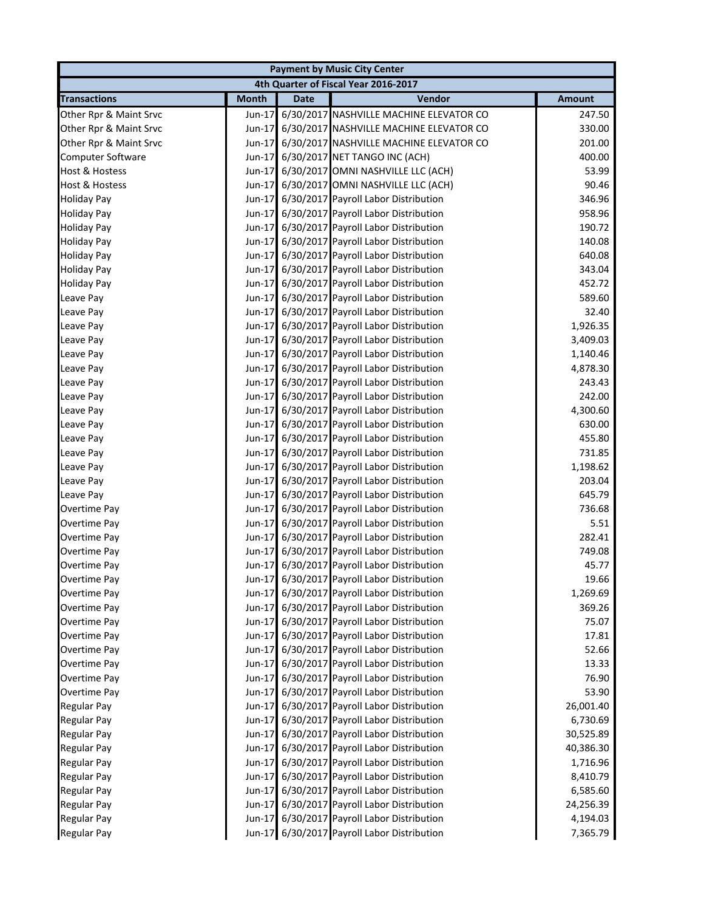| Payment by Music City Center | | | | |
|---|---|---|---|---|
| 4th Quarter of Fiscal Year 2016-2017 | | | | |
| **Transactions** | **Month** | **Date** | **Vendor** | **Amount** |
| Other Rpr & Maint Srvc | Jun-17 | 6/30/2017 | NASHVILLE MACHINE ELEVATOR CO | 247.50 |
| Other Rpr & Maint Srvc | Jun-17 | 6/30/2017 | NASHVILLE MACHINE ELEVATOR CO | 330.00 |
| Other Rpr & Maint Srvc | Jun-17 | 6/30/2017 | NASHVILLE MACHINE ELEVATOR CO | 201.00 |
| Computer Software | Jun-17 | 6/30/2017 | NET TANGO INC (ACH) | 400.00 |
| Host & Hostess | Jun-17 | 6/30/2017 | OMNI NASHVILLE LLC (ACH) | 53.99 |
| Host & Hostess | Jun-17 | 6/30/2017 | OMNI NASHVILLE LLC (ACH) | 90.46 |
| Holiday Pay | Jun-17 | 6/30/2017 | Payroll Labor Distribution | 346.96 |
| Holiday Pay | Jun-17 | 6/30/2017 | Payroll Labor Distribution | 958.96 |
| Holiday Pay | Jun-17 | 6/30/2017 | Payroll Labor Distribution | 190.72 |
| Holiday Pay | Jun-17 | 6/30/2017 | Payroll Labor Distribution | 140.08 |
| Holiday Pay | Jun-17 | 6/30/2017 | Payroll Labor Distribution | 640.08 |
| Holiday Pay | Jun-17 | 6/30/2017 | Payroll Labor Distribution | 343.04 |
| Holiday Pay | Jun-17 | 6/30/2017 | Payroll Labor Distribution | 452.72 |
| Leave Pay | Jun-17 | 6/30/2017 | Payroll Labor Distribution | 589.60 |
| Leave Pay | Jun-17 | 6/30/2017 | Payroll Labor Distribution | 32.40 |
| Leave Pay | Jun-17 | 6/30/2017 | Payroll Labor Distribution | 1,926.35 |
| Leave Pay | Jun-17 | 6/30/2017 | Payroll Labor Distribution | 3,409.03 |
| Leave Pay | Jun-17 | 6/30/2017 | Payroll Labor Distribution | 1,140.46 |
| Leave Pay | Jun-17 | 6/30/2017 | Payroll Labor Distribution | 4,878.30 |
| Leave Pay | Jun-17 | 6/30/2017 | Payroll Labor Distribution | 243.43 |
| Leave Pay | Jun-17 | 6/30/2017 | Payroll Labor Distribution | 242.00 |
| Leave Pay | Jun-17 | 6/30/2017 | Payroll Labor Distribution | 4,300.60 |
| Leave Pay | Jun-17 | 6/30/2017 | Payroll Labor Distribution | 630.00 |
| Leave Pay | Jun-17 | 6/30/2017 | Payroll Labor Distribution | 455.80 |
| Leave Pay | Jun-17 | 6/30/2017 | Payroll Labor Distribution | 731.85 |
| Leave Pay | Jun-17 | 6/30/2017 | Payroll Labor Distribution | 1,198.62 |
| Leave Pay | Jun-17 | 6/30/2017 | Payroll Labor Distribution | 203.04 |
| Leave Pay | Jun-17 | 6/30/2017 | Payroll Labor Distribution | 645.79 |
| Overtime Pay | Jun-17 | 6/30/2017 | Payroll Labor Distribution | 736.68 |
| Overtime Pay | Jun-17 | 6/30/2017 | Payroll Labor Distribution | 5.51 |
| Overtime Pay | Jun-17 | 6/30/2017 | Payroll Labor Distribution | 282.41 |
| Overtime Pay | Jun-17 | 6/30/2017 | Payroll Labor Distribution | 749.08 |
| Overtime Pay | Jun-17 | 6/30/2017 | Payroll Labor Distribution | 45.77 |
| Overtime Pay | Jun-17 | 6/30/2017 | Payroll Labor Distribution | 19.66 |
| Overtime Pay | Jun-17 | 6/30/2017 | Payroll Labor Distribution | 1,269.69 |
| Overtime Pay | Jun-17 | 6/30/2017 | Payroll Labor Distribution | 369.26 |
| Overtime Pay | Jun-17 | 6/30/2017 | Payroll Labor Distribution | 75.07 |
| Overtime Pay | Jun-17 | 6/30/2017 | Payroll Labor Distribution | 17.81 |
| Overtime Pay | Jun-17 | 6/30/2017 | Payroll Labor Distribution | 52.66 |
| Overtime Pay | Jun-17 | 6/30/2017 | Payroll Labor Distribution | 13.33 |
| Overtime Pay | Jun-17 | 6/30/2017 | Payroll Labor Distribution | 76.90 |
| Overtime Pay | Jun-17 | 6/30/2017 | Payroll Labor Distribution | 53.90 |
| Regular Pay | Jun-17 | 6/30/2017 | Payroll Labor Distribution | 26,001.40 |
| Regular Pay | Jun-17 | 6/30/2017 | Payroll Labor Distribution | 6,730.69 |
| Regular Pay | Jun-17 | 6/30/2017 | Payroll Labor Distribution | 30,525.89 |
| Regular Pay | Jun-17 | 6/30/2017 | Payroll Labor Distribution | 40,386.30 |
| Regular Pay | Jun-17 | 6/30/2017 | Payroll Labor Distribution | 1,716.96 |
| Regular Pay | Jun-17 | 6/30/2017 | Payroll Labor Distribution | 8,410.79 |
| Regular Pay | Jun-17 | 6/30/2017 | Payroll Labor Distribution | 6,585.60 |
| Regular Pay | Jun-17 | 6/30/2017 | Payroll Labor Distribution | 24,256.39 |
| Regular Pay | Jun-17 | 6/30/2017 | Payroll Labor Distribution | 4,194.03 |
| Regular Pay | Jun-17 | 6/30/2017 | Payroll Labor Distribution | 7,365.79 |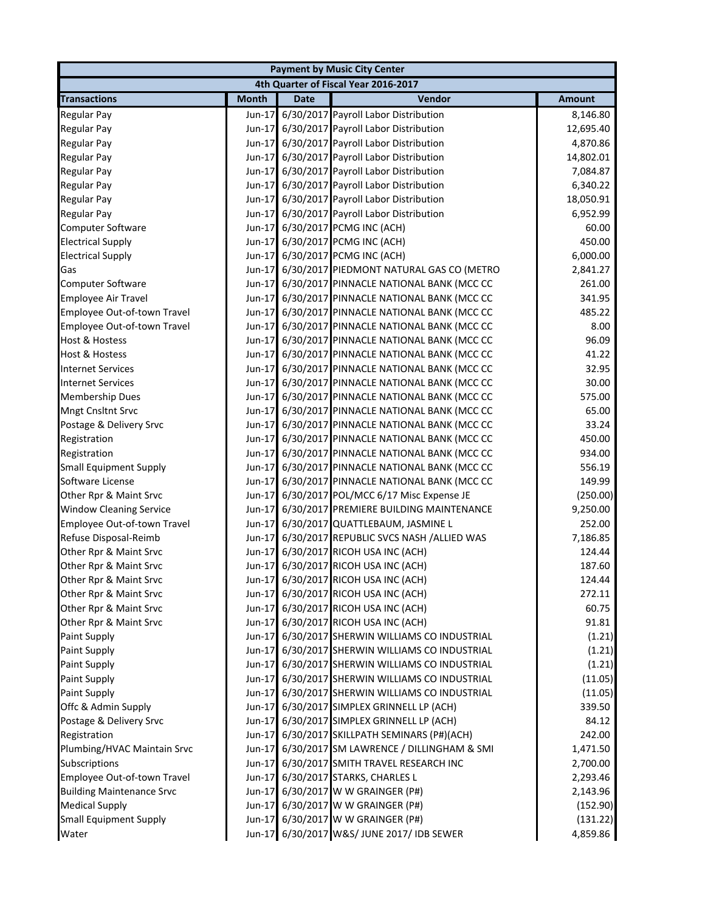| Payment by Music City Center | | | | |
|---|---|---|---|---|
| 4th Quarter of Fiscal Year 2016-2017 | | | | |
| **Transactions** | **Month** | **Date** | **Vendor** | **Amount** |
| Regular Pay | Jun-17 | 6/30/2017 | Payroll Labor Distribution | 8,146.80 |
| Regular Pay | Jun-17 | 6/30/2017 | Payroll Labor Distribution | 12,695.40 |
| Regular Pay | Jun-17 | 6/30/2017 | Payroll Labor Distribution | 4,870.86 |
| Regular Pay | Jun-17 | 6/30/2017 | Payroll Labor Distribution | 14,802.01 |
| Regular Pay | Jun-17 | 6/30/2017 | Payroll Labor Distribution | 7,084.87 |
| Regular Pay | Jun-17 | 6/30/2017 | Payroll Labor Distribution | 6,340.22 |
| Regular Pay | Jun-17 | 6/30/2017 | Payroll Labor Distribution | 18,050.91 |
| Regular Pay | Jun-17 | 6/30/2017 | Payroll Labor Distribution | 6,952.99 |
| Computer Software | Jun-17 | 6/30/2017 | PCMG INC (ACH) | 60.00 |
| Electrical Supply | Jun-17 | 6/30/2017 | PCMG INC (ACH) | 450.00 |
| Electrical Supply | Jun-17 | 6/30/2017 | PCMG INC (ACH) | 6,000.00 |
| Gas | Jun-17 | 6/30/2017 | PIEDMONT NATURAL GAS CO (METRO | 2,841.27 |
| Computer Software | Jun-17 | 6/30/2017 | PINNACLE NATIONAL BANK (MCC CC | 261.00 |
| Employee Air Travel | Jun-17 | 6/30/2017 | PINNACLE NATIONAL BANK (MCC CC | 341.95 |
| Employee Out-of-town Travel | Jun-17 | 6/30/2017 | PINNACLE NATIONAL BANK (MCC CC | 485.22 |
| Employee Out-of-town Travel | Jun-17 | 6/30/2017 | PINNACLE NATIONAL BANK (MCC CC | 8.00 |
| Host & Hostess | Jun-17 | 6/30/2017 | PINNACLE NATIONAL BANK (MCC CC | 96.09 |
| Host & Hostess | Jun-17 | 6/30/2017 | PINNACLE NATIONAL BANK (MCC CC | 41.22 |
| Internet Services | Jun-17 | 6/30/2017 | PINNACLE NATIONAL BANK (MCC CC | 32.95 |
| Internet Services | Jun-17 | 6/30/2017 | PINNACLE NATIONAL BANK (MCC CC | 30.00 |
| Membership Dues | Jun-17 | 6/30/2017 | PINNACLE NATIONAL BANK (MCC CC | 575.00 |
| Mngt Cnsltnt Srvc | Jun-17 | 6/30/2017 | PINNACLE NATIONAL BANK (MCC CC | 65.00 |
| Postage & Delivery Srvc | Jun-17 | 6/30/2017 | PINNACLE NATIONAL BANK (MCC CC | 33.24 |
| Registration | Jun-17 | 6/30/2017 | PINNACLE NATIONAL BANK (MCC CC | 450.00 |
| Registration | Jun-17 | 6/30/2017 | PINNACLE NATIONAL BANK (MCC CC | 934.00 |
| Small Equipment Supply | Jun-17 | 6/30/2017 | PINNACLE NATIONAL BANK (MCC CC | 556.19 |
| Software License | Jun-17 | 6/30/2017 | PINNACLE NATIONAL BANK (MCC CC | 149.99 |
| Other Rpr & Maint Srvc | Jun-17 | 6/30/2017 | POL/MCC 6/17 Misc Expense JE | (250.00) |
| Window Cleaning Service | Jun-17 | 6/30/2017 | PREMIERE BUILDING MAINTENANCE | 9,250.00 |
| Employee Out-of-town Travel | Jun-17 | 6/30/2017 | QUATTLEBAUM, JASMINE L | 252.00 |
| Refuse Disposal-Reimb | Jun-17 | 6/30/2017 | REPUBLIC SVCS NASH /ALLIED WAS | 7,186.85 |
| Other Rpr & Maint Srvc | Jun-17 | 6/30/2017 | RICOH USA INC (ACH) | 124.44 |
| Other Rpr & Maint Srvc | Jun-17 | 6/30/2017 | RICOH USA INC (ACH) | 187.60 |
| Other Rpr & Maint Srvc | Jun-17 | 6/30/2017 | RICOH USA INC (ACH) | 124.44 |
| Other Rpr & Maint Srvc | Jun-17 | 6/30/2017 | RICOH USA INC (ACH) | 272.11 |
| Other Rpr & Maint Srvc | Jun-17 | 6/30/2017 | RICOH USA INC (ACH) | 60.75 |
| Other Rpr & Maint Srvc | Jun-17 | 6/30/2017 | RICOH USA INC (ACH) | 91.81 |
| Paint Supply | Jun-17 | 6/30/2017 | SHERWIN WILLIAMS CO INDUSTRIAL | (1.21) |
| Paint Supply | Jun-17 | 6/30/2017 | SHERWIN WILLIAMS CO INDUSTRIAL | (1.21) |
| Paint Supply | Jun-17 | 6/30/2017 | SHERWIN WILLIAMS CO INDUSTRIAL | (1.21) |
| Paint Supply | Jun-17 | 6/30/2017 | SHERWIN WILLIAMS CO INDUSTRIAL | (11.05) |
| Paint Supply | Jun-17 | 6/30/2017 | SHERWIN WILLIAMS CO INDUSTRIAL | (11.05) |
| Offc & Admin Supply | Jun-17 | 6/30/2017 | SIMPLEX GRINNELL LP (ACH) | 339.50 |
| Postage & Delivery Srvc | Jun-17 | 6/30/2017 | SIMPLEX GRINNELL LP (ACH) | 84.12 |
| Registration | Jun-17 | 6/30/2017 | SKILLPATH SEMINARS (P#)(ACH) | 242.00 |
| Plumbing/HVAC Maintain Srvc | Jun-17 | 6/30/2017 | SM LAWRENCE / DILLINGHAM & SMI | 1,471.50 |
| Subscriptions | Jun-17 | 6/30/2017 | SMITH TRAVEL RESEARCH INC | 2,700.00 |
| Employee Out-of-town Travel | Jun-17 | 6/30/2017 | STARKS, CHARLES L | 2,293.46 |
| Building Maintenance Srvc | Jun-17 | 6/30/2017 | W W GRAINGER (P#) | 2,143.96 |
| Medical Supply | Jun-17 | 6/30/2017 | W W GRAINGER (P#) | (152.90) |
| Small Equipment Supply | Jun-17 | 6/30/2017 | W W GRAINGER (P#) | (131.22) |
| Water | Jun-17 | 6/30/2017 | W&S/ JUNE 2017/ IDB SEWER | 4,859.86 |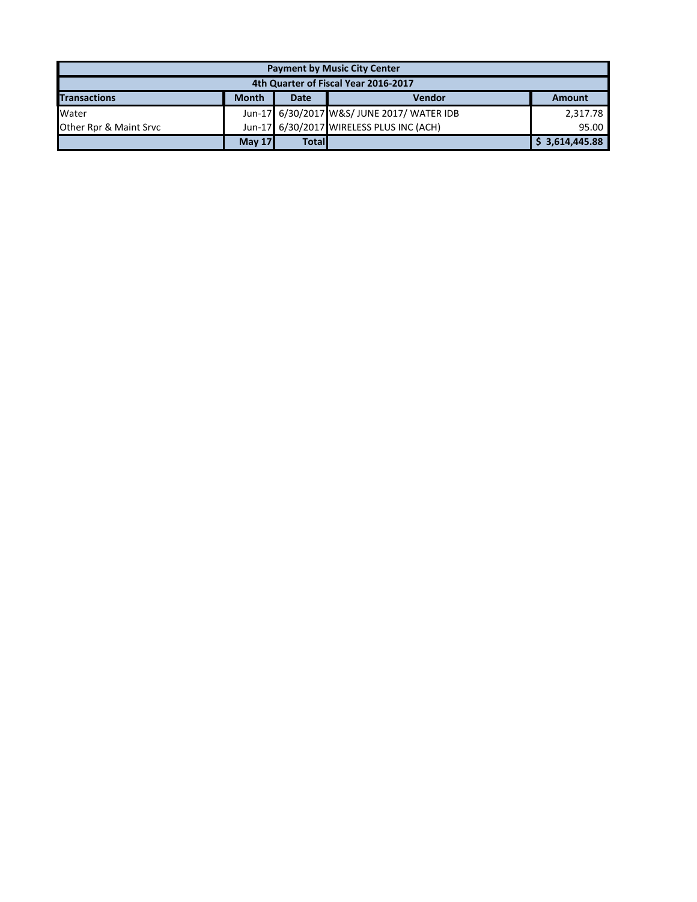| Payment by Music City Center | | | | |
|---|---|---|---|---|
| 4th Quarter of Fiscal Year 2016-2017 | | | | |
| **Transactions** | **Month** | **Date** | **Vendor** | **Amount** |
| Water | Jun-17 | 6/30/2017 | W&S/ JUNE 2017/ WATER IDB | 2,317.78 |
| Other Rpr & Maint Srvc | Jun-17 | 6/30/2017 | WIRELESS PLUS INC (ACH) | 95.00 |
| | **May 17** | **Total** | | **$ 3,614,445.88** |